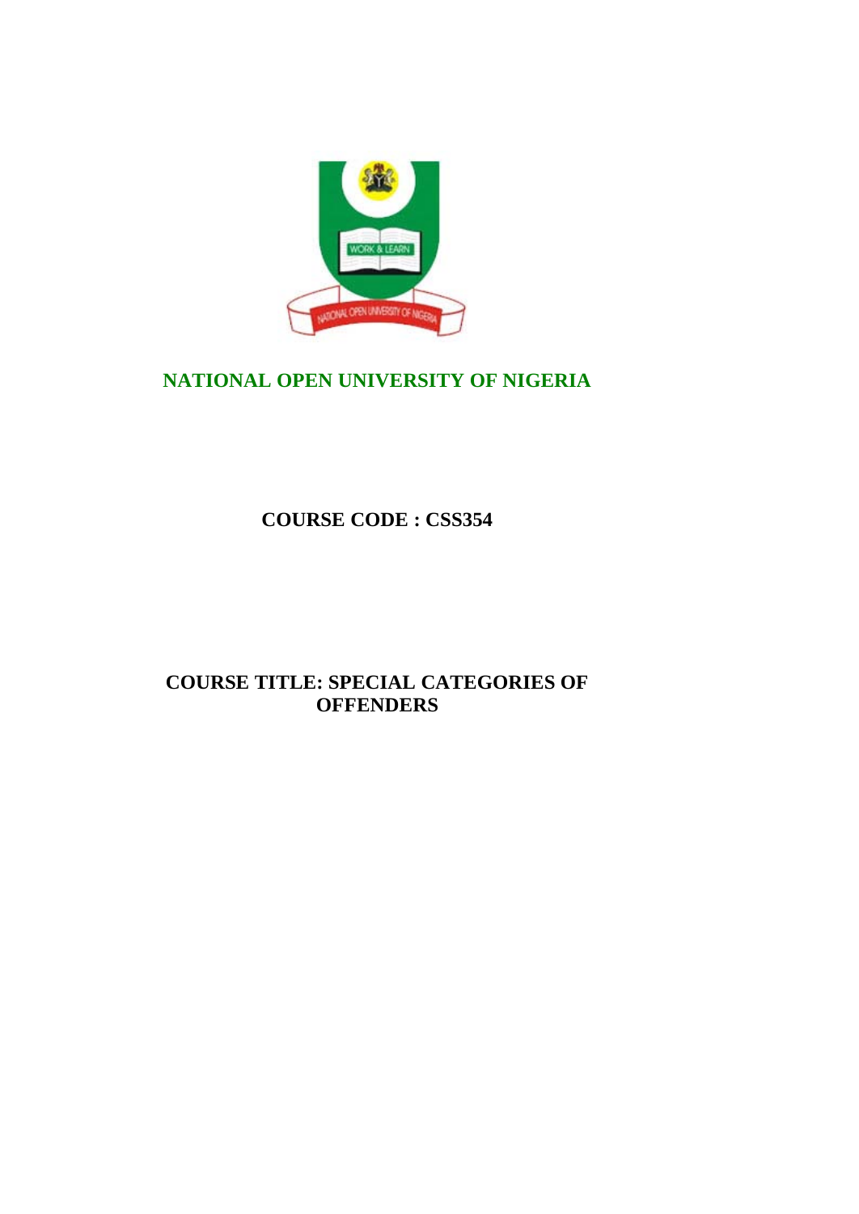# NATIONAL OPEN UNIVERSITY OF NIGERIA

**COURSE CODE : CSS354**

**COURSE TITLE: SPECIAL CATEGORIES OF OFFENDERS**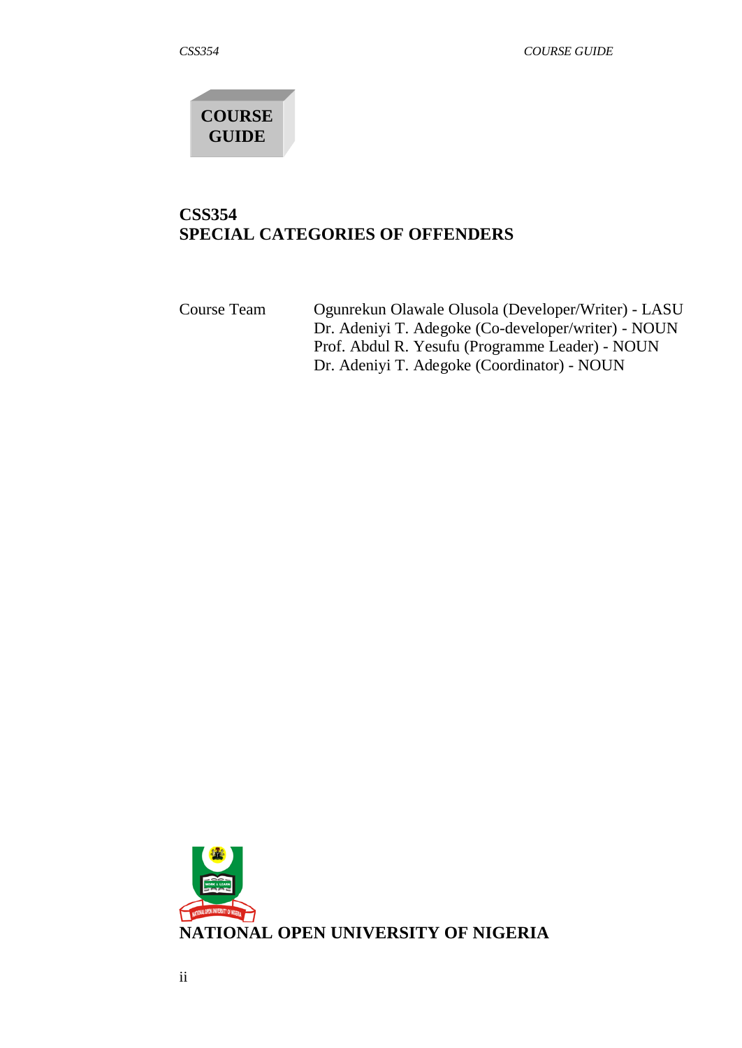# COURSE GUIDE

## CSS354
## SPECIAL CATEGORIES OF OFFENDERS

Course Team

Ogunrekun Olawale Olusola (Developer/Writer) - LASU
Dr. Adeniyi T. Adegoke (Co-developer/writer) - NOUN
Prof. Abdul R. Yesufu (Programme Leader) - NOUN
Dr. Adeniyi T. Adegoke (Coordinator) - NOUN

**NATIONAL OPEN UNIVERSITY OF NIGERIA**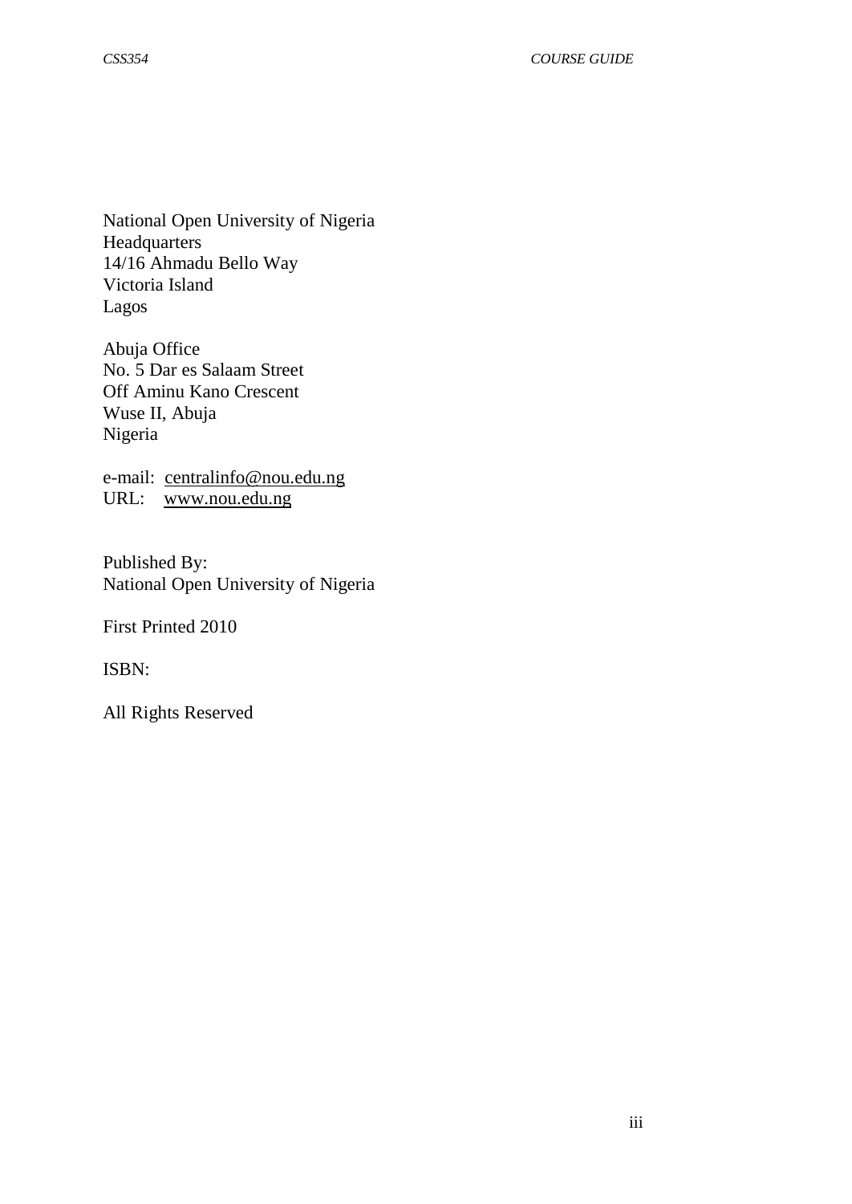National Open University of Nigeria
Headquarters
14/16 Ahmadu Bello Way
Victoria Island
Lagos

Abuja Office
No. 5 Dar es Salaam Street
Off Aminu Kano Crescent
Wuse II, Abuja
Nigeria

e-mail: centralinfo@nou.edu.ng
URL: www.nou.edu.ng

Published By:
National Open University of Nigeria

First Printed 2010

ISBN:

All Rights Reserved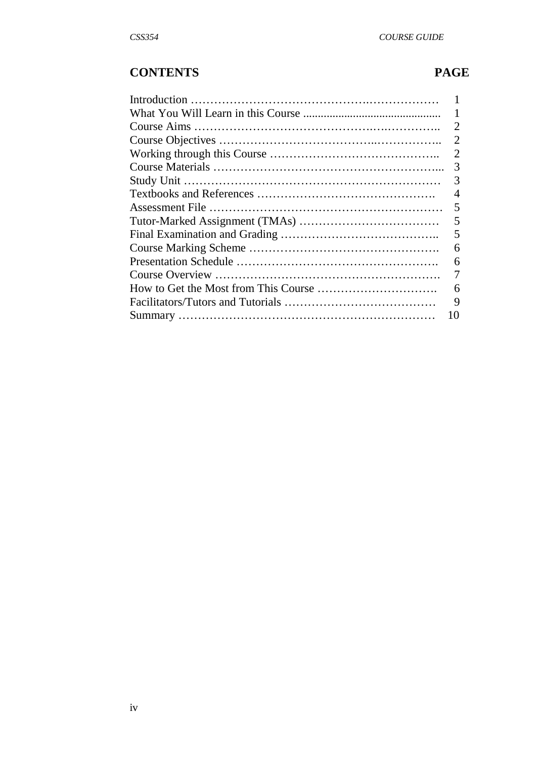## CONTENTS PAGE

| | |
|---|---|
| Introduction …………………………………………………………… | 1 |
| What You Will Learn in this Course ............................................. | 1 |
| Course Aims ……………………………………………………….. | 2 |
| Course Objectives ………………………………………………….. | 2 |
| Working through this Course …………………………………….. | 2 |
| Course Materials ………………………………………………... | 3 |
| Study Unit ………………………………………………………… | 3 |
| Textbooks and References ………………………………………. | 4 |
| Assessment File …………………………………………………… | 5 |
| Tutor-Marked Assignment (TMAs) ……………………………… | 5 |
| Final Examination and Grading ………………………………….. | 5 |
| Course Marking Scheme …………………………………………. | 6 |
| Presentation Schedule ……………………………………………. | 6 |
| Course Overview …………………………………………………. | 7 |
| How to Get the Most from This Course …………………………. | 6 |
| Facilitators/Tutors and Tutorials ………………………………… | 9 |
| Summary ………………………………………………………… | 10 |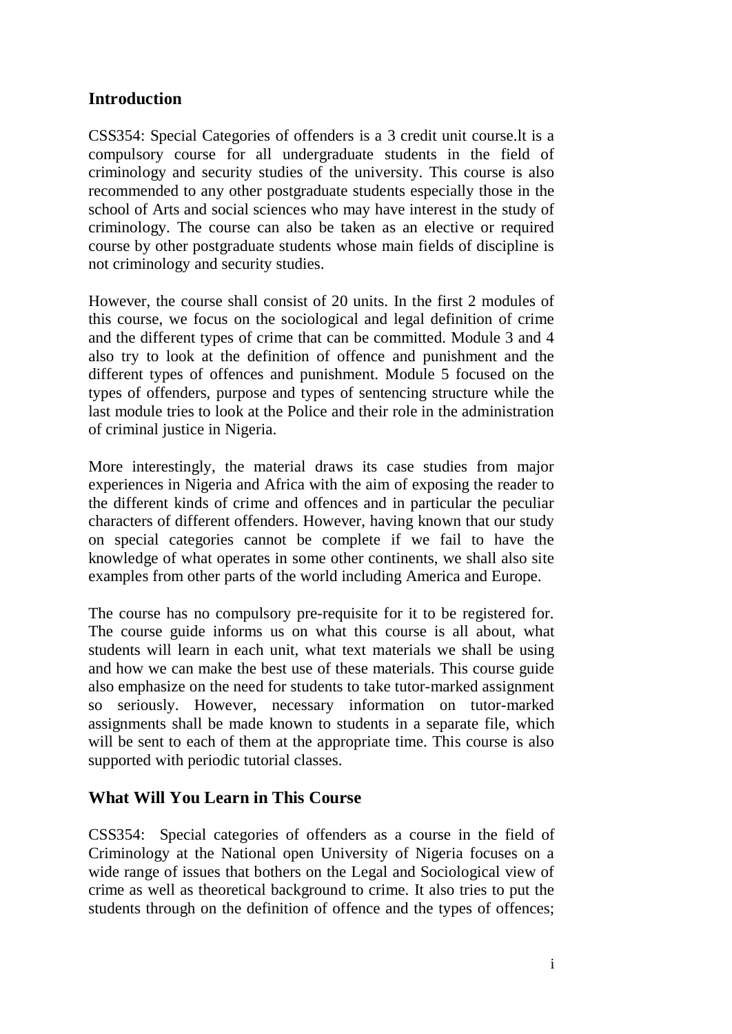## Introduction

CSS354: Special Categories of offenders is a 3 credit unit course.lt is a compulsory course for all undergraduate students in the field of criminology and security studies of the university. This course is also recommended to any other postgraduate students especially those in the school of Arts and social sciences who may have interest in the study of criminology. The course can also be taken as an elective or required course by other postgraduate students whose main fields of discipline is not criminology and security studies.

However, the course shall consist of 20 units. In the first 2 modules of this course, we focus on the sociological and legal definition of crime and the different types of crime that can be committed. Module 3 and 4 also try to look at the definition of offence and punishment and the different types of offences and punishment. Module 5 focused on the types of offenders, purpose and types of sentencing structure while the last module tries to look at the Police and their role in the administration of criminal justice in Nigeria.

More interestingly, the material draws its case studies from major experiences in Nigeria and Africa with the aim of exposing the reader to the different kinds of crime and offences and in particular the peculiar characters of different offenders. However, having known that our study on special categories cannot be complete if we fail to have the knowledge of what operates in some other continents, we shall also site examples from other parts of the world including America and Europe.

The course has no compulsory pre-requisite for it to be registered for. The course guide informs us on what this course is all about, what students will learn in each unit, what text materials we shall be using and how we can make the best use of these materials. This course guide also emphasize on the need for students to take tutor-marked assignment so seriously. However, necessary information on tutor-marked assignments shall be made known to students in a separate file, which will be sent to each of them at the appropriate time. This course is also supported with periodic tutorial classes.

## What Will You Learn in This Course

CSS354: Special categories of offenders as a course in the field of Criminology at the National open University of Nigeria focuses on a wide range of issues that bothers on the Legal and Sociological view of crime as well as theoretical background to crime. It also tries to put the students through on the definition of offence and the types of offences;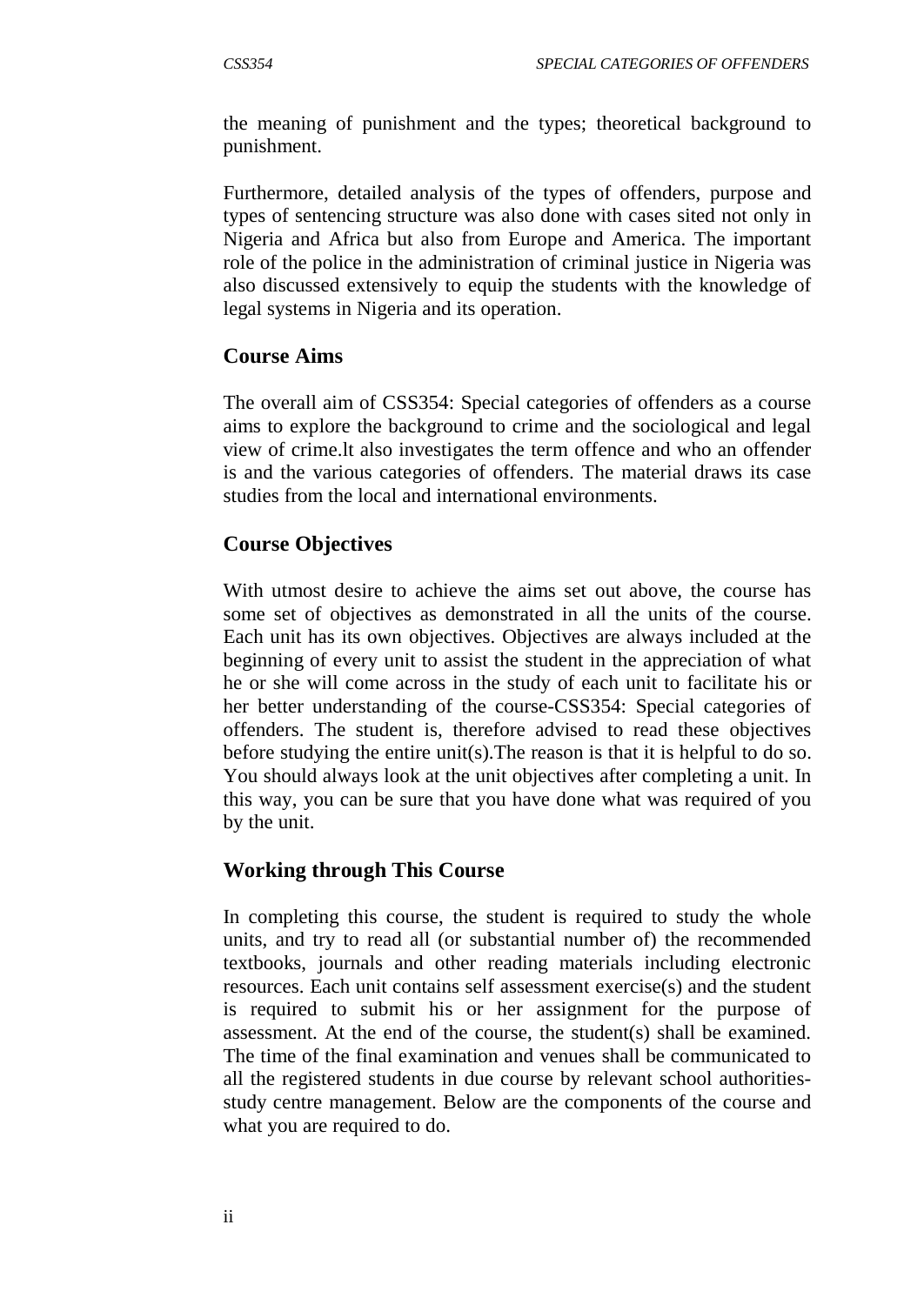the meaning of punishment and the types; theoretical background to punishment.

Furthermore, detailed analysis of the types of offenders, purpose and types of sentencing structure was also done with cases sited not only in Nigeria and Africa but also from Europe and America. The important role of the police in the administration of criminal justice in Nigeria was also discussed extensively to equip the students with the knowledge of legal systems in Nigeria and its operation.

## Course Aims

The overall aim of CSS354: Special categories of offenders as a course aims to explore the background to crime and the sociological and legal view of crime.lt also investigates the term offence and who an offender is and the various categories of offenders. The material draws its case studies from the local and international environments.

## Course Objectives

With utmost desire to achieve the aims set out above, the course has some set of objectives as demonstrated in all the units of the course. Each unit has its own objectives. Objectives are always included at the beginning of every unit to assist the student in the appreciation of what he or she will come across in the study of each unit to facilitate his or her better understanding of the course-CSS354: Special categories of offenders. The student is, therefore advised to read these objectives before studying the entire unit(s).The reason is that it is helpful to do so. You should always look at the unit objectives after completing a unit. In this way, you can be sure that you have done what was required of you by the unit.

## Working through This Course

In completing this course, the student is required to study the whole units, and try to read all (or substantial number of) the recommended textbooks, journals and other reading materials including electronic resources. Each unit contains self assessment exercise(s) and the student is required to submit his or her assignment for the purpose of assessment. At the end of the course, the student(s) shall be examined. The time of the final examination and venues shall be communicated to all the registered students in due course by relevant school authorities-study centre management. Below are the components of the course and what you are required to do.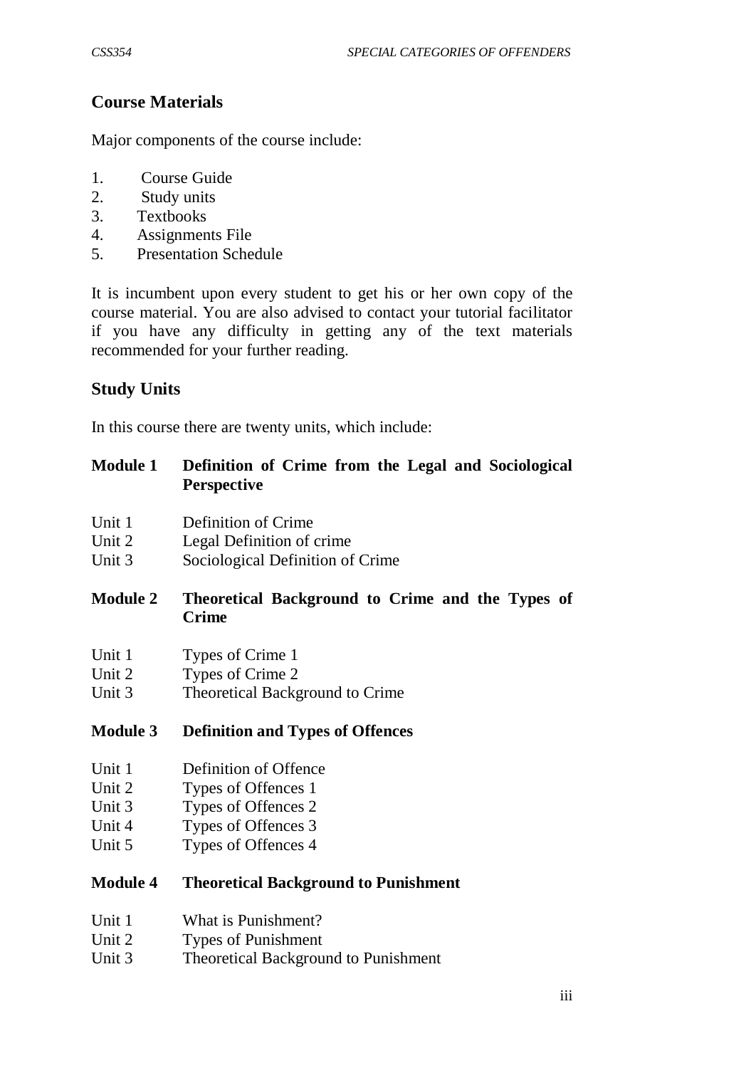## Course Materials

Major components of the course include:

1. Course Guide
2. Study units
3. Textbooks
4. Assignments File
5. Presentation Schedule

It is incumbent upon every student to get his or her own copy of the course material. You are also advised to contact your tutorial facilitator if you have any difficulty in getting any of the text materials recommended for your further reading.

## Study Units

In this course there are twenty units, which include:

**Module 1 Definition of Crime from the Legal and Sociological Perspective**

Unit 1 Definition of Crime
Unit 2 Legal Definition of crime
Unit 3 Sociological Definition of Crime

**Module 2 Theoretical Background to Crime and the Types of Crime**

Unit 1 Types of Crime 1
Unit 2 Types of Crime 2
Unit 3 Theoretical Background to Crime

**Module 3 Definition and Types of Offences**

Unit 1 Definition of Offence
Unit 2 Types of Offences 1
Unit 3 Types of Offences 2
Unit 4 Types of Offences 3
Unit 5 Types of Offences 4

**Module 4 Theoretical Background to Punishment**

Unit 1 What is Punishment?
Unit 2 Types of Punishment
Unit 3 Theoretical Background to Punishment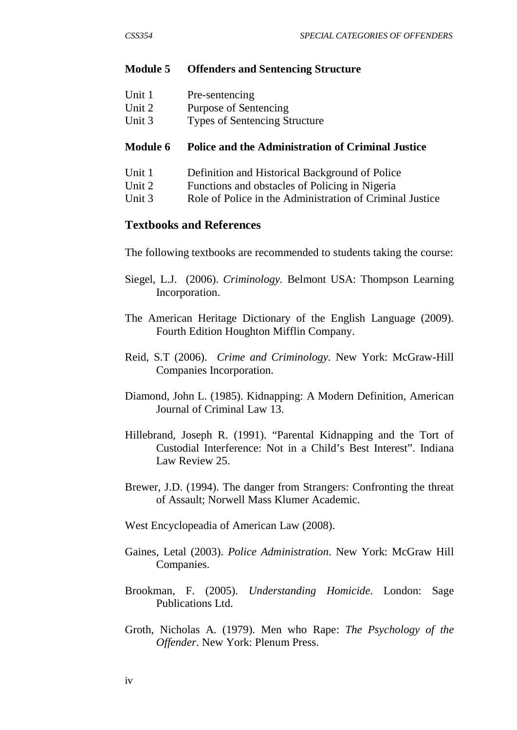**Module 5 Offenders and Sentencing Structure**

Unit 1 Pre-sentencing
Unit 2 Purpose of Sentencing
Unit 3 Types of Sentencing Structure

**Module 6 Police and the Administration of Criminal Justice**

Unit 1 Definition and Historical Background of Police
Unit 2 Functions and obstacles of Policing in Nigeria
Unit 3 Role of Police in the Administration of Criminal Justice

## Textbooks and References

The following textbooks are recommended to students taking the course:

Siegel, L.J. (2006). *Criminology.* Belmont USA: Thompson Learning Incorporation.

The American Heritage Dictionary of the English Language (2009). Fourth Edition Houghton Mifflin Company.

Reid, S.T (2006). *Crime and Criminology.* New York: McGraw-Hill Companies Incorporation.

Diamond, John L. (1985). Kidnapping: A Modern Definition, American Journal of Criminal Law 13.

Hillebrand, Joseph R. (1991). "Parental Kidnapping and the Tort of Custodial Interference: Not in a Child's Best Interest". Indiana Law Review 25.

Brewer, J.D. (1994). The danger from Strangers: Confronting the threat of Assault; Norwell Mass Klumer Academic.

West Encyclopeadia of American Law (2008).

Gaines, Letal (2003). *Police Administration*. New York: McGraw Hill Companies.

Brookman, F. (2005). *Understanding Homicide.* London: Sage Publications Ltd.

Groth, Nicholas A. (1979). Men who Rape: *The Psychology of the Offender*. New York: Plenum Press.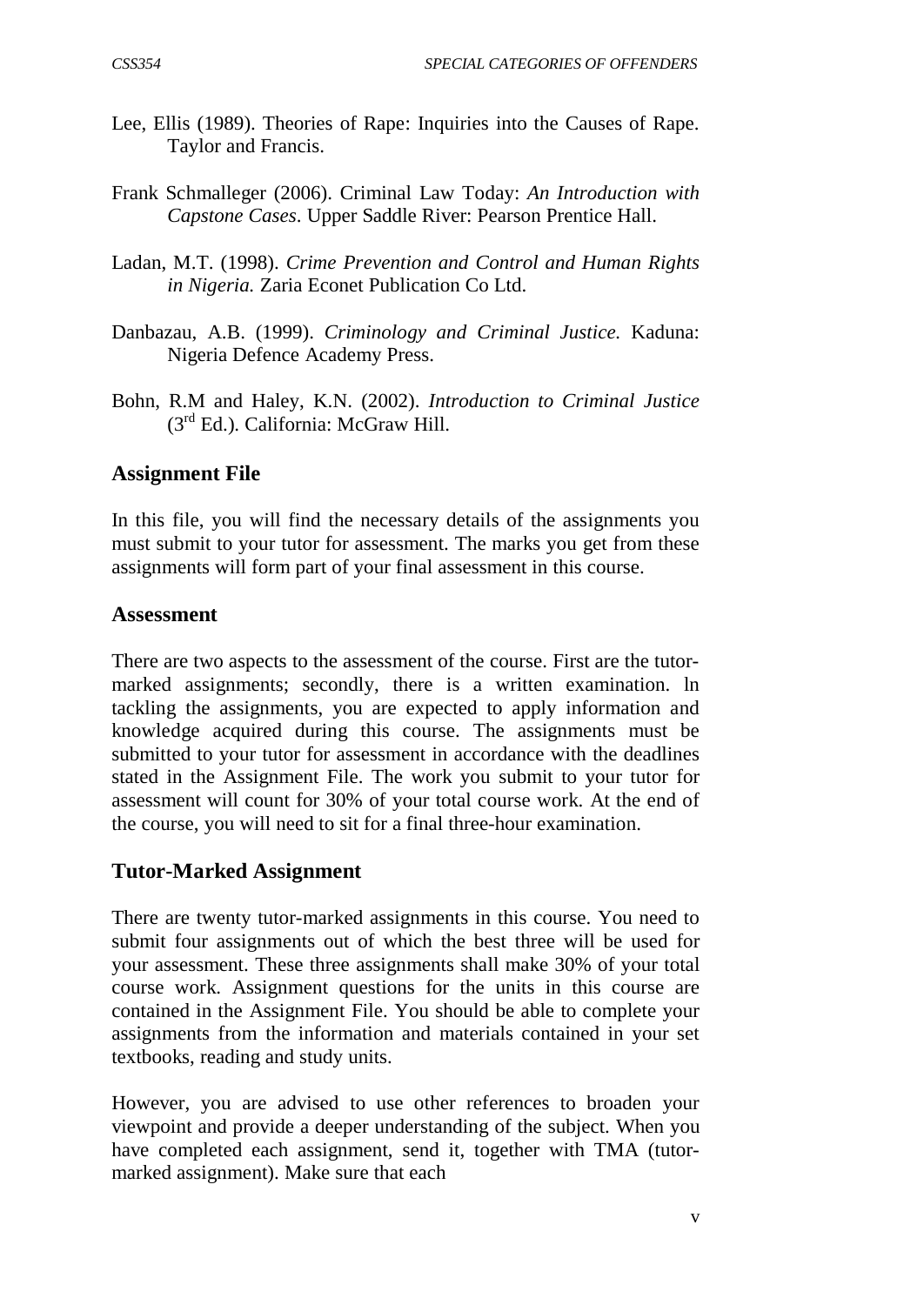Lee, Ellis (1989). Theories of Rape: Inquiries into the Causes of Rape. Taylor and Francis.

Frank Schmalleger (2006). Criminal Law Today: *An Introduction with Capstone Cases*. Upper Saddle River: Pearson Prentice Hall.

Ladan, M.T. (1998). *Crime Prevention and Control and Human Rights in Nigeria.* Zaria Econet Publication Co Ltd.

Danbazau, A.B. (1999). *Criminology and Criminal Justice.* Kaduna: Nigeria Defence Academy Press.

Bohn, R.M and Haley, K.N. (2002). *Introduction to Criminal Justice* (3rd Ed.). California: McGraw Hill.

## Assignment File

In this file, you will find the necessary details of the assignments you must submit to your tutor for assessment. The marks you get from these assignments will form part of your final assessment in this course.

## Assessment

There are two aspects to the assessment of the course. First are the tutor-marked assignments; secondly, there is a written examination. ln tackling the assignments, you are expected to apply information and knowledge acquired during this course. The assignments must be submitted to your tutor for assessment in accordance with the deadlines stated in the Assignment File. The work you submit to your tutor for assessment will count for 30% of your total course work. At the end of the course, you will need to sit for a final three-hour examination.

## Tutor-Marked Assignment

There are twenty tutor-marked assignments in this course. You need to submit four assignments out of which the best three will be used for your assessment. These three assignments shall make 30% of your total course work. Assignment questions for the units in this course are contained in the Assignment File. You should be able to complete your assignments from the information and materials contained in your set textbooks, reading and study units.

However, you are advised to use other references to broaden your viewpoint and provide a deeper understanding of the subject. When you have completed each assignment, send it, together with TMA (tutor-marked assignment). Make sure that each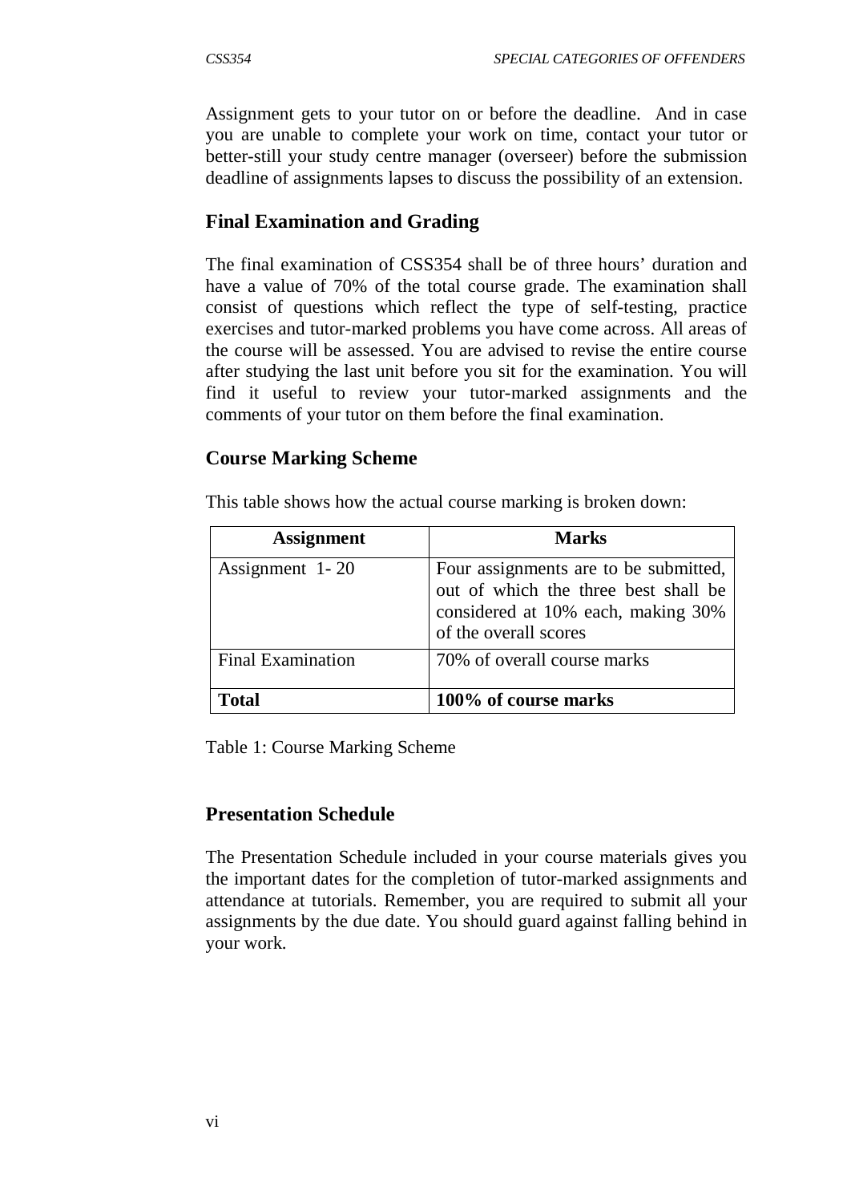Assignment gets to your tutor on or before the deadline. And in case you are unable to complete your work on time, contact your tutor or better-still your study centre manager (overseer) before the submission deadline of assignments lapses to discuss the possibility of an extension.

## Final Examination and Grading

The final examination of CSS354 shall be of three hours' duration and have a value of 70% of the total course grade. The examination shall consist of questions which reflect the type of self-testing, practice exercises and tutor-marked problems you have come across. All areas of the course will be assessed. You are advised to revise the entire course after studying the last unit before you sit for the examination. You will find it useful to review your tutor-marked assignments and the comments of your tutor on them before the final examination.

## Course Marking Scheme

This table shows how the actual course marking is broken down:

| Assignment | Marks |
|---|---|
| Assignment 1- 20 | Four assignments are to be submitted, out of which the three best shall be considered at 10% each, making 30% of the overall scores |
| Final Examination | 70% of overall course marks |
| **Total** | **100% of course marks** |

Table 1: Course Marking Scheme

## Presentation Schedule

The Presentation Schedule included in your course materials gives you the important dates for the completion of tutor-marked assignments and attendance at tutorials. Remember, you are required to submit all your assignments by the due date. You should guard against falling behind in your work.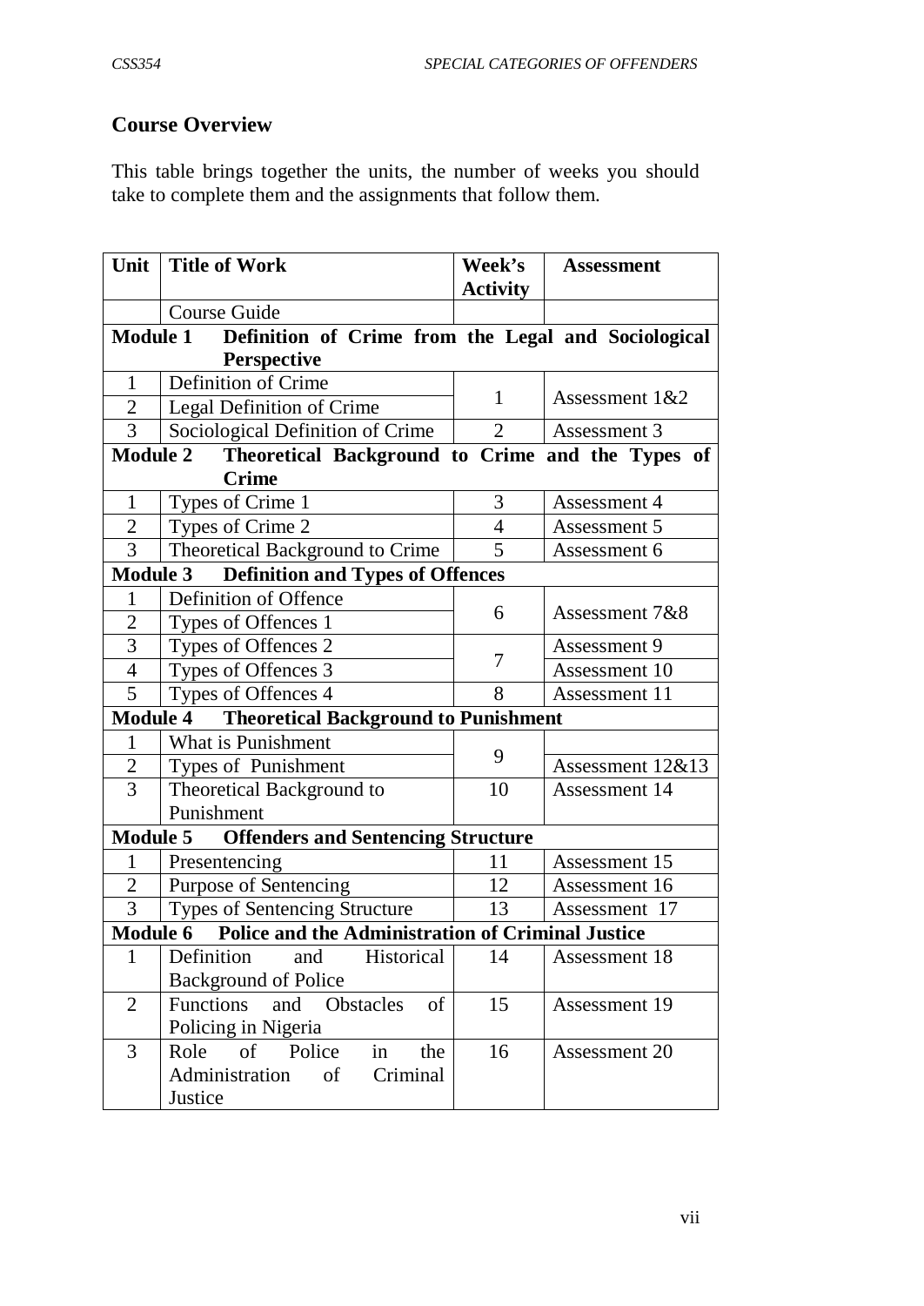## Course Overview

This table brings together the units, the number of weeks you should take to complete them and the assignments that follow them.

| Unit | Title of Work | Week's Activity | Assessment |
|---|---|---|---|
| | Course Guide | | |
| **Module 1** | **Definition of Crime from the Legal and Sociological Perspective** | | |
| 1 | Definition of Crime | 1 | Assessment 1&2 |
| 2 | Legal Definition of Crime | | |
| 3 | Sociological Definition of Crime | 2 | Assessment 3 |
| **Module 2** | **Theoretical Background to Crime and the Types of Crime** | | |
| 1 | Types of Crime 1 | 3 | Assessment 4 |
| 2 | Types of Crime 2 | 4 | Assessment 5 |
| 3 | Theoretical Background to Crime | 5 | Assessment 6 |
| **Module 3** | **Definition and Types of Offences** | | |
| 1 | Definition of Offence | 6 | Assessment 7&8 |
| 2 | Types of Offences 1 | | |
| 3 | Types of Offences 2 | 7 | Assessment 9 |
| 4 | Types of Offences 3 | | Assessment 10 |
| 5 | Types of Offences 4 | 8 | Assessment 11 |
| **Module 4** | **Theoretical Background to Punishment** | | |
| 1 | What is Punishment | 9 | |
| 2 | Types of Punishment | | Assessment 12&13 |
| 3 | Theoretical Background to Punishment | 10 | Assessment 14 |
| **Module 5** | **Offenders and Sentencing Structure** | | |
| 1 | Presentencing | 11 | Assessment 15 |
| 2 | Purpose of Sentencing | 12 | Assessment 16 |
| 3 | Types of Sentencing Structure | 13 | Assessment 17 |
| **Module 6** | **Police and the Administration of Criminal Justice** | | |
| 1 | Definition and Historical Background of Police | 14 | Assessment 18 |
| 2 | Functions and Obstacles of Policing in Nigeria | 15 | Assessment 19 |
| 3 | Role of Police in the Administration of Criminal Justice | 16 | Assessment 20 |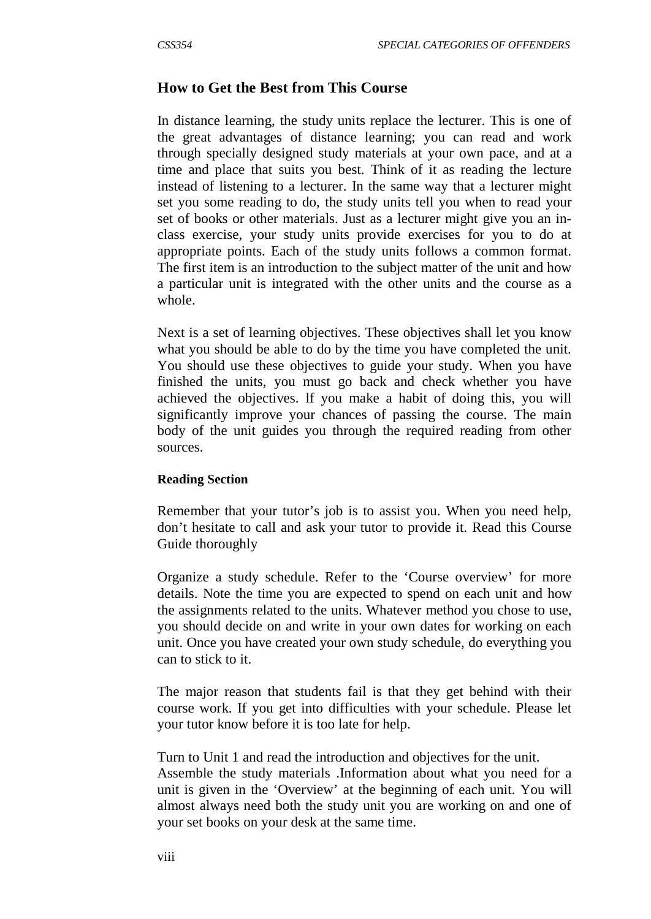## How to Get the Best from This Course

In distance learning, the study units replace the lecturer. This is one of the great advantages of distance learning; you can read and work through specially designed study materials at your own pace, and at a time and place that suits you best. Think of it as reading the lecture instead of listening to a lecturer. In the same way that a lecturer might set you some reading to do, the study units tell you when to read your set of books or other materials. Just as a lecturer might give you an in-class exercise, your study units provide exercises for you to do at appropriate points. Each of the study units follows a common format. The first item is an introduction to the subject matter of the unit and how a particular unit is integrated with the other units and the course as a whole.

Next is a set of learning objectives. These objectives shall let you know what you should be able to do by the time you have completed the unit. You should use these objectives to guide your study. When you have finished the units, you must go back and check whether you have achieved the objectives. lf you make a habit of doing this, you will significantly improve your chances of passing the course. The main body of the unit guides you through the required reading from other sources.

**Reading Section**

Remember that your tutor's job is to assist you. When you need help, don't hesitate to call and ask your tutor to provide it. Read this Course Guide thoroughly

Organize a study schedule. Refer to the 'Course overview' for more details. Note the time you are expected to spend on each unit and how the assignments related to the units. Whatever method you chose to use, you should decide on and write in your own dates for working on each unit. Once you have created your own study schedule, do everything you can to stick to it.

The major reason that students fail is that they get behind with their course work. If you get into difficulties with your schedule. Please let your tutor know before it is too late for help.

Turn to Unit 1 and read the introduction and objectives for the unit.
Assemble the study materials .Information about what you need for a unit is given in the 'Overview' at the beginning of each unit. You will almost always need both the study unit you are working on and one of your set books on your desk at the same time.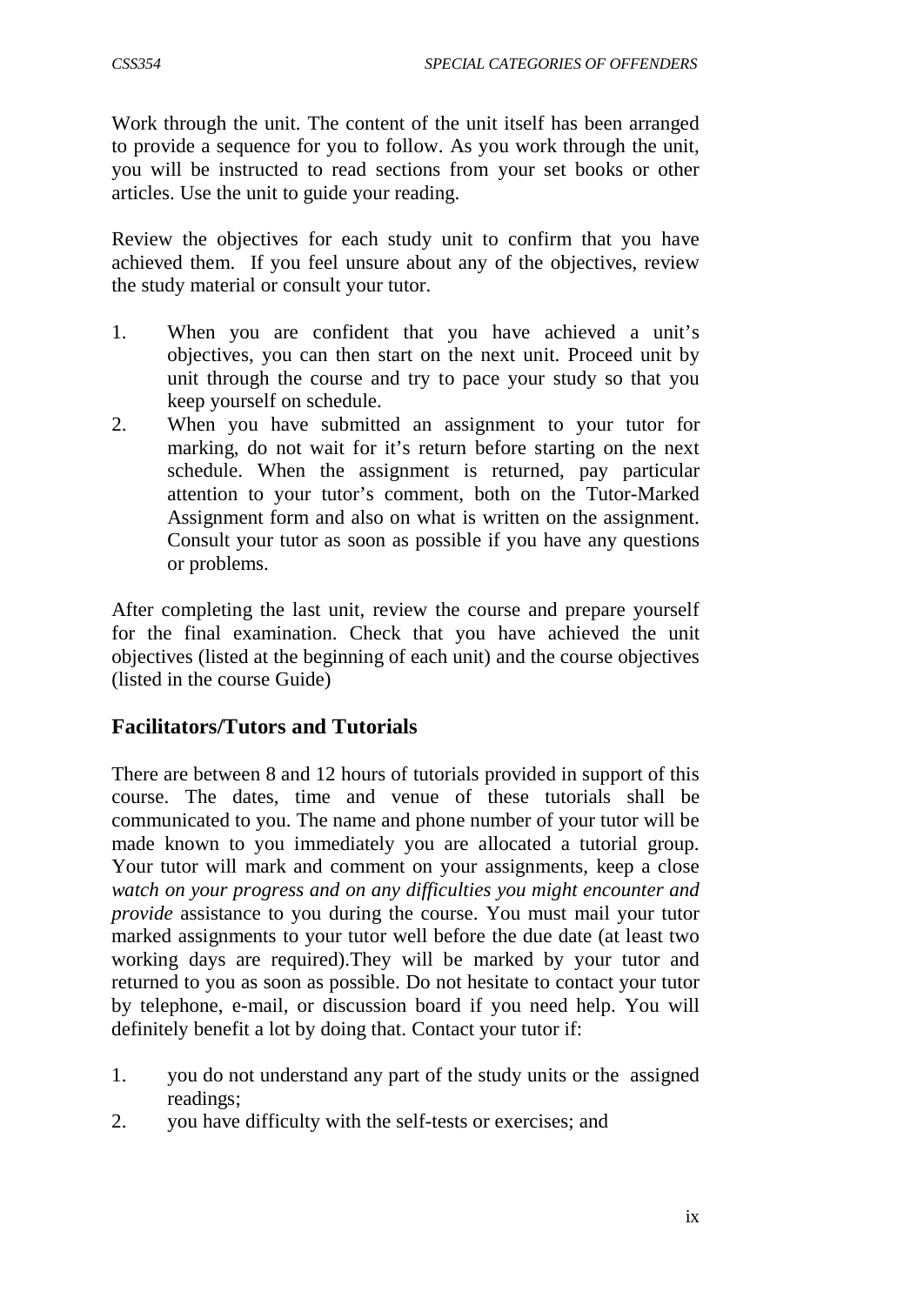Work through the unit. The content of the unit itself has been arranged to provide a sequence for you to follow. As you work through the unit, you will be instructed to read sections from your set books or other articles. Use the unit to guide your reading.

Review the objectives for each study unit to confirm that you have achieved them. If you feel unsure about any of the objectives, review the study material or consult your tutor.

1. When you are confident that you have achieved a unit's objectives, you can then start on the next unit. Proceed unit by unit through the course and try to pace your study so that you keep yourself on schedule.
2. When you have submitted an assignment to your tutor for marking, do not wait for it's return before starting on the next schedule. When the assignment is returned, pay particular attention to your tutor's comment, both on the Tutor-Marked Assignment form and also on what is written on the assignment. Consult your tutor as soon as possible if you have any questions or problems.

After completing the last unit, review the course and prepare yourself for the final examination. Check that you have achieved the unit objectives (listed at the beginning of each unit) and the course objectives (listed in the course Guide)

## Facilitators/Tutors and Tutorials

There are between 8 and 12 hours of tutorials provided in support of this course. The dates, time and venue of these tutorials shall be communicated to you. The name and phone number of your tutor will be made known to you immediately you are allocated a tutorial group. Your tutor will mark and comment on your assignments, keep a close *watch on your progress and on any difficulties you might encounter and provide* assistance to you during the course. You must mail your tutor marked assignments to your tutor well before the due date (at least two working days are required).They will be marked by your tutor and returned to you as soon as possible. Do not hesitate to contact your tutor by telephone, e-mail, or discussion board if you need help. You will definitely benefit a lot by doing that. Contact your tutor if:

1. you do not understand any part of the study units or the assigned readings;
2. you have difficulty with the self-tests or exercises; and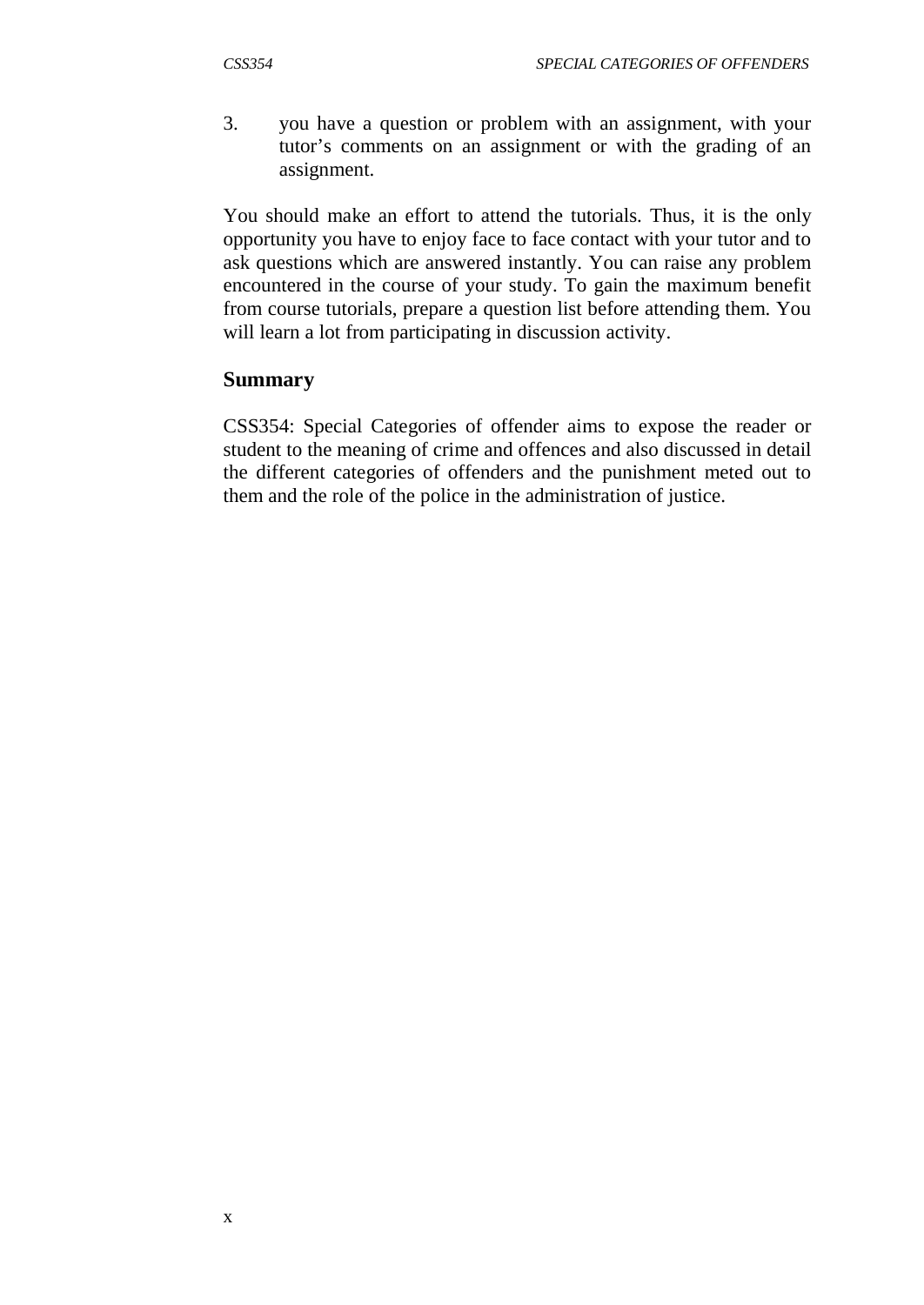3. you have a question or problem with an assignment, with your tutor's comments on an assignment or with the grading of an assignment.

You should make an effort to attend the tutorials. Thus, it is the only opportunity you have to enjoy face to face contact with your tutor and to ask questions which are answered instantly. You can raise any problem encountered in the course of your study. To gain the maximum benefit from course tutorials, prepare a question list before attending them. You will learn a lot from participating in discussion activity.

## Summary

CSS354: Special Categories of offender aims to expose the reader or student to the meaning of crime and offences and also discussed in detail the different categories of offenders and the punishment meted out to them and the role of the police in the administration of justice.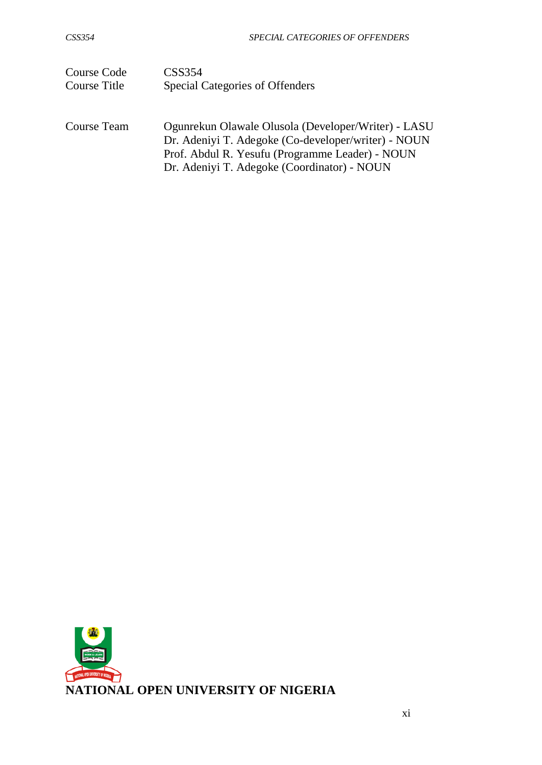| | |
|---|---|
| Course Code | CSS354 |
| Course Title | Special Categories of Offenders |
| | |
| Course Team | Ogunrekun Olawale Olusola (Developer/Writer) - LASU |
| | Dr. Adeniyi T. Adegoke (Co-developer/writer) - NOUN |
| | Prof. Abdul R. Yesufu (Programme Leader) - NOUN |
| | Dr. Adeniyi T. Adegoke (Coordinator) - NOUN |

**NATIONAL OPEN UNIVERSITY OF NIGERIA**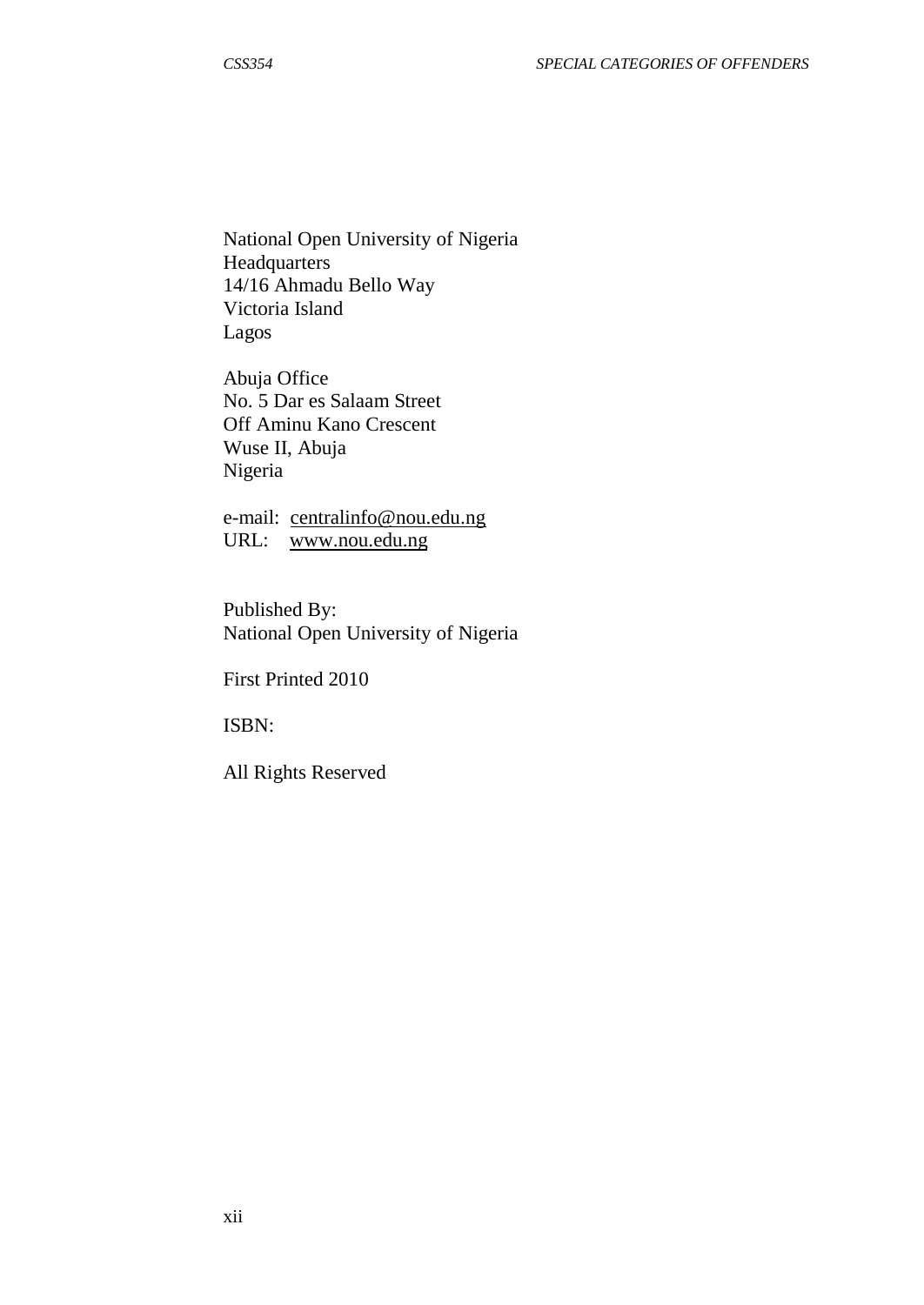National Open University of Nigeria
Headquarters
14/16 Ahmadu Bello Way
Victoria Island
Lagos

Abuja Office
No. 5 Dar es Salaam Street
Off Aminu Kano Crescent
Wuse II, Abuja
Nigeria

e-mail: centralinfo@nou.edu.ng
URL: www.nou.edu.ng

Published By:
National Open University of Nigeria

First Printed 2010

ISBN:

All Rights Reserved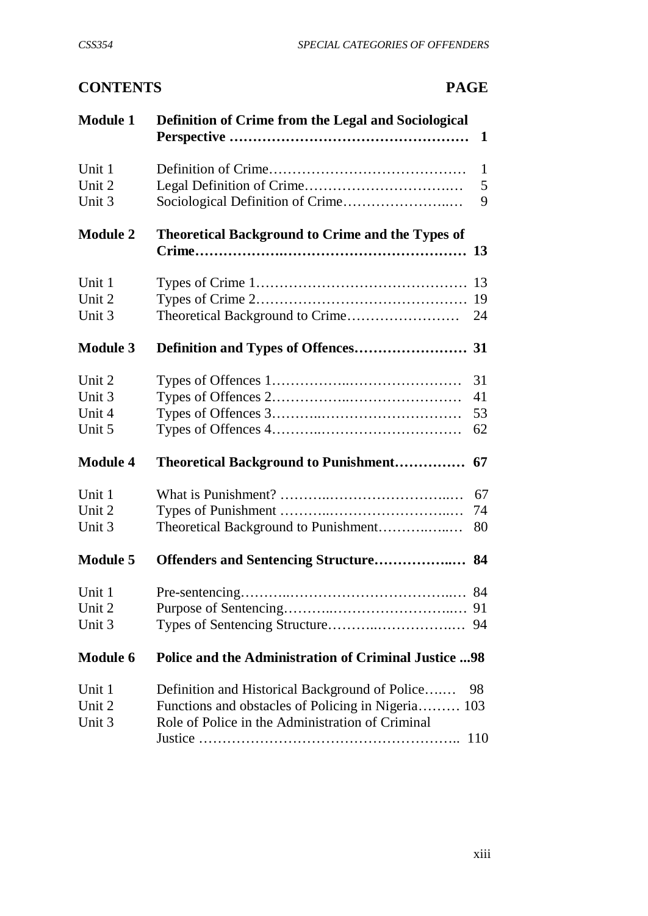## CONTENTS PAGE

| | | |
|---|---|---|
| **Module 1** | **Definition of Crime from the Legal and Sociological Perspective** | **1** |
| Unit 1 | Definition of Crime | 1 |
| Unit 2 | Legal Definition of Crime | 5 |
| Unit 3 | Sociological Definition of Crime | 9 |
| **Module 2** | **Theoretical Background to Crime and the Types of Crime** | **13** |
| Unit 1 | Types of Crime 1 | 13 |
| Unit 2 | Types of Crime 2 | 19 |
| Unit 3 | Theoretical Background to Crime | 24 |
| **Module 3** | **Definition and Types of Offences** | **31** |
| Unit 2 | Types of Offences 1 | 31 |
| Unit 3 | Types of Offences 2 | 41 |
| Unit 4 | Types of Offences 3 | 53 |
| Unit 5 | Types of Offences 4 | 62 |
| **Module 4** | **Theoretical Background to Punishment** | **67** |
| Unit 1 | What is Punishment? | 67 |
| Unit 2 | Types of Punishment | 74 |
| Unit 3 | Theoretical Background to Punishment | 80 |
| **Module 5** | **Offenders and Sentencing Structure** | **84** |
| Unit 1 | Pre-sentencing | 84 |
| Unit 2 | Purpose of Sentencing | 91 |
| Unit 3 | Types of Sentencing Structure | 94 |
| **Module 6** | **Police and the Administration of Criminal Justice** | **98** |
| Unit 1 | Definition and Historical Background of Police | 98 |
| Unit 2 | Functions and obstacles of Policing in Nigeria | 103 |
| Unit 3 | Role of Police in the Administration of Criminal Justice | 110 |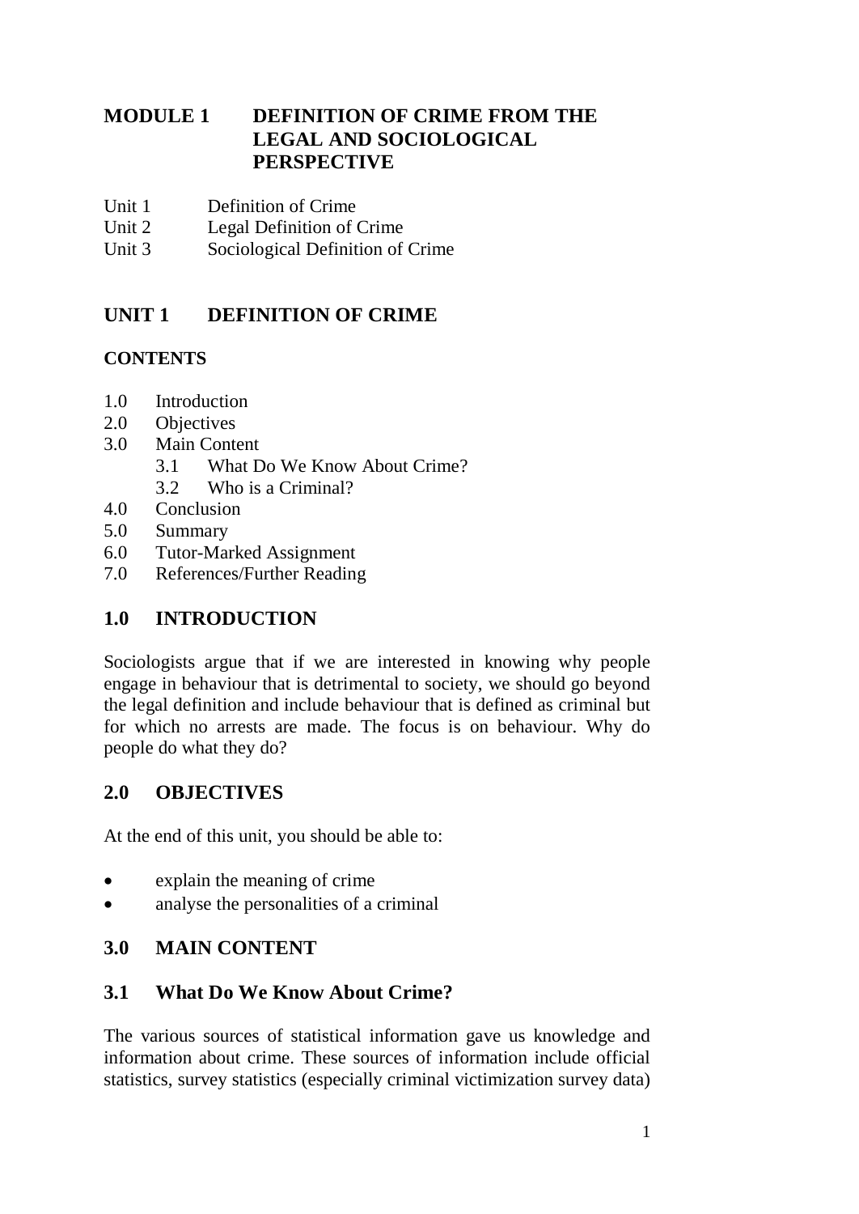# MODULE 1 DEFINITION OF CRIME FROM THE LEGAL AND SOCIOLOGICAL PERSPECTIVE

Unit 1 Definition of Crime
Unit 2 Legal Definition of Crime
Unit 3 Sociological Definition of Crime

## UNIT 1 DEFINITION OF CRIME

**CONTENTS**

1.0 Introduction
2.0 Objectives
3.0 Main Content
  3.1 What Do We Know About Crime?
  3.2 Who is a Criminal?
4.0 Conclusion
5.0 Summary
6.0 Tutor-Marked Assignment
7.0 References/Further Reading

## 1.0 INTRODUCTION

Sociologists argue that if we are interested in knowing why people engage in behaviour that is detrimental to society, we should go beyond the legal definition and include behaviour that is defined as criminal but for which no arrests are made. The focus is on behaviour. Why do people do what they do?

## 2.0 OBJECTIVES

At the end of this unit, you should be able to:

- explain the meaning of crime
- analyse the personalities of a criminal

## 3.0 MAIN CONTENT

### 3.1 What Do We Know About Crime?

The various sources of statistical information gave us knowledge and information about crime. These sources of information include official statistics, survey statistics (especially criminal victimization survey data)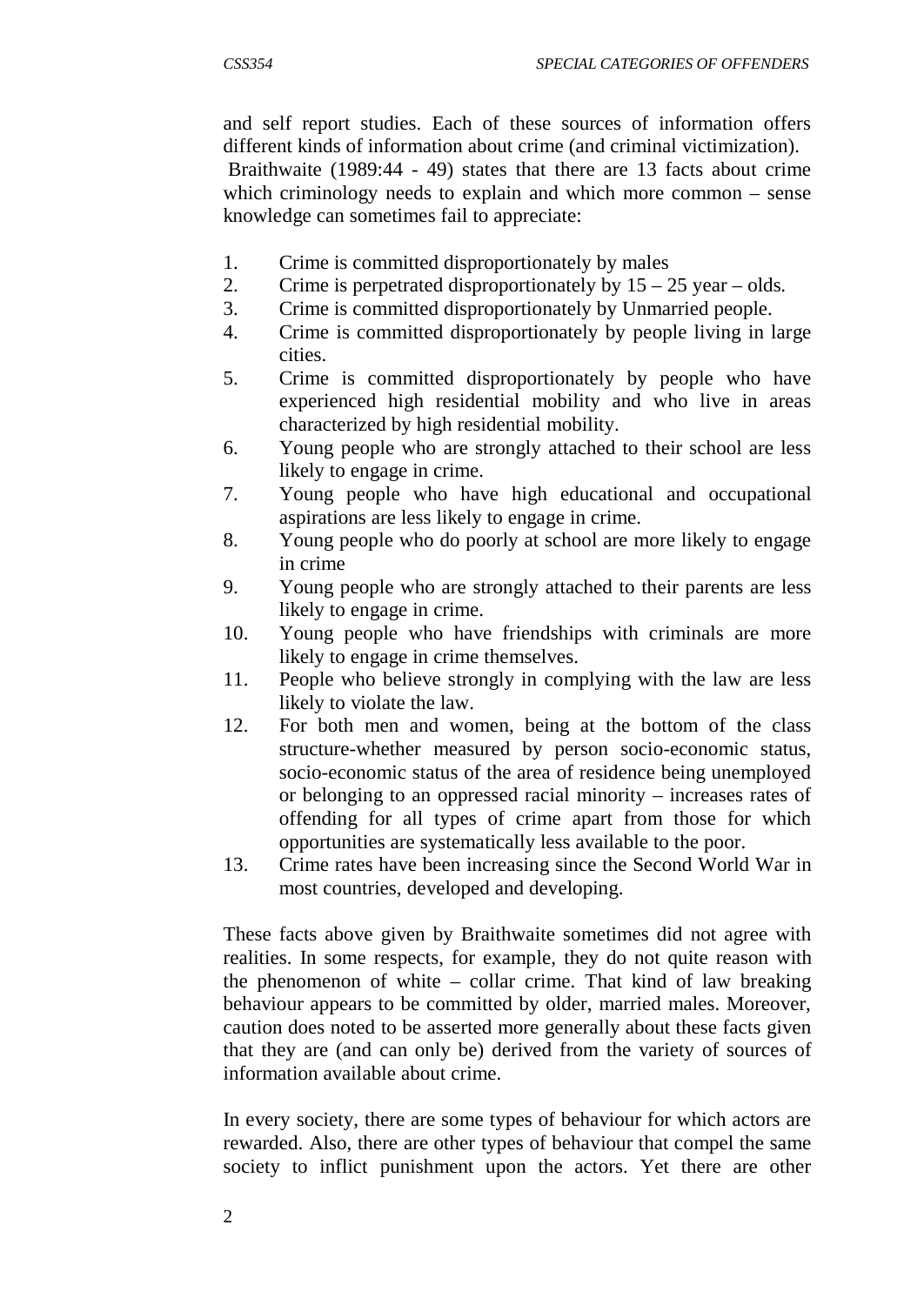and self report studies. Each of these sources of information offers different kinds of information about crime (and criminal victimization).
Braithwaite (1989:44 - 49) states that there are 13 facts about crime which criminology needs to explain and which more common – sense knowledge can sometimes fail to appreciate:

1. Crime is committed disproportionately by males
2. Crime is perpetrated disproportionately by 15 – 25 year – olds.
3. Crime is committed disproportionately by Unmarried people.
4. Crime is committed disproportionately by people living in large cities.
5. Crime is committed disproportionately by people who have experienced high residential mobility and who live in areas characterized by high residential mobility.
6. Young people who are strongly attached to their school are less likely to engage in crime.
7. Young people who have high educational and occupational aspirations are less likely to engage in crime.
8. Young people who do poorly at school are more likely to engage in crime
9. Young people who are strongly attached to their parents are less likely to engage in crime.
10. Young people who have friendships with criminals are more likely to engage in crime themselves.
11. People who believe strongly in complying with the law are less likely to violate the law.
12. For both men and women, being at the bottom of the class structure-whether measured by person socio-economic status, socio-economic status of the area of residence being unemployed or belonging to an oppressed racial minority – increases rates of offending for all types of crime apart from those for which opportunities are systematically less available to the poor.
13. Crime rates have been increasing since the Second World War in most countries, developed and developing.

These facts above given by Braithwaite sometimes did not agree with realities. In some respects, for example, they do not quite reason with the phenomenon of white – collar crime. That kind of law breaking behaviour appears to be committed by older, married males. Moreover, caution does noted to be asserted more generally about these facts given that they are (and can only be) derived from the variety of sources of information available about crime.

In every society, there are some types of behaviour for which actors are rewarded. Also, there are other types of behaviour that compel the same society to inflict punishment upon the actors. Yet there are other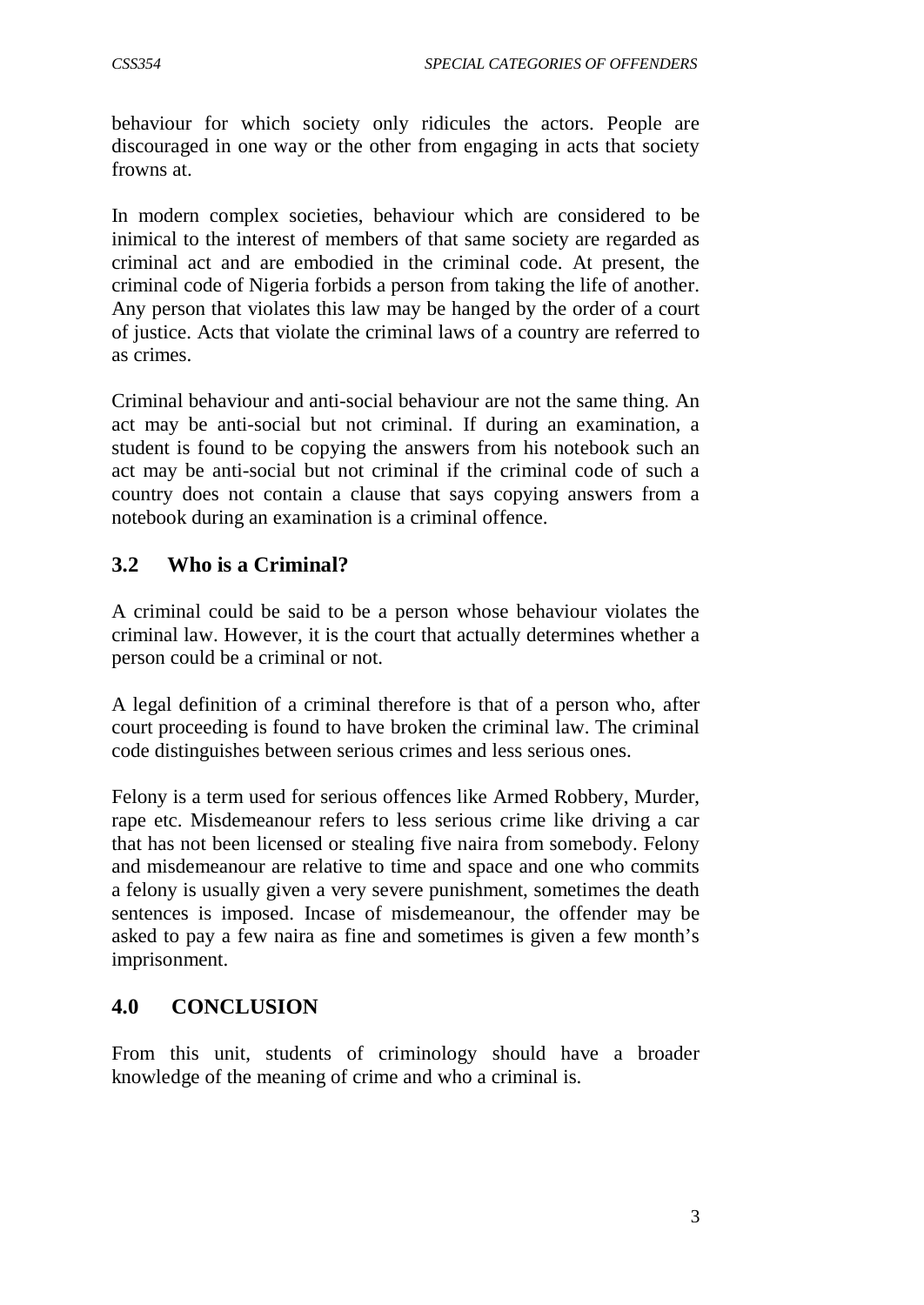behaviour for which society only ridicules the actors. People are discouraged in one way or the other from engaging in acts that society frowns at.

In modern complex societies, behaviour which are considered to be inimical to the interest of members of that same society are regarded as criminal act and are embodied in the criminal code. At present, the criminal code of Nigeria forbids a person from taking the life of another. Any person that violates this law may be hanged by the order of a court of justice. Acts that violate the criminal laws of a country are referred to as crimes.

Criminal behaviour and anti-social behaviour are not the same thing. An act may be anti-social but not criminal. If during an examination, a student is found to be copying the answers from his notebook such an act may be anti-social but not criminal if the criminal code of such a country does not contain a clause that says copying answers from a notebook during an examination is a criminal offence.

### 3.2 Who is a Criminal?

A criminal could be said to be a person whose behaviour violates the criminal law. However, it is the court that actually determines whether a person could be a criminal or not.

A legal definition of a criminal therefore is that of a person who, after court proceeding is found to have broken the criminal law. The criminal code distinguishes between serious crimes and less serious ones.

Felony is a term used for serious offences like Armed Robbery, Murder, rape etc. Misdemeanour refers to less serious crime like driving a car that has not been licensed or stealing five naira from somebody. Felony and misdemeanour are relative to time and space and one who commits a felony is usually given a very severe punishment, sometimes the death sentences is imposed. Incase of misdemeanour, the offender may be asked to pay a few naira as fine and sometimes is given a few month's imprisonment.

## 4.0 CONCLUSION

From this unit, students of criminology should have a broader knowledge of the meaning of crime and who a criminal is.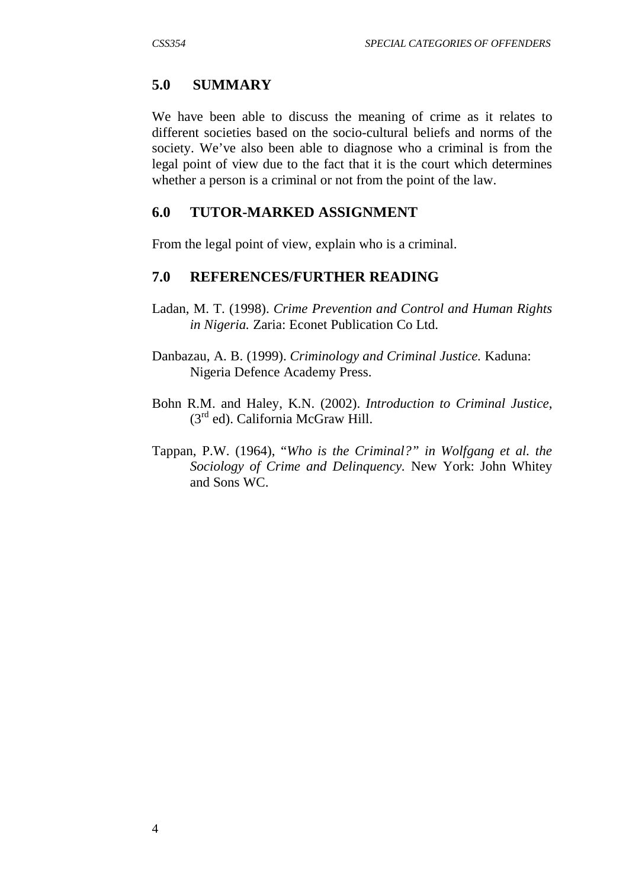## 5.0 SUMMARY

We have been able to discuss the meaning of crime as it relates to different societies based on the socio-cultural beliefs and norms of the society. We've also been able to diagnose who a criminal is from the legal point of view due to the fact that it is the court which determines whether a person is a criminal or not from the point of the law.

## 6.0 TUTOR-MARKED ASSIGNMENT

From the legal point of view, explain who is a criminal.

## 7.0 REFERENCES/FURTHER READING

Ladan, M. T. (1998). *Crime Prevention and Control and Human Rights in Nigeria.* Zaria: Econet Publication Co Ltd.

Danbazau, A. B. (1999). *Criminology and Criminal Justice.* Kaduna: Nigeria Defence Academy Press.

Bohn R.M. and Haley, K.N. (2002). *Introduction to Criminal Justice*, (3rd ed). California McGraw Hill.

Tappan, P.W. (1964), "*Who is the Criminal?" in Wolfgang et al. the Sociology of Crime and Delinquency.* New York: John Whitey and Sons WC.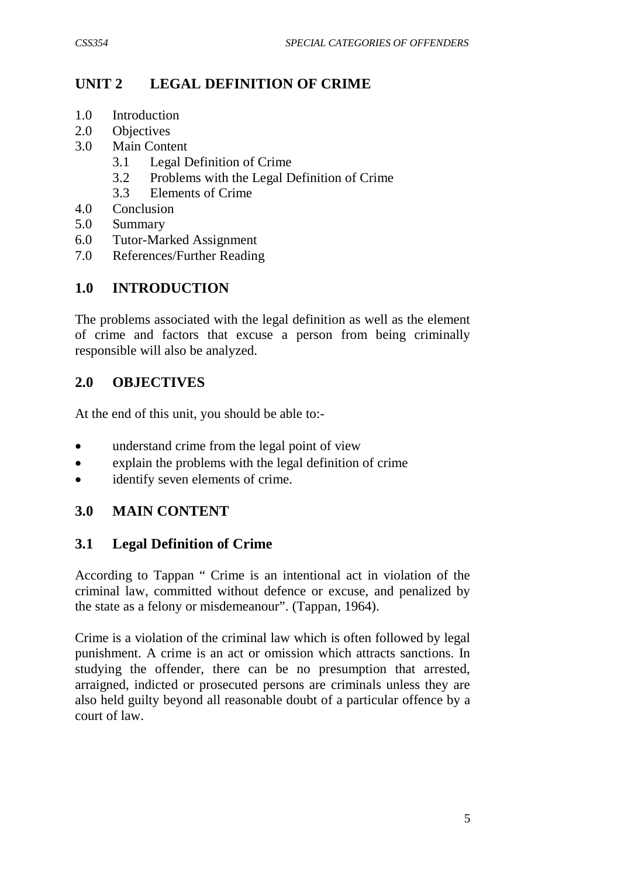## UNIT 2 LEGAL DEFINITION OF CRIME

1.0 Introduction
2.0 Objectives
3.0 Main Content
    3.1 Legal Definition of Crime
    3.2 Problems with the Legal Definition of Crime
    3.3 Elements of Crime
4.0 Conclusion
5.0 Summary
6.0 Tutor-Marked Assignment
7.0 References/Further Reading

## 1.0 INTRODUCTION

The problems associated with the legal definition as well as the element of crime and factors that excuse a person from being criminally responsible will also be analyzed.

## 2.0 OBJECTIVES

At the end of this unit, you should be able to:-

- understand crime from the legal point of view
- explain the problems with the legal definition of crime
- identify seven elements of crime.

## 3.0 MAIN CONTENT

### 3.1 Legal Definition of Crime

According to Tappan " Crime is an intentional act in violation of the criminal law, committed without defence or excuse, and penalized by the state as a felony or misdemeanour". (Tappan, 1964).

Crime is a violation of the criminal law which is often followed by legal punishment. A crime is an act or omission which attracts sanctions. In studying the offender, there can be no presumption that arrested, arraigned, indicted or prosecuted persons are criminals unless they are also held guilty beyond all reasonable doubt of a particular offence by a court of law.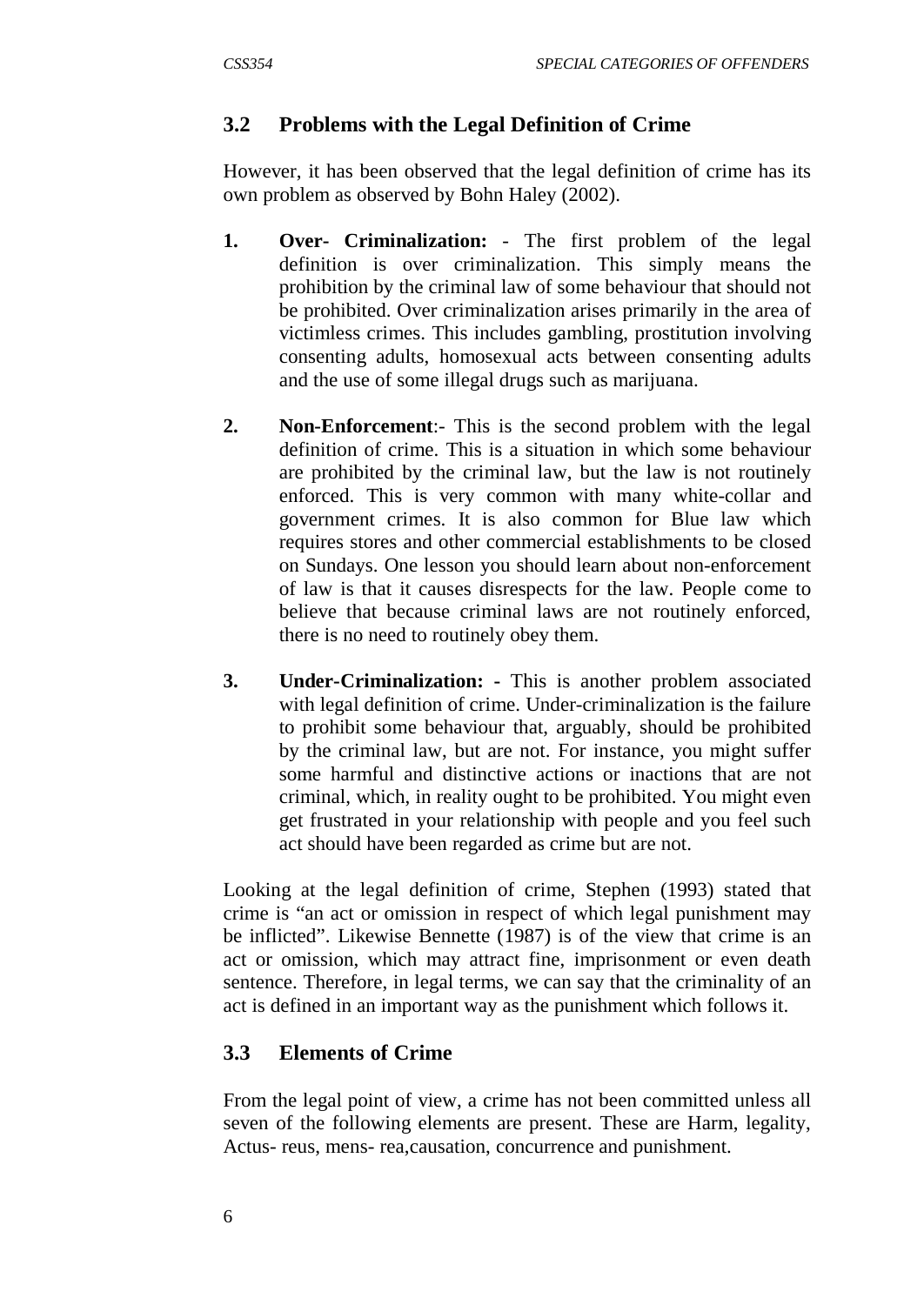## 3.2 Problems with the Legal Definition of Crime

However, it has been observed that the legal definition of crime has its own problem as observed by Bohn Haley (2002).

1. **Over- Criminalization:** - The first problem of the legal definition is over criminalization. This simply means the prohibition by the criminal law of some behaviour that should not be prohibited. Over criminalization arises primarily in the area of victimless crimes. This includes gambling, prostitution involving consenting adults, homosexual acts between consenting adults and the use of some illegal drugs such as marijuana.

2. **Non-Enforcement**:- This is the second problem with the legal definition of crime. This is a situation in which some behaviour are prohibited by the criminal law, but the law is not routinely enforced. This is very common with many white-collar and government crimes. It is also common for Blue law which requires stores and other commercial establishments to be closed on Sundays. One lesson you should learn about non-enforcement of law is that it causes disrespects for the law. People come to believe that because criminal laws are not routinely enforced, there is no need to routinely obey them.

3. **Under-Criminalization: -** This is another problem associated with legal definition of crime. Under-criminalization is the failure to prohibit some behaviour that, arguably, should be prohibited by the criminal law, but are not. For instance, you might suffer some harmful and distinctive actions or inactions that are not criminal, which, in reality ought to be prohibited. You might even get frustrated in your relationship with people and you feel such act should have been regarded as crime but are not.

Looking at the legal definition of crime, Stephen (1993) stated that crime is "an act or omission in respect of which legal punishment may be inflicted". Likewise Bennette (1987) is of the view that crime is an act or omission, which may attract fine, imprisonment or even death sentence. Therefore, in legal terms, we can say that the criminality of an act is defined in an important way as the punishment which follows it.

## 3.3 Elements of Crime

From the legal point of view, a crime has not been committed unless all seven of the following elements are present. These are Harm, legality, Actus- reus, mens- rea,causation, concurrence and punishment.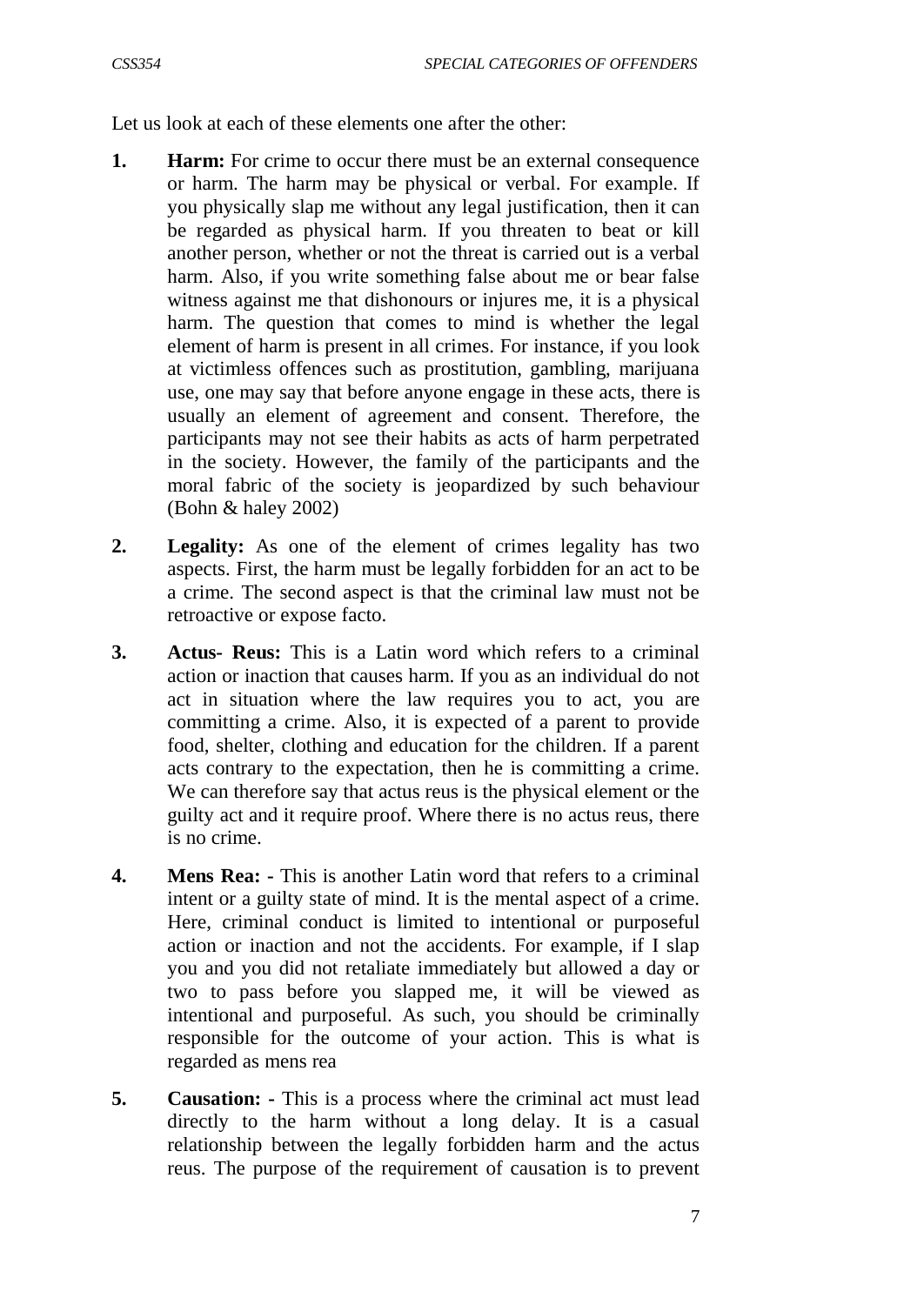Let us look at each of these elements one after the other:

1. **Harm:** For crime to occur there must be an external consequence or harm. The harm may be physical or verbal. For example. If you physically slap me without any legal justification, then it can be regarded as physical harm. If you threaten to beat or kill another person, whether or not the threat is carried out is a verbal harm. Also, if you write something false about me or bear false witness against me that dishonours or injures me, it is a physical harm. The question that comes to mind is whether the legal element of harm is present in all crimes. For instance, if you look at victimless offences such as prostitution, gambling, marijuana use, one may say that before anyone engage in these acts, there is usually an element of agreement and consent. Therefore, the participants may not see their habits as acts of harm perpetrated in the society. However, the family of the participants and the moral fabric of the society is jeopardized by such behaviour (Bohn & haley 2002)

2. **Legality:** As one of the element of crimes legality has two aspects. First, the harm must be legally forbidden for an act to be a crime. The second aspect is that the criminal law must not be retroactive or expose facto.

3. **Actus- Reus:** This is a Latin word which refers to a criminal action or inaction that causes harm. If you as an individual do not act in situation where the law requires you to act, you are committing a crime. Also, it is expected of a parent to provide food, shelter, clothing and education for the children. If a parent acts contrary to the expectation, then he is committing a crime. We can therefore say that actus reus is the physical element or the guilty act and it require proof. Where there is no actus reus, there is no crime.

4. **Mens Rea: -** This is another Latin word that refers to a criminal intent or a guilty state of mind. It is the mental aspect of a crime. Here, criminal conduct is limited to intentional or purposeful action or inaction and not the accidents. For example, if I slap you and you did not retaliate immediately but allowed a day or two to pass before you slapped me, it will be viewed as intentional and purposeful. As such, you should be criminally responsible for the outcome of your action. This is what is regarded as mens rea

5. **Causation: -** This is a process where the criminal act must lead directly to the harm without a long delay. It is a casual relationship between the legally forbidden harm and the actus reus. The purpose of the requirement of causation is to prevent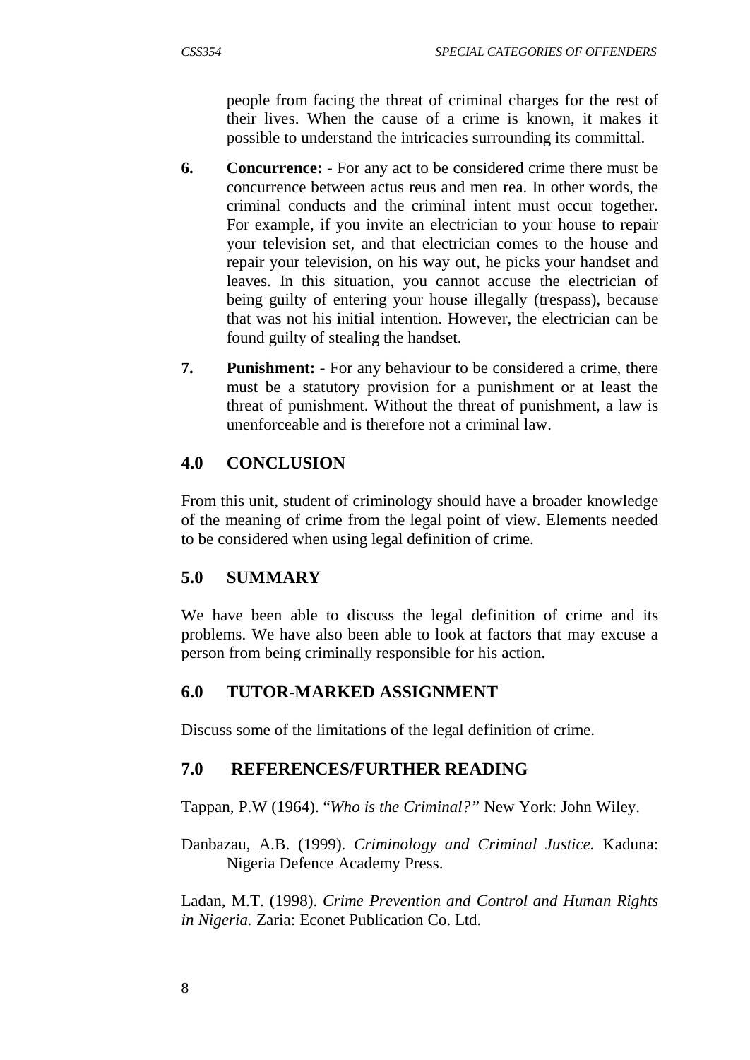people from facing the threat of criminal charges for the rest of their lives. When the cause of a crime is known, it makes it possible to understand the intricacies surrounding its committal.

6. **Concurrence: -** For any act to be considered crime there must be concurrence between actus reus and men rea. In other words, the criminal conducts and the criminal intent must occur together. For example, if you invite an electrician to your house to repair your television set, and that electrician comes to the house and repair your television, on his way out, he picks your handset and leaves. In this situation, you cannot accuse the electrician of being guilty of entering your house illegally (trespass), because that was not his initial intention. However, the electrician can be found guilty of stealing the handset.

7. **Punishment: -** For any behaviour to be considered a crime, there must be a statutory provision for a punishment or at least the threat of punishment. Without the threat of punishment, a law is unenforceable and is therefore not a criminal law.

## 4.0 CONCLUSION

From this unit, student of criminology should have a broader knowledge of the meaning of crime from the legal point of view. Elements needed to be considered when using legal definition of crime.

## 5.0 SUMMARY

We have been able to discuss the legal definition of crime and its problems. We have also been able to look at factors that may excuse a person from being criminally responsible for his action.

## 6.0 TUTOR-MARKED ASSIGNMENT

Discuss some of the limitations of the legal definition of crime.

## 7.0 REFERENCES/FURTHER READING

Tappan, P.W (1964). "*Who is the Criminal?*" New York: John Wiley.

Danbazau, A.B. (1999). *Criminology and Criminal Justice.* Kaduna: Nigeria Defence Academy Press.

Ladan, M.T. (1998). *Crime Prevention and Control and Human Rights in Nigeria.* Zaria: Econet Publication Co. Ltd.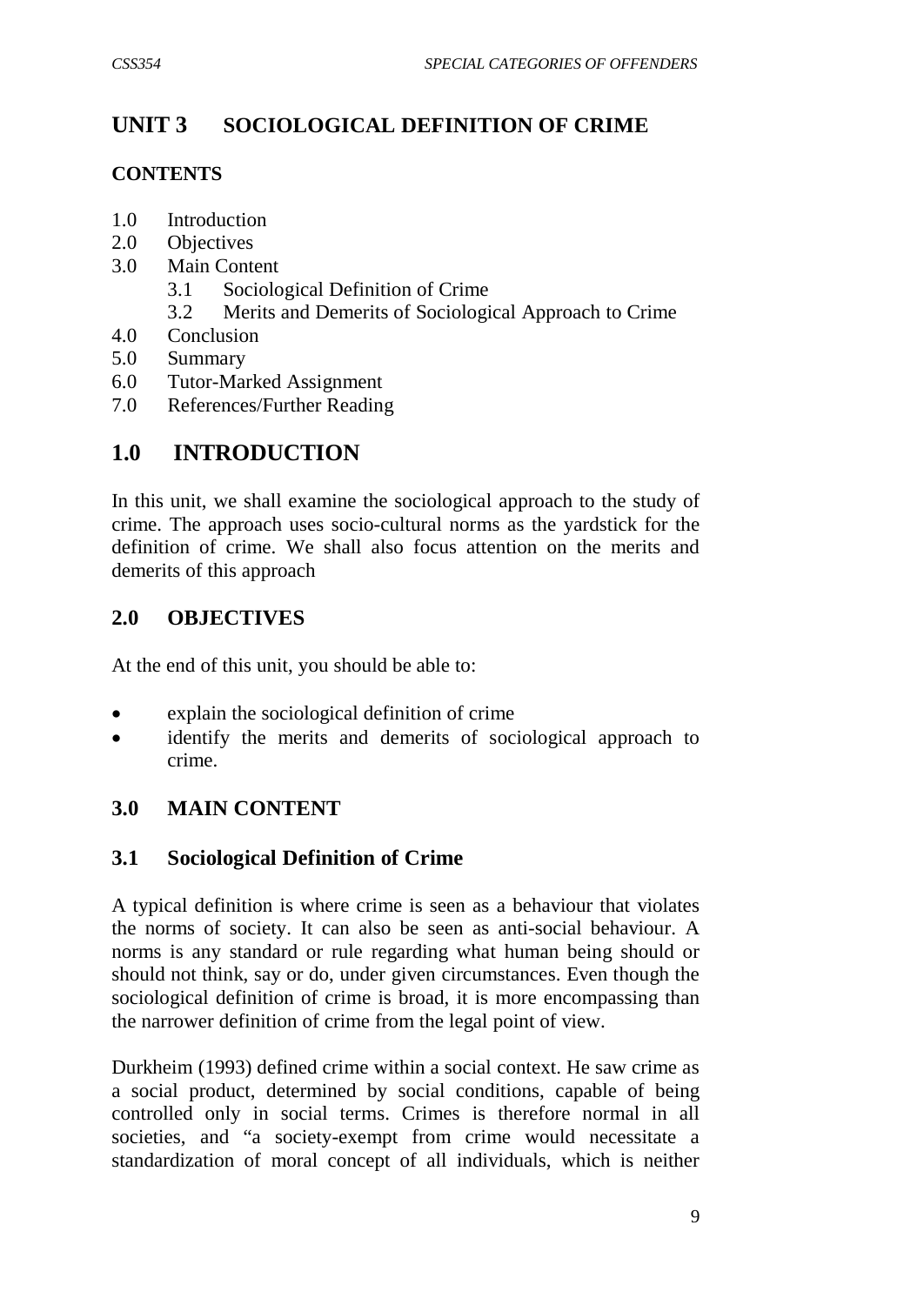# UNIT 3 SOCIOLOGICAL DEFINITION OF CRIME

**CONTENTS**

- 1.0 Introduction
- 2.0 Objectives
- 3.0 Main Content
    - 3.1 Sociological Definition of Crime
    - 3.2 Merits and Demerits of Sociological Approach to Crime
- 4.0 Conclusion
- 5.0 Summary
- 6.0 Tutor-Marked Assignment
- 7.0 References/Further Reading

## 1.0 INTRODUCTION

In this unit, we shall examine the sociological approach to the study of crime. The approach uses socio-cultural norms as the yardstick for the definition of crime. We shall also focus attention on the merits and demerits of this approach

## 2.0 OBJECTIVES

At the end of this unit, you should be able to:

- explain the sociological definition of crime
- identify the merits and demerits of sociological approach to crime.

## 3.0 MAIN CONTENT

### 3.1 Sociological Definition of Crime

A typical definition is where crime is seen as a behaviour that violates the norms of society. It can also be seen as anti-social behaviour. A norms is any standard or rule regarding what human being should or should not think, say or do, under given circumstances. Even though the sociological definition of crime is broad, it is more encompassing than the narrower definition of crime from the legal point of view.

Durkheim (1993) defined crime within a social context. He saw crime as a social product, determined by social conditions, capable of being controlled only in social terms. Crimes is therefore normal in all societies, and "a society-exempt from crime would necessitate a standardization of moral concept of all individuals, which is neither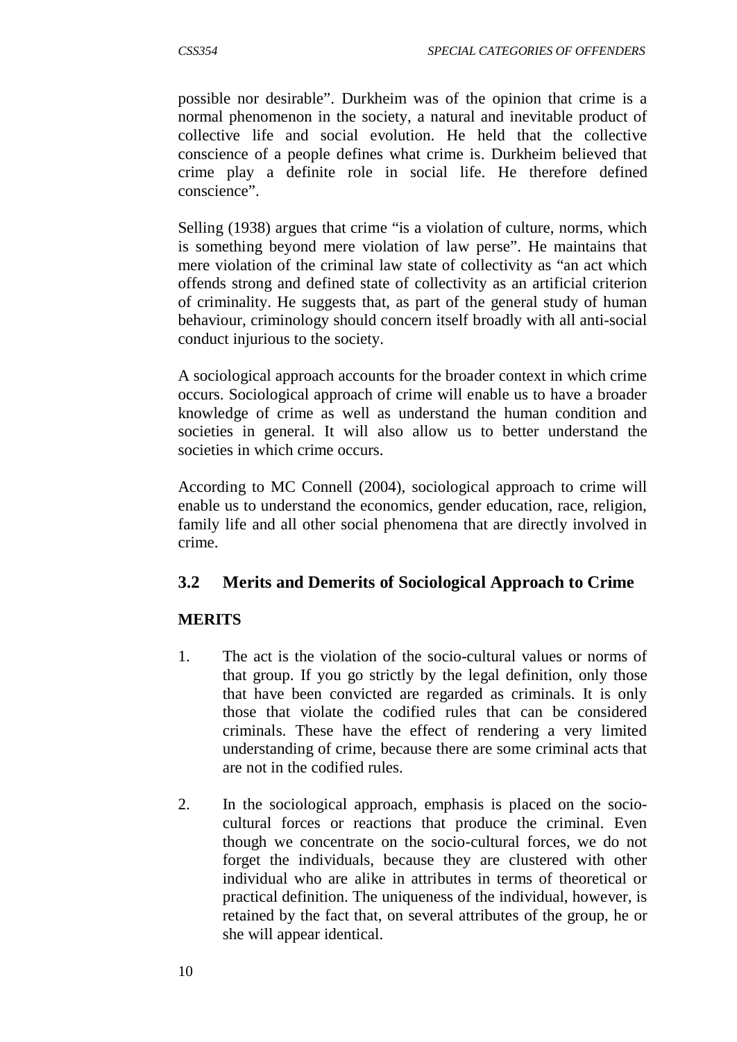possible nor desirable". Durkheim was of the opinion that crime is a normal phenomenon in the society, a natural and inevitable product of collective life and social evolution. He held that the collective conscience of a people defines what crime is. Durkheim believed that crime play a definite role in social life. He therefore defined conscience".

Selling (1938) argues that crime "is a violation of culture, norms, which is something beyond mere violation of law perse". He maintains that mere violation of the criminal law state of collectivity as "an act which offends strong and defined state of collectivity as an artificial criterion of criminality. He suggests that, as part of the general study of human behaviour, criminology should concern itself broadly with all anti-social conduct injurious to the society.

A sociological approach accounts for the broader context in which crime occurs. Sociological approach of crime will enable us to have a broader knowledge of crime as well as understand the human condition and societies in general. It will also allow us to better understand the societies in which crime occurs.

According to MC Connell (2004), sociological approach to crime will enable us to understand the economics, gender education, race, religion, family life and all other social phenomena that are directly involved in crime.

## 3.2 Merits and Demerits of Sociological Approach to Crime

**MERITS**

1. The act is the violation of the socio-cultural values or norms of that group. If you go strictly by the legal definition, only those that have been convicted are regarded as criminals. It is only those that violate the codified rules that can be considered criminals. These have the effect of rendering a very limited understanding of crime, because there are some criminal acts that are not in the codified rules.

2. In the sociological approach, emphasis is placed on the socio-cultural forces or reactions that produce the criminal. Even though we concentrate on the socio-cultural forces, we do not forget the individuals, because they are clustered with other individual who are alike in attributes in terms of theoretical or practical definition. The uniqueness of the individual, however, is retained by the fact that, on several attributes of the group, he or she will appear identical.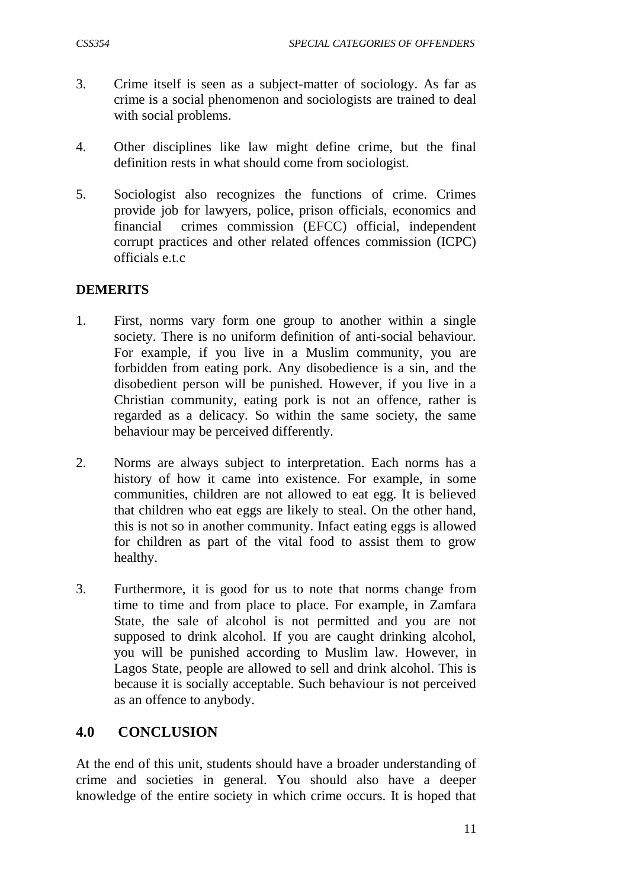3. Crime itself is seen as a subject-matter of sociology. As far as crime is a social phenomenon and sociologists are trained to deal with social problems.

4. Other disciplines like law might define crime, but the final definition rests in what should come from sociologist.

5. Sociologist also recognizes the functions of crime. Crimes provide job for lawyers, police, prison officials, economics and financial crimes commission (EFCC) official, independent corrupt practices and other related offences commission (ICPC) officials e.t.c

**DEMERITS**

1. First, norms vary form one group to another within a single society. There is no uniform definition of anti-social behaviour. For example, if you live in a Muslim community, you are forbidden from eating pork. Any disobedience is a sin, and the disobedient person will be punished. However, if you live in a Christian community, eating pork is not an offence, rather is regarded as a delicacy. So within the same society, the same behaviour may be perceived differently.

2. Norms are always subject to interpretation. Each norms has a history of how it came into existence. For example, in some communities, children are not allowed to eat egg. It is believed that children who eat eggs are likely to steal. On the other hand, this is not so in another community. Infact eating eggs is allowed for children as part of the vital food to assist them to grow healthy.

3. Furthermore, it is good for us to note that norms change from time to time and from place to place. For example, in Zamfara State, the sale of alcohol is not permitted and you are not supposed to drink alcohol. If you are caught drinking alcohol, you will be punished according to Muslim law. However, in Lagos State, people are allowed to sell and drink alcohol. This is because it is socially acceptable. Such behaviour is not perceived as an offence to anybody.

## 4.0 CONCLUSION

At the end of this unit, students should have a broader understanding of crime and societies in general. You should also have a deeper knowledge of the entire society in which crime occurs. It is hoped that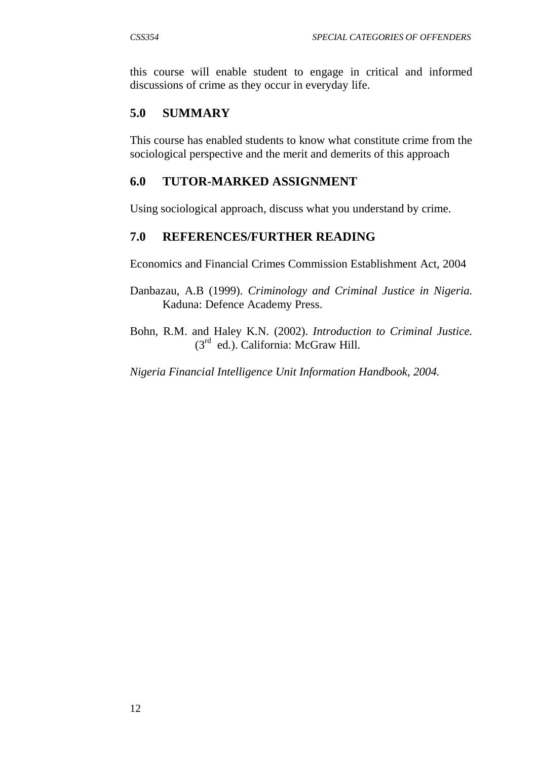this course will enable student to engage in critical and informed discussions of crime as they occur in everyday life.

## 5.0 SUMMARY

This course has enabled students to know what constitute crime from the sociological perspective and the merit and demerits of this approach

## 6.0 TUTOR-MARKED ASSIGNMENT

Using sociological approach, discuss what you understand by crime.

## 7.0 REFERENCES/FURTHER READING

Economics and Financial Crimes Commission Establishment Act, 2004

Danbazau, A.B (1999). *Criminology and Criminal Justice in Nigeria.* Kaduna: Defence Academy Press.

Bohn, R.M. and Haley K.N. (2002). *Introduction to Criminal Justice.* (3rd ed.). California: McGraw Hill.

*Nigeria Financial Intelligence Unit Information Handbook, 2004.*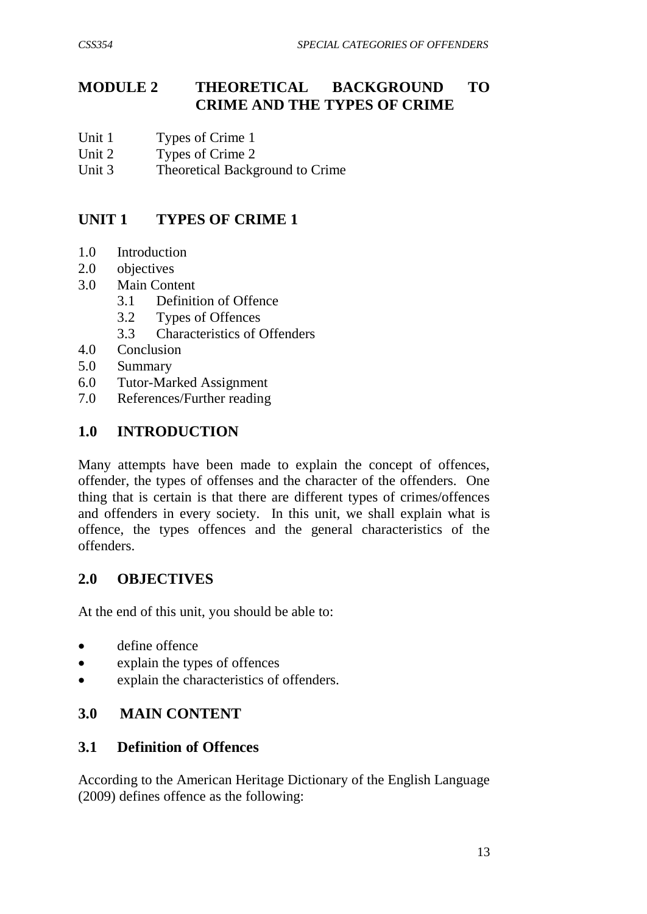# MODULE 2 THEORETICAL BACKGROUND TO CRIME AND THE TYPES OF CRIME

Unit 1 Types of Crime 1
Unit 2 Types of Crime 2
Unit 3 Theoretical Background to Crime

## UNIT 1 TYPES OF CRIME 1

1.0 Introduction
2.0 objectives
3.0 Main Content
  3.1 Definition of Offence
  3.2 Types of Offences
  3.3 Characteristics of Offenders
4.0 Conclusion
5.0 Summary
6.0 Tutor-Marked Assignment
7.0 References/Further reading

## 1.0 INTRODUCTION

Many attempts have been made to explain the concept of offences, offender, the types of offenses and the character of the offenders. One thing that is certain is that there are different types of crimes/offences and offenders in every society. In this unit, we shall explain what is offence, the types offences and the general characteristics of the offenders.

## 2.0 OBJECTIVES

At the end of this unit, you should be able to:

- define offence
- explain the types of offences
- explain the characteristics of offenders.

## 3.0 MAIN CONTENT

### 3.1 Definition of Offences

According to the American Heritage Dictionary of the English Language (2009) defines offence as the following: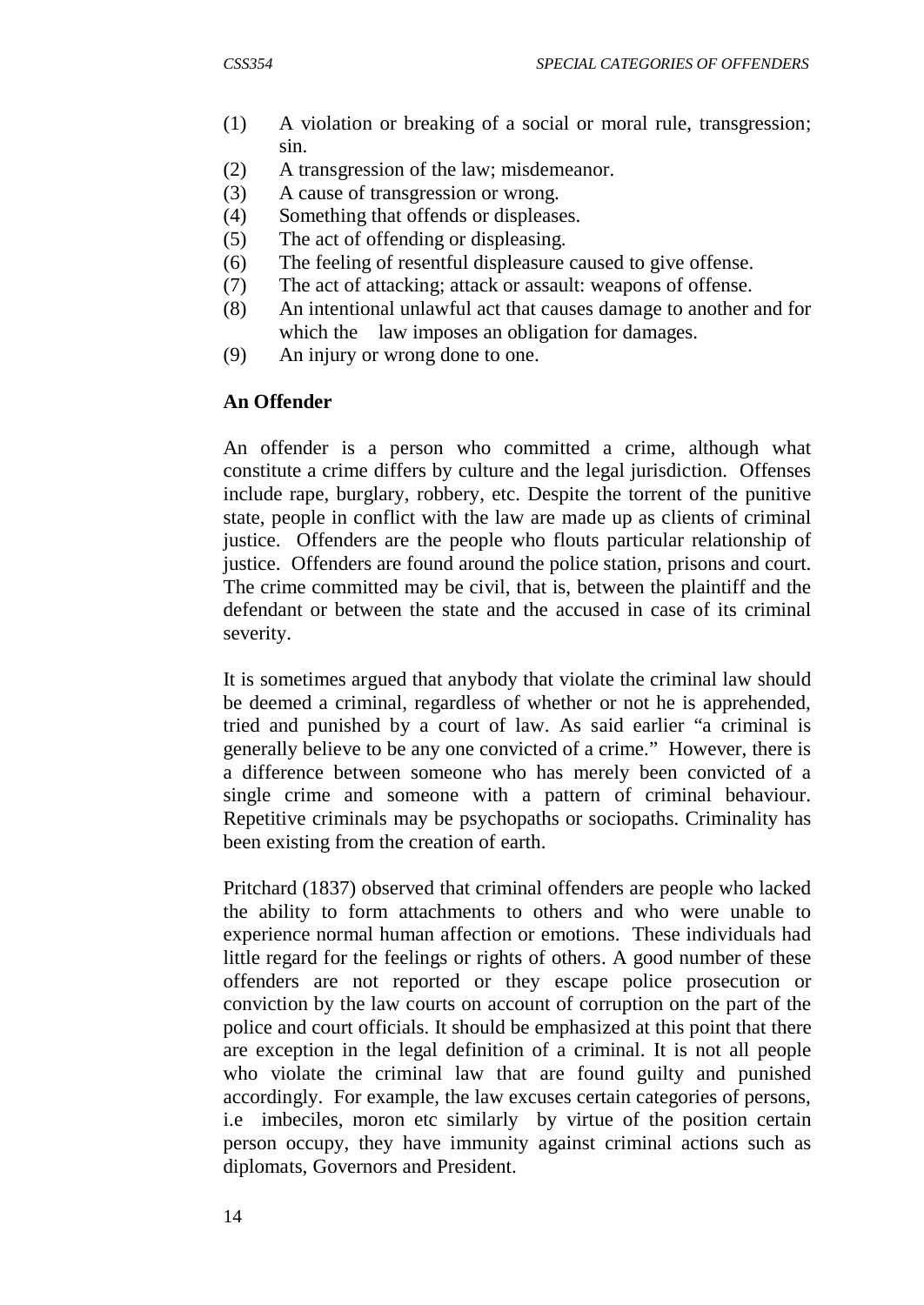(1) A violation or breaking of a social or moral rule, transgression; sin.
(2) A transgression of the law; misdemeanor.
(3) A cause of transgression or wrong.
(4) Something that offends or displeases.
(5) The act of offending or displeasing.
(6) The feeling of resentful displeasure caused to give offense.
(7) The act of attacking; attack or assault: weapons of offense.
(8) An intentional unlawful act that causes damage to another and for which the law imposes an obligation for damages.
(9) An injury or wrong done to one.

**An Offender**

An offender is a person who committed a crime, although what constitute a crime differs by culture and the legal jurisdiction. Offenses include rape, burglary, robbery, etc. Despite the torrent of the punitive state, people in conflict with the law are made up as clients of criminal justice. Offenders are the people who flouts particular relationship of justice. Offenders are found around the police station, prisons and court. The crime committed may be civil, that is, between the plaintiff and the defendant or between the state and the accused in case of its criminal severity.

It is sometimes argued that anybody that violate the criminal law should be deemed a criminal, regardless of whether or not he is apprehended, tried and punished by a court of law. As said earlier "a criminal is generally believe to be any one convicted of a crime." However, there is a difference between someone who has merely been convicted of a single crime and someone with a pattern of criminal behaviour. Repetitive criminals may be psychopaths or sociopaths. Criminality has been existing from the creation of earth.

Pritchard (1837) observed that criminal offenders are people who lacked the ability to form attachments to others and who were unable to experience normal human affection or emotions. These individuals had little regard for the feelings or rights of others. A good number of these offenders are not reported or they escape police prosecution or conviction by the law courts on account of corruption on the part of the police and court officials. It should be emphasized at this point that there are exception in the legal definition of a criminal. It is not all people who violate the criminal law that are found guilty and punished accordingly. For example, the law excuses certain categories of persons, i.e imbeciles, moron etc similarly by virtue of the position certain person occupy, they have immunity against criminal actions such as diplomats, Governors and President.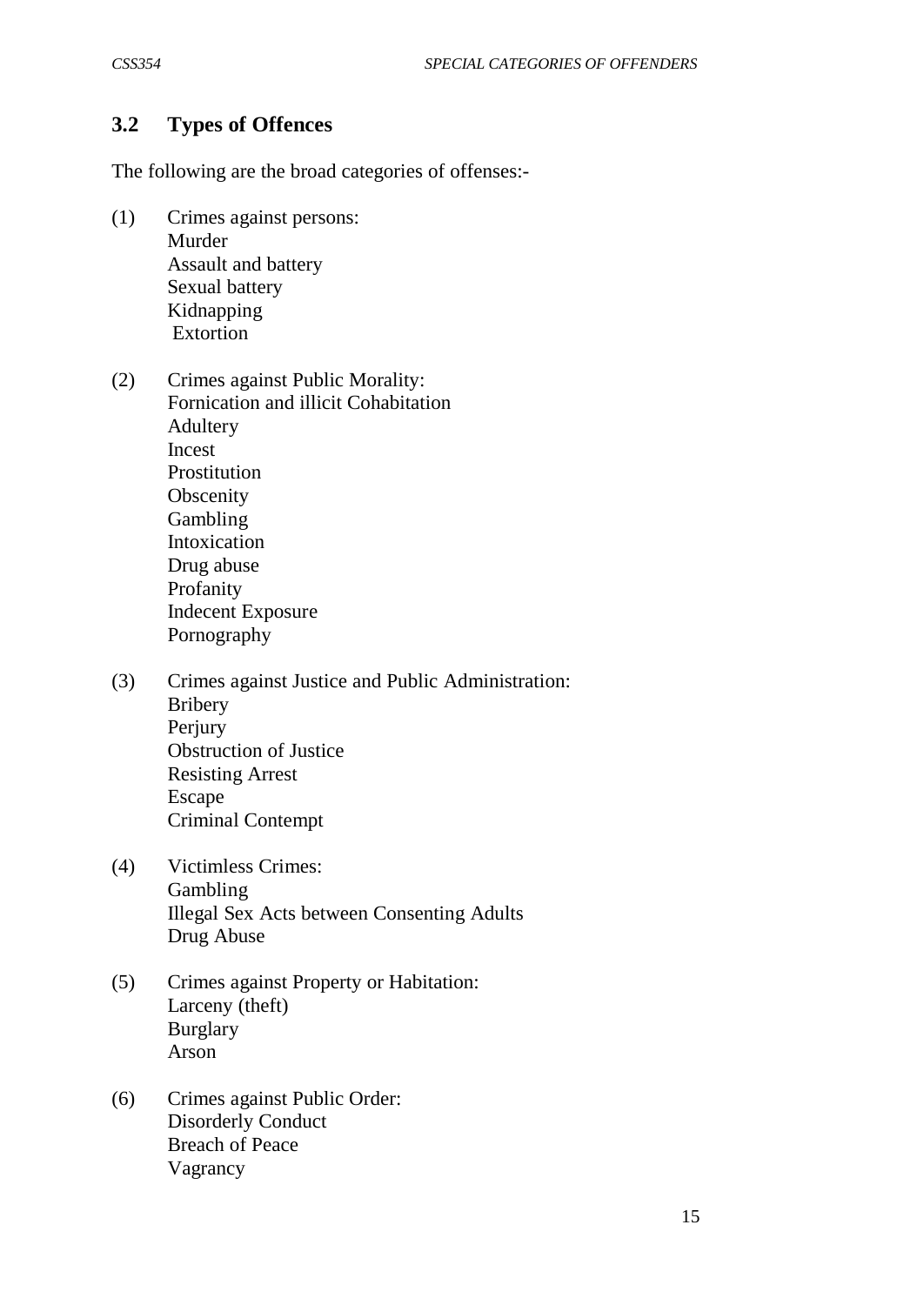### 3.2 Types of Offences

The following are the broad categories of offenses:-

(1) Crimes against persons:
Murder
Assault and battery
Sexual battery
Kidnapping
Extortion

(2) Crimes against Public Morality:
Fornication and illicit Cohabitation
Adultery
Incest
Prostitution
Obscenity
Gambling
Intoxication
Drug abuse
Profanity
Indecent Exposure
Pornography

(3) Crimes against Justice and Public Administration:
Bribery
Perjury
Obstruction of Justice
Resisting Arrest
Escape
Criminal Contempt

(4) Victimless Crimes:
Gambling
Illegal Sex Acts between Consenting Adults
Drug Abuse

(5) Crimes against Property or Habitation:
Larceny (theft)
Burglary
Arson

(6) Crimes against Public Order:
Disorderly Conduct
Breach of Peace
Vagrancy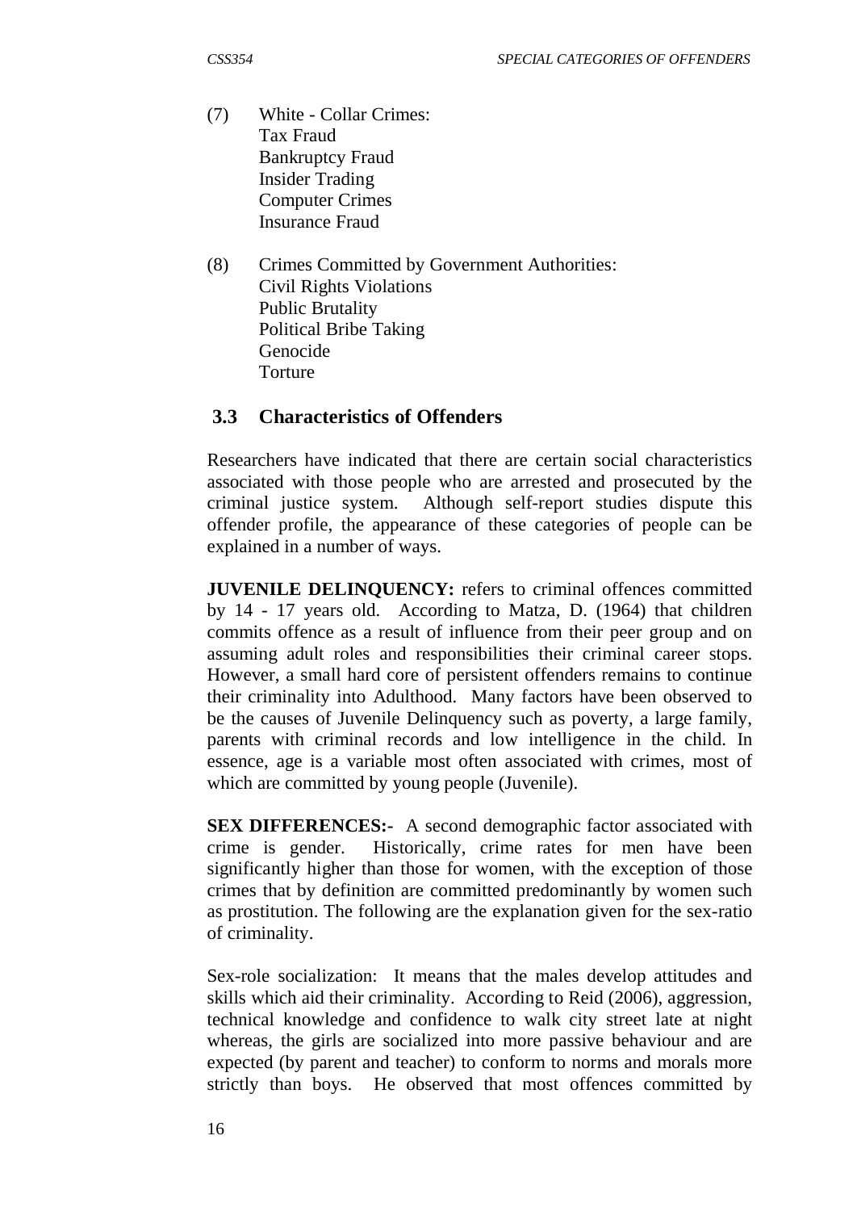(7) White - Collar Crimes:
    Tax Fraud
    Bankruptcy Fraud
    Insider Trading
    Computer Crimes
    Insurance Fraud

(8) Crimes Committed by Government Authorities:
    Civil Rights Violations
    Public Brutality
    Political Bribe Taking
    Genocide
    Torture

### 3.3 Characteristics of Offenders

Researchers have indicated that there are certain social characteristics associated with those people who are arrested and prosecuted by the criminal justice system. Although self-report studies dispute this offender profile, the appearance of these categories of people can be explained in a number of ways.

**JUVENILE DELINQUENCY:** refers to criminal offences committed by 14 - 17 years old. According to Matza, D. (1964) that children commits offence as a result of influence from their peer group and on assuming adult roles and responsibilities their criminal career stops. However, a small hard core of persistent offenders remains to continue their criminality into Adulthood. Many factors have been observed to be the causes of Juvenile Delinquency such as poverty, a large family, parents with criminal records and low intelligence in the child. In essence, age is a variable most often associated with crimes, most of which are committed by young people (Juvenile).

**SEX DIFFERENCES:-** A second demographic factor associated with crime is gender. Historically, crime rates for men have been significantly higher than those for women, with the exception of those crimes that by definition are committed predominantly by women such as prostitution. The following are the explanation given for the sex-ratio of criminality.

Sex-role socialization: It means that the males develop attitudes and skills which aid their criminality. According to Reid (2006), aggression, technical knowledge and confidence to walk city street late at night whereas, the girls are socialized into more passive behaviour and are expected (by parent and teacher) to conform to norms and morals more strictly than boys. He observed that most offences committed by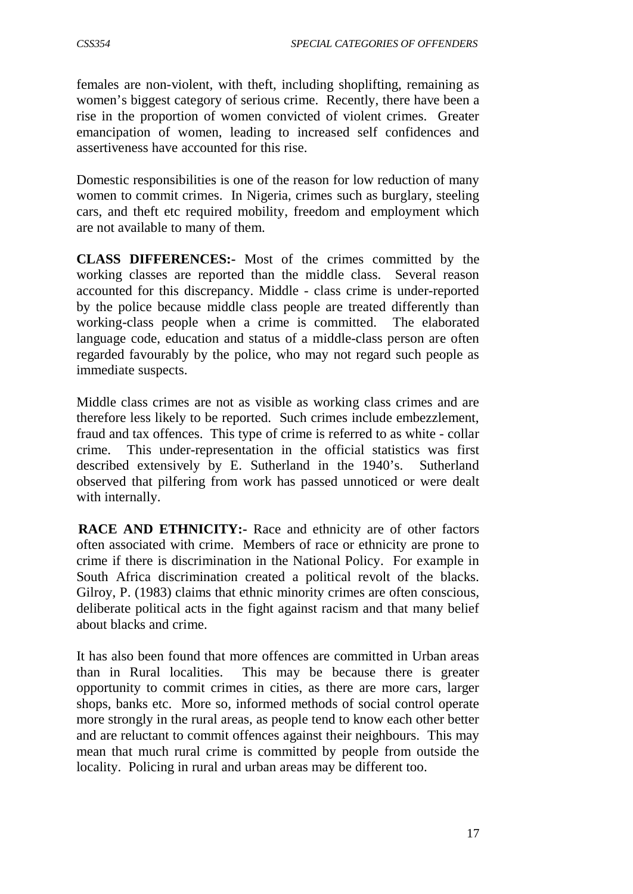females are non-violent, with theft, including shoplifting, remaining as women's biggest category of serious crime. Recently, there have been a rise in the proportion of women convicted of violent crimes. Greater emancipation of women, leading to increased self confidences and assertiveness have accounted for this rise.

Domestic responsibilities is one of the reason for low reduction of many women to commit crimes. In Nigeria, crimes such as burglary, steeling cars, and theft etc required mobility, freedom and employment which are not available to many of them.

**CLASS DIFFERENCES:-** Most of the crimes committed by the working classes are reported than the middle class. Several reason accounted for this discrepancy. Middle - class crime is under-reported by the police because middle class people are treated differently than working-class people when a crime is committed. The elaborated language code, education and status of a middle-class person are often regarded favourably by the police, who may not regard such people as immediate suspects.

Middle class crimes are not as visible as working class crimes and are therefore less likely to be reported. Such crimes include embezzlement, fraud and tax offences. This type of crime is referred to as white - collar crime. This under-representation in the official statistics was first described extensively by E. Sutherland in the 1940's. Sutherland observed that pilfering from work has passed unnoticed or were dealt with internally.

**RACE AND ETHNICITY:-** Race and ethnicity are of other factors often associated with crime. Members of race or ethnicity are prone to crime if there is discrimination in the National Policy. For example in South Africa discrimination created a political revolt of the blacks. Gilroy, P. (1983) claims that ethnic minority crimes are often conscious, deliberate political acts in the fight against racism and that many belief about blacks and crime.

It has also been found that more offences are committed in Urban areas than in Rural localities. This may be because there is greater opportunity to commit crimes in cities, as there are more cars, larger shops, banks etc. More so, informed methods of social control operate more strongly in the rural areas, as people tend to know each other better and are reluctant to commit offences against their neighbours. This may mean that much rural crime is committed by people from outside the locality. Policing in rural and urban areas may be different too.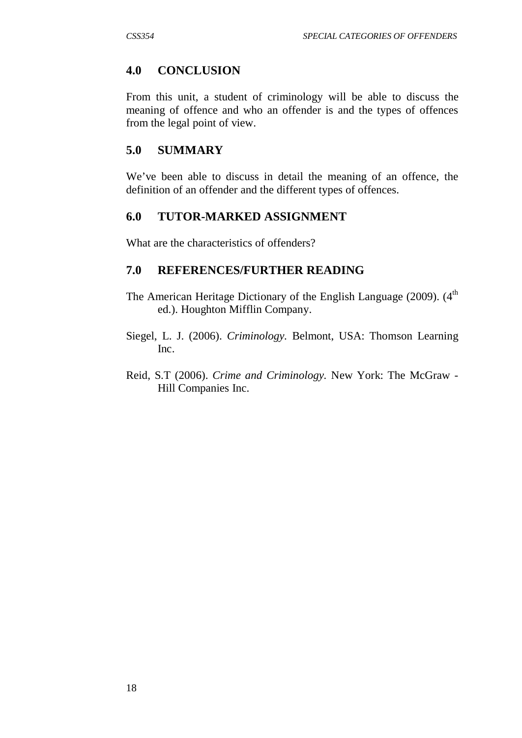## 4.0 CONCLUSION

From this unit, a student of criminology will be able to discuss the meaning of offence and who an offender is and the types of offences from the legal point of view.

## 5.0 SUMMARY

We've been able to discuss in detail the meaning of an offence, the definition of an offender and the different types of offences.

## 6.0 TUTOR-MARKED ASSIGNMENT

What are the characteristics of offenders?

## 7.0 REFERENCES/FURTHER READING

The American Heritage Dictionary of the English Language (2009). (4th ed.). Houghton Mifflin Company.

Siegel, L. J. (2006). *Criminology*. Belmont, USA: Thomson Learning Inc.

Reid, S.T (2006). *Crime and Criminology*. New York: The McGraw - Hill Companies Inc.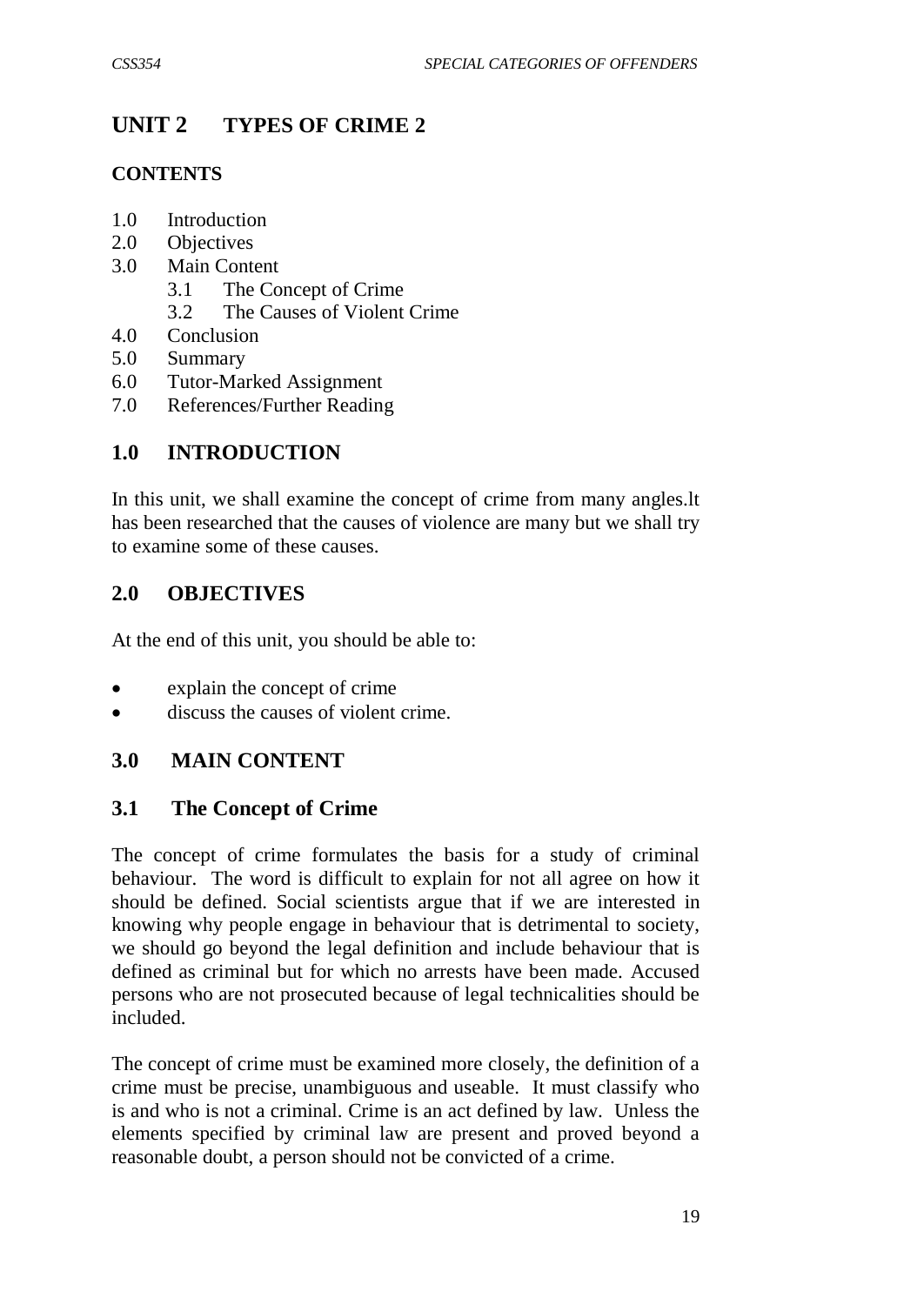# UNIT 2 TYPES OF CRIME 2

**CONTENTS**

1.0 Introduction
2.0 Objectives
3.0 Main Content
   3.1 The Concept of Crime
   3.2 The Causes of Violent Crime
4.0 Conclusion
5.0 Summary
6.0 Tutor-Marked Assignment
7.0 References/Further Reading

## 1.0 INTRODUCTION

In this unit, we shall examine the concept of crime from many angles.lt has been researched that the causes of violence are many but we shall try to examine some of these causes.

## 2.0 OBJECTIVES

At the end of this unit, you should be able to:

- explain the concept of crime
- discuss the causes of violent crime.

## 3.0 MAIN CONTENT

### 3.1 The Concept of Crime

The concept of crime formulates the basis for a study of criminal behaviour. The word is difficult to explain for not all agree on how it should be defined. Social scientists argue that if we are interested in knowing why people engage in behaviour that is detrimental to society, we should go beyond the legal definition and include behaviour that is defined as criminal but for which no arrests have been made. Accused persons who are not prosecuted because of legal technicalities should be included.

The concept of crime must be examined more closely, the definition of a crime must be precise, unambiguous and useable. It must classify who is and who is not a criminal. Crime is an act defined by law. Unless the elements specified by criminal law are present and proved beyond a reasonable doubt, a person should not be convicted of a crime.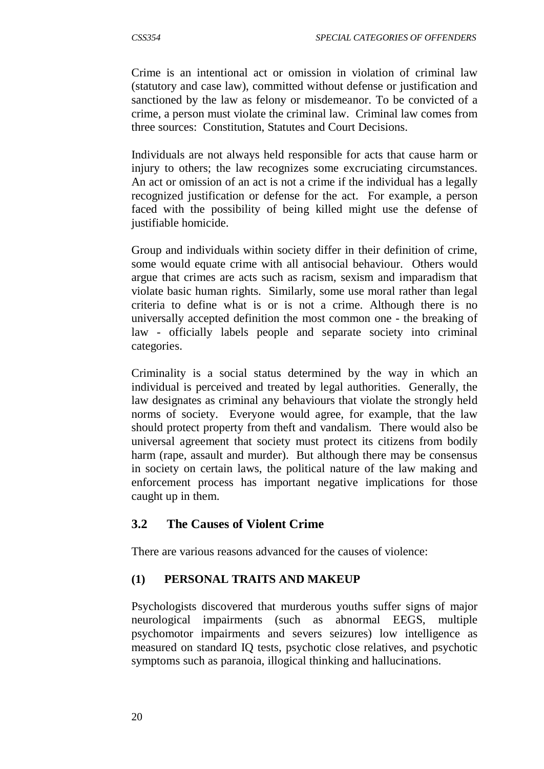Crime is an intentional act or omission in violation of criminal law (statutory and case law), committed without defense or justification and sanctioned by the law as felony or misdemeanor. To be convicted of a crime, a person must violate the criminal law. Criminal law comes from three sources: Constitution, Statutes and Court Decisions.

Individuals are not always held responsible for acts that cause harm or injury to others; the law recognizes some excruciating circumstances. An act or omission of an act is not a crime if the individual has a legally recognized justification or defense for the act. For example, a person faced with the possibility of being killed might use the defense of justifiable homicide.

Group and individuals within society differ in their definition of crime, some would equate crime with all antisocial behaviour. Others would argue that crimes are acts such as racism, sexism and imparadism that violate basic human rights. Similarly, some use moral rather than legal criteria to define what is or is not a crime. Although there is no universally accepted definition the most common one - the breaking of law - officially labels people and separate society into criminal categories.

Criminality is a social status determined by the way in which an individual is perceived and treated by legal authorities. Generally, the law designates as criminal any behaviours that violate the strongly held norms of society. Everyone would agree, for example, that the law should protect property from theft and vandalism. There would also be universal agreement that society must protect its citizens from bodily harm (rape, assault and murder). But although there may be consensus in society on certain laws, the political nature of the law making and enforcement process has important negative implications for those caught up in them.

## 3.2 The Causes of Violent Crime

There are various reasons advanced for the causes of violence:

### (1) PERSONAL TRAITS AND MAKEUP

Psychologists discovered that murderous youths suffer signs of major neurological impairments (such as abnormal EEGS, multiple psychomotor impairments and severs seizures) low intelligence as measured on standard IQ tests, psychotic close relatives, and psychotic symptoms such as paranoia, illogical thinking and hallucinations.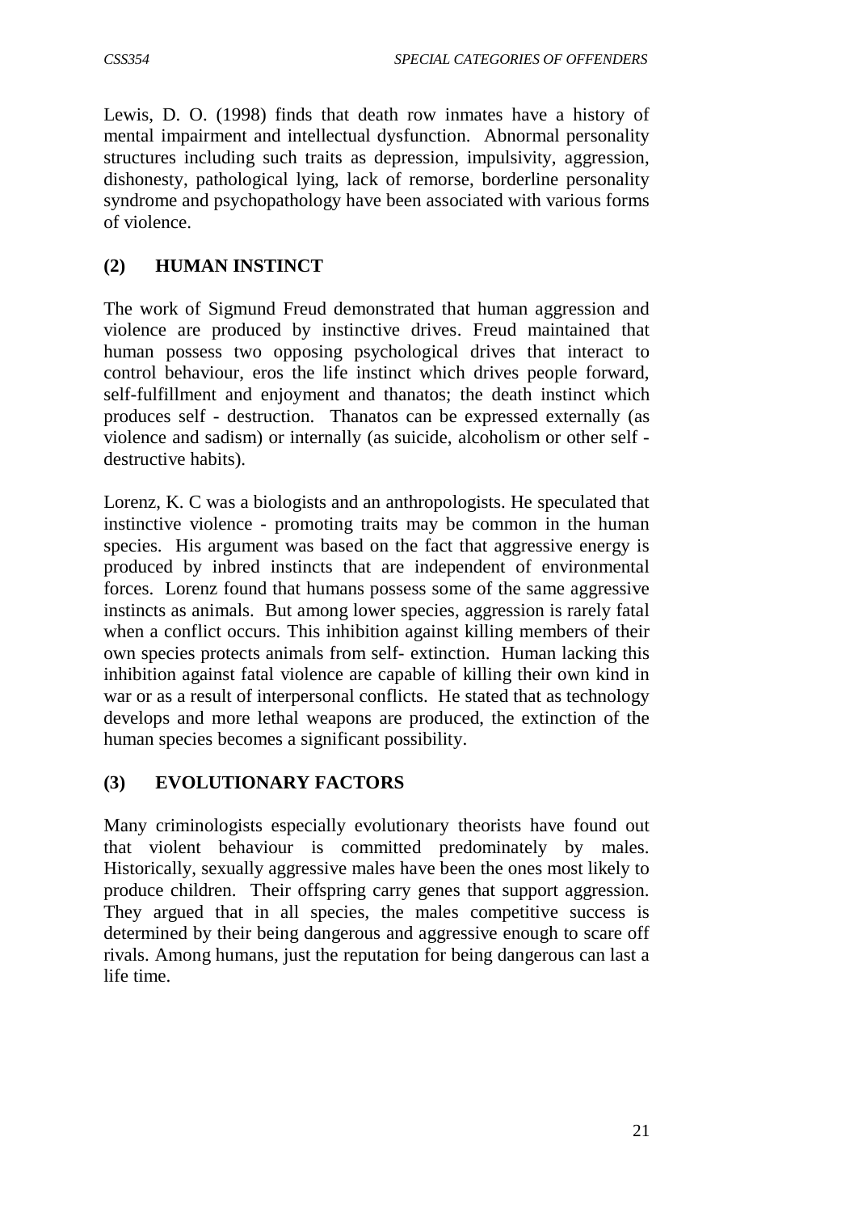Lewis, D. O. (1998) finds that death row inmates have a history of mental impairment and intellectual dysfunction. Abnormal personality structures including such traits as depression, impulsivity, aggression, dishonesty, pathological lying, lack of remorse, borderline personality syndrome and psychopathology have been associated with various forms of violence.

### (2) HUMAN INSTINCT

The work of Sigmund Freud demonstrated that human aggression and violence are produced by instinctive drives. Freud maintained that human possess two opposing psychological drives that interact to control behaviour, eros the life instinct which drives people forward, self-fulfillment and enjoyment and thanatos; the death instinct which produces self - destruction. Thanatos can be expressed externally (as violence and sadism) or internally (as suicide, alcoholism or other self - destructive habits).

Lorenz, K. C was a biologists and an anthropologists. He speculated that instinctive violence - promoting traits may be common in the human species. His argument was based on the fact that aggressive energy is produced by inbred instincts that are independent of environmental forces. Lorenz found that humans possess some of the same aggressive instincts as animals. But among lower species, aggression is rarely fatal when a conflict occurs. This inhibition against killing members of their own species protects animals from self- extinction. Human lacking this inhibition against fatal violence are capable of killing their own kind in war or as a result of interpersonal conflicts. He stated that as technology develops and more lethal weapons are produced, the extinction of the human species becomes a significant possibility.

### (3) EVOLUTIONARY FACTORS

Many criminologists especially evolutionary theorists have found out that violent behaviour is committed predominately by males. Historically, sexually aggressive males have been the ones most likely to produce children. Their offspring carry genes that support aggression. They argued that in all species, the males competitive success is determined by their being dangerous and aggressive enough to scare off rivals. Among humans, just the reputation for being dangerous can last a life time.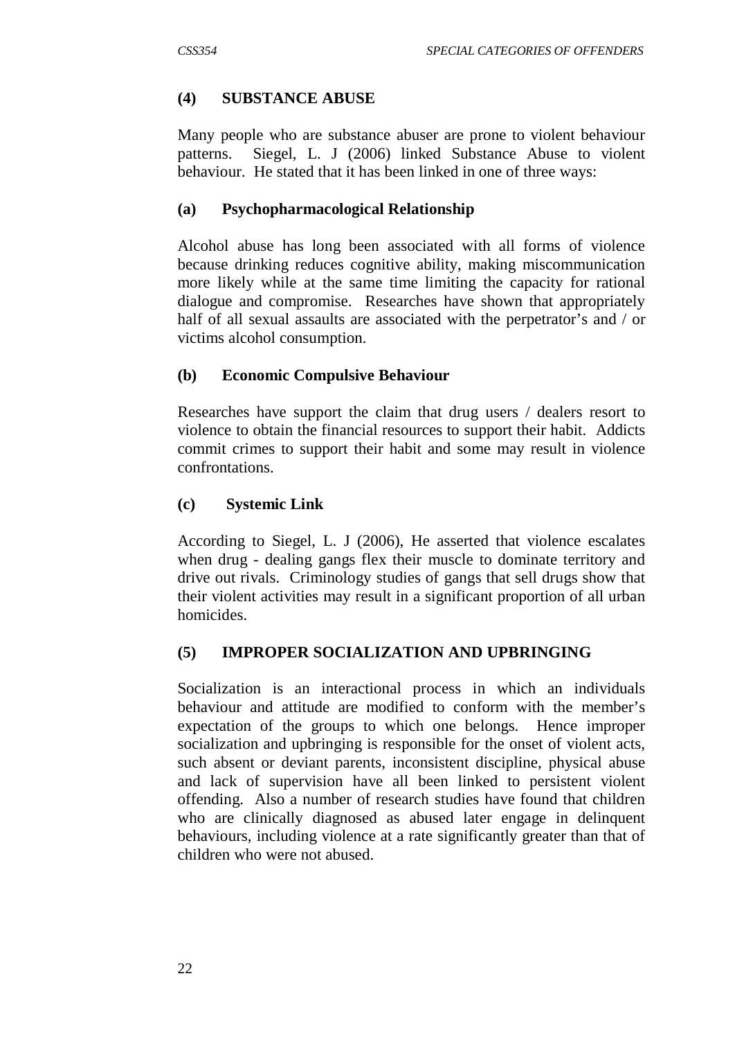### (4) SUBSTANCE ABUSE

Many people who are substance abuser are prone to violent behaviour patterns. Siegel, L. J (2006) linked Substance Abuse to violent behaviour. He stated that it has been linked in one of three ways:

#### (a) Psychopharmacological Relationship

Alcohol abuse has long been associated with all forms of violence because drinking reduces cognitive ability, making miscommunication more likely while at the same time limiting the capacity for rational dialogue and compromise. Researches have shown that appropriately half of all sexual assaults are associated with the perpetrator's and / or victims alcohol consumption.

#### (b) Economic Compulsive Behaviour

Researches have support the claim that drug users / dealers resort to violence to obtain the financial resources to support their habit. Addicts commit crimes to support their habit and some may result in violence confrontations.

#### (c) Systemic Link

According to Siegel, L. J (2006), He asserted that violence escalates when drug - dealing gangs flex their muscle to dominate territory and drive out rivals. Criminology studies of gangs that sell drugs show that their violent activities may result in a significant proportion of all urban homicides.

### (5) IMPROPER SOCIALIZATION AND UPBRINGING

Socialization is an interactional process in which an individuals behaviour and attitude are modified to conform with the member's expectation of the groups to which one belongs. Hence improper socialization and upbringing is responsible for the onset of violent acts, such absent or deviant parents, inconsistent discipline, physical abuse and lack of supervision have all been linked to persistent violent offending. Also a number of research studies have found that children who are clinically diagnosed as abused later engage in delinquent behaviours, including violence at a rate significantly greater than that of children who were not abused.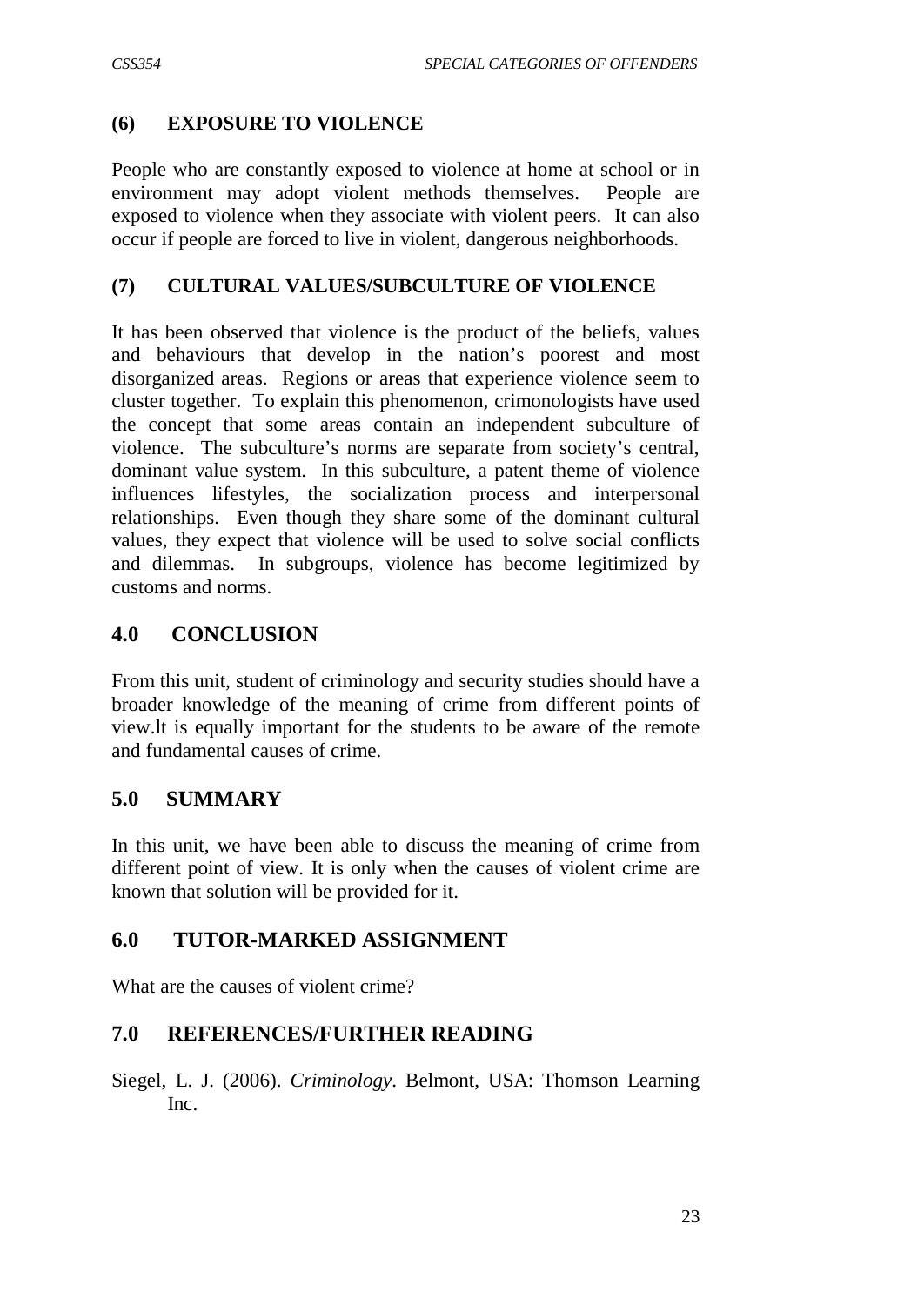### (6) EXPOSURE TO VIOLENCE

People who are constantly exposed to violence at home at school or in environment may adopt violent methods themselves. People are exposed to violence when they associate with violent peers. It can also occur if people are forced to live in violent, dangerous neighborhoods.

### (7) CULTURAL VALUES/SUBCULTURE OF VIOLENCE

It has been observed that violence is the product of the beliefs, values and behaviours that develop in the nation's poorest and most disorganized areas. Regions or areas that experience violence seem to cluster together. To explain this phenomenon, crimonologists have used the concept that some areas contain an independent subculture of violence. The subculture's norms are separate from society's central, dominant value system. In this subculture, a patent theme of violence influences lifestyles, the socialization process and interpersonal relationships. Even though they share some of the dominant cultural values, they expect that violence will be used to solve social conflicts and dilemmas. In subgroups, violence has become legitimized by customs and norms.

## 4.0 CONCLUSION

From this unit, student of criminology and security studies should have a broader knowledge of the meaning of crime from different points of view.lt is equally important for the students to be aware of the remote and fundamental causes of crime.

## 5.0 SUMMARY

In this unit, we have been able to discuss the meaning of crime from different point of view. It is only when the causes of violent crime are known that solution will be provided for it.

## 6.0 TUTOR-MARKED ASSIGNMENT

What are the causes of violent crime?

## 7.0 REFERENCES/FURTHER READING

Siegel, L. J. (2006). *Criminology*. Belmont, USA: Thomson Learning Inc.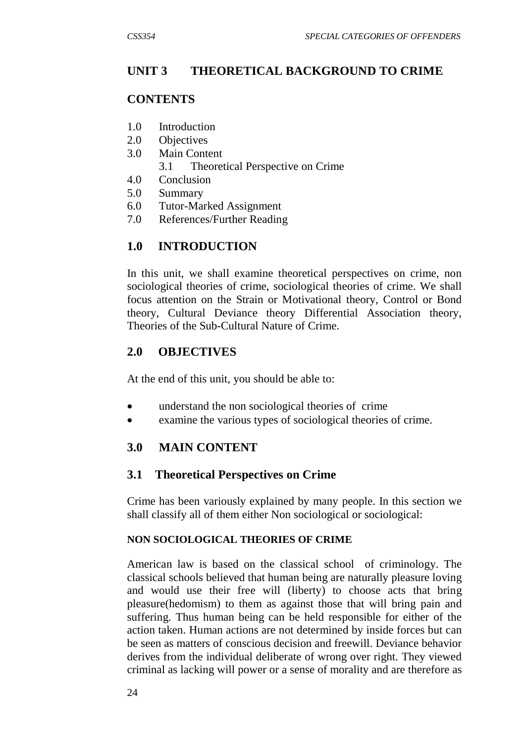## UNIT 3 THEORETICAL BACKGROUND TO CRIME

### CONTENTS

1.0 Introduction
2.0 Objectives
3.0 Main Content
 3.1 Theoretical Perspective on Crime
4.0 Conclusion
5.0 Summary
6.0 Tutor-Marked Assignment
7.0 References/Further Reading

### 1.0 INTRODUCTION

In this unit, we shall examine theoretical perspectives on crime, non sociological theories of crime, sociological theories of crime. We shall focus attention on the Strain or Motivational theory, Control or Bond theory, Cultural Deviance theory Differential Association theory, Theories of the Sub-Cultural Nature of Crime.

### 2.0 OBJECTIVES

At the end of this unit, you should be able to:

- understand the non sociological theories of crime
- examine the various types of sociological theories of crime.

### 3.0 MAIN CONTENT

### 3.1 Theoretical Perspectives on Crime

Crime has been variously explained by many people. In this section we shall classify all of them either Non sociological or sociological:

#### NON SOCIOLOGICAL THEORIES OF CRIME

American law is based on the classical school of criminology. The classical schools believed that human being are naturally pleasure loving and would use their free will (liberty) to choose acts that bring pleasure(hedomism) to them as against those that will bring pain and suffering. Thus human being can be held responsible for either of the action taken. Human actions are not determined by inside forces but can be seen as matters of conscious decision and freewill. Deviance behavior derives from the individual deliberate of wrong over right. They viewed criminal as lacking will power or a sense of morality and are therefore as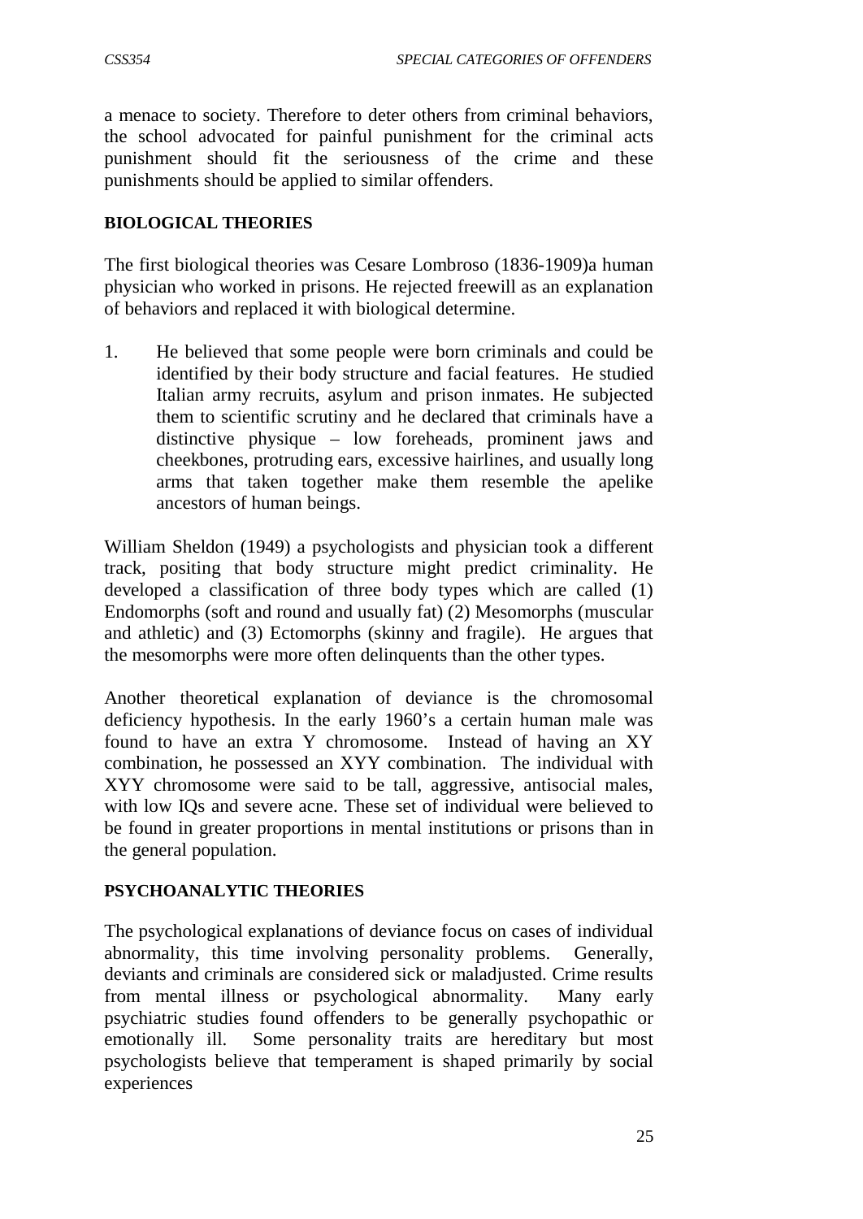a menace to society. Therefore to deter others from criminal behaviors, the school advocated for painful punishment for the criminal acts punishment should fit the seriousness of the crime and these punishments should be applied to similar offenders.

**BIOLOGICAL THEORIES**

The first biological theories was Cesare Lombroso (1836-1909)a human physician who worked in prisons. He rejected freewill as an explanation of behaviors and replaced it with biological determine.

1. He believed that some people were born criminals and could be identified by their body structure and facial features. He studied Italian army recruits, asylum and prison inmates. He subjected them to scientific scrutiny and he declared that criminals have a distinctive physique – low foreheads, prominent jaws and cheekbones, protruding ears, excessive hairlines, and usually long arms that taken together make them resemble the apelike ancestors of human beings.

William Sheldon (1949) a psychologists and physician took a different track, positing that body structure might predict criminality. He developed a classification of three body types which are called (1) Endomorphs (soft and round and usually fat) (2) Mesomorphs (muscular and athletic) and (3) Ectomorphs (skinny and fragile). He argues that the mesomorphs were more often delinquents than the other types.

Another theoretical explanation of deviance is the chromosomal deficiency hypothesis. In the early 1960's a certain human male was found to have an extra Y chromosome. Instead of having an XY combination, he possessed an XYY combination. The individual with XYY chromosome were said to be tall, aggressive, antisocial males, with low IQs and severe acne. These set of individual were believed to be found in greater proportions in mental institutions or prisons than in the general population.

**PSYCHOANALYTIC THEORIES**

The psychological explanations of deviance focus on cases of individual abnormality, this time involving personality problems. Generally, deviants and criminals are considered sick or maladjusted. Crime results from mental illness or psychological abnormality. Many early psychiatric studies found offenders to be generally psychopathic or emotionally ill. Some personality traits are hereditary but most psychologists believe that temperament is shaped primarily by social experiences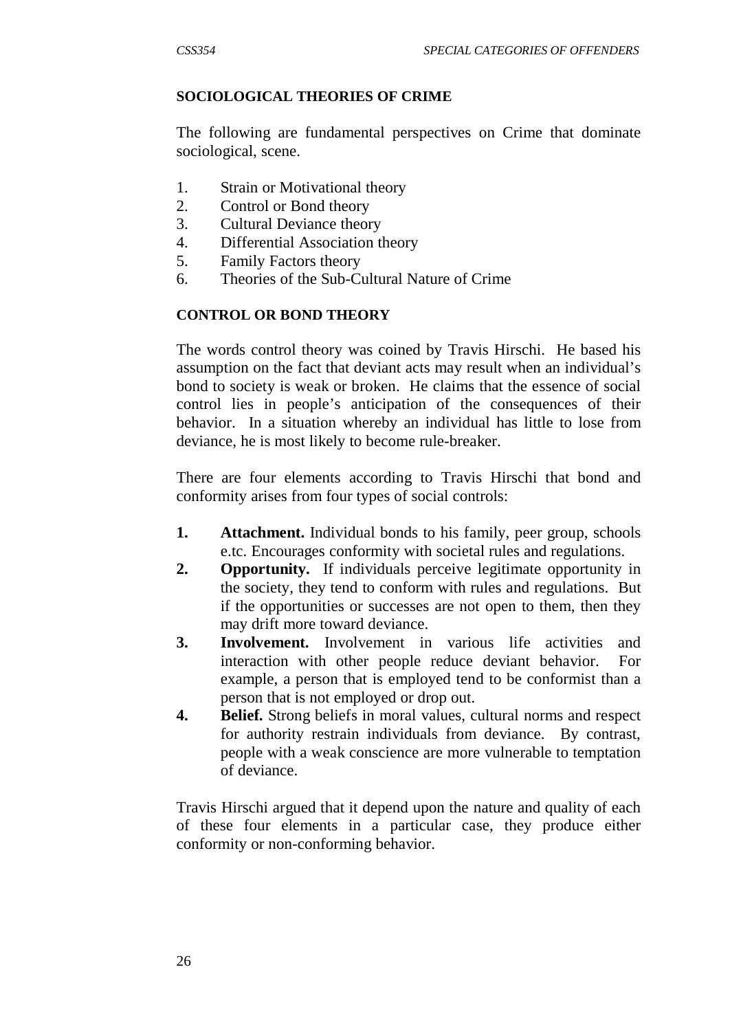## SOCIOLOGICAL THEORIES OF CRIME

The following are fundamental perspectives on Crime that dominate sociological, scene.

1. Strain or Motivational theory
2. Control or Bond theory
3. Cultural Deviance theory
4. Differential Association theory
5. Family Factors theory
6. Theories of the Sub-Cultural Nature of Crime

## CONTROL OR BOND THEORY

The words control theory was coined by Travis Hirschi. He based his assumption on the fact that deviant acts may result when an individual's bond to society is weak or broken. He claims that the essence of social control lies in people's anticipation of the consequences of their behavior. In a situation whereby an individual has little to lose from deviance, he is most likely to become rule-breaker.

There are four elements according to Travis Hirschi that bond and conformity arises from four types of social controls:

1. **Attachment.** Individual bonds to his family, peer group, schools e.tc. Encourages conformity with societal rules and regulations.
2. **Opportunity.** If individuals perceive legitimate opportunity in the society, they tend to conform with rules and regulations. But if the opportunities or successes are not open to them, then they may drift more toward deviance.
3. **Involvement.** Involvement in various life activities and interaction with other people reduce deviant behavior. For example, a person that is employed tend to be conformist than a person that is not employed or drop out.
4. **Belief.** Strong beliefs in moral values, cultural norms and respect for authority restrain individuals from deviance. By contrast, people with a weak conscience are more vulnerable to temptation of deviance.

Travis Hirschi argued that it depend upon the nature and quality of each of these four elements in a particular case, they produce either conformity or non-conforming behavior.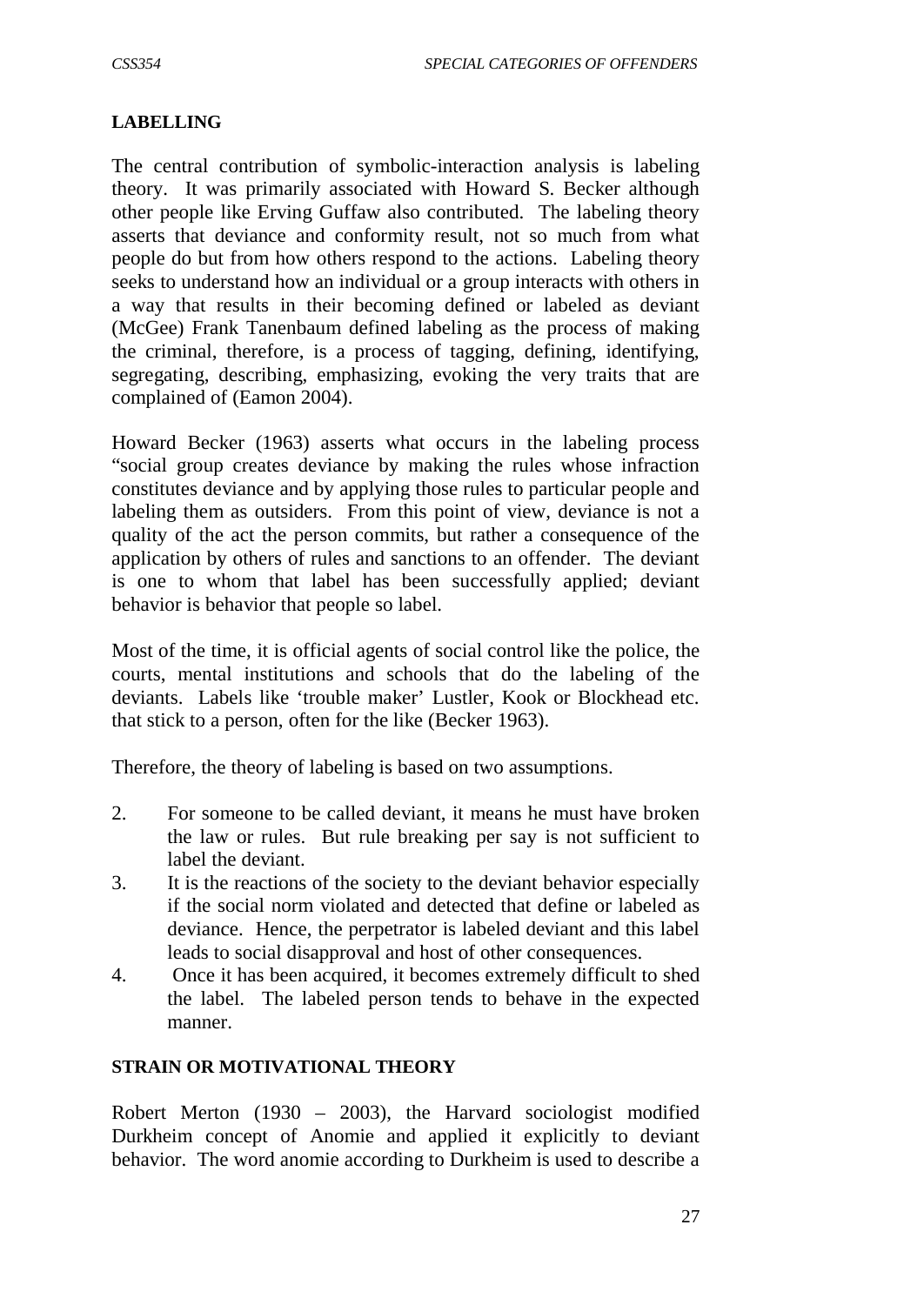**LABELLING**

The central contribution of symbolic-interaction analysis is labeling theory. It was primarily associated with Howard S. Becker although other people like Erving Guffaw also contributed. The labeling theory asserts that deviance and conformity result, not so much from what people do but from how others respond to the actions. Labeling theory seeks to understand how an individual or a group interacts with others in a way that results in their becoming defined or labeled as deviant (McGee) Frank Tanenbaum defined labeling as the process of making the criminal, therefore, is a process of tagging, defining, identifying, segregating, describing, emphasizing, evoking the very traits that are complained of (Eamon 2004).

Howard Becker (1963) asserts what occurs in the labeling process "social group creates deviance by making the rules whose infraction constitutes deviance and by applying those rules to particular people and labeling them as outsiders. From this point of view, deviance is not a quality of the act the person commits, but rather a consequence of the application by others of rules and sanctions to an offender. The deviant is one to whom that label has been successfully applied; deviant behavior is behavior that people so label.

Most of the time, it is official agents of social control like the police, the courts, mental institutions and schools that do the labeling of the deviants. Labels like 'trouble maker' Lustler, Kook or Blockhead etc. that stick to a person, often for the like (Becker 1963).

Therefore, the theory of labeling is based on two assumptions.

2. For someone to be called deviant, it means he must have broken the law or rules. But rule breaking per say is not sufficient to label the deviant.
3. It is the reactions of the society to the deviant behavior especially if the social norm violated and detected that define or labeled as deviance. Hence, the perpetrator is labeled deviant and this label leads to social disapproval and host of other consequences.
4. Once it has been acquired, it becomes extremely difficult to shed the label. The labeled person tends to behave in the expected manner.

**STRAIN OR MOTIVATIONAL THEORY**

Robert Merton (1930 – 2003), the Harvard sociologist modified Durkheim concept of Anomie and applied it explicitly to deviant behavior. The word anomie according to Durkheim is used to describe a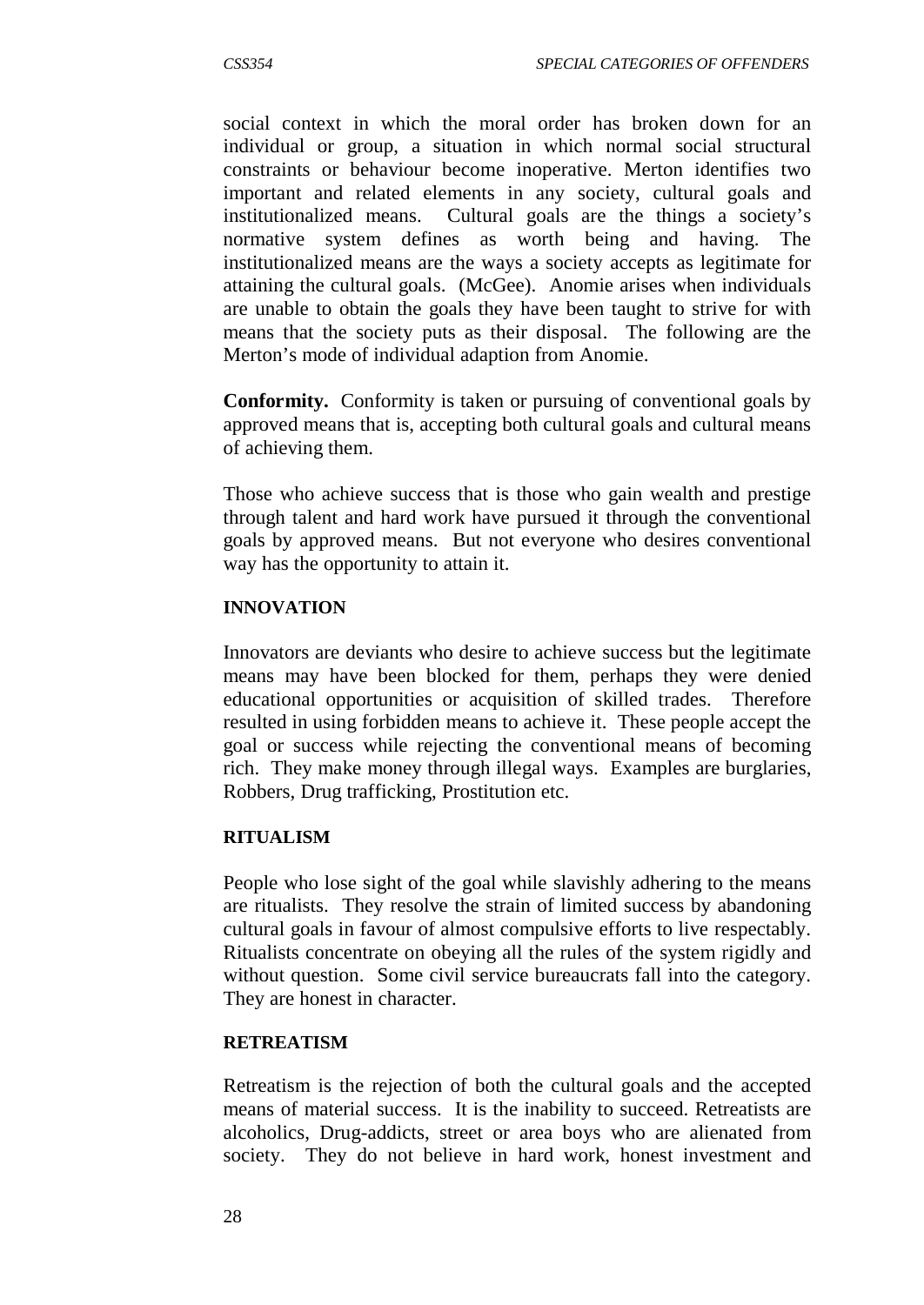social context in which the moral order has broken down for an individual or group, a situation in which normal social structural constraints or behaviour become inoperative. Merton identifies two important and related elements in any society, cultural goals and institutionalized means. Cultural goals are the things a society's normative system defines as worth being and having. The institutionalized means are the ways a society accepts as legitimate for attaining the cultural goals. (McGee). Anomie arises when individuals are unable to obtain the goals they have been taught to strive for with means that the society puts as their disposal. The following are the Merton's mode of individual adaption from Anomie.

**Conformity.** Conformity is taken or pursuing of conventional goals by approved means that is, accepting both cultural goals and cultural means of achieving them.

Those who achieve success that is those who gain wealth and prestige through talent and hard work have pursued it through the conventional goals by approved means. But not everyone who desires conventional way has the opportunity to attain it.

**INNOVATION**

Innovators are deviants who desire to achieve success but the legitimate means may have been blocked for them, perhaps they were denied educational opportunities or acquisition of skilled trades. Therefore resulted in using forbidden means to achieve it. These people accept the goal or success while rejecting the conventional means of becoming rich. They make money through illegal ways. Examples are burglaries, Robbers, Drug trafficking, Prostitution etc.

**RITUALISM**

People who lose sight of the goal while slavishly adhering to the means are ritualists. They resolve the strain of limited success by abandoning cultural goals in favour of almost compulsive efforts to live respectably. Ritualists concentrate on obeying all the rules of the system rigidly and without question. Some civil service bureaucrats fall into the category. They are honest in character.

**RETREATISM**

Retreatism is the rejection of both the cultural goals and the accepted means of material success. It is the inability to succeed. Retreatists are alcoholics, Drug-addicts, street or area boys who are alienated from society. They do not believe in hard work, honest investment and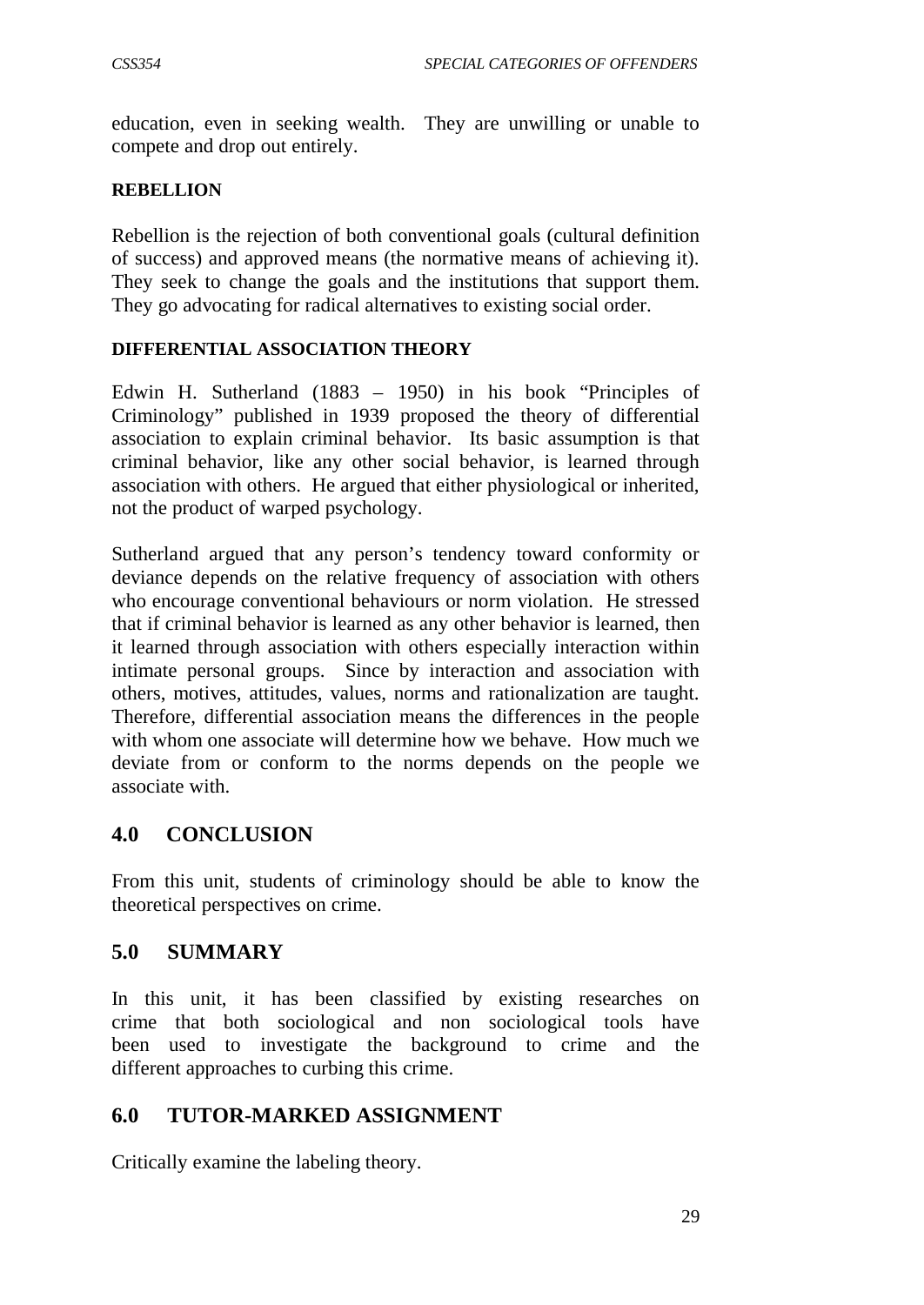education, even in seeking wealth. They are unwilling or unable to compete and drop out entirely.

**REBELLION**

Rebellion is the rejection of both conventional goals (cultural definition of success) and approved means (the normative means of achieving it). They seek to change the goals and the institutions that support them. They go advocating for radical alternatives to existing social order.

**DIFFERENTIAL ASSOCIATION THEORY**

Edwin H. Sutherland (1883 – 1950) in his book "Principles of Criminology" published in 1939 proposed the theory of differential association to explain criminal behavior. Its basic assumption is that criminal behavior, like any other social behavior, is learned through association with others. He argued that either physiological or inherited, not the product of warped psychology.

Sutherland argued that any person's tendency toward conformity or deviance depends on the relative frequency of association with others who encourage conventional behaviours or norm violation. He stressed that if criminal behavior is learned as any other behavior is learned, then it learned through association with others especially interaction within intimate personal groups. Since by interaction and association with others, motives, attitudes, values, norms and rationalization are taught. Therefore, differential association means the differences in the people with whom one associate will determine how we behave. How much we deviate from or conform to the norms depends on the people we associate with.

## 4.0 CONCLUSION

From this unit, students of criminology should be able to know the theoretical perspectives on crime.

## 5.0 SUMMARY

In this unit, it has been classified by existing researches on crime that both sociological and non sociological tools have been used to investigate the background to crime and the different approaches to curbing this crime.

## 6.0 TUTOR-MARKED ASSIGNMENT

Critically examine the labeling theory.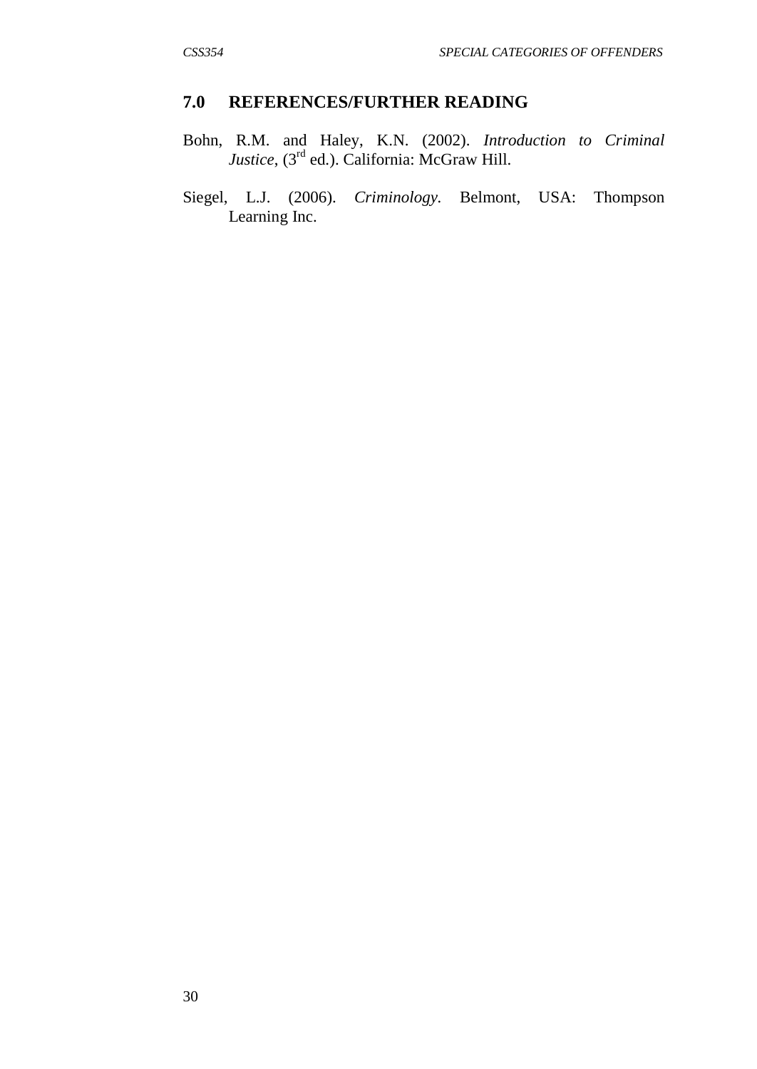## 7.0 REFERENCES/FURTHER READING

Bohn, R.M. and Haley, K.N. (2002). *Introduction to Criminal Justice*, (3rd ed.). California: McGraw Hill.

Siegel, L.J. (2006). *Criminology*. Belmont, USA: Thompson Learning Inc.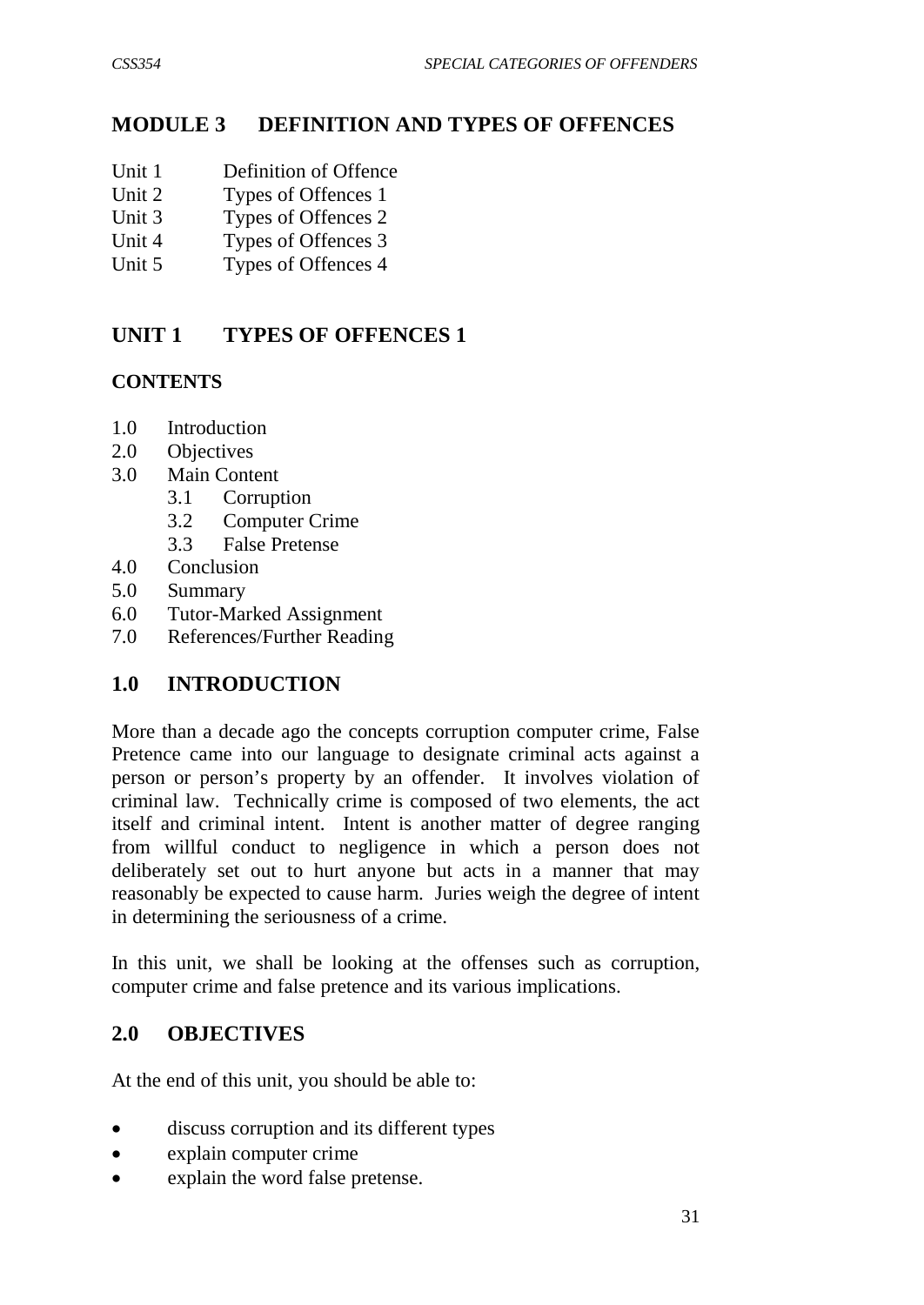# MODULE 3 DEFINITION AND TYPES OF OFFENCES

Unit 1 Definition of Offence
Unit 2 Types of Offences 1
Unit 3 Types of Offences 2
Unit 4 Types of Offences 3
Unit 5 Types of Offences 4

## UNIT 1 TYPES OF OFFENCES 1

**CONTENTS**

- 1.0 Introduction
- 2.0 Objectives
- 3.0 Main Content
  - 3.1 Corruption
  - 3.2 Computer Crime
  - 3.3 False Pretense
- 4.0 Conclusion
- 5.0 Summary
- 6.0 Tutor-Marked Assignment
- 7.0 References/Further Reading

## 1.0 INTRODUCTION

More than a decade ago the concepts corruption computer crime, False Pretence came into our language to designate criminal acts against a person or person's property by an offender. It involves violation of criminal law. Technically crime is composed of two elements, the act itself and criminal intent. Intent is another matter of degree ranging from willful conduct to negligence in which a person does not deliberately set out to hurt anyone but acts in a manner that may reasonably be expected to cause harm. Juries weigh the degree of intent in determining the seriousness of a crime.

In this unit, we shall be looking at the offenses such as corruption, computer crime and false pretence and its various implications.

## 2.0 OBJECTIVES

At the end of this unit, you should be able to:

- discuss corruption and its different types
- explain computer crime
- explain the word false pretense.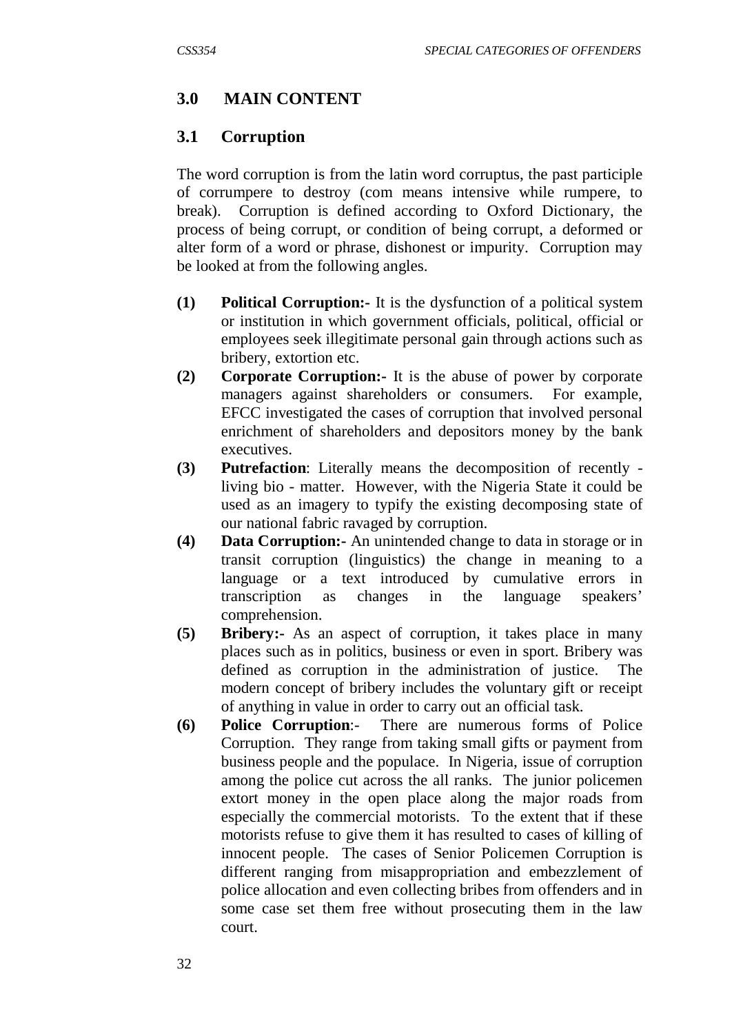## 3.0 MAIN CONTENT

### 3.1 Corruption

The word corruption is from the latin word corruptus, the past participle of corrumpere to destroy (com means intensive while rumpere, to break). Corruption is defined according to Oxford Dictionary, the process of being corrupt, or condition of being corrupt, a deformed or alter form of a word or phrase, dishonest or impurity. Corruption may be looked at from the following angles.

**(1) Political Corruption:-** It is the dysfunction of a political system or institution in which government officials, political, official or employees seek illegitimate personal gain through actions such as bribery, extortion etc.

**(2) Corporate Corruption:-** It is the abuse of power by corporate managers against shareholders or consumers. For example, EFCC investigated the cases of corruption that involved personal enrichment of shareholders and depositors money by the bank executives.

**(3) Putrefaction**: Literally means the decomposition of recently - living bio - matter. However, with the Nigeria State it could be used as an imagery to typify the existing decomposing state of our national fabric ravaged by corruption.

**(4) Data Corruption:-** An unintended change to data in storage or in transit corruption (linguistics) the change in meaning to a language or a text introduced by cumulative errors in transcription as changes in the language speakers' comprehension.

**(5) Bribery:-** As an aspect of corruption, it takes place in many places such as in politics, business or even in sport. Bribery was defined as corruption in the administration of justice. The modern concept of bribery includes the voluntary gift or receipt of anything in value in order to carry out an official task.

**(6) Police Corruption**:- There are numerous forms of Police Corruption. They range from taking small gifts or payment from business people and the populace. In Nigeria, issue of corruption among the police cut across the all ranks. The junior policemen extort money in the open place along the major roads from especially the commercial motorists. To the extent that if these motorists refuse to give them it has resulted to cases of killing of innocent people. The cases of Senior Policemen Corruption is different ranging from misappropriation and embezzlement of police allocation and even collecting bribes from offenders and in some case set them free without prosecuting them in the law court.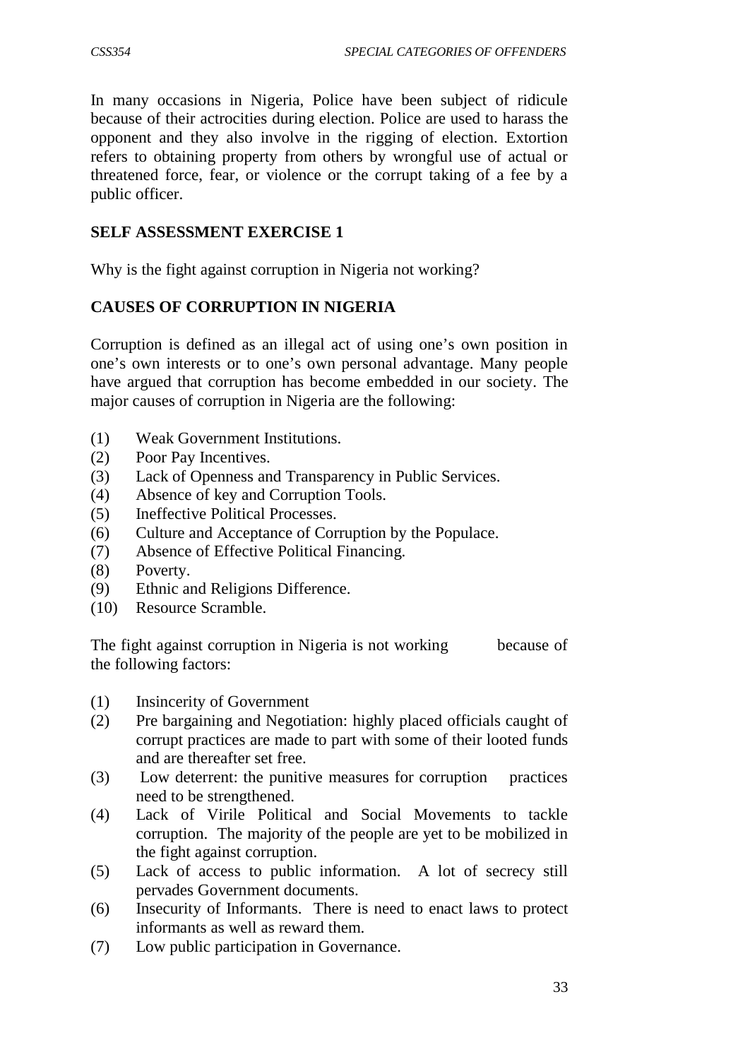In many occasions in Nigeria, Police have been subject of ridicule because of their actrocities during election. Police are used to harass the opponent and they also involve in the rigging of election. Extortion refers to obtaining property from others by wrongful use of actual or threatened force, fear, or violence or the corrupt taking of a fee by a public officer.

**SELF ASSESSMENT EXERCISE 1**

Why is the fight against corruption in Nigeria not working?

**CAUSES OF CORRUPTION IN NIGERIA**

Corruption is defined as an illegal act of using one's own position in one's own interests or to one's own personal advantage. Many people have argued that corruption has become embedded in our society. The major causes of corruption in Nigeria are the following:

(1) Weak Government Institutions.
(2) Poor Pay Incentives.
(3) Lack of Openness and Transparency in Public Services.
(4) Absence of key and Corruption Tools.
(5) Ineffective Political Processes.
(6) Culture and Acceptance of Corruption by the Populace.
(7) Absence of Effective Political Financing.
(8) Poverty.
(9) Ethnic and Religions Difference.
(10) Resource Scramble.

The fight against corruption in Nigeria is not working because of the following factors:

(1) Insincerity of Government
(2) Pre bargaining and Negotiation: highly placed officials caught of corrupt practices are made to part with some of their looted funds and are thereafter set free.
(3) Low deterrent: the punitive measures for corruption practices need to be strengthened.
(4) Lack of Virile Political and Social Movements to tackle corruption. The majority of the people are yet to be mobilized in the fight against corruption.
(5) Lack of access to public information. A lot of secrecy still pervades Government documents.
(6) Insecurity of Informants. There is need to enact laws to protect informants as well as reward them.
(7) Low public participation in Governance.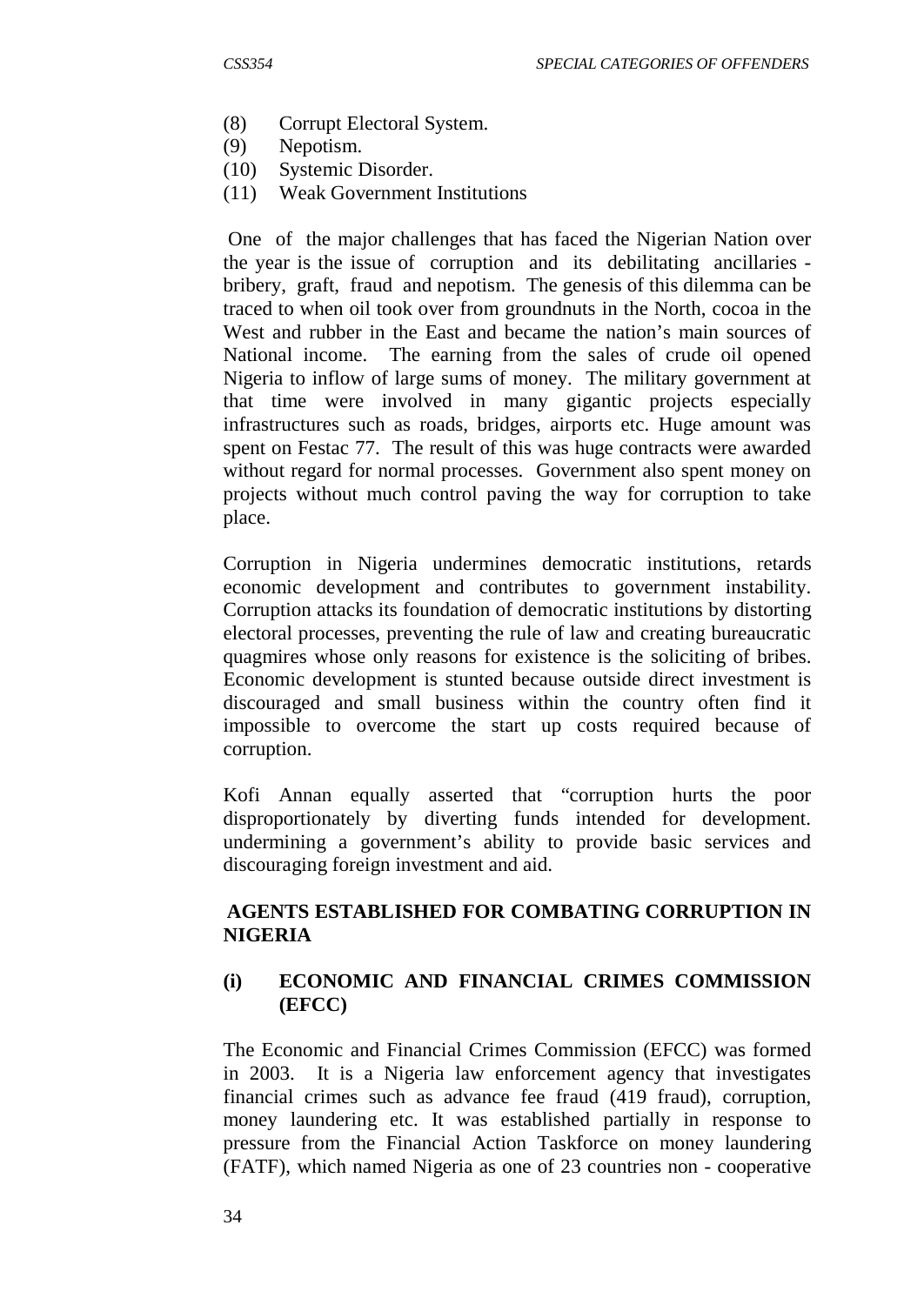(8) Corrupt Electoral System.
(9) Nepotism.
(10) Systemic Disorder.
(11) Weak Government Institutions

One of the major challenges that has faced the Nigerian Nation over the year is the issue of corruption and its debilitating ancillaries - bribery, graft, fraud and nepotism. The genesis of this dilemma can be traced to when oil took over from groundnuts in the North, cocoa in the West and rubber in the East and became the nation's main sources of National income. The earning from the sales of crude oil opened Nigeria to inflow of large sums of money. The military government at that time were involved in many gigantic projects especially infrastructures such as roads, bridges, airports etc. Huge amount was spent on Festac 77. The result of this was huge contracts were awarded without regard for normal processes. Government also spent money on projects without much control paving the way for corruption to take place.

Corruption in Nigeria undermines democratic institutions, retards economic development and contributes to government instability. Corruption attacks its foundation of democratic institutions by distorting electoral processes, preventing the rule of law and creating bureaucratic quagmires whose only reasons for existence is the soliciting of bribes. Economic development is stunted because outside direct investment is discouraged and small business within the country often find it impossible to overcome the start up costs required because of corruption.

Kofi Annan equally asserted that "corruption hurts the poor disproportionately by diverting funds intended for development. undermining a government's ability to provide basic services and discouraging foreign investment and aid.

## AGENTS ESTABLISHED FOR COMBATING CORRUPTION IN NIGERIA

### (i) ECONOMIC AND FINANCIAL CRIMES COMMISSION (EFCC)

The Economic and Financial Crimes Commission (EFCC) was formed in 2003. It is a Nigeria law enforcement agency that investigates financial crimes such as advance fee fraud (419 fraud), corruption, money laundering etc. It was established partially in response to pressure from the Financial Action Taskforce on money laundering (FATF), which named Nigeria as one of 23 countries non - cooperative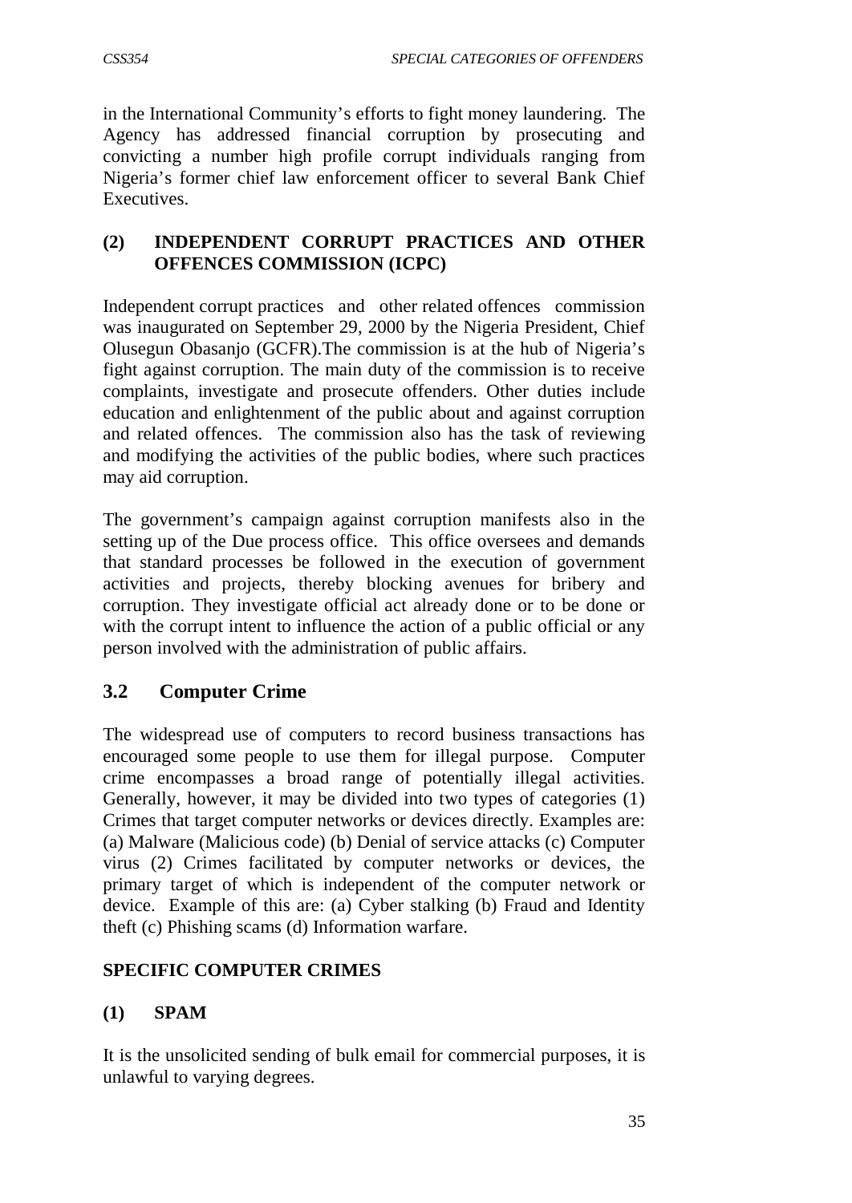in the International Community's efforts to fight money laundering. The Agency has addressed financial corruption by prosecuting and convicting a number high profile corrupt individuals ranging from Nigeria's former chief law enforcement officer to several Bank Chief Executives.

**(2) INDEPENDENT CORRUPT PRACTICES AND OTHER OFFENCES COMMISSION (ICPC)**

Independent corrupt practices and other related offences commission was inaugurated on September 29, 2000 by the Nigeria President, Chief Olusegun Obasanjo (GCFR).The commission is at the hub of Nigeria's fight against corruption. The main duty of the commission is to receive complaints, investigate and prosecute offenders. Other duties include education and enlightenment of the public about and against corruption and related offences. The commission also has the task of reviewing and modifying the activities of the public bodies, where such practices may aid corruption.

The government's campaign against corruption manifests also in the setting up of the Due process office. This office oversees and demands that standard processes be followed in the execution of government activities and projects, thereby blocking avenues for bribery and corruption. They investigate official act already done or to be done or with the corrupt intent to influence the action of a public official or any person involved with the administration of public affairs.

## 3.2 Computer Crime

The widespread use of computers to record business transactions has encouraged some people to use them for illegal purpose. Computer crime encompasses a broad range of potentially illegal activities. Generally, however, it may be divided into two types of categories (1) Crimes that target computer networks or devices directly. Examples are: (a) Malware (Malicious code) (b) Denial of service attacks (c) Computer virus (2) Crimes facilitated by computer networks or devices, the primary target of which is independent of the computer network or device. Example of this are: (a) Cyber stalking (b) Fraud and Identity theft (c) Phishing scams (d) Information warfare.

**SPECIFIC COMPUTER CRIMES**

**(1) SPAM**

It is the unsolicited sending of bulk email for commercial purposes, it is unlawful to varying degrees.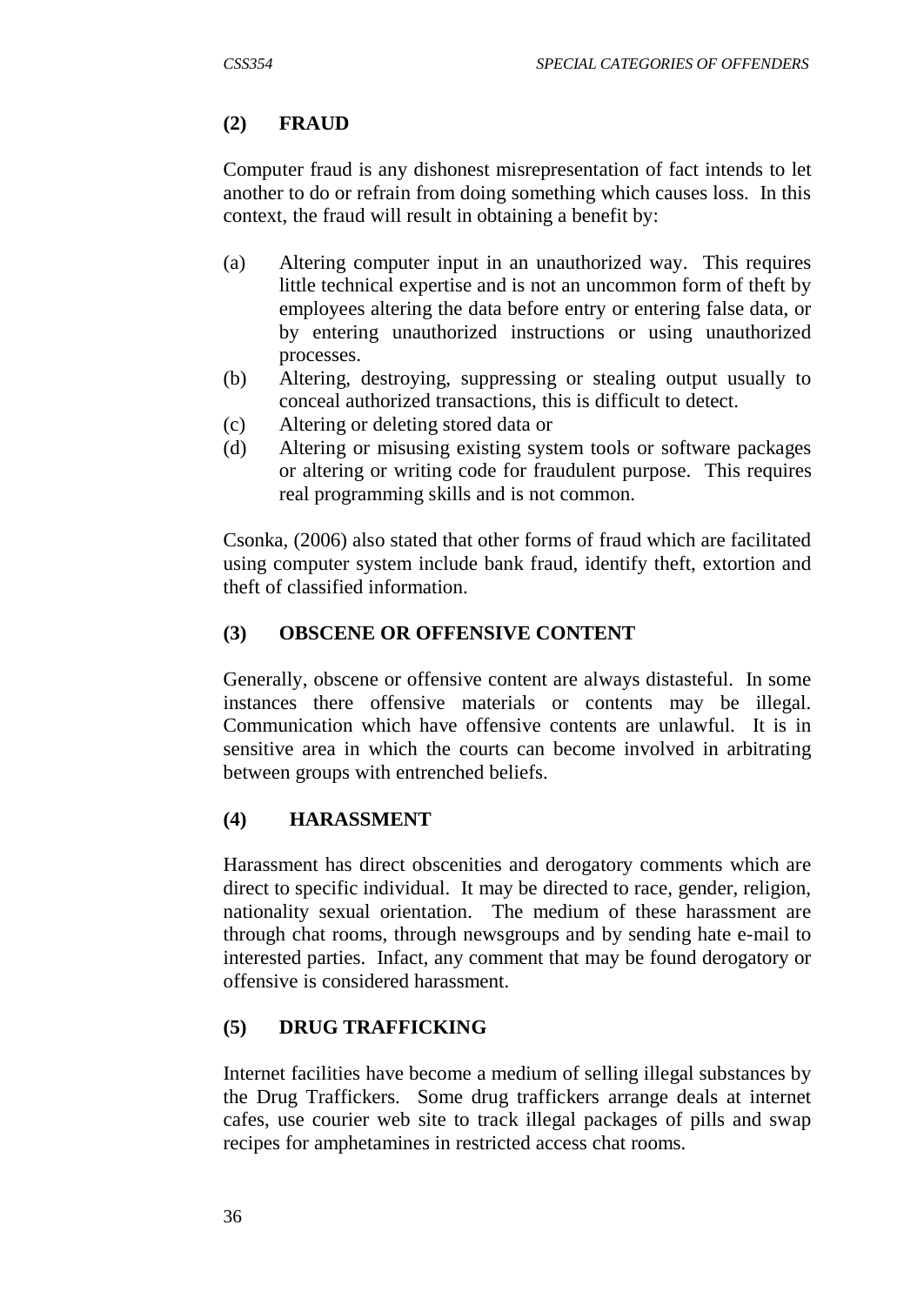### (2) FRAUD

Computer fraud is any dishonest misrepresentation of fact intends to let another to do or refrain from doing something which causes loss. In this context, the fraud will result in obtaining a benefit by:

(a) Altering computer input in an unauthorized way. This requires little technical expertise and is not an uncommon form of theft by employees altering the data before entry or entering false data, or by entering unauthorized instructions or using unauthorized processes.
(b) Altering, destroying, suppressing or stealing output usually to conceal authorized transactions, this is difficult to detect.
(c) Altering or deleting stored data or
(d) Altering or misusing existing system tools or software packages or altering or writing code for fraudulent purpose. This requires real programming skills and is not common.

Csonka, (2006) also stated that other forms of fraud which are facilitated using computer system include bank fraud, identify theft, extortion and theft of classified information.

### (3) OBSCENE OR OFFENSIVE CONTENT

Generally, obscene or offensive content are always distasteful. In some instances there offensive materials or contents may be illegal. Communication which have offensive contents are unlawful. It is in sensitive area in which the courts can become involved in arbitrating between groups with entrenched beliefs.

### (4) HARASSMENT

Harassment has direct obscenities and derogatory comments which are direct to specific individual. It may be directed to race, gender, religion, nationality sexual orientation. The medium of these harassment are through chat rooms, through newsgroups and by sending hate e-mail to interested parties. Infact, any comment that may be found derogatory or offensive is considered harassment.

### (5) DRUG TRAFFICKING

Internet facilities have become a medium of selling illegal substances by the Drug Traffickers. Some drug traffickers arrange deals at internet cafes, use courier web site to track illegal packages of pills and swap recipes for amphetamines in restricted access chat rooms.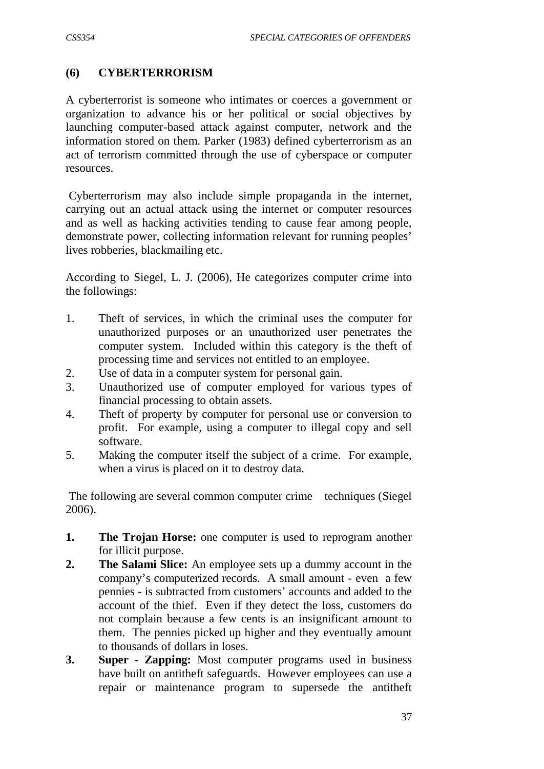## (6) CYBERTERRORISM

A cyberterrorist is someone who intimates or coerces a government or organization to advance his or her political or social objectives by launching computer-based attack against computer, network and the information stored on them. Parker (1983) defined cyberterrorism as an act of terrorism committed through the use of cyberspace or computer resources.

Cyberterrorism may also include simple propaganda in the internet, carrying out an actual attack using the internet or computer resources and as well as hacking activities tending to cause fear among people, demonstrate power, collecting information relevant for running peoples' lives robberies, blackmailing etc.

According to Siegel, L. J. (2006), He categorizes computer crime into the followings:

1. Theft of services, in which the criminal uses the computer for unauthorized purposes or an unauthorized user penetrates the computer system. Included within this category is the theft of processing time and services not entitled to an employee.
2. Use of data in a computer system for personal gain.
3. Unauthorized use of computer employed for various types of financial processing to obtain assets.
4. Theft of property by computer for personal use or conversion to profit. For example, using a computer to illegal copy and sell software.
5. Making the computer itself the subject of a crime. For example, when a virus is placed on it to destroy data.

The following are several common computer crime techniques (Siegel 2006).

1. **The Trojan Horse:** one computer is used to reprogram another for illicit purpose.
2. **The Salami Slice:** An employee sets up a dummy account in the company's computerized records. A small amount - even a few pennies - is subtracted from customers' accounts and added to the account of the thief. Even if they detect the loss, customers do not complain because a few cents is an insignificant amount to them. The pennies picked up higher and they eventually amount to thousands of dollars in loses.
3. **Super - Zapping:** Most computer programs used in business have built on antitheft safeguards. However employees can use a repair or maintenance program to supersede the antitheft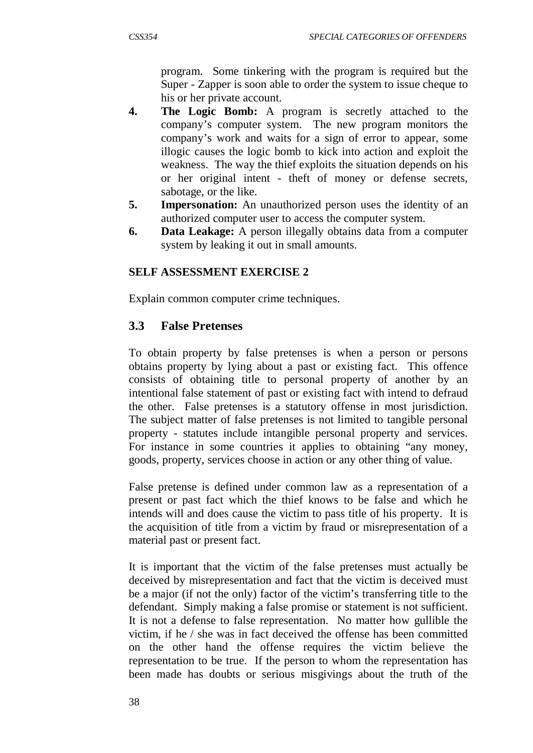program. Some tinkering with the program is required but the Super - Zapper is soon able to order the system to issue cheque to his or her private account.

4. **The Logic Bomb:** A program is secretly attached to the company's computer system. The new program monitors the company's work and waits for a sign of error to appear, some illogic causes the logic bomb to kick into action and exploit the weakness. The way the thief exploits the situation depends on his or her original intent - theft of money or defense secrets, sabotage, or the like.
5. **Impersonation:** An unauthorized person uses the identity of an authorized computer user to access the computer system.
6. **Data Leakage:** A person illegally obtains data from a computer system by leaking it out in small amounts.

**SELF ASSESSMENT EXERCISE 2**

Explain common computer crime techniques.

## 3.3 False Pretenses

To obtain property by false pretenses is when a person or persons obtains property by lying about a past or existing fact. This offence consists of obtaining title to personal property of another by an intentional false statement of past or existing fact with intend to defraud the other. False pretenses is a statutory offense in most jurisdiction. The subject matter of false pretenses is not limited to tangible personal property - statutes include intangible personal property and services. For instance in some countries it applies to obtaining "any money, goods, property, services choose in action or any other thing of value.

False pretense is defined under common law as a representation of a present or past fact which the thief knows to be false and which he intends will and does cause the victim to pass title of his property. It is the acquisition of title from a victim by fraud or misrepresentation of a material past or present fact.

It is important that the victim of the false pretenses must actually be deceived by misrepresentation and fact that the victim is deceived must be a major (if not the only) factor of the victim's transferring title to the defendant. Simply making a false promise or statement is not sufficient. It is not a defense to false representation. No matter how gullible the victim, if he / she was in fact deceived the offense has been committed on the other hand the offense requires the victim believe the representation to be true. If the person to whom the representation has been made has doubts or serious misgivings about the truth of the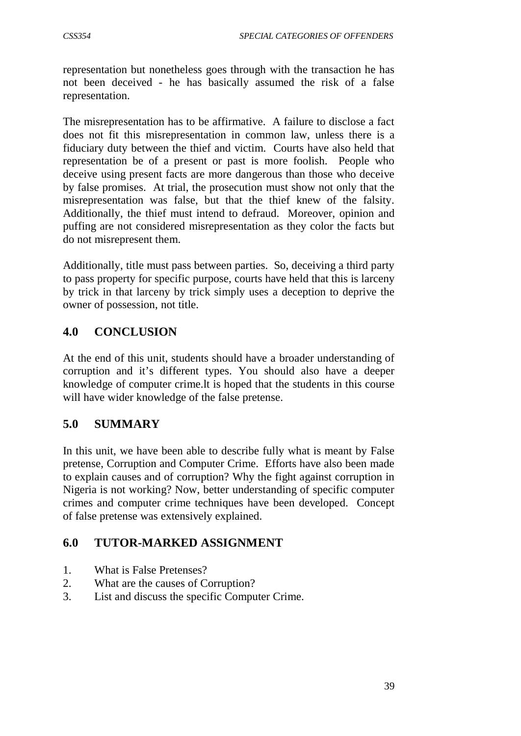representation but nonetheless goes through with the transaction he has not been deceived - he has basically assumed the risk of a false representation.

The misrepresentation has to be affirmative. A failure to disclose a fact does not fit this misrepresentation in common law, unless there is a fiduciary duty between the thief and victim. Courts have also held that representation be of a present or past is more foolish. People who deceive using present facts are more dangerous than those who deceive by false promises. At trial, the prosecution must show not only that the misrepresentation was false, but that the thief knew of the falsity. Additionally, the thief must intend to defraud. Moreover, opinion and puffing are not considered misrepresentation as they color the facts but do not misrepresent them.

Additionally, title must pass between parties. So, deceiving a third party to pass property for specific purpose, courts have held that this is larceny by trick in that larceny by trick simply uses a deception to deprive the owner of possession, not title.

## 4.0 CONCLUSION

At the end of this unit, students should have a broader understanding of corruption and it's different types. You should also have a deeper knowledge of computer crime.lt is hoped that the students in this course will have wider knowledge of the false pretense.

## 5.0 SUMMARY

In this unit, we have been able to describe fully what is meant by False pretense, Corruption and Computer Crime. Efforts have also been made to explain causes and of corruption? Why the fight against corruption in Nigeria is not working? Now, better understanding of specific computer crimes and computer crime techniques have been developed. Concept of false pretense was extensively explained.

## 6.0 TUTOR-MARKED ASSIGNMENT

1. What is False Pretenses?
2. What are the causes of Corruption?
3. List and discuss the specific Computer Crime.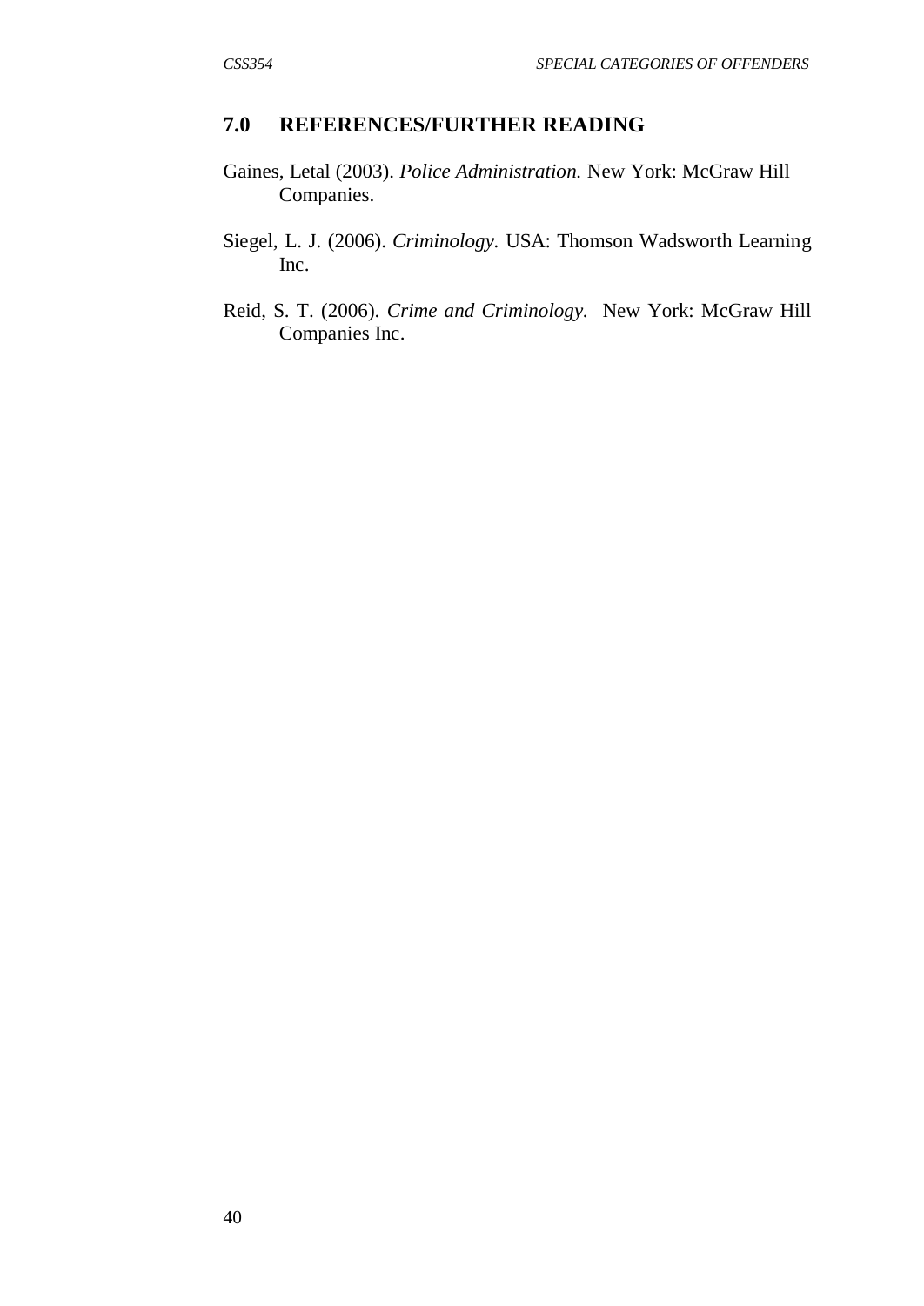## 7.0 REFERENCES/FURTHER READING

Gaines, Letal (2003). *Police Administration.* New York: McGraw Hill Companies.

Siegel, L. J. (2006). *Criminology.* USA: Thomson Wadsworth Learning Inc.

Reid, S. T. (2006). *Crime and Criminology.* New York: McGraw Hill Companies Inc.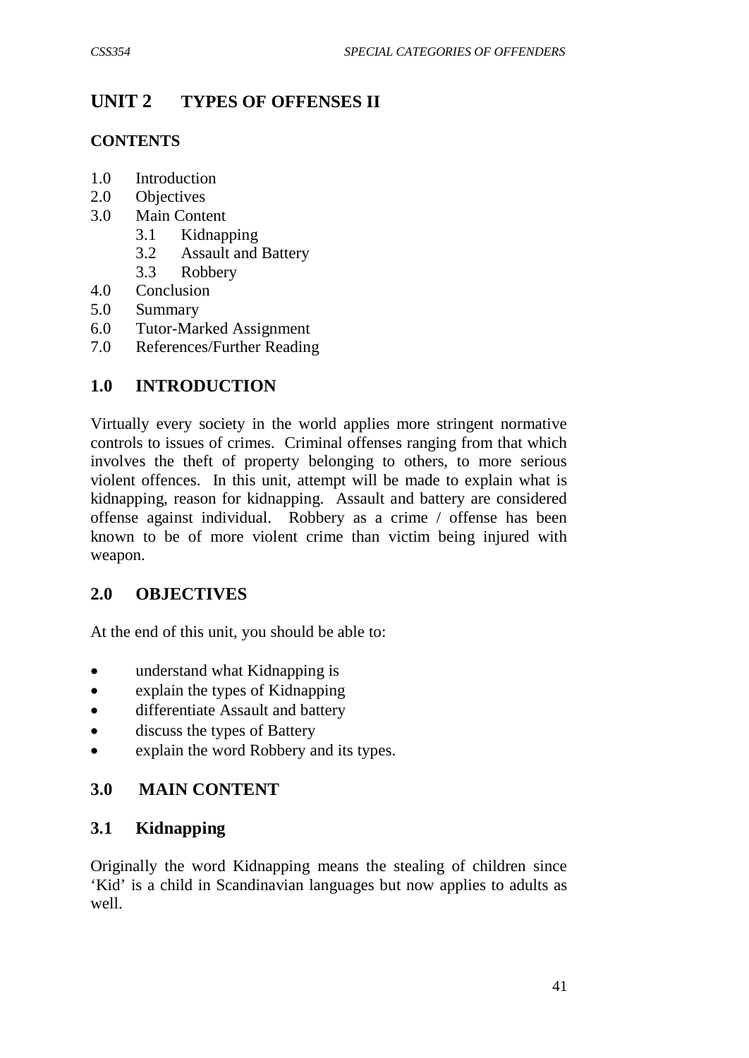# UNIT 2 TYPES OF OFFENSES II

## CONTENTS

1.0 Introduction
2.0 Objectives
3.0 Main Content
    3.1 Kidnapping
    3.2 Assault and Battery
    3.3 Robbery
4.0 Conclusion
5.0 Summary
6.0 Tutor-Marked Assignment
7.0 References/Further Reading

## 1.0 INTRODUCTION

Virtually every society in the world applies more stringent normative controls to issues of crimes. Criminal offenses ranging from that which involves the theft of property belonging to others, to more serious violent offences. In this unit, attempt will be made to explain what is kidnapping, reason for kidnapping. Assault and battery are considered offense against individual. Robbery as a crime / offense has been known to be of more violent crime than victim being injured with weapon.

## 2.0 OBJECTIVES

At the end of this unit, you should be able to:

- understand what Kidnapping is
- explain the types of Kidnapping
- differentiate Assault and battery
- discuss the types of Battery
- explain the word Robbery and its types.

## 3.0 MAIN CONTENT

### 3.1 Kidnapping

Originally the word Kidnapping means the stealing of children since 'Kid' is a child in Scandinavian languages but now applies to adults as well.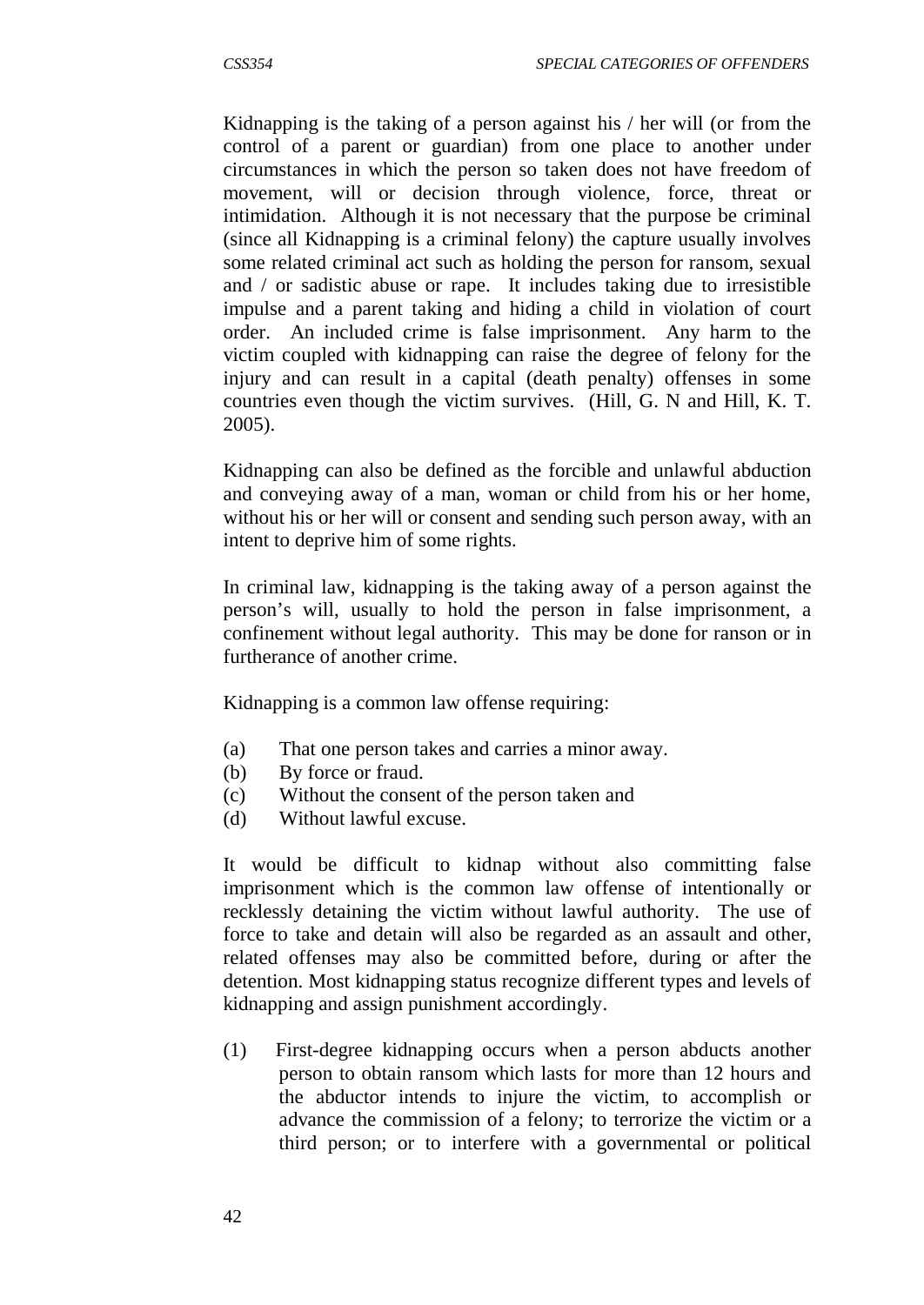Kidnapping is the taking of a person against his / her will (or from the control of a parent or guardian) from one place to another under circumstances in which the person so taken does not have freedom of movement, will or decision through violence, force, threat or intimidation. Although it is not necessary that the purpose be criminal (since all Kidnapping is a criminal felony) the capture usually involves some related criminal act such as holding the person for ransom, sexual and / or sadistic abuse or rape. It includes taking due to irresistible impulse and a parent taking and hiding a child in violation of court order. An included crime is false imprisonment. Any harm to the victim coupled with kidnapping can raise the degree of felony for the injury and can result in a capital (death penalty) offenses in some countries even though the victim survives. (Hill, G. N and Hill, K. T. 2005).

Kidnapping can also be defined as the forcible and unlawful abduction and conveying away of a man, woman or child from his or her home, without his or her will or consent and sending such person away, with an intent to deprive him of some rights.

In criminal law, kidnapping is the taking away of a person against the person's will, usually to hold the person in false imprisonment, a confinement without legal authority. This may be done for ranson or in furtherance of another crime.

Kidnapping is a common law offense requiring:

(a) That one person takes and carries a minor away.
(b) By force or fraud.
(c) Without the consent of the person taken and
(d) Without lawful excuse.

It would be difficult to kidnap without also committing false imprisonment which is the common law offense of intentionally or recklessly detaining the victim without lawful authority. The use of force to take and detain will also be regarded as an assault and other, related offenses may also be committed before, during or after the detention. Most kidnapping status recognize different types and levels of kidnapping and assign punishment accordingly.

(1) First-degree kidnapping occurs when a person abducts another person to obtain ransom which lasts for more than 12 hours and the abductor intends to injure the victim, to accomplish or advance the commission of a felony; to terrorize the victim or a third person; or to interfere with a governmental or political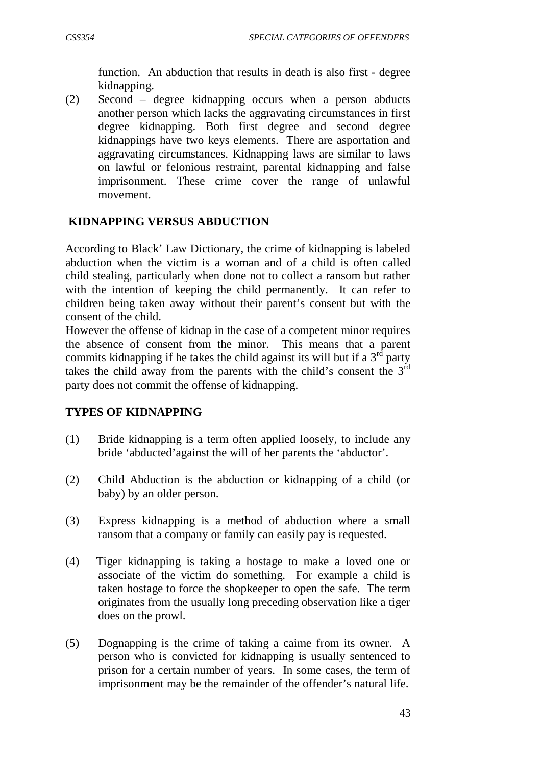function. An abduction that results in death is also first - degree kidnapping.

(2) Second – degree kidnapping occurs when a person abducts another person which lacks the aggravating circumstances in first degree kidnapping. Both first degree and second degree kidnappings have two keys elements. There are asportation and aggravating circumstances. Kidnapping laws are similar to laws on lawful or felonious restraint, parental kidnapping and false imprisonment. These crime cover the range of unlawful movement.

## KIDNAPPING VERSUS ABDUCTION

According to Black' Law Dictionary, the crime of kidnapping is labeled abduction when the victim is a woman and of a child is often called child stealing, particularly when done not to collect a ransom but rather with the intention of keeping the child permanently. It can refer to children being taken away without their parent's consent but with the consent of the child.

However the offense of kidnap in the case of a competent minor requires the absence of consent from the minor. This means that a parent commits kidnapping if he takes the child against its will but if a 3rd party takes the child away from the parents with the child's consent the 3rd party does not commit the offense of kidnapping.

## TYPES OF KIDNAPPING

(1) Bride kidnapping is a term often applied loosely, to include any bride 'abducted'against the will of her parents the 'abductor'.

(2) Child Abduction is the abduction or kidnapping of a child (or baby) by an older person.

(3) Express kidnapping is a method of abduction where a small ransom that a company or family can easily pay is requested.

(4) Tiger kidnapping is taking a hostage to make a loved one or associate of the victim do something. For example a child is taken hostage to force the shopkeeper to open the safe. The term originates from the usually long preceding observation like a tiger does on the prowl.

(5) Dognapping is the crime of taking a caime from its owner. A person who is convicted for kidnapping is usually sentenced to prison for a certain number of years. In some cases, the term of imprisonment may be the remainder of the offender's natural life.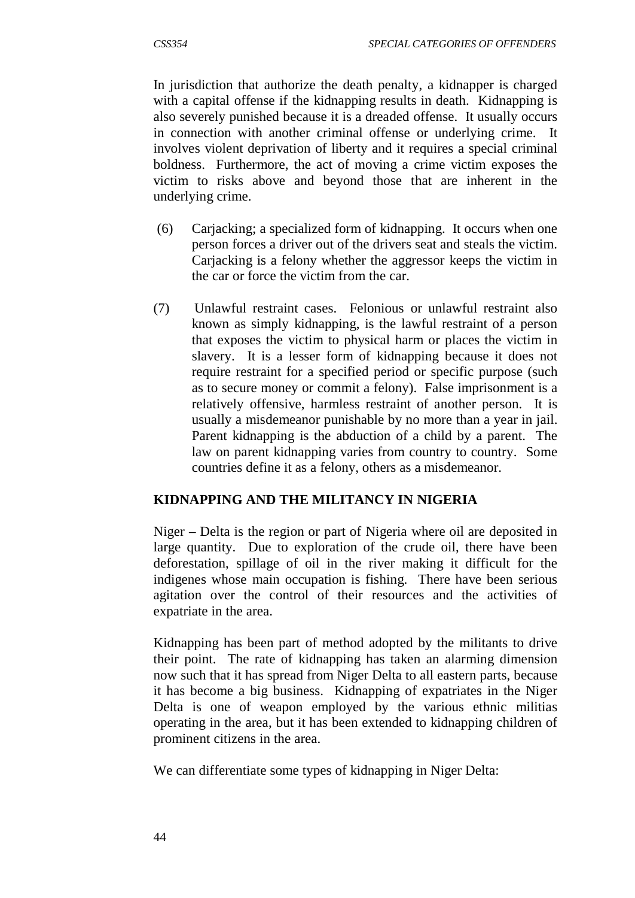In jurisdiction that authorize the death penalty, a kidnapper is charged with a capital offense if the kidnapping results in death. Kidnapping is also severely punished because it is a dreaded offense. It usually occurs in connection with another criminal offense or underlying crime. It involves violent deprivation of liberty and it requires a special criminal boldness. Furthermore, the act of moving a crime victim exposes the victim to risks above and beyond those that are inherent in the underlying crime.

(6) Carjacking; a specialized form of kidnapping. It occurs when one person forces a driver out of the drivers seat and steals the victim. Carjacking is a felony whether the aggressor keeps the victim in the car or force the victim from the car.

(7) Unlawful restraint cases. Felonious or unlawful restraint also known as simply kidnapping, is the lawful restraint of a person that exposes the victim to physical harm or places the victim in slavery. It is a lesser form of kidnapping because it does not require restraint for a specified period or specific purpose (such as to secure money or commit a felony). False imprisonment is a relatively offensive, harmless restraint of another person. It is usually a misdemeanor punishable by no more than a year in jail. Parent kidnapping is the abduction of a child by a parent. The law on parent kidnapping varies from country to country. Some countries define it as a felony, others as a misdemeanor.

## KIDNAPPING AND THE MILITANCY IN NIGERIA

Niger – Delta is the region or part of Nigeria where oil are deposited in large quantity. Due to exploration of the crude oil, there have been deforestation, spillage of oil in the river making it difficult for the indigenes whose main occupation is fishing. There have been serious agitation over the control of their resources and the activities of expatriate in the area.

Kidnapping has been part of method adopted by the militants to drive their point. The rate of kidnapping has taken an alarming dimension now such that it has spread from Niger Delta to all eastern parts, because it has become a big business. Kidnapping of expatriates in the Niger Delta is one of weapon employed by the various ethnic militias operating in the area, but it has been extended to kidnapping children of prominent citizens in the area.

We can differentiate some types of kidnapping in Niger Delta: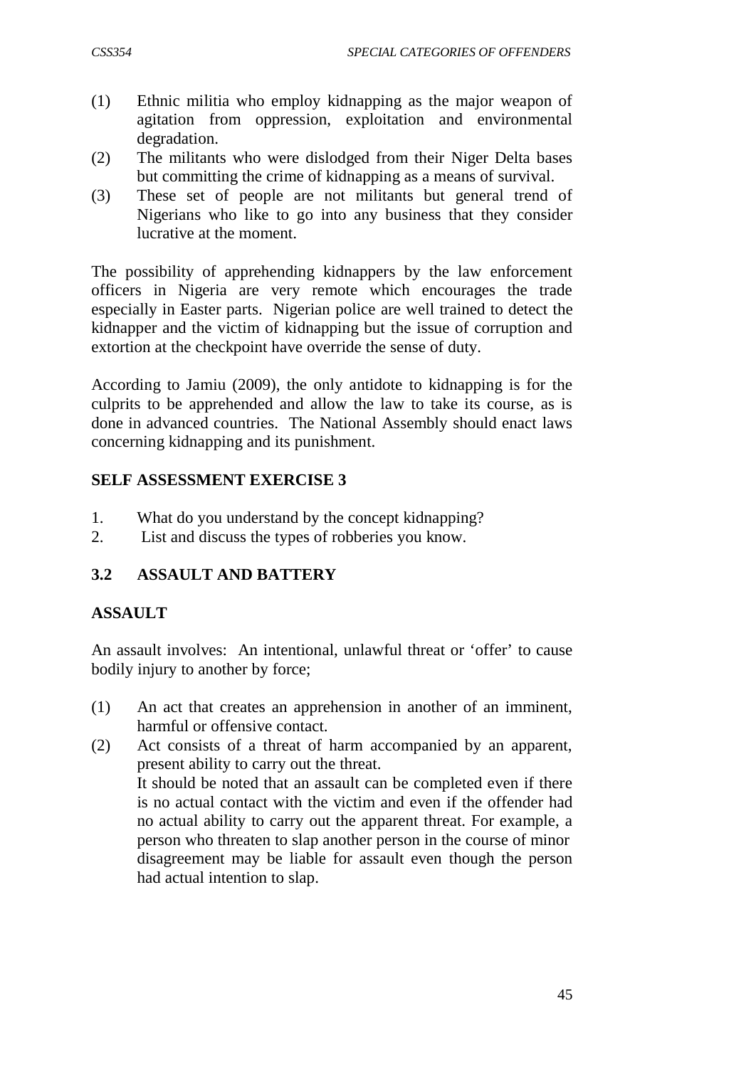(1) Ethnic militia who employ kidnapping as the major weapon of agitation from oppression, exploitation and environmental degradation.
(2) The militants who were dislodged from their Niger Delta bases but committing the crime of kidnapping as a means of survival.
(3) These set of people are not militants but general trend of Nigerians who like to go into any business that they consider lucrative at the moment.

The possibility of apprehending kidnappers by the law enforcement officers in Nigeria are very remote which encourages the trade especially in Easter parts. Nigerian police are well trained to detect the kidnapper and the victim of kidnapping but the issue of corruption and extortion at the checkpoint have override the sense of duty.

According to Jamiu (2009), the only antidote to kidnapping is for the culprits to be apprehended and allow the law to take its course, as is done in advanced countries. The National Assembly should enact laws concerning kidnapping and its punishment.

**SELF ASSESSMENT EXERCISE 3**

1. What do you understand by the concept kidnapping?
2. List and discuss the types of robberies you know.

## 3.2 ASSAULT AND BATTERY

### ASSAULT

An assault involves: An intentional, unlawful threat or 'offer' to cause bodily injury to another by force;

(1) An act that creates an apprehension in another of an imminent, harmful or offensive contact.
(2) Act consists of a threat of harm accompanied by an apparent, present ability to carry out the threat.
    It should be noted that an assault can be completed even if there is no actual contact with the victim and even if the offender had no actual ability to carry out the apparent threat. For example, a person who threaten to slap another person in the course of minor disagreement may be liable for assault even though the person had actual intention to slap.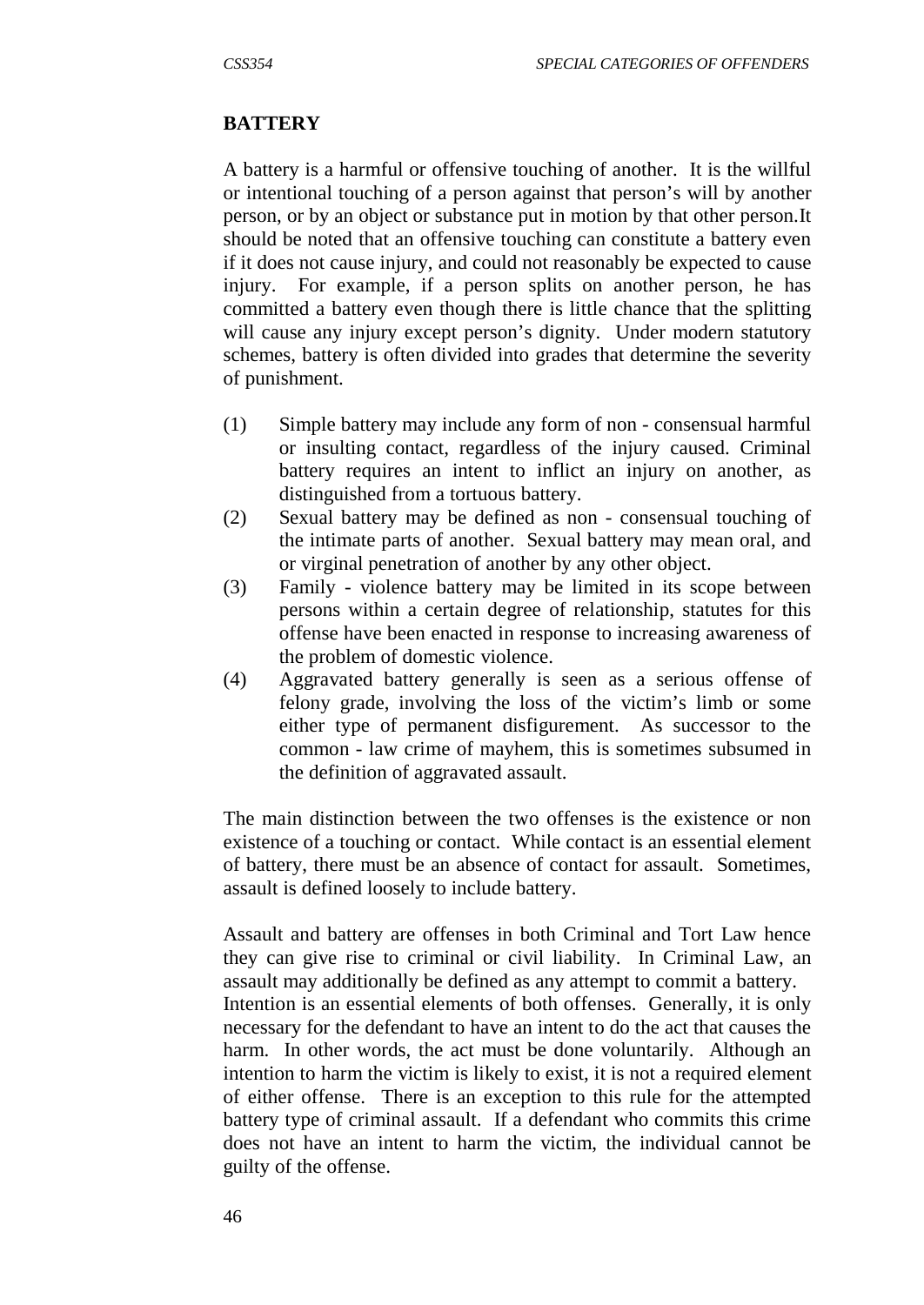**BATTERY**

A battery is a harmful or offensive touching of another. It is the willful or intentional touching of a person against that person's will by another person, or by an object or substance put in motion by that other person.It should be noted that an offensive touching can constitute a battery even if it does not cause injury, and could not reasonably be expected to cause injury. For example, if a person splits on another person, he has committed a battery even though there is little chance that the splitting will cause any injury except person's dignity. Under modern statutory schemes, battery is often divided into grades that determine the severity of punishment.

(1) Simple battery may include any form of non - consensual harmful or insulting contact, regardless of the injury caused. Criminal battery requires an intent to inflict an injury on another, as distinguished from a tortuous battery.
(2) Sexual battery may be defined as non - consensual touching of the intimate parts of another. Sexual battery may mean oral, and or virginal penetration of another by any other object.
(3) Family - violence battery may be limited in its scope between persons within a certain degree of relationship, statutes for this offense have been enacted in response to increasing awareness of the problem of domestic violence.
(4) Aggravated battery generally is seen as a serious offense of felony grade, involving the loss of the victim's limb or some either type of permanent disfigurement. As successor to the common - law crime of mayhem, this is sometimes subsumed in the definition of aggravated assault.

The main distinction between the two offenses is the existence or non existence of a touching or contact. While contact is an essential element of battery, there must be an absence of contact for assault. Sometimes, assault is defined loosely to include battery.

Assault and battery are offenses in both Criminal and Tort Law hence they can give rise to criminal or civil liability. In Criminal Law, an assault may additionally be defined as any attempt to commit a battery.
Intention is an essential elements of both offenses. Generally, it is only necessary for the defendant to have an intent to do the act that causes the harm. In other words, the act must be done voluntarily. Although an intention to harm the victim is likely to exist, it is not a required element of either offense. There is an exception to this rule for the attempted battery type of criminal assault. If a defendant who commits this crime does not have an intent to harm the victim, the individual cannot be guilty of the offense.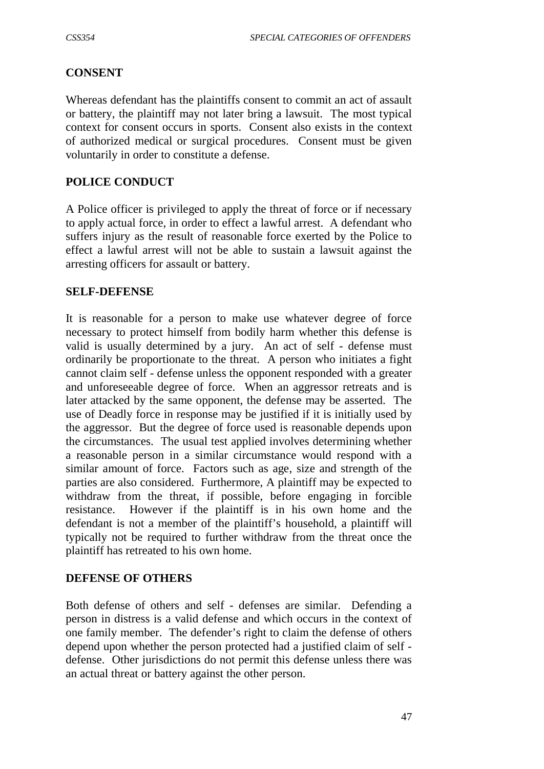## CONSENT

Whereas defendant has the plaintiffs consent to commit an act of assault or battery, the plaintiff may not later bring a lawsuit. The most typical context for consent occurs in sports. Consent also exists in the context of authorized medical or surgical procedures. Consent must be given voluntarily in order to constitute a defense.

## POLICE CONDUCT

A Police officer is privileged to apply the threat of force or if necessary to apply actual force, in order to effect a lawful arrest. A defendant who suffers injury as the result of reasonable force exerted by the Police to effect a lawful arrest will not be able to sustain a lawsuit against the arresting officers for assault or battery.

## SELF-DEFENSE

It is reasonable for a person to make use whatever degree of force necessary to protect himself from bodily harm whether this defense is valid is usually determined by a jury. An act of self - defense must ordinarily be proportionate to the threat. A person who initiates a fight cannot claim self - defense unless the opponent responded with a greater and unforeseeable degree of force. When an aggressor retreats and is later attacked by the same opponent, the defense may be asserted. The use of Deadly force in response may be justified if it is initially used by the aggressor. But the degree of force used is reasonable depends upon the circumstances. The usual test applied involves determining whether a reasonable person in a similar circumstance would respond with a similar amount of force. Factors such as age, size and strength of the parties are also considered. Furthermore, A plaintiff may be expected to withdraw from the threat, if possible, before engaging in forcible resistance. However if the plaintiff is in his own home and the defendant is not a member of the plaintiff's household, a plaintiff will typically not be required to further withdraw from the threat once the plaintiff has retreated to his own home.

## DEFENSE OF OTHERS

Both defense of others and self - defenses are similar. Defending a person in distress is a valid defense and which occurs in the context of one family member. The defender's right to claim the defense of others depend upon whether the person protected had a justified claim of self - defense. Other jurisdictions do not permit this defense unless there was an actual threat or battery against the other person.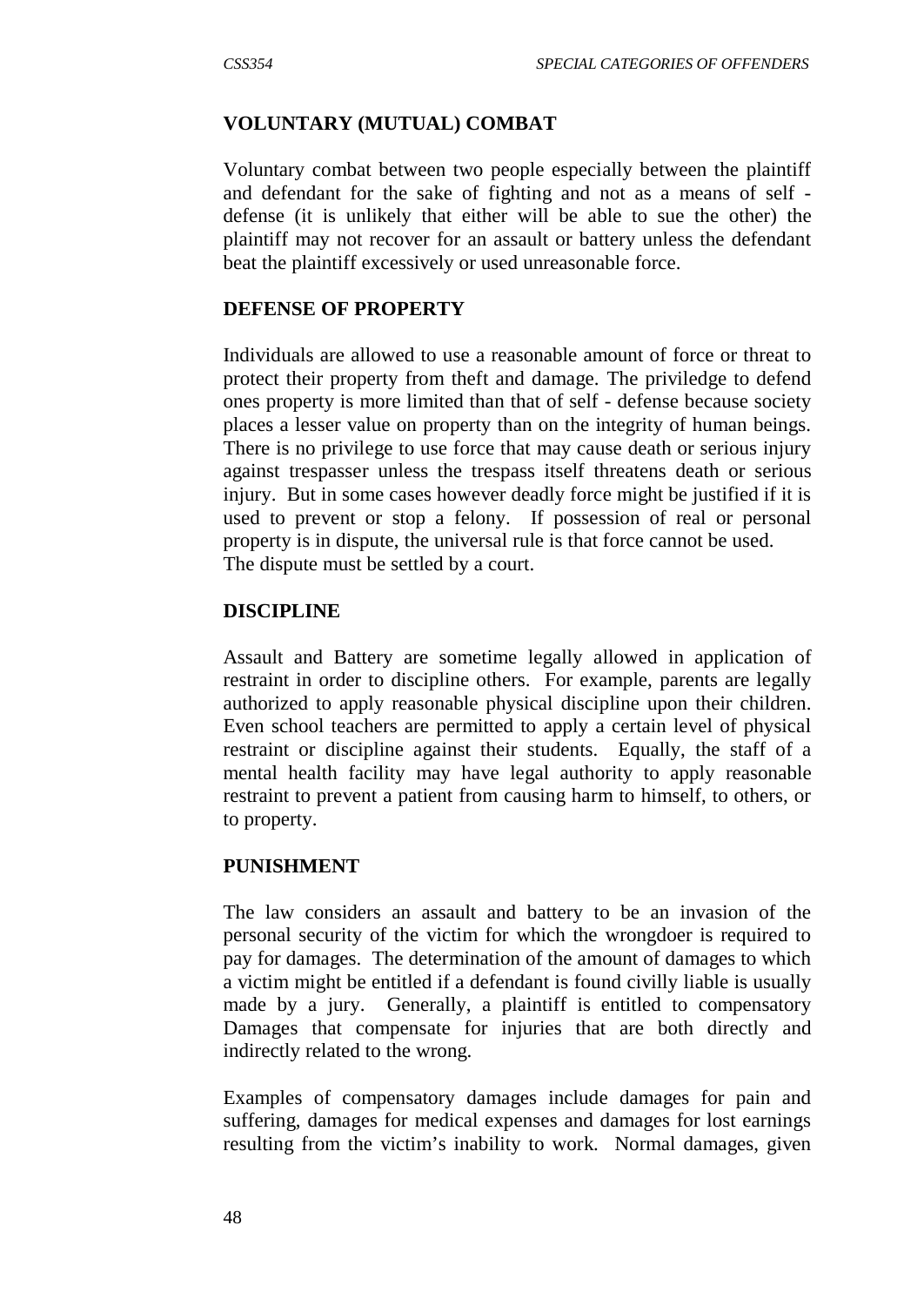### VOLUNTARY (MUTUAL) COMBAT

Voluntary combat between two people especially between the plaintiff and defendant for the sake of fighting and not as a means of self - defense (it is unlikely that either will be able to sue the other) the plaintiff may not recover for an assault or battery unless the defendant beat the plaintiff excessively or used unreasonable force.

### DEFENSE OF PROPERTY

Individuals are allowed to use a reasonable amount of force or threat to protect their property from theft and damage. The priviledge to defend ones property is more limited than that of self - defense because society places a lesser value on property than on the integrity of human beings. There is no privilege to use force that may cause death or serious injury against trespasser unless the trespass itself threatens death or serious injury. But in some cases however deadly force might be justified if it is used to prevent or stop a felony. If possession of real or personal property is in dispute, the universal rule is that force cannot be used. The dispute must be settled by a court.

### DISCIPLINE

Assault and Battery are sometime legally allowed in application of restraint in order to discipline others. For example, parents are legally authorized to apply reasonable physical discipline upon their children. Even school teachers are permitted to apply a certain level of physical restraint or discipline against their students. Equally, the staff of a mental health facility may have legal authority to apply reasonable restraint to prevent a patient from causing harm to himself, to others, or to property.

### PUNISHMENT

The law considers an assault and battery to be an invasion of the personal security of the victim for which the wrongdoer is required to pay for damages. The determination of the amount of damages to which a victim might be entitled if a defendant is found civilly liable is usually made by a jury. Generally, a plaintiff is entitled to compensatory Damages that compensate for injuries that are both directly and indirectly related to the wrong.

Examples of compensatory damages include damages for pain and suffering, damages for medical expenses and damages for lost earnings resulting from the victim's inability to work. Normal damages, given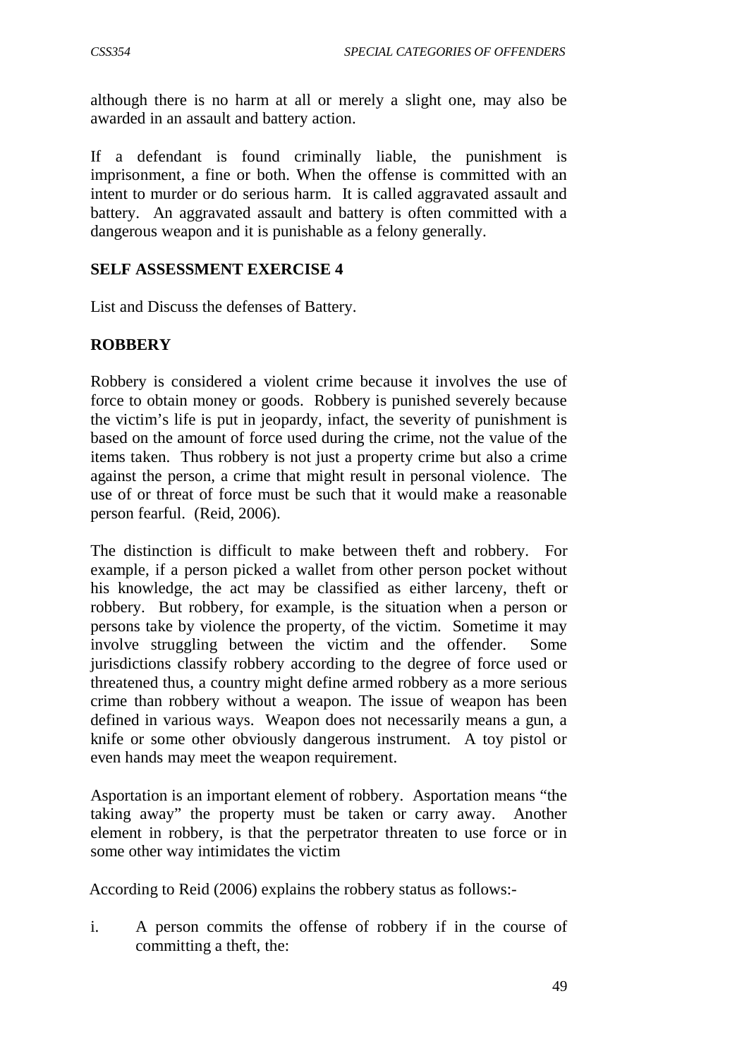although there is no harm at all or merely a slight one, may also be awarded in an assault and battery action.

If a defendant is found criminally liable, the punishment is imprisonment, a fine or both. When the offense is committed with an intent to murder or do serious harm. It is called aggravated assault and battery. An aggravated assault and battery is often committed with a dangerous weapon and it is punishable as a felony generally.

## SELF ASSESSMENT EXERCISE 4

List and Discuss the defenses of Battery.

## ROBBERY

Robbery is considered a violent crime because it involves the use of force to obtain money or goods. Robbery is punished severely because the victim's life is put in jeopardy, infact, the severity of punishment is based on the amount of force used during the crime, not the value of the items taken. Thus robbery is not just a property crime but also a crime against the person, a crime that might result in personal violence. The use of or threat of force must be such that it would make a reasonable person fearful. (Reid, 2006).

The distinction is difficult to make between theft and robbery. For example, if a person picked a wallet from other person pocket without his knowledge, the act may be classified as either larceny, theft or robbery. But robbery, for example, is the situation when a person or persons take by violence the property, of the victim. Sometime it may involve struggling between the victim and the offender. Some jurisdictions classify robbery according to the degree of force used or threatened thus, a country might define armed robbery as a more serious crime than robbery without a weapon. The issue of weapon has been defined in various ways. Weapon does not necessarily means a gun, a knife or some other obviously dangerous instrument. A toy pistol or even hands may meet the weapon requirement.

Asportation is an important element of robbery. Asportation means "the taking away" the property must be taken or carry away. Another element in robbery, is that the perpetrator threaten to use force or in some other way intimidates the victim

According to Reid (2006) explains the robbery status as follows:-

i. A person commits the offense of robbery if in the course of committing a theft, the: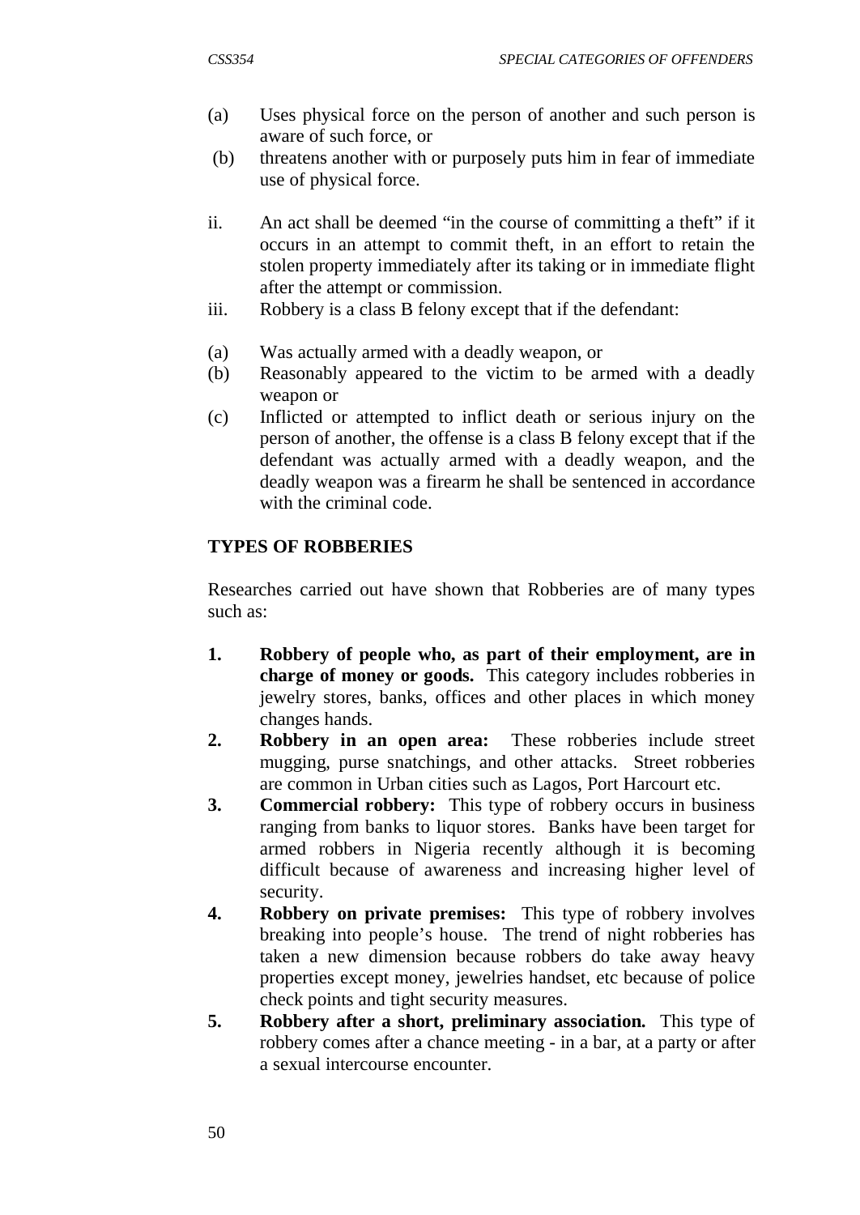(a) Uses physical force on the person of another and such person is aware of such force, or

(b) threatens another with or purposely puts him in fear of immediate use of physical force.

ii. An act shall be deemed "in the course of committing a theft" if it occurs in an attempt to commit theft, in an effort to retain the stolen property immediately after its taking or in immediate flight after the attempt or commission.

iii. Robbery is a class B felony except that if the defendant:

(a) Was actually armed with a deadly weapon, or

(b) Reasonably appeared to the victim to be armed with a deadly weapon or

(c) Inflicted or attempted to inflict death or serious injury on the person of another, the offense is a class B felony except that if the defendant was actually armed with a deadly weapon, and the deadly weapon was a firearm he shall be sentenced in accordance with the criminal code.

**TYPES OF ROBBERIES**

Researches carried out have shown that Robberies are of many types such as:

1. **Robbery of people who, as part of their employment, are in charge of money or goods.** This category includes robberies in jewelry stores, banks, offices and other places in which money changes hands.
2. **Robbery in an open area:** These robberies include street mugging, purse snatchings, and other attacks. Street robberies are common in Urban cities such as Lagos, Port Harcourt etc.
3. **Commercial robbery:** This type of robbery occurs in business ranging from banks to liquor stores. Banks have been target for armed robbers in Nigeria recently although it is becoming difficult because of awareness and increasing higher level of security.
4. **Robbery on private premises:** This type of robbery involves breaking into people's house. The trend of night robberies has taken a new dimension because robbers do take away heavy properties except money, jewelries handset, etc because of police check points and tight security measures.
5. **Robbery after a short, preliminary association.** This type of robbery comes after a chance meeting - in a bar, at a party or after a sexual intercourse encounter.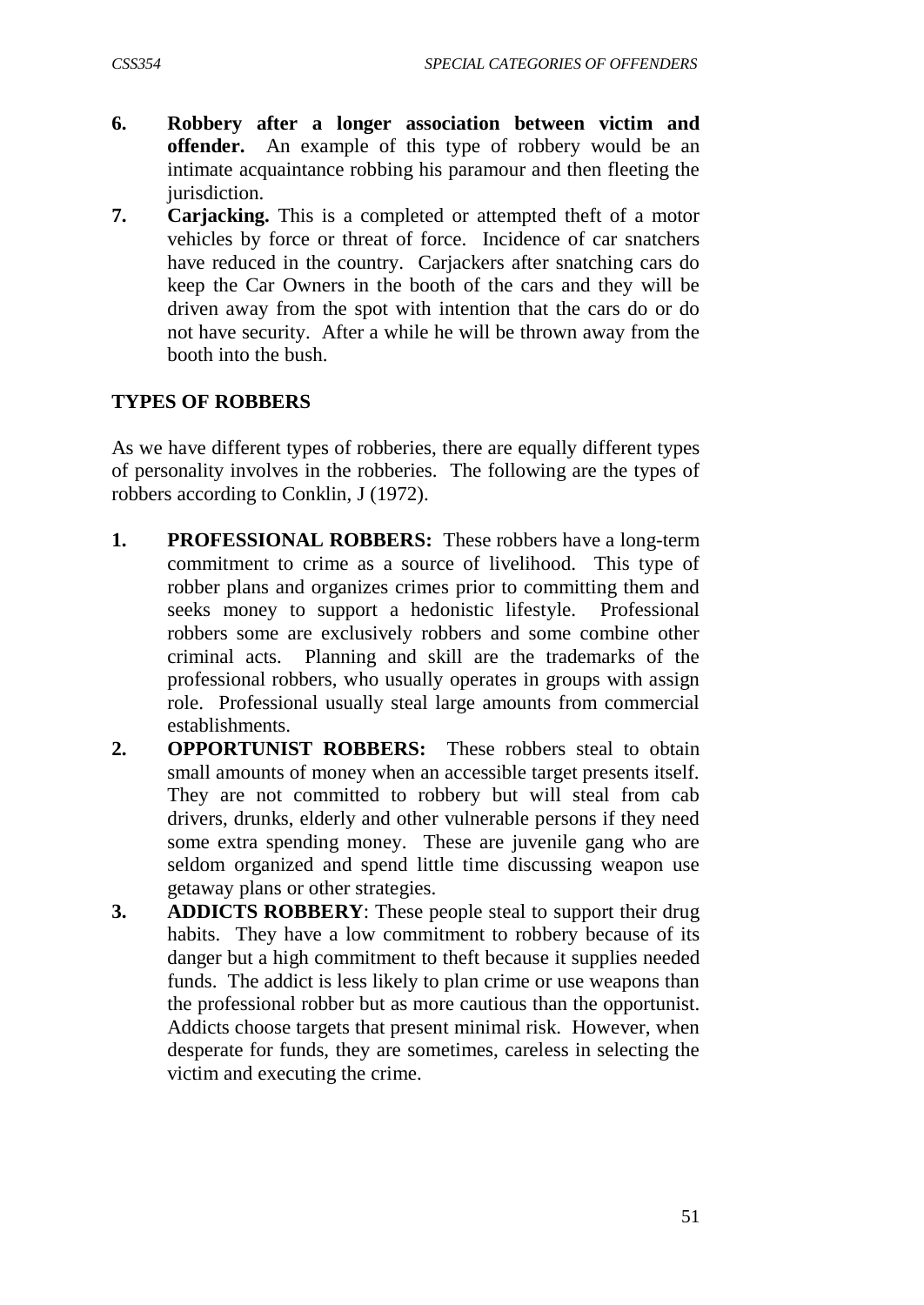6. **Robbery after a longer association between victim and offender.** An example of this type of robbery would be an intimate acquaintance robbing his paramour and then fleeting the jurisdiction.
7. **Carjacking.** This is a completed or attempted theft of a motor vehicles by force or threat of force. Incidence of car snatchers have reduced in the country. Carjackers after snatching cars do keep the Car Owners in the booth of the cars and they will be driven away from the spot with intention that the cars do or do not have security. After a while he will be thrown away from the booth into the bush.

## TYPES OF ROBBERS

As we have different types of robberies, there are equally different types of personality involves in the robberies. The following are the types of robbers according to Conklin, J (1972).

1. **PROFESSIONAL ROBBERS:** These robbers have a long-term commitment to crime as a source of livelihood. This type of robber plans and organizes crimes prior to committing them and seeks money to support a hedonistic lifestyle. Professional robbers some are exclusively robbers and some combine other criminal acts. Planning and skill are the trademarks of the professional robbers, who usually operates in groups with assign role. Professional usually steal large amounts from commercial establishments.
2. **OPPORTUNIST ROBBERS:** These robbers steal to obtain small amounts of money when an accessible target presents itself. They are not committed to robbery but will steal from cab drivers, drunks, elderly and other vulnerable persons if they need some extra spending money. These are juvenile gang who are seldom organized and spend little time discussing weapon use getaway plans or other strategies.
3. **ADDICTS ROBBERY**: These people steal to support their drug habits. They have a low commitment to robbery because of its danger but a high commitment to theft because it supplies needed funds. The addict is less likely to plan crime or use weapons than the professional robber but as more cautious than the opportunist. Addicts choose targets that present minimal risk. However, when desperate for funds, they are sometimes, careless in selecting the victim and executing the crime.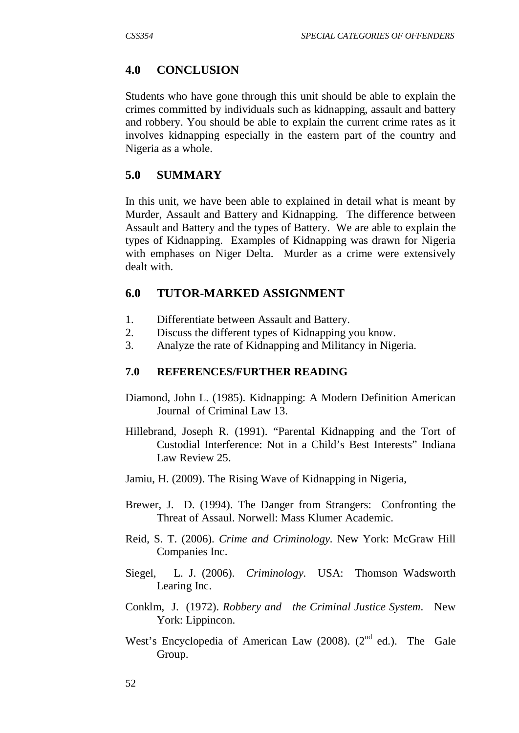## 4.0 CONCLUSION

Students who have gone through this unit should be able to explain the crimes committed by individuals such as kidnapping, assault and battery and robbery. You should be able to explain the current crime rates as it involves kidnapping especially in the eastern part of the country and Nigeria as a whole.

## 5.0 SUMMARY

In this unit, we have been able to explained in detail what is meant by Murder, Assault and Battery and Kidnapping. The difference between Assault and Battery and the types of Battery. We are able to explain the types of Kidnapping. Examples of Kidnapping was drawn for Nigeria with emphases on Niger Delta. Murder as a crime were extensively dealt with.

## 6.0 TUTOR-MARKED ASSIGNMENT

1. Differentiate between Assault and Battery.
2. Discuss the different types of Kidnapping you know.
3. Analyze the rate of Kidnapping and Militancy in Nigeria.

## 7.0 REFERENCES/FURTHER READING

Diamond, John L. (1985). Kidnapping: A Modern Definition American Journal of Criminal Law 13.

Hillebrand, Joseph R. (1991). "Parental Kidnapping and the Tort of Custodial Interference: Not in a Child's Best Interests" Indiana Law Review 25.

Jamiu, H. (2009). The Rising Wave of Kidnapping in Nigeria,

Brewer, J. D. (1994). The Danger from Strangers: Confronting the Threat of Assaul. Norwell: Mass Klumer Academic.

Reid, S. T. (2006). *Crime and Criminology*. New York: McGraw Hill Companies Inc.

Siegel, L. J. (2006). *Criminology*. USA: Thomson Wadsworth Learing Inc.

Conklm, J. (1972). *Robbery and the Criminal Justice System*. New York: Lippincon.

West's Encyclopedia of American Law (2008). (2nd ed.). The Gale Group.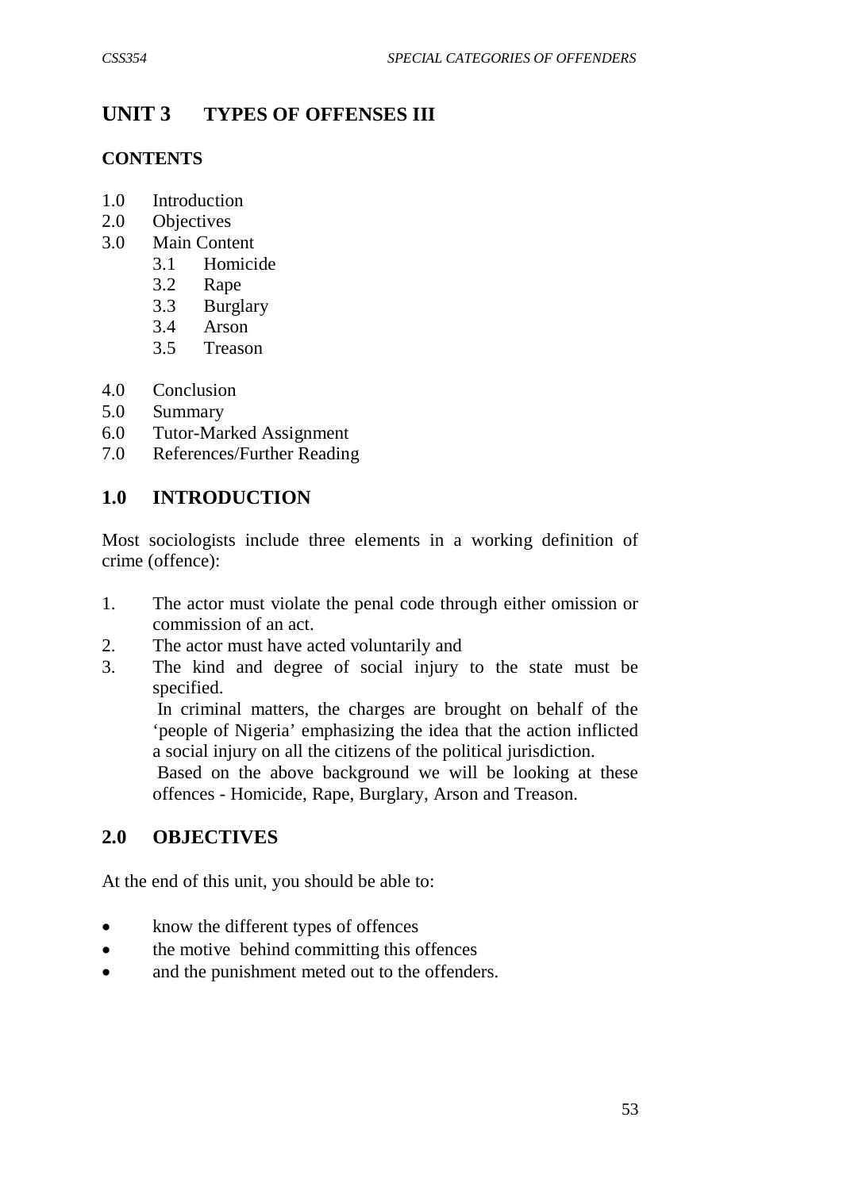# UNIT 3 TYPES OF OFFENSES III

## CONTENTS

1.0 Introduction
2.0 Objectives
3.0 Main Content
    3.1 Homicide
    3.2 Rape
    3.3 Burglary
    3.4 Arson
    3.5 Treason
4.0 Conclusion
5.0 Summary
6.0 Tutor-Marked Assignment
7.0 References/Further Reading

## 1.0 INTRODUCTION

Most sociologists include three elements in a working definition of crime (offence):

1. The actor must violate the penal code through either omission or commission of an act.
2. The actor must have acted voluntarily and
3. The kind and degree of social injury to the state must be specified.

   In criminal matters, the charges are brought on behalf of the 'people of Nigeria' emphasizing the idea that the action inflicted a social injury on all the citizens of the political jurisdiction.

   Based on the above background we will be looking at these offences - Homicide, Rape, Burglary, Arson and Treason.

## 2.0 OBJECTIVES

At the end of this unit, you should be able to:

- know the different types of offences
- the motive behind committing this offences
- and the punishment meted out to the offenders.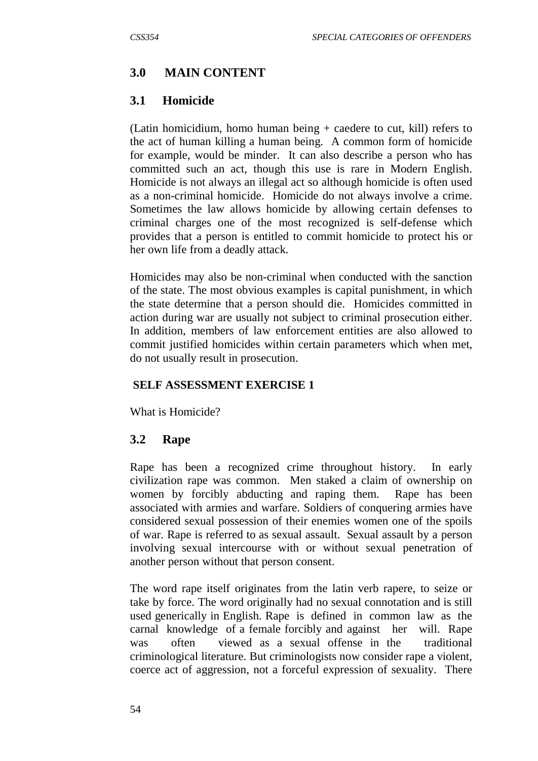## 3.0 MAIN CONTENT

### 3.1 Homicide

(Latin homicidium, homo human being + caedere to cut, kill) refers to the act of human killing a human being. A common form of homicide for example, would be minder. It can also describe a person who has committed such an act, though this use is rare in Modern English. Homicide is not always an illegal act so although homicide is often used as a non-criminal homicide. Homicide do not always involve a crime. Sometimes the law allows homicide by allowing certain defenses to criminal charges one of the most recognized is self-defense which provides that a person is entitled to commit homicide to protect his or her own life from a deadly attack.

Homicides may also be non-criminal when conducted with the sanction of the state. The most obvious examples is capital punishment, in which the state determine that a person should die. Homicides committed in action during war are usually not subject to criminal prosecution either. In addition, members of law enforcement entities are also allowed to commit justified homicides within certain parameters which when met, do not usually result in prosecution.

**SELF ASSESSMENT EXERCISE 1**

What is Homicide?

### 3.2 Rape

Rape has been a recognized crime throughout history. In early civilization rape was common. Men staked a claim of ownership on women by forcibly abducting and raping them. Rape has been associated with armies and warfare. Soldiers of conquering armies have considered sexual possession of their enemies women one of the spoils of war. Rape is referred to as sexual assault. Sexual assault by a person involving sexual intercourse with or without sexual penetration of another person without that person consent.

The word rape itself originates from the latin verb rapere, to seize or take by force. The word originally had no sexual connotation and is still used generically in English. Rape is defined in common law as the carnal knowledge of a female forcibly and against her will. Rape was often viewed as a sexual offense in the traditional criminological literature. But criminologists now consider rape a violent, coerce act of aggression, not a forceful expression of sexuality. There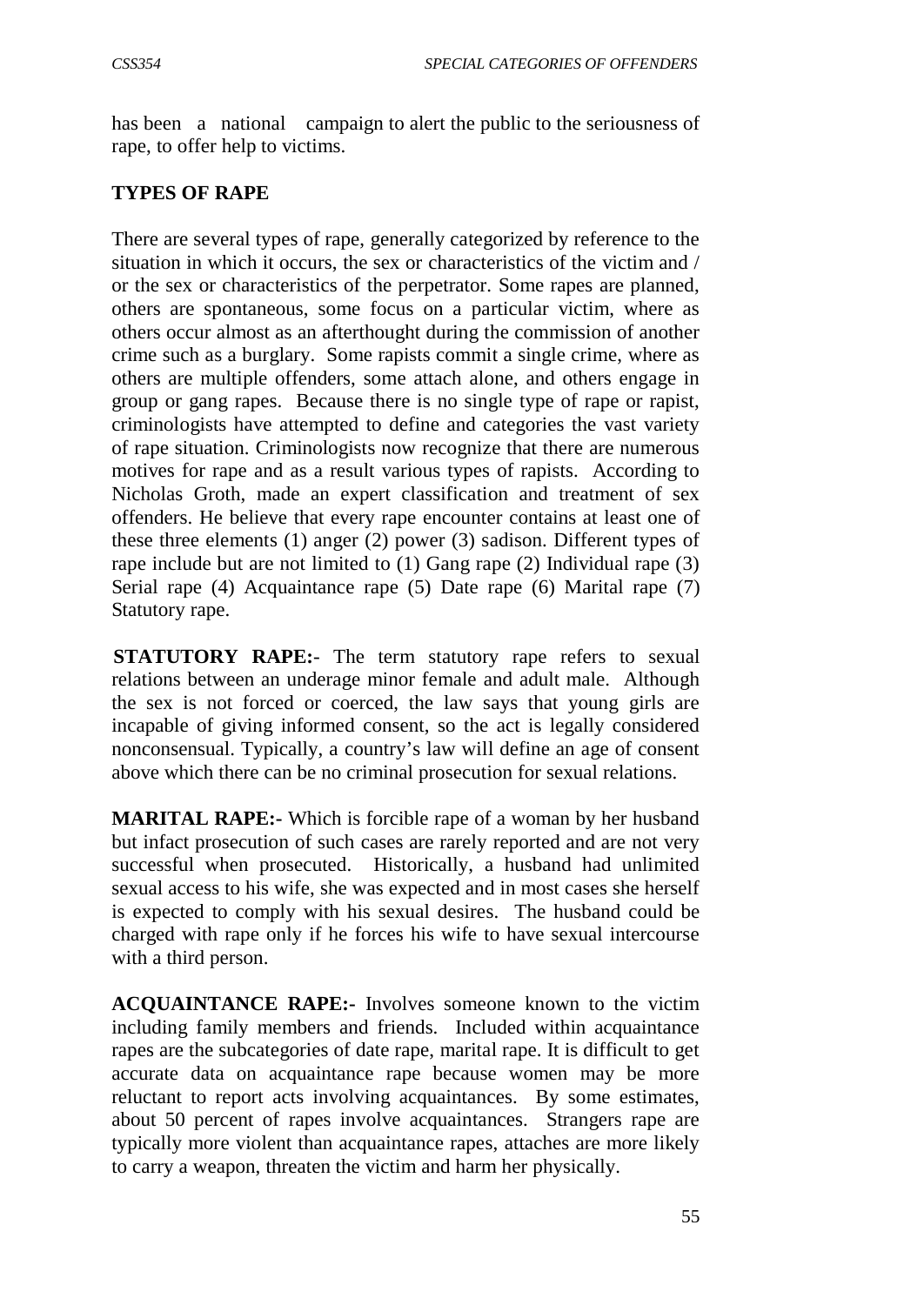has been a national campaign to alert the public to the seriousness of rape, to offer help to victims.

## TYPES OF RAPE

There are several types of rape, generally categorized by reference to the situation in which it occurs, the sex or characteristics of the victim and / or the sex or characteristics of the perpetrator. Some rapes are planned, others are spontaneous, some focus on a particular victim, where as others occur almost as an afterthought during the commission of another crime such as a burglary. Some rapists commit a single crime, where as others are multiple offenders, some attach alone, and others engage in group or gang rapes. Because there is no single type of rape or rapist, criminologists have attempted to define and categories the vast variety of rape situation. Criminologists now recognize that there are numerous motives for rape and as a result various types of rapists. According to Nicholas Groth, made an expert classification and treatment of sex offenders. He believe that every rape encounter contains at least one of these three elements (1) anger (2) power (3) sadison. Different types of rape include but are not limited to (1) Gang rape (2) Individual rape (3) Serial rape (4) Acquaintance rape (5) Date rape (6) Marital rape (7) Statutory rape.

**STATUTORY RAPE:-** The term statutory rape refers to sexual relations between an underage minor female and adult male. Although the sex is not forced or coerced, the law says that young girls are incapable of giving informed consent, so the act is legally considered nonconsensual. Typically, a country's law will define an age of consent above which there can be no criminal prosecution for sexual relations.

**MARITAL RAPE:-** Which is forcible rape of a woman by her husband but infact prosecution of such cases are rarely reported and are not very successful when prosecuted. Historically, a husband had unlimited sexual access to his wife, she was expected and in most cases she herself is expected to comply with his sexual desires. The husband could be charged with rape only if he forces his wife to have sexual intercourse with a third person.

**ACQUAINTANCE RAPE:-** Involves someone known to the victim including family members and friends. Included within acquaintance rapes are the subcategories of date rape, marital rape. It is difficult to get accurate data on acquaintance rape because women may be more reluctant to report acts involving acquaintances. By some estimates, about 50 percent of rapes involve acquaintances. Strangers rape are typically more violent than acquaintance rapes, attaches are more likely to carry a weapon, threaten the victim and harm her physically.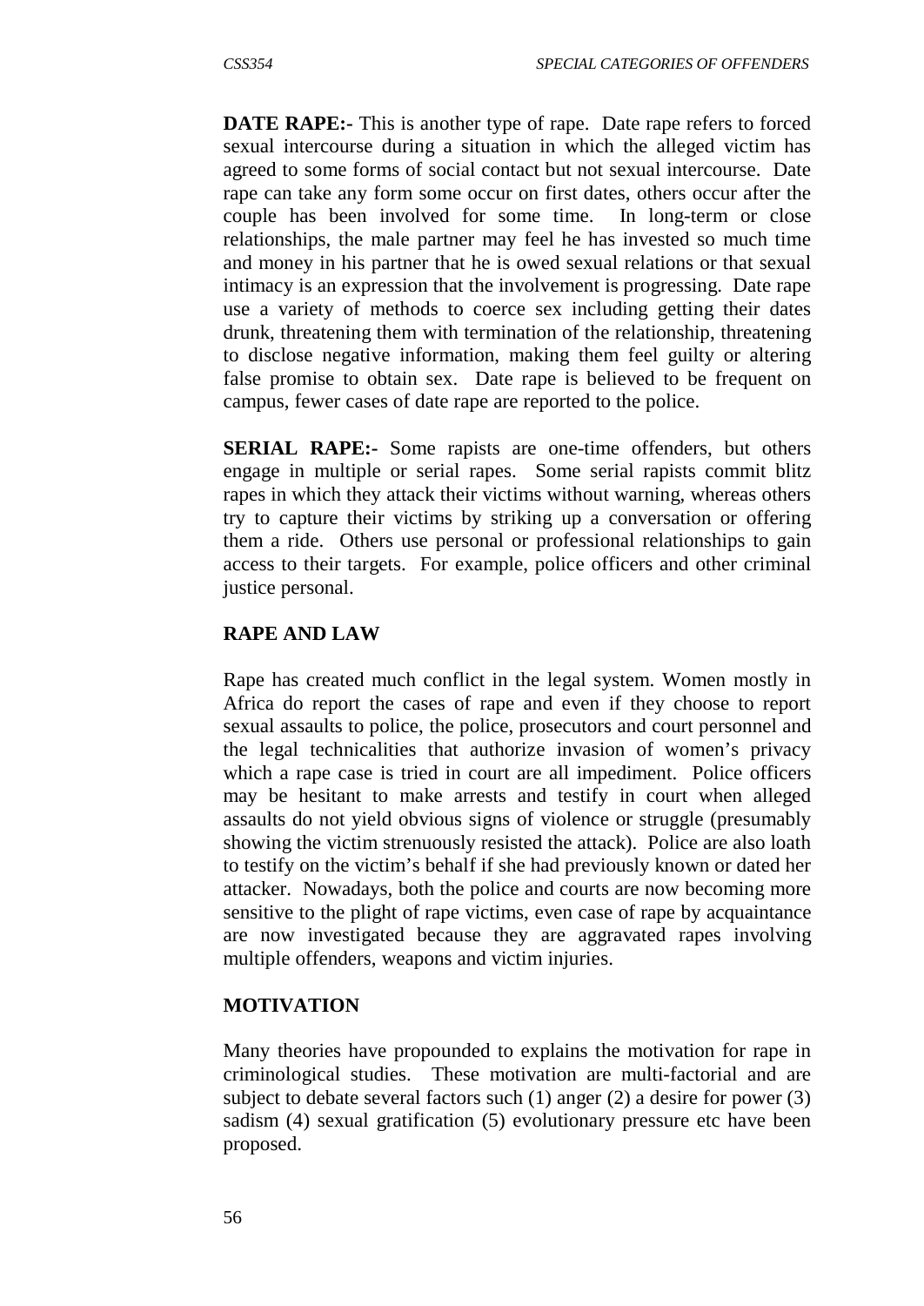**DATE RAPE:-** This is another type of rape. Date rape refers to forced sexual intercourse during a situation in which the alleged victim has agreed to some forms of social contact but not sexual intercourse. Date rape can take any form some occur on first dates, others occur after the couple has been involved for some time. In long-term or close relationships, the male partner may feel he has invested so much time and money in his partner that he is owed sexual relations or that sexual intimacy is an expression that the involvement is progressing. Date rape use a variety of methods to coerce sex including getting their dates drunk, threatening them with termination of the relationship, threatening to disclose negative information, making them feel guilty or altering false promise to obtain sex. Date rape is believed to be frequent on campus, fewer cases of date rape are reported to the police.

**SERIAL RAPE:-** Some rapists are one-time offenders, but others engage in multiple or serial rapes. Some serial rapists commit blitz rapes in which they attack their victims without warning, whereas others try to capture their victims by striking up a conversation or offering them a ride. Others use personal or professional relationships to gain access to their targets. For example, police officers and other criminal justice personal.

**RAPE AND LAW**

Rape has created much conflict in the legal system. Women mostly in Africa do report the cases of rape and even if they choose to report sexual assaults to police, the police, prosecutors and court personnel and the legal technicalities that authorize invasion of women's privacy which a rape case is tried in court are all impediment. Police officers may be hesitant to make arrests and testify in court when alleged assaults do not yield obvious signs of violence or struggle (presumably showing the victim strenuously resisted the attack). Police are also loath to testify on the victim's behalf if she had previously known or dated her attacker. Nowadays, both the police and courts are now becoming more sensitive to the plight of rape victims, even case of rape by acquaintance are now investigated because they are aggravated rapes involving multiple offenders, weapons and victim injuries.

**MOTIVATION**

Many theories have propounded to explains the motivation for rape in criminological studies. These motivation are multi-factorial and are subject to debate several factors such (1) anger (2) a desire for power (3) sadism (4) sexual gratification (5) evolutionary pressure etc have been proposed.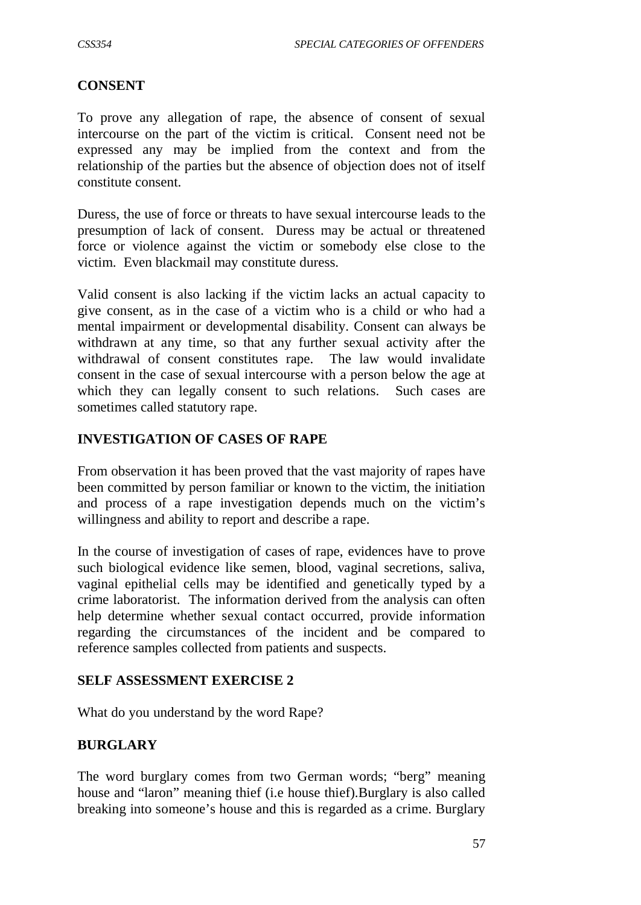**CONSENT**

To prove any allegation of rape, the absence of consent of sexual intercourse on the part of the victim is critical. Consent need not be expressed any may be implied from the context and from the relationship of the parties but the absence of objection does not of itself constitute consent.

Duress, the use of force or threats to have sexual intercourse leads to the presumption of lack of consent. Duress may be actual or threatened force or violence against the victim or somebody else close to the victim. Even blackmail may constitute duress.

Valid consent is also lacking if the victim lacks an actual capacity to give consent, as in the case of a victim who is a child or who had a mental impairment or developmental disability. Consent can always be withdrawn at any time, so that any further sexual activity after the withdrawal of consent constitutes rape. The law would invalidate consent in the case of sexual intercourse with a person below the age at which they can legally consent to such relations. Such cases are sometimes called statutory rape.

**INVESTIGATION OF CASES OF RAPE**

From observation it has been proved that the vast majority of rapes have been committed by person familiar or known to the victim, the initiation and process of a rape investigation depends much on the victim's willingness and ability to report and describe a rape.

In the course of investigation of cases of rape, evidences have to prove such biological evidence like semen, blood, vaginal secretions, saliva, vaginal epithelial cells may be identified and genetically typed by a crime laboratorist. The information derived from the analysis can often help determine whether sexual contact occurred, provide information regarding the circumstances of the incident and be compared to reference samples collected from patients and suspects.

**SELF ASSESSMENT EXERCISE 2**

What do you understand by the word Rape?

**BURGLARY**

The word burglary comes from two German words; "berg" meaning house and "laron" meaning thief (i.e house thief).Burglary is also called breaking into someone's house and this is regarded as a crime. Burglary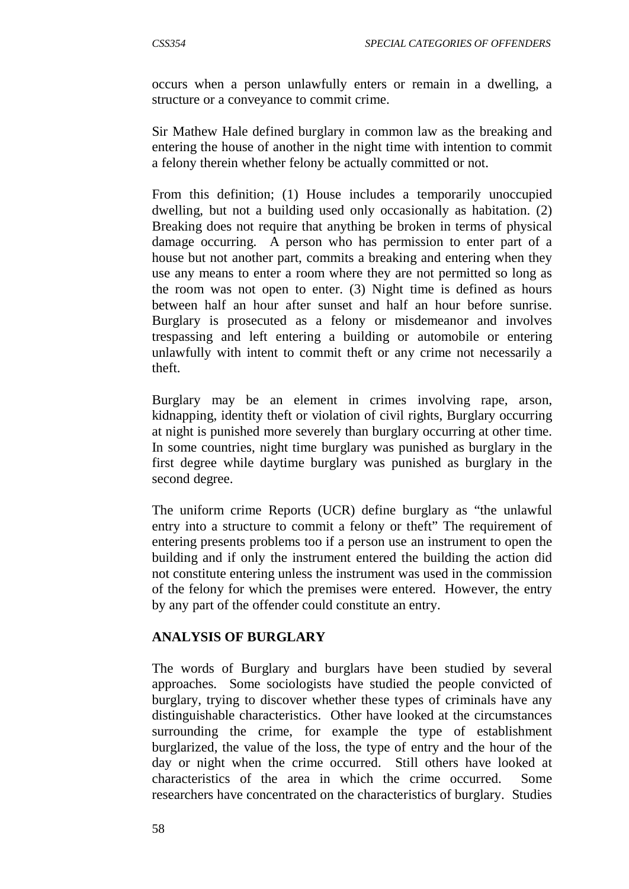occurs when a person unlawfully enters or remain in a dwelling, a structure or a conveyance to commit crime.

Sir Mathew Hale defined burglary in common law as the breaking and entering the house of another in the night time with intention to commit a felony therein whether felony be actually committed or not.

From this definition; (1) House includes a temporarily unoccupied dwelling, but not a building used only occasionally as habitation. (2) Breaking does not require that anything be broken in terms of physical damage occurring. A person who has permission to enter part of a house but not another part, commits a breaking and entering when they use any means to enter a room where they are not permitted so long as the room was not open to enter. (3) Night time is defined as hours between half an hour after sunset and half an hour before sunrise. Burglary is prosecuted as a felony or misdemeanor and involves trespassing and left entering a building or automobile or entering unlawfully with intent to commit theft or any crime not necessarily a theft.

Burglary may be an element in crimes involving rape, arson, kidnapping, identity theft or violation of civil rights, Burglary occurring at night is punished more severely than burglary occurring at other time. In some countries, night time burglary was punished as burglary in the first degree while daytime burglary was punished as burglary in the second degree.

The uniform crime Reports (UCR) define burglary as "the unlawful entry into a structure to commit a felony or theft" The requirement of entering presents problems too if a person use an instrument to open the building and if only the instrument entered the building the action did not constitute entering unless the instrument was used in the commission of the felony for which the premises were entered. However, the entry by any part of the offender could constitute an entry.

**ANALYSIS OF BURGLARY**

The words of Burglary and burglars have been studied by several approaches. Some sociologists have studied the people convicted of burglary, trying to discover whether these types of criminals have any distinguishable characteristics. Other have looked at the circumstances surrounding the crime, for example the type of establishment burglarized, the value of the loss, the type of entry and the hour of the day or night when the crime occurred. Still others have looked at characteristics of the area in which the crime occurred. Some researchers have concentrated on the characteristics of burglary. Studies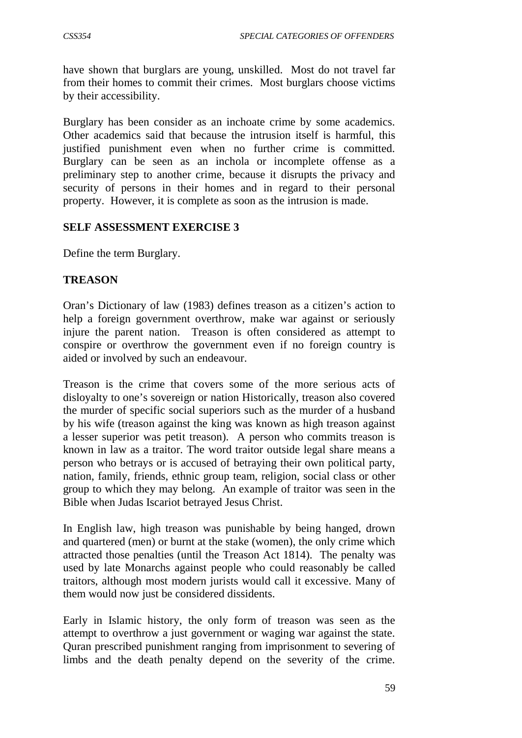have shown that burglars are young, unskilled. Most do not travel far from their homes to commit their crimes. Most burglars choose victims by their accessibility.

Burglary has been consider as an inchoate crime by some academics. Other academics said that because the intrusion itself is harmful, this justified punishment even when no further crime is committed. Burglary can be seen as an inchola or incomplete offense as a preliminary step to another crime, because it disrupts the privacy and security of persons in their homes and in regard to their personal property. However, it is complete as soon as the intrusion is made.

**SELF ASSESSMENT EXERCISE 3**

Define the term Burglary.

**TREASON**

Oran's Dictionary of law (1983) defines treason as a citizen's action to help a foreign government overthrow, make war against or seriously injure the parent nation. Treason is often considered as attempt to conspire or overthrow the government even if no foreign country is aided or involved by such an endeavour.

Treason is the crime that covers some of the more serious acts of disloyalty to one's sovereign or nation Historically, treason also covered the murder of specific social superiors such as the murder of a husband by his wife (treason against the king was known as high treason against a lesser superior was petit treason). A person who commits treason is known in law as a traitor. The word traitor outside legal share means a person who betrays or is accused of betraying their own political party, nation, family, friends, ethnic group team, religion, social class or other group to which they may belong. An example of traitor was seen in the Bible when Judas Iscariot betrayed Jesus Christ.

In English law, high treason was punishable by being hanged, drown and quartered (men) or burnt at the stake (women), the only crime which attracted those penalties (until the Treason Act 1814). The penalty was used by late Monarchs against people who could reasonably be called traitors, although most modern jurists would call it excessive. Many of them would now just be considered dissidents.

Early in Islamic history, the only form of treason was seen as the attempt to overthrow a just government or waging war against the state. Quran prescribed punishment ranging from imprisonment to severing of limbs and the death penalty depend on the severity of the crime.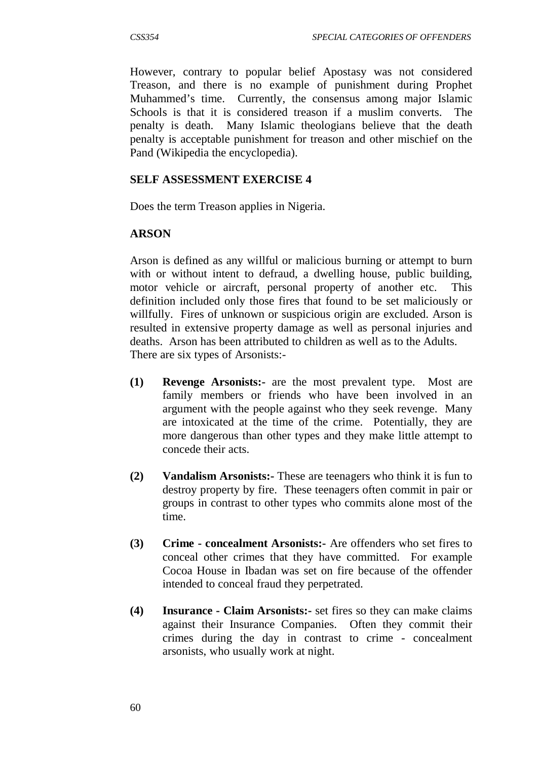However, contrary to popular belief Apostasy was not considered Treason, and there is no example of punishment during Prophet Muhammed's time. Currently, the consensus among major Islamic Schools is that it is considered treason if a muslim converts. The penalty is death. Many Islamic theologians believe that the death penalty is acceptable punishment for treason and other mischief on the Pand (Wikipedia the encyclopedia).

**SELF ASSESSMENT EXERCISE 4**

Does the term Treason applies in Nigeria.

**ARSON**

Arson is defined as any willful or malicious burning or attempt to burn with or without intent to defraud, a dwelling house, public building, motor vehicle or aircraft, personal property of another etc. This definition included only those fires that found to be set maliciously or willfully. Fires of unknown or suspicious origin are excluded. Arson is resulted in extensive property damage as well as personal injuries and deaths. Arson has been attributed to children as well as to the Adults. There are six types of Arsonists:-

**(1)** **Revenge Arsonists:-** are the most prevalent type. Most are family members or friends who have been involved in an argument with the people against who they seek revenge. Many are intoxicated at the time of the crime. Potentially, they are more dangerous than other types and they make little attempt to concede their acts.

**(2)** **Vandalism Arsonists:-** These are teenagers who think it is fun to destroy property by fire. These teenagers often commit in pair or groups in contrast to other types who commits alone most of the time.

**(3)** **Crime - concealment Arsonists:-** Are offenders who set fires to conceal other crimes that they have committed. For example Cocoa House in Ibadan was set on fire because of the offender intended to conceal fraud they perpetrated.

**(4)** **Insurance - Claim Arsonists:-** set fires so they can make claims against their Insurance Companies. Often they commit their crimes during the day in contrast to crime - concealment arsonists, who usually work at night.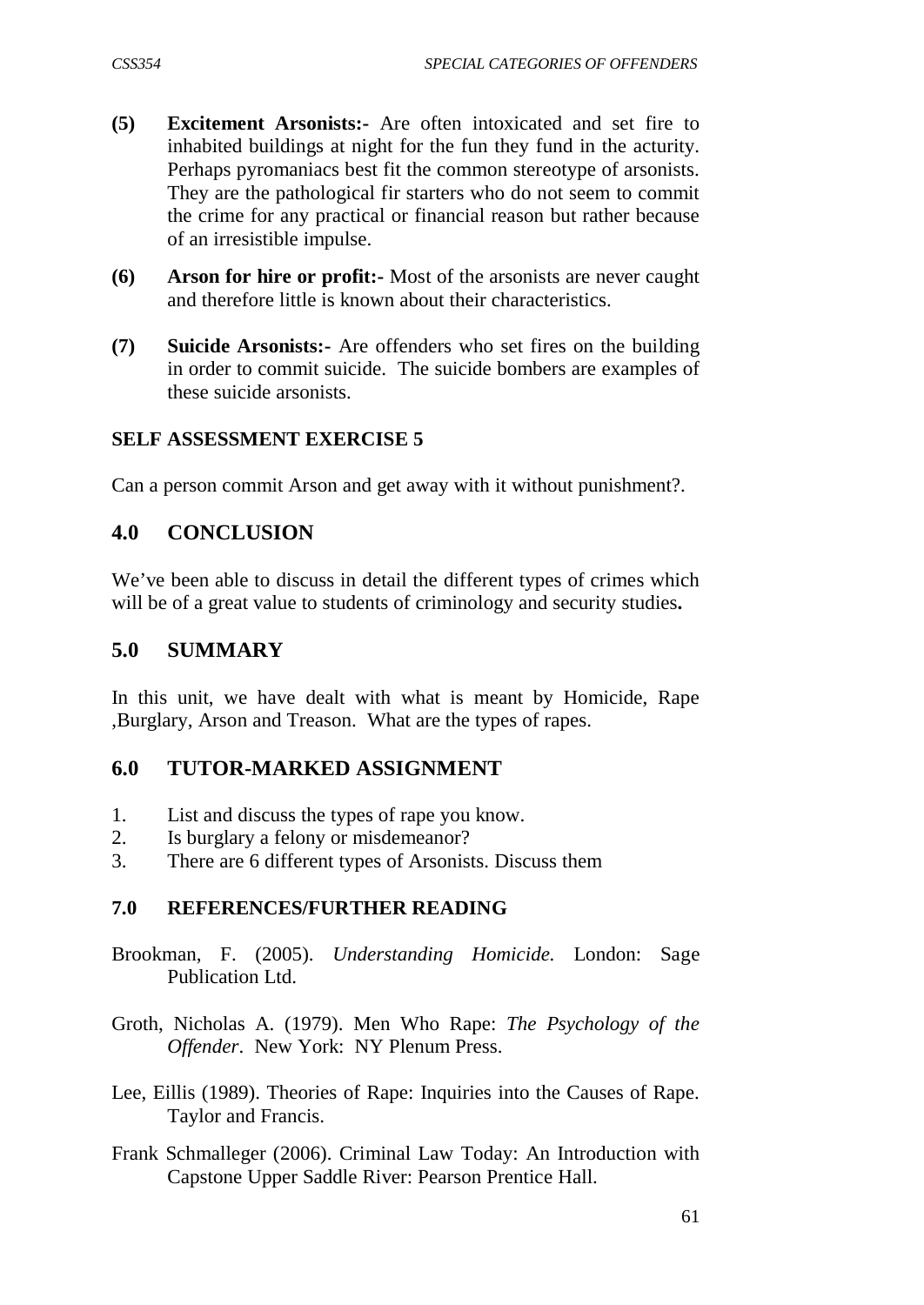**(5) Excitement Arsonists:-** Are often intoxicated and set fire to inhabited buildings at night for the fun they fund in the acturity. Perhaps pyromaniacs best fit the common stereotype of arsonists. They are the pathological fir starters who do not seem to commit the crime for any practical or financial reason but rather because of an irresistible impulse.

**(6) Arson for hire or profit:-** Most of the arsonists are never caught and therefore little is known about their characteristics.

**(7) Suicide Arsonists:-** Are offenders who set fires on the building in order to commit suicide. The suicide bombers are examples of these suicide arsonists.

**SELF ASSESSMENT EXERCISE 5**

Can a person commit Arson and get away with it without punishment?.

## 4.0 CONCLUSION

We've been able to discuss in detail the different types of crimes which will be of a great value to students of criminology and security studies**.**

## 5.0 SUMMARY

In this unit, we have dealt with what is meant by Homicide, Rape ,Burglary, Arson and Treason. What are the types of rapes.

## 6.0 TUTOR-MARKED ASSIGNMENT

1. List and discuss the types of rape you know.
2. Is burglary a felony or misdemeanor?
3. There are 6 different types of Arsonists. Discuss them

## 7.0 REFERENCES/FURTHER READING

Brookman, F. (2005). *Understanding Homicide.* London: Sage Publication Ltd.

Groth, Nicholas A. (1979). Men Who Rape: *The Psychology of the Offender*. New York: NY Plenum Press.

Lee, Eillis (1989). Theories of Rape: Inquiries into the Causes of Rape. Taylor and Francis.

Frank Schmalleger (2006). Criminal Law Today: An Introduction with Capstone Upper Saddle River: Pearson Prentice Hall.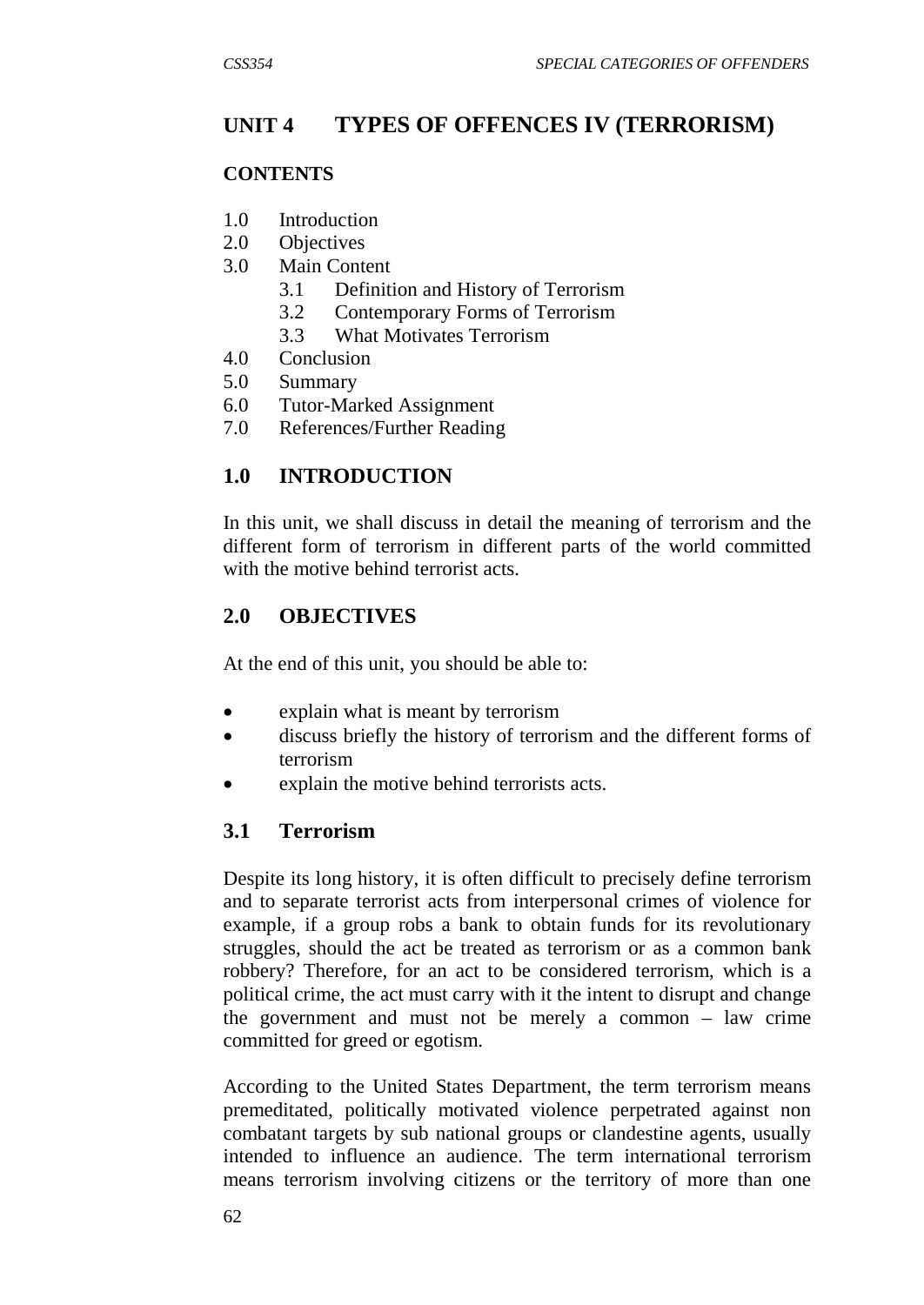# UNIT 4 TYPES OF OFFENCES IV (TERRORISM)

**CONTENTS**

1.0 Introduction
2.0 Objectives
3.0 Main Content
  3.1 Definition and History of Terrorism
  3.2 Contemporary Forms of Terrorism
  3.3 What Motivates Terrorism
4.0 Conclusion
5.0 Summary
6.0 Tutor-Marked Assignment
7.0 References/Further Reading

## 1.0 INTRODUCTION

In this unit, we shall discuss in detail the meaning of terrorism and the different form of terrorism in different parts of the world committed with the motive behind terrorist acts.

## 2.0 OBJECTIVES

At the end of this unit, you should be able to:

- explain what is meant by terrorism
- discuss briefly the history of terrorism and the different forms of terrorism
- explain the motive behind terrorists acts.

## 3.1 Terrorism

Despite its long history, it is often difficult to precisely define terrorism and to separate terrorist acts from interpersonal crimes of violence for example, if a group robs a bank to obtain funds for its revolutionary struggles, should the act be treated as terrorism or as a common bank robbery? Therefore, for an act to be considered terrorism, which is a political crime, the act must carry with it the intent to disrupt and change the government and must not be merely a common – law crime committed for greed or egotism.

According to the United States Department, the term terrorism means premeditated, politically motivated violence perpetrated against non combatant targets by sub national groups or clandestine agents, usually intended to influence an audience. The term international terrorism means terrorism involving citizens or the territory of more than one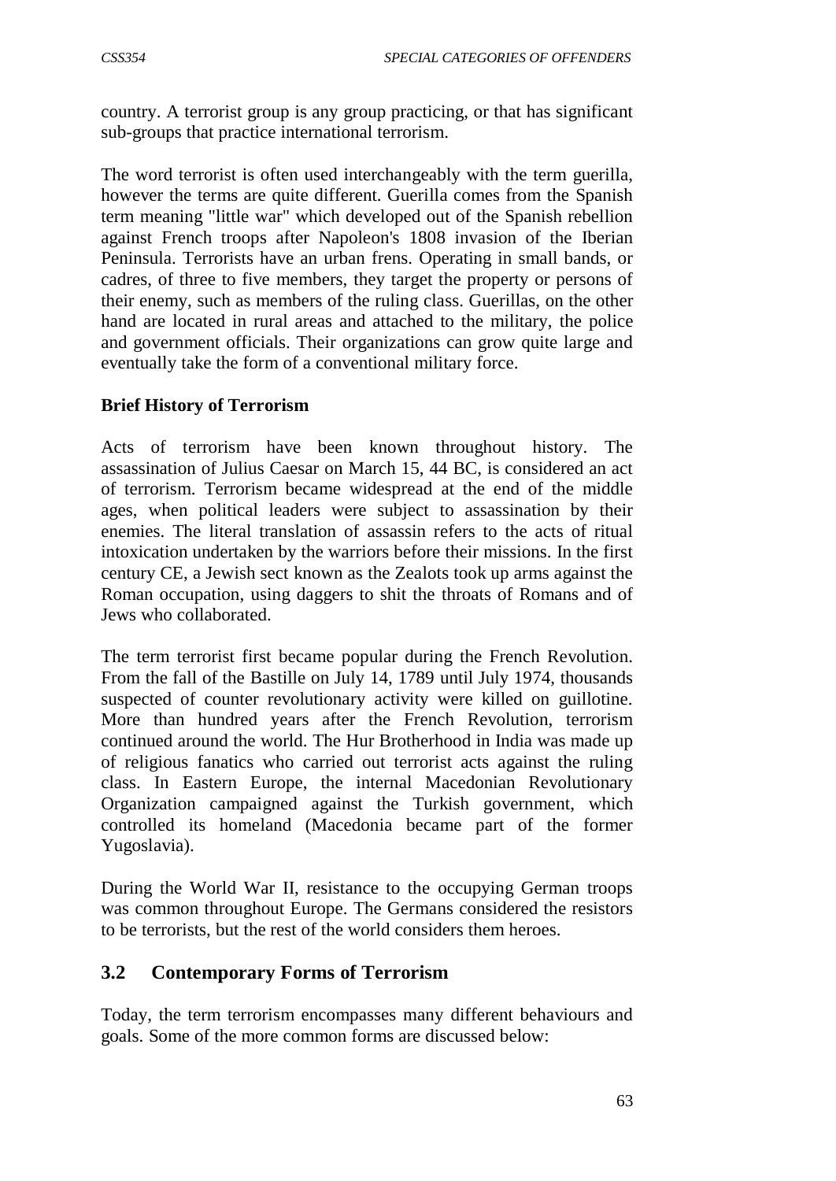country. A terrorist group is any group practicing, or that has significant sub-groups that practice international terrorism.

The word terrorist is often used interchangeably with the term guerilla, however the terms are quite different. Guerilla comes from the Spanish term meaning "little war" which developed out of the Spanish rebellion against French troops after Napoleon's 1808 invasion of the Iberian Peninsula. Terrorists have an urban frens. Operating in small bands, or cadres, of three to five members, they target the property or persons of their enemy, such as members of the ruling class. Guerillas, on the other hand are located in rural areas and attached to the military, the police and government officials. Their organizations can grow quite large and eventually take the form of a conventional military force.

**Brief History of Terrorism**

Acts of terrorism have been known throughout history. The assassination of Julius Caesar on March 15, 44 BC, is considered an act of terrorism. Terrorism became widespread at the end of the middle ages, when political leaders were subject to assassination by their enemies. The literal translation of assassin refers to the acts of ritual intoxication undertaken by the warriors before their missions. In the first century CE, a Jewish sect known as the Zealots took up arms against the Roman occupation, using daggers to shit the throats of Romans and of Jews who collaborated.

The term terrorist first became popular during the French Revolution. From the fall of the Bastille on July 14, 1789 until July 1974, thousands suspected of counter revolutionary activity were killed on guillotine. More than hundred years after the French Revolution, terrorism continued around the world. The Hur Brotherhood in India was made up of religious fanatics who carried out terrorist acts against the ruling class. In Eastern Europe, the internal Macedonian Revolutionary Organization campaigned against the Turkish government, which controlled its homeland (Macedonia became part of the former Yugoslavia).

During the World War II, resistance to the occupying German troops was common throughout Europe. The Germans considered the resistors to be terrorists, but the rest of the world considers them heroes.

## 3.2 Contemporary Forms of Terrorism

Today, the term terrorism encompasses many different behaviours and goals. Some of the more common forms are discussed below: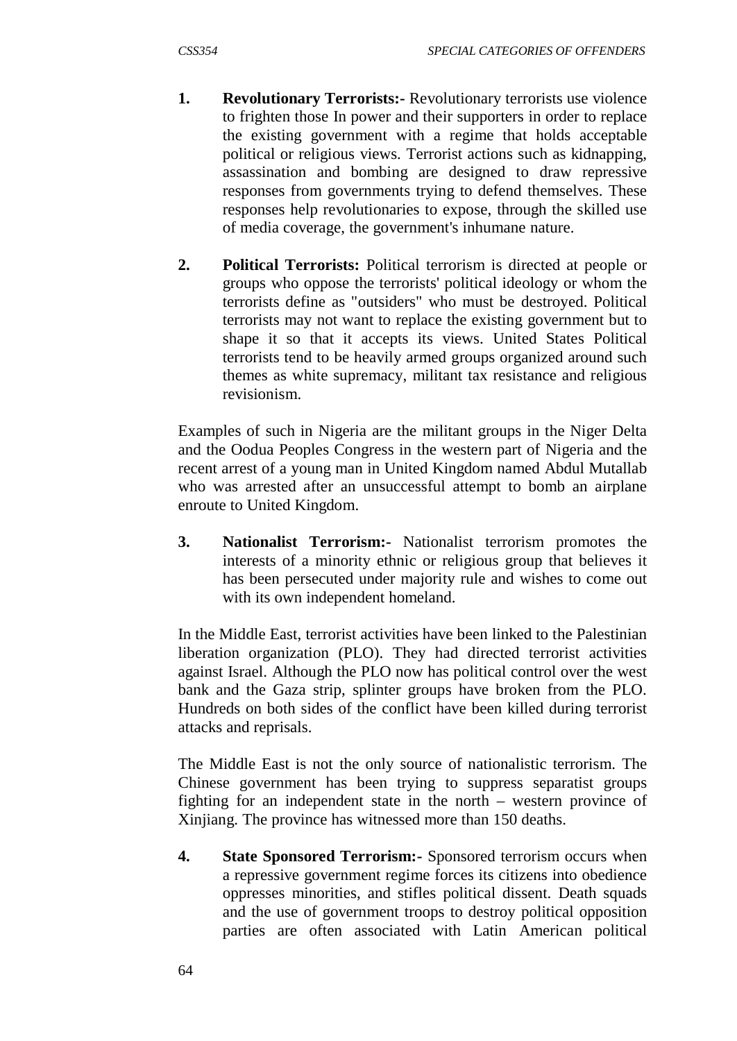1. **Revolutionary Terrorists:-** Revolutionary terrorists use violence to frighten those In power and their supporters in order to replace the existing government with a regime that holds acceptable political or religious views. Terrorist actions such as kidnapping, assassination and bombing are designed to draw repressive responses from governments trying to defend themselves. These responses help revolutionaries to expose, through the skilled use of media coverage, the government's inhumane nature.

2. **Political Terrorists:** Political terrorism is directed at people or groups who oppose the terrorists' political ideology or whom the terrorists define as "outsiders" who must be destroyed. Political terrorists may not want to replace the existing government but to shape it so that it accepts its views. United States Political terrorists tend to be heavily armed groups organized around such themes as white supremacy, militant tax resistance and religious revisionism.

Examples of such in Nigeria are the militant groups in the Niger Delta and the Oodua Peoples Congress in the western part of Nigeria and the recent arrest of a young man in United Kingdom named Abdul Mutallab who was arrested after an unsuccessful attempt to bomb an airplane enroute to United Kingdom.

3. **Nationalist Terrorism:-** Nationalist terrorism promotes the interests of a minority ethnic or religious group that believes it has been persecuted under majority rule and wishes to come out with its own independent homeland.

In the Middle East, terrorist activities have been linked to the Palestinian liberation organization (PLO). They had directed terrorist activities against Israel. Although the PLO now has political control over the west bank and the Gaza strip, splinter groups have broken from the PLO. Hundreds on both sides of the conflict have been killed during terrorist attacks and reprisals.

The Middle East is not the only source of nationalistic terrorism. The Chinese government has been trying to suppress separatist groups fighting for an independent state in the north – western province of Xinjiang. The province has witnessed more than 150 deaths.

4. **State Sponsored Terrorism:-** Sponsored terrorism occurs when a repressive government regime forces its citizens into obedience oppresses minorities, and stifles political dissent. Death squads and the use of government troops to destroy political opposition parties are often associated with Latin American political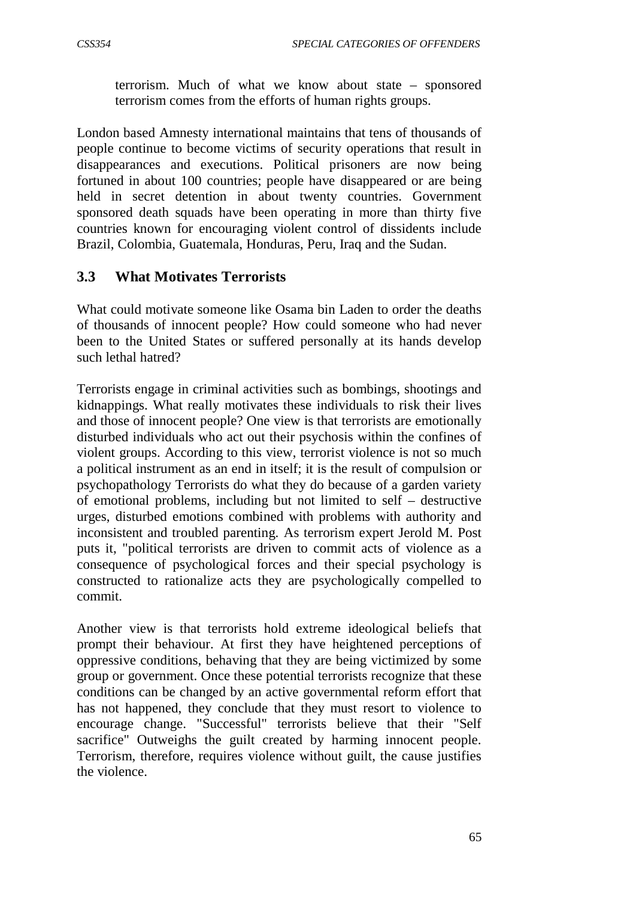terrorism. Much of what we know about state – sponsored terrorism comes from the efforts of human rights groups.

London based Amnesty international maintains that tens of thousands of people continue to become victims of security operations that result in disappearances and executions. Political prisoners are now being fortuned in about 100 countries; people have disappeared or are being held in secret detention in about twenty countries. Government sponsored death squads have been operating in more than thirty five countries known for encouraging violent control of dissidents include Brazil, Colombia, Guatemala, Honduras, Peru, Iraq and the Sudan.

## 3.3 What Motivates Terrorists

What could motivate someone like Osama bin Laden to order the deaths of thousands of innocent people? How could someone who had never been to the United States or suffered personally at its hands develop such lethal hatred?

Terrorists engage in criminal activities such as bombings, shootings and kidnappings. What really motivates these individuals to risk their lives and those of innocent people? One view is that terrorists are emotionally disturbed individuals who act out their psychosis within the confines of violent groups. According to this view, terrorist violence is not so much a political instrument as an end in itself; it is the result of compulsion or psychopathology Terrorists do what they do because of a garden variety of emotional problems, including but not limited to self – destructive urges, disturbed emotions combined with problems with authority and inconsistent and troubled parenting. As terrorism expert Jerold M. Post puts it, "political terrorists are driven to commit acts of violence as a consequence of psychological forces and their special psychology is constructed to rationalize acts they are psychologically compelled to commit.

Another view is that terrorists hold extreme ideological beliefs that prompt their behaviour. At first they have heightened perceptions of oppressive conditions, behaving that they are being victimized by some group or government. Once these potential terrorists recognize that these conditions can be changed by an active governmental reform effort that has not happened, they conclude that they must resort to violence to encourage change. "Successful" terrorists believe that their "Self sacrifice" Outweighs the guilt created by harming innocent people. Terrorism, therefore, requires violence without guilt, the cause justifies the violence.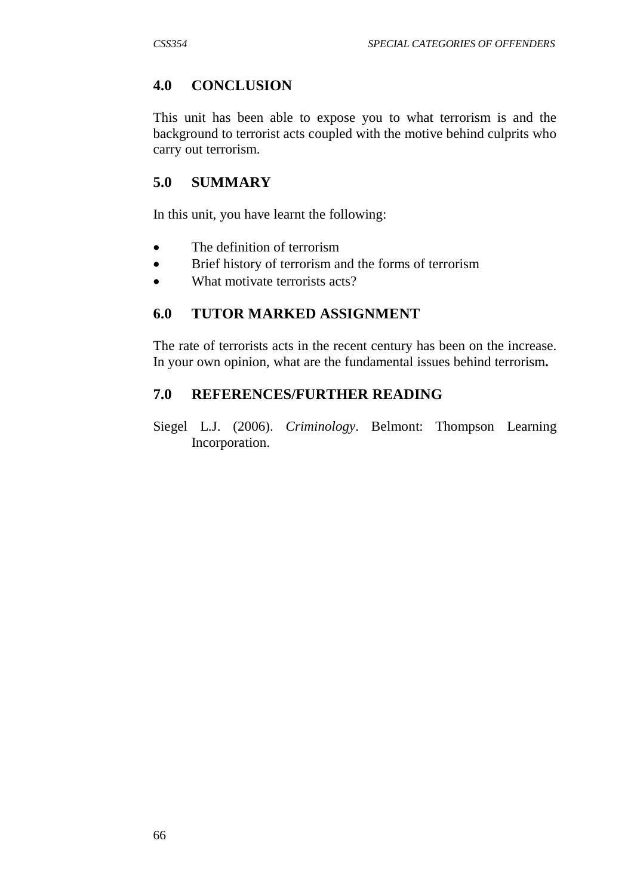## 4.0 CONCLUSION

This unit has been able to expose you to what terrorism is and the background to terrorist acts coupled with the motive behind culprits who carry out terrorism.

## 5.0 SUMMARY

In this unit, you have learnt the following:

- The definition of terrorism
- Brief history of terrorism and the forms of terrorism
- What motivate terrorists acts?

## 6.0 TUTOR MARKED ASSIGNMENT

The rate of terrorists acts in the recent century has been on the increase. In your own opinion, what are the fundamental issues behind terrorism**.**

## 7.0 REFERENCES/FURTHER READING

Siegel L.J. (2006). *Criminology*. Belmont: Thompson Learning Incorporation.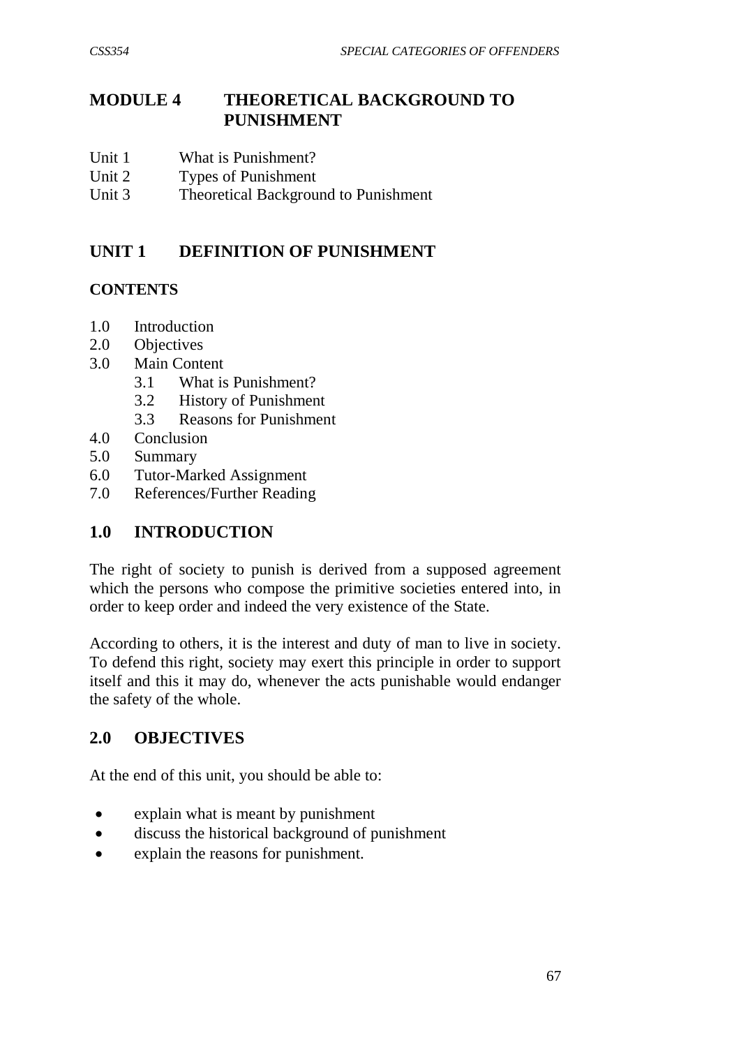# MODULE 4 THEORETICAL BACKGROUND TO PUNISHMENT

Unit 1 What is Punishment?
Unit 2 Types of Punishment
Unit 3 Theoretical Background to Punishment

## UNIT 1 DEFINITION OF PUNISHMENT

### CONTENTS

- 1.0 Introduction
- 2.0 Objectives
- 3.0 Main Content
    - 3.1 What is Punishment?
    - 3.2 History of Punishment
    - 3.3 Reasons for Punishment
- 4.0 Conclusion
- 5.0 Summary
- 6.0 Tutor-Marked Assignment
- 7.0 References/Further Reading

## 1.0 INTRODUCTION

The right of society to punish is derived from a supposed agreement which the persons who compose the primitive societies entered into, in order to keep order and indeed the very existence of the State.

According to others, it is the interest and duty of man to live in society. To defend this right, society may exert this principle in order to support itself and this it may do, whenever the acts punishable would endanger the safety of the whole.

## 2.0 OBJECTIVES

At the end of this unit, you should be able to:

- explain what is meant by punishment
- discuss the historical background of punishment
- explain the reasons for punishment.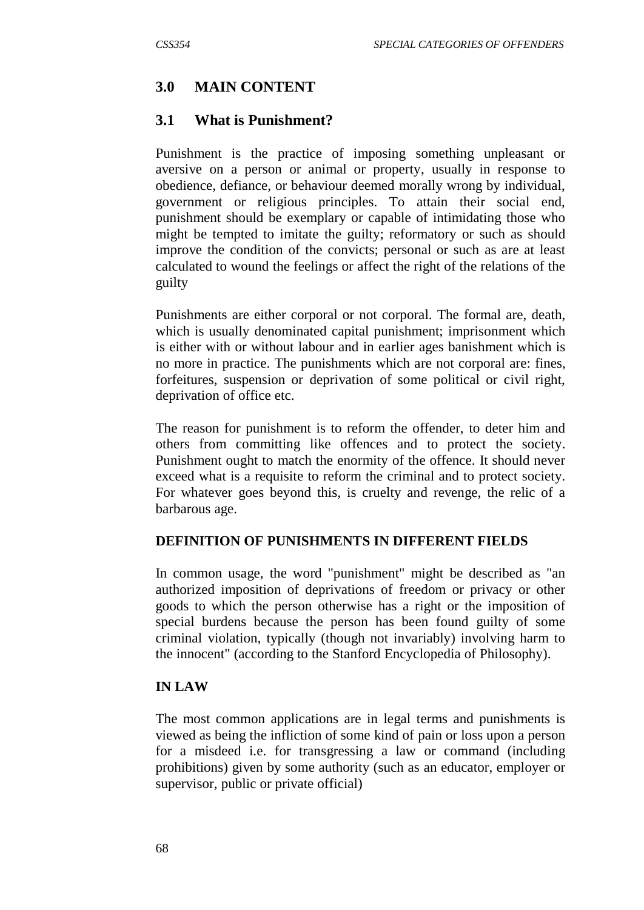## 3.0 MAIN CONTENT

### 3.1 What is Punishment?

Punishment is the practice of imposing something unpleasant or aversive on a person or animal or property, usually in response to obedience, defiance, or behaviour deemed morally wrong by individual, government or religious principles. To attain their social end, punishment should be exemplary or capable of intimidating those who might be tempted to imitate the guilty; reformatory or such as should improve the condition of the convicts; personal or such as are at least calculated to wound the feelings or affect the right of the relations of the guilty

Punishments are either corporal or not corporal. The formal are, death, which is usually denominated capital punishment; imprisonment which is either with or without labour and in earlier ages banishment which is no more in practice. The punishments which are not corporal are: fines, forfeitures, suspension or deprivation of some political or civil right, deprivation of office etc.

The reason for punishment is to reform the offender, to deter him and others from committing like offences and to protect the society. Punishment ought to match the enormity of the offence. It should never exceed what is a requisite to reform the criminal and to protect society. For whatever goes beyond this, is cruelty and revenge, the relic of a barbarous age.

**DEFINITION OF PUNISHMENTS IN DIFFERENT FIELDS**

In common usage, the word "punishment" might be described as "an authorized imposition of deprivations of freedom or privacy or other goods to which the person otherwise has a right or the imposition of special burdens because the person has been found guilty of some criminal violation, typically (though not invariably) involving harm to the innocent" (according to the Stanford Encyclopedia of Philosophy).

**IN LAW**

The most common applications are in legal terms and punishments is viewed as being the infliction of some kind of pain or loss upon a person for a misdeed i.e. for transgressing a law or command (including prohibitions) given by some authority (such as an educator, employer or supervisor, public or private official)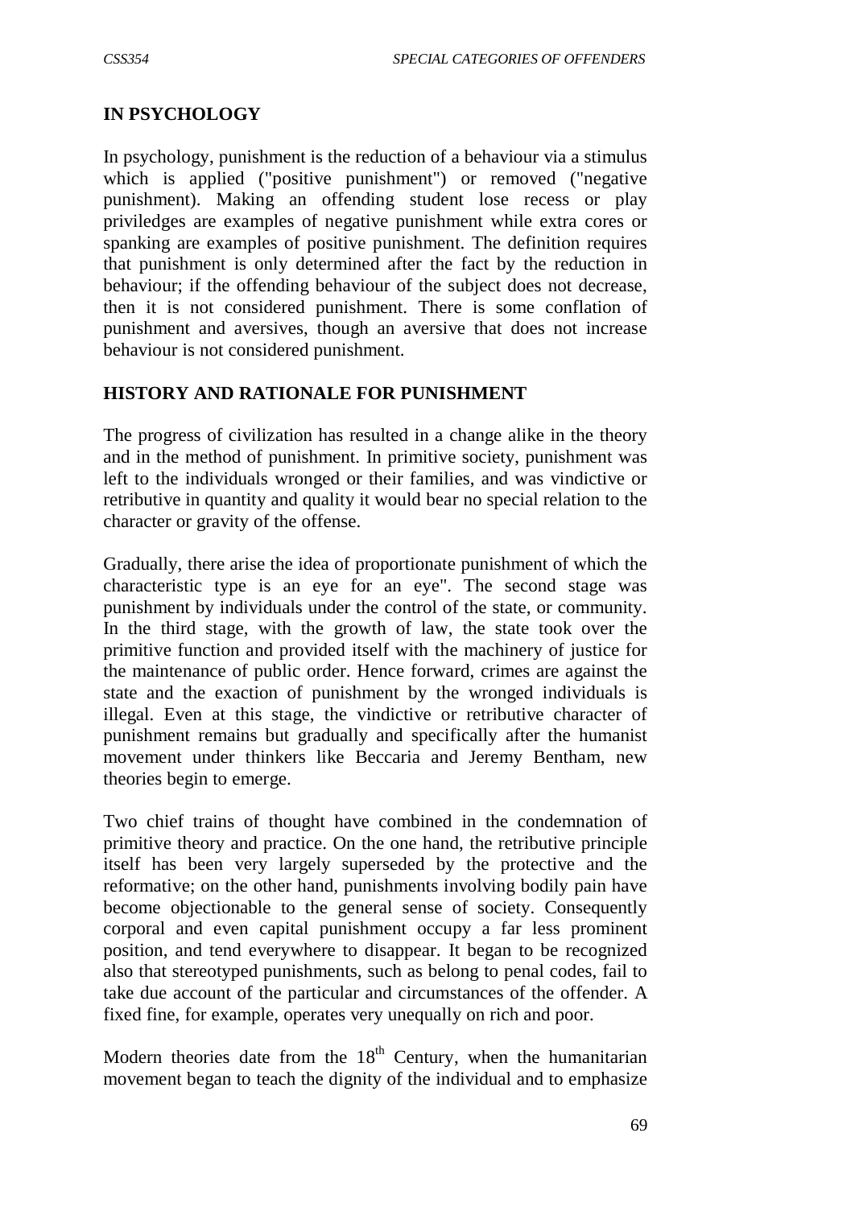## IN PSYCHOLOGY

In psychology, punishment is the reduction of a behaviour via a stimulus which is applied ("positive punishment") or removed ("negative punishment). Making an offending student lose recess or play priviledges are examples of negative punishment while extra cores or spanking are examples of positive punishment. The definition requires that punishment is only determined after the fact by the reduction in behaviour; if the offending behaviour of the subject does not decrease, then it is not considered punishment. There is some conflation of punishment and aversives, though an aversive that does not increase behaviour is not considered punishment.

## HISTORY AND RATIONALE FOR PUNISHMENT

The progress of civilization has resulted in a change alike in the theory and in the method of punishment. In primitive society, punishment was left to the individuals wronged or their families, and was vindictive or retributive in quantity and quality it would bear no special relation to the character or gravity of the offense.

Gradually, there arise the idea of proportionate punishment of which the characteristic type is an eye for an eye". The second stage was punishment by individuals under the control of the state, or community. In the third stage, with the growth of law, the state took over the primitive function and provided itself with the machinery of justice for the maintenance of public order. Hence forward, crimes are against the state and the exaction of punishment by the wronged individuals is illegal. Even at this stage, the vindictive or retributive character of punishment remains but gradually and specifically after the humanist movement under thinkers like Beccaria and Jeremy Bentham, new theories begin to emerge.

Two chief trains of thought have combined in the condemnation of primitive theory and practice. On the one hand, the retributive principle itself has been very largely superseded by the protective and the reformative; on the other hand, punishments involving bodily pain have become objectionable to the general sense of society. Consequently corporal and even capital punishment occupy a far less prominent position, and tend everywhere to disappear. It began to be recognized also that stereotyped punishments, such as belong to penal codes, fail to take due account of the particular and circumstances of the offender. A fixed fine, for example, operates very unequally on rich and poor.

Modern theories date from the 18th Century, when the humanitarian movement began to teach the dignity of the individual and to emphasize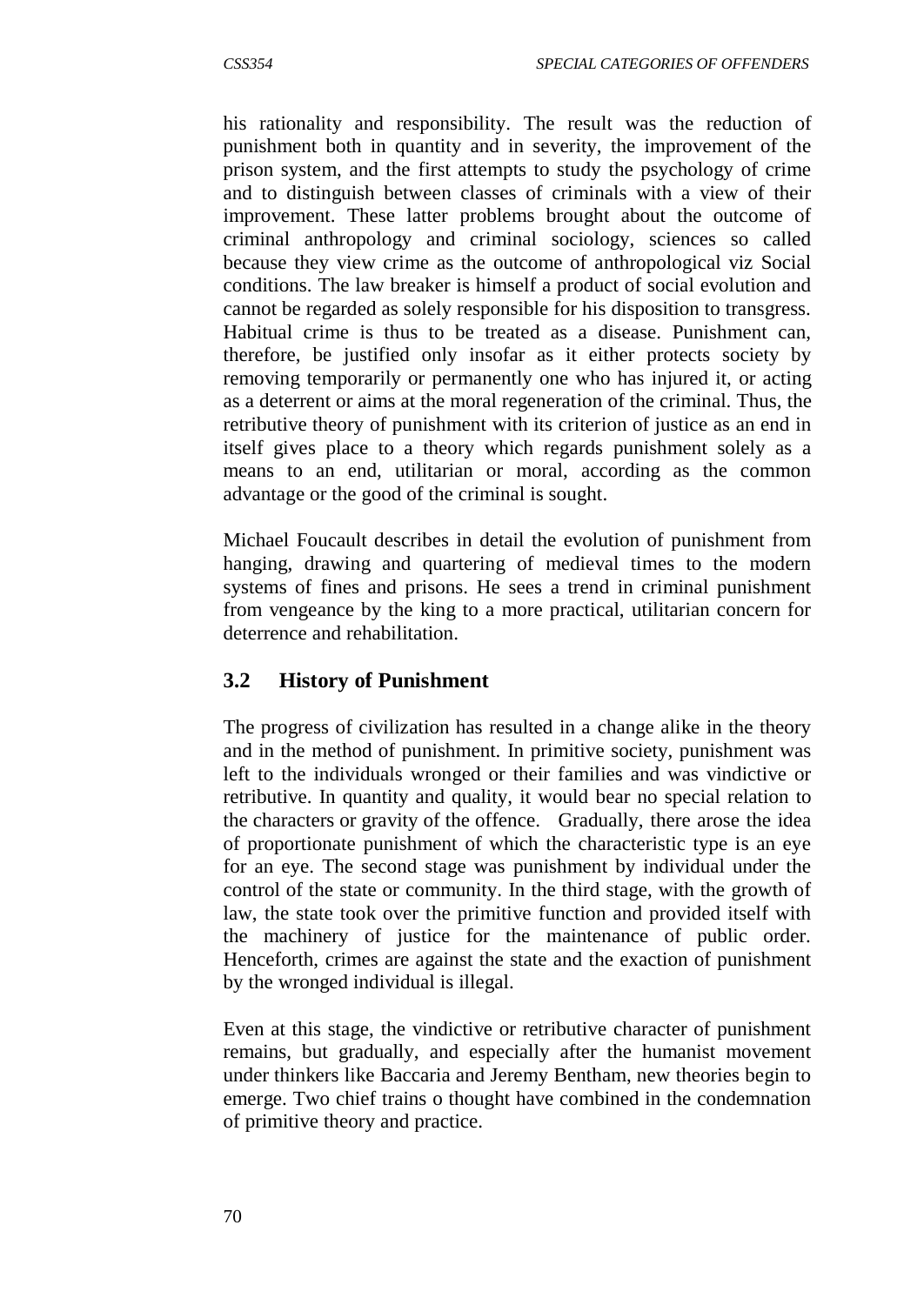his rationality and responsibility. The result was the reduction of punishment both in quantity and in severity, the improvement of the prison system, and the first attempts to study the psychology of crime and to distinguish between classes of criminals with a view of their improvement. These latter problems brought about the outcome of criminal anthropology and criminal sociology, sciences so called because they view crime as the outcome of anthropological viz Social conditions. The law breaker is himself a product of social evolution and cannot be regarded as solely responsible for his disposition to transgress. Habitual crime is thus to be treated as a disease. Punishment can, therefore, be justified only insofar as it either protects society by removing temporarily or permanently one who has injured it, or acting as a deterrent or aims at the moral regeneration of the criminal. Thus, the retributive theory of punishment with its criterion of justice as an end in itself gives place to a theory which regards punishment solely as a means to an end, utilitarian or moral, according as the common advantage or the good of the criminal is sought.

Michael Foucault describes in detail the evolution of punishment from hanging, drawing and quartering of medieval times to the modern systems of fines and prisons. He sees a trend in criminal punishment from vengeance by the king to a more practical, utilitarian concern for deterrence and rehabilitation.

### 3.2 History of Punishment

The progress of civilization has resulted in a change alike in the theory and in the method of punishment. In primitive society, punishment was left to the individuals wronged or their families and was vindictive or retributive. In quantity and quality, it would bear no special relation to the characters or gravity of the offence. Gradually, there arose the idea of proportionate punishment of which the characteristic type is an eye for an eye. The second stage was punishment by individual under the control of the state or community. In the third stage, with the growth of law, the state took over the primitive function and provided itself with the machinery of justice for the maintenance of public order. Henceforth, crimes are against the state and the exaction of punishment by the wronged individual is illegal.

Even at this stage, the vindictive or retributive character of punishment remains, but gradually, and especially after the humanist movement under thinkers like Baccaria and Jeremy Bentham, new theories begin to emerge. Two chief trains o thought have combined in the condemnation of primitive theory and practice.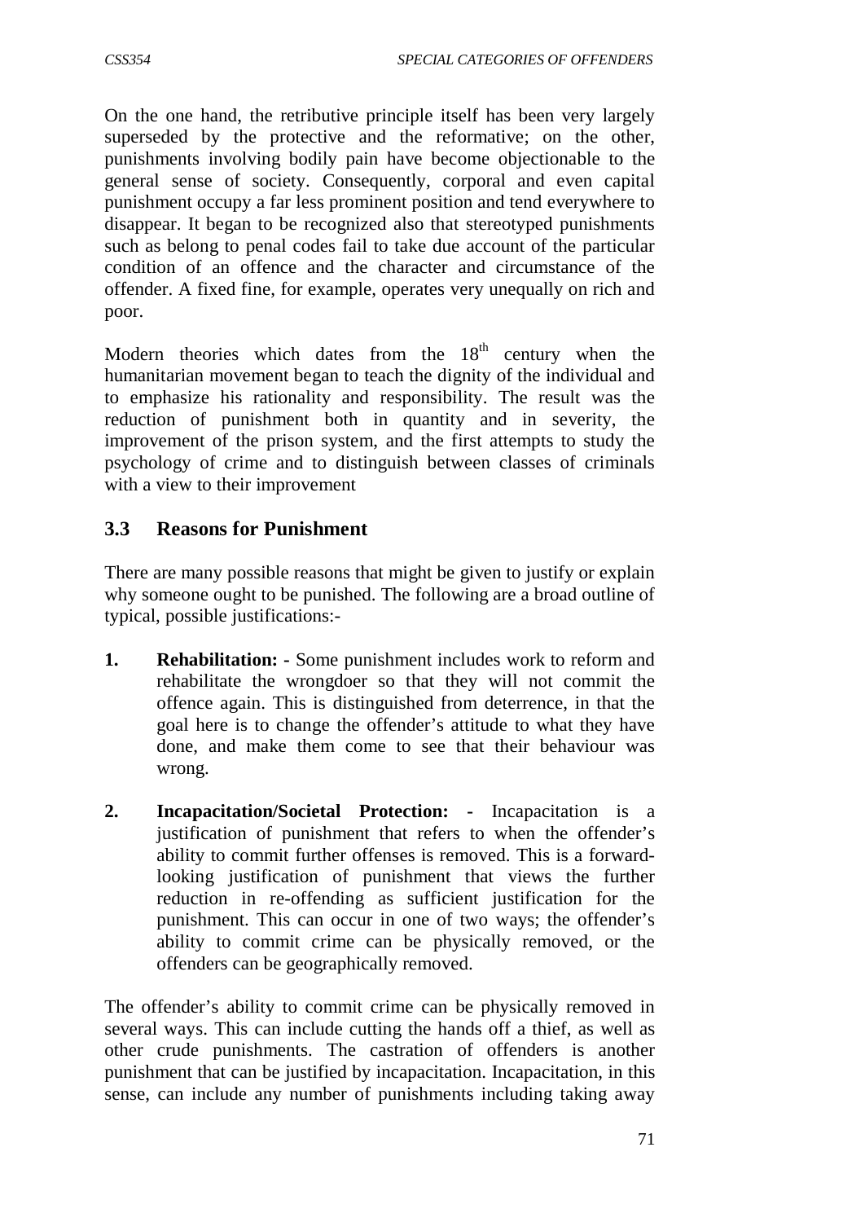On the one hand, the retributive principle itself has been very largely superseded by the protective and the reformative; on the other, punishments involving bodily pain have become objectionable to the general sense of society. Consequently, corporal and even capital punishment occupy a far less prominent position and tend everywhere to disappear. It began to be recognized also that stereotyped punishments such as belong to penal codes fail to take due account of the particular condition of an offence and the character and circumstance of the offender. A fixed fine, for example, operates very unequally on rich and poor.

Modern theories which dates from the 18th century when the humanitarian movement began to teach the dignity of the individual and to emphasize his rationality and responsibility. The result was the reduction of punishment both in quantity and in severity, the improvement of the prison system, and the first attempts to study the psychology of crime and to distinguish between classes of criminals with a view to their improvement

### 3.3 Reasons for Punishment

There are many possible reasons that might be given to justify or explain why someone ought to be punished. The following are a broad outline of typical, possible justifications:-

1. **Rehabilitation: -** Some punishment includes work to reform and rehabilitate the wrongdoer so that they will not commit the offence again. This is distinguished from deterrence, in that the goal here is to change the offender's attitude to what they have done, and make them come to see that their behaviour was wrong.

2. **Incapacitation/Societal Protection: -** Incapacitation is a justification of punishment that refers to when the offender's ability to commit further offenses is removed. This is a forward-looking justification of punishment that views the further reduction in re-offending as sufficient justification for the punishment. This can occur in one of two ways; the offender's ability to commit crime can be physically removed, or the offenders can be geographically removed.

The offender's ability to commit crime can be physically removed in several ways. This can include cutting the hands off a thief, as well as other crude punishments. The castration of offenders is another punishment that can be justified by incapacitation. Incapacitation, in this sense, can include any number of punishments including taking away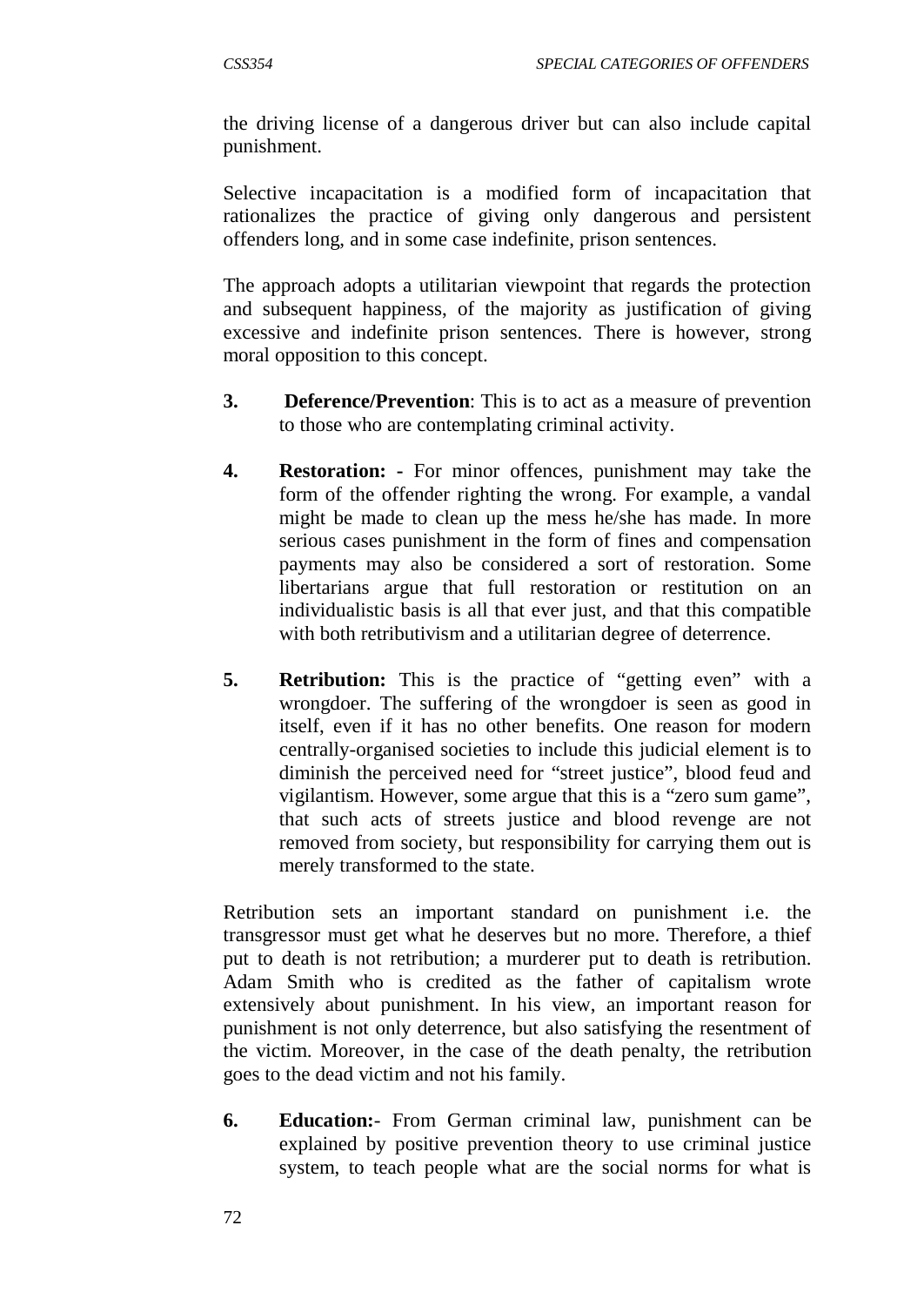the driving license of a dangerous driver but can also include capital punishment.

Selective incapacitation is a modified form of incapacitation that rationalizes the practice of giving only dangerous and persistent offenders long, and in some case indefinite, prison sentences.

The approach adopts a utilitarian viewpoint that regards the protection and subsequent happiness, of the majority as justification of giving excessive and indefinite prison sentences. There is however, strong moral opposition to this concept.

3. **Deference/Prevention**: This is to act as a measure of prevention to those who are contemplating criminal activity.

4. **Restoration: -** For minor offences, punishment may take the form of the offender righting the wrong. For example, a vandal might be made to clean up the mess he/she has made. In more serious cases punishment in the form of fines and compensation payments may also be considered a sort of restoration. Some libertarians argue that full restoration or restitution on an individualistic basis is all that ever just, and that this compatible with both retributivism and a utilitarian degree of deterrence.

5. **Retribution:** This is the practice of "getting even" with a wrongdoer. The suffering of the wrongdoer is seen as good in itself, even if it has no other benefits. One reason for modern centrally-organised societies to include this judicial element is to diminish the perceived need for "street justice", blood feud and vigilantism. However, some argue that this is a "zero sum game", that such acts of streets justice and blood revenge are not removed from society, but responsibility for carrying them out is merely transformed to the state.

Retribution sets an important standard on punishment i.e. the transgressor must get what he deserves but no more. Therefore, a thief put to death is not retribution; a murderer put to death is retribution. Adam Smith who is credited as the father of capitalism wrote extensively about punishment. In his view, an important reason for punishment is not only deterrence, but also satisfying the resentment of the victim. Moreover, in the case of the death penalty, the retribution goes to the dead victim and not his family.

6. **Education:**- From German criminal law, punishment can be explained by positive prevention theory to use criminal justice system, to teach people what are the social norms for what is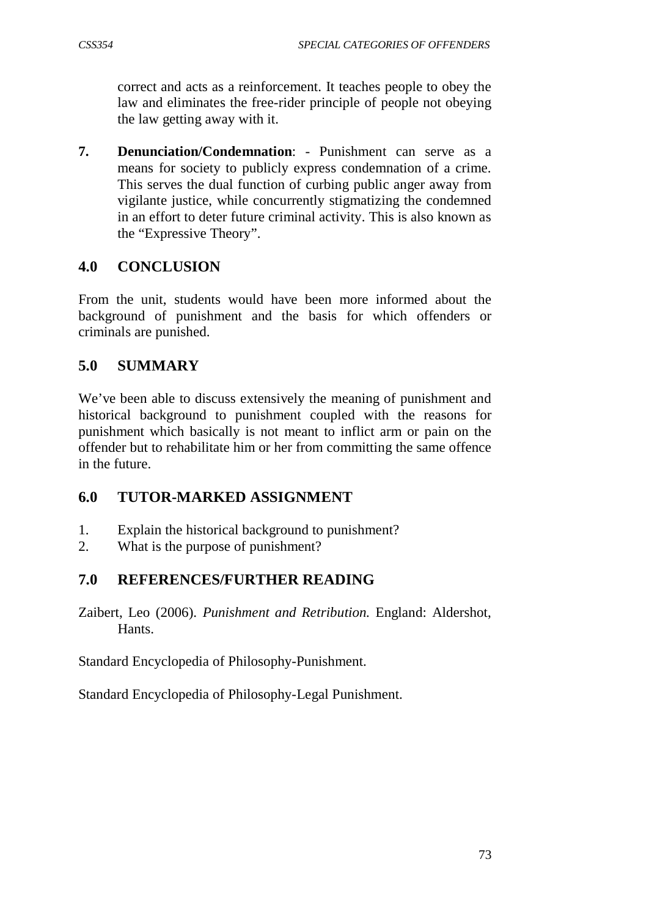correct and acts as a reinforcement. It teaches people to obey the law and eliminates the free-rider principle of people not obeying the law getting away with it.

7. **Denunciation/Condemnation**: - Punishment can serve as a means for society to publicly express condemnation of a crime. This serves the dual function of curbing public anger away from vigilante justice, while concurrently stigmatizing the condemned in an effort to deter future criminal activity. This is also known as the "Expressive Theory".

## 4.0 CONCLUSION

From the unit, students would have been more informed about the background of punishment and the basis for which offenders or criminals are punished.

## 5.0 SUMMARY

We've been able to discuss extensively the meaning of punishment and historical background to punishment coupled with the reasons for punishment which basically is not meant to inflict arm or pain on the offender but to rehabilitate him or her from committing the same offence in the future.

## 6.0 TUTOR-MARKED ASSIGNMENT

1. Explain the historical background to punishment?
2. What is the purpose of punishment?

## 7.0 REFERENCES/FURTHER READING

Zaibert, Leo (2006). *Punishment and Retribution.* England: Aldershot, Hants.

Standard Encyclopedia of Philosophy-Punishment.

Standard Encyclopedia of Philosophy-Legal Punishment.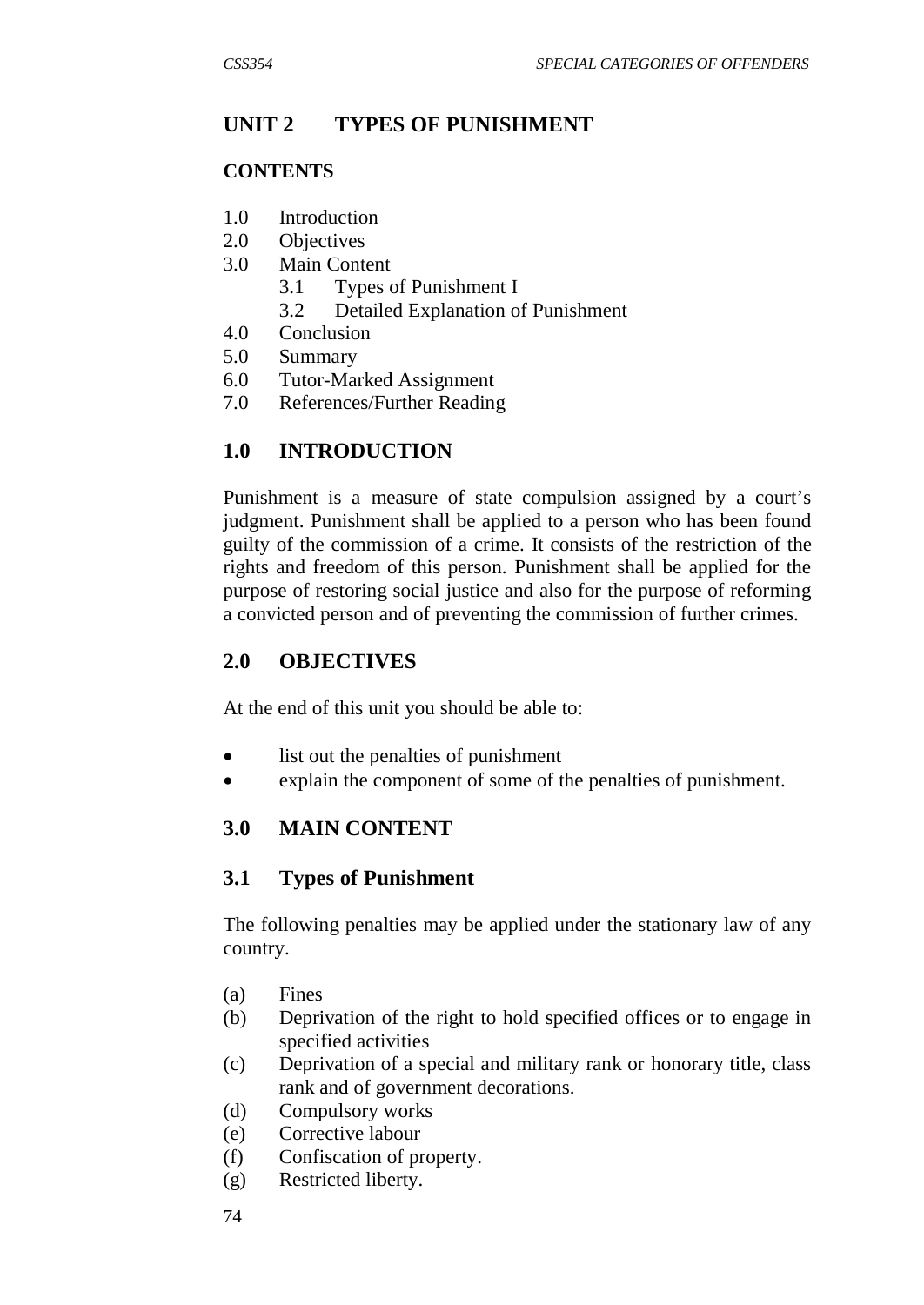## UNIT 2 TYPES OF PUNISHMENT

### CONTENTS

1.0 Introduction
2.0 Objectives
3.0 Main Content
    3.1 Types of Punishment I
    3.2 Detailed Explanation of Punishment
4.0 Conclusion
5.0 Summary
6.0 Tutor-Marked Assignment
7.0 References/Further Reading

## 1.0 INTRODUCTION

Punishment is a measure of state compulsion assigned by a court's judgment. Punishment shall be applied to a person who has been found guilty of the commission of a crime. It consists of the restriction of the rights and freedom of this person. Punishment shall be applied for the purpose of restoring social justice and also for the purpose of reforming a convicted person and of preventing the commission of further crimes.

## 2.0 OBJECTIVES

At the end of this unit you should be able to:

- list out the penalties of punishment
- explain the component of some of the penalties of punishment.

## 3.0 MAIN CONTENT

### 3.1 Types of Punishment

The following penalties may be applied under the stationary law of any country.

(a) Fines
(b) Deprivation of the right to hold specified offices or to engage in specified activities
(c) Deprivation of a special and military rank or honorary title, class rank and of government decorations.
(d) Compulsory works
(e) Corrective labour
(f) Confiscation of property.
(g) Restricted liberty.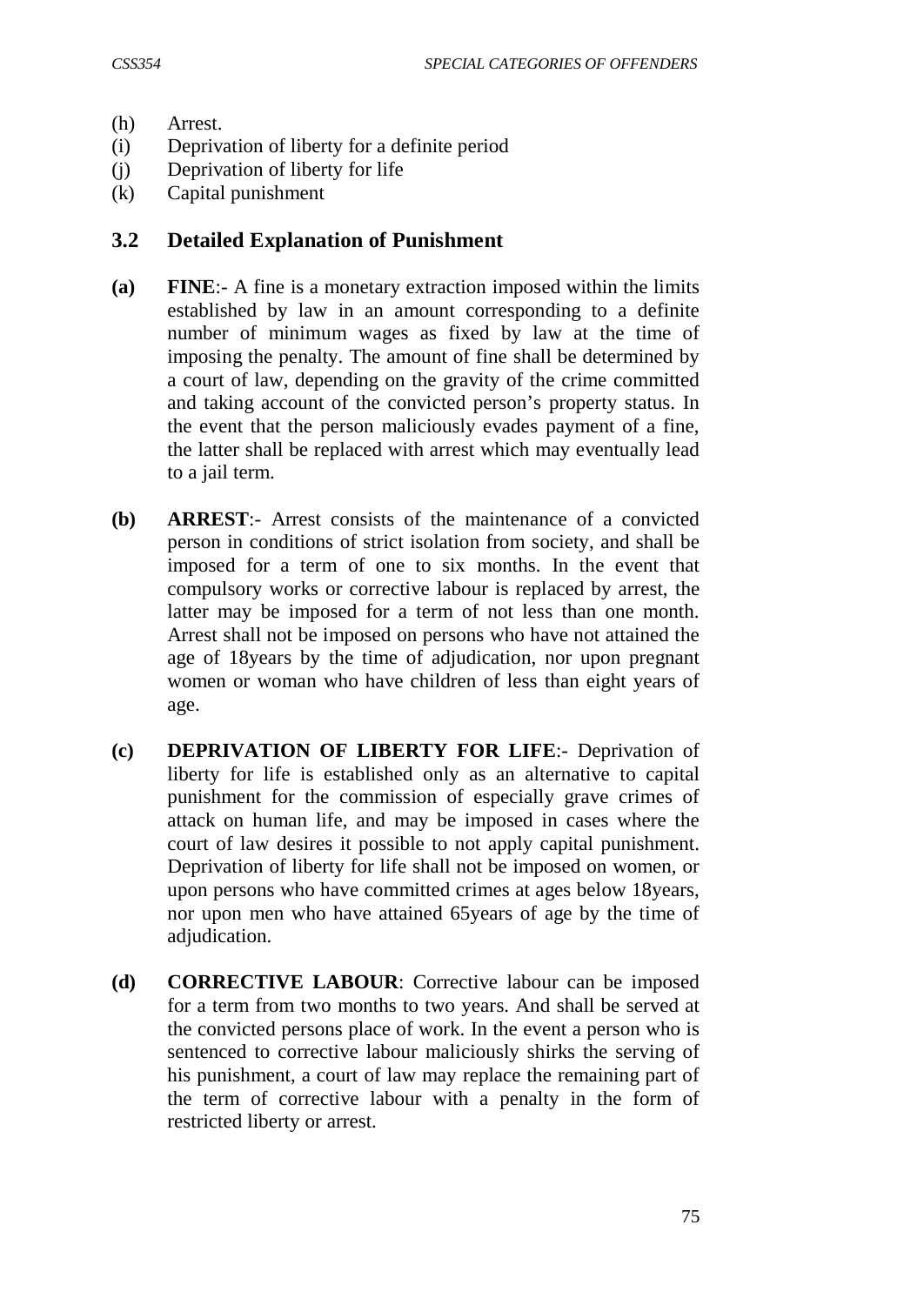(h) Arrest.
(i) Deprivation of liberty for a definite period
(j) Deprivation of liberty for life
(k) Capital punishment

## 3.2 Detailed Explanation of Punishment

**(a)** **FINE**:- A fine is a monetary extraction imposed within the limits established by law in an amount corresponding to a definite number of minimum wages as fixed by law at the time of imposing the penalty. The amount of fine shall be determined by a court of law, depending on the gravity of the crime committed and taking account of the convicted person's property status. In the event that the person maliciously evades payment of a fine, the latter shall be replaced with arrest which may eventually lead to a jail term.

**(b)** **ARREST**:- Arrest consists of the maintenance of a convicted person in conditions of strict isolation from society, and shall be imposed for a term of one to six months. In the event that compulsory works or corrective labour is replaced by arrest, the latter may be imposed for a term of not less than one month. Arrest shall not be imposed on persons who have not attained the age of 18years by the time of adjudication, nor upon pregnant women or woman who have children of less than eight years of age.

**(c)** **DEPRIVATION OF LIBERTY FOR LIFE**:- Deprivation of liberty for life is established only as an alternative to capital punishment for the commission of especially grave crimes of attack on human life, and may be imposed in cases where the court of law desires it possible to not apply capital punishment. Deprivation of liberty for life shall not be imposed on women, or upon persons who have committed crimes at ages below 18years, nor upon men who have attained 65years of age by the time of adjudication.

**(d)** **CORRECTIVE LABOUR**: Corrective labour can be imposed for a term from two months to two years. And shall be served at the convicted persons place of work. In the event a person who is sentenced to corrective labour maliciously shirks the serving of his punishment, a court of law may replace the remaining part of the term of corrective labour with a penalty in the form of restricted liberty or arrest.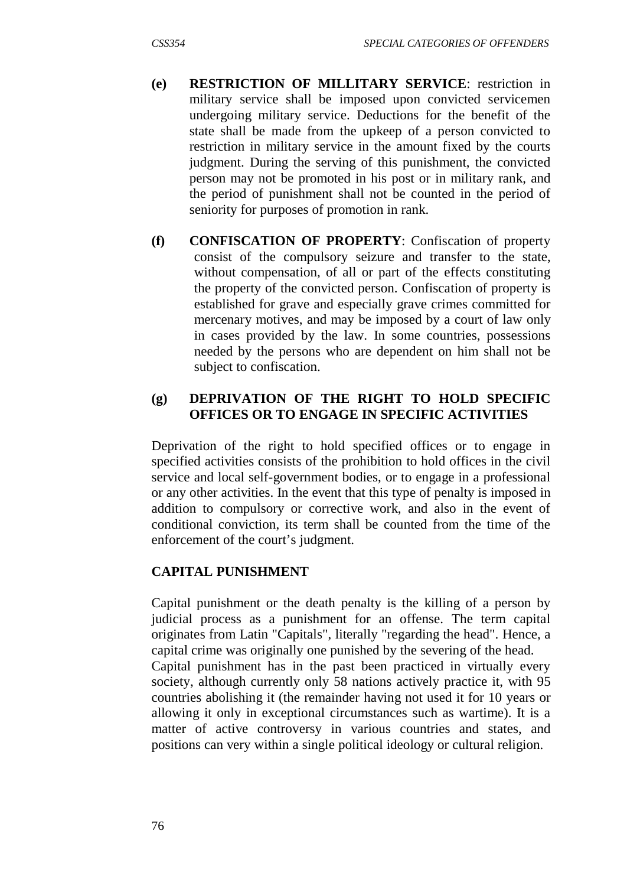**(e) RESTRICTION OF MILLITARY SERVICE**: restriction in military service shall be imposed upon convicted servicemen undergoing military service. Deductions for the benefit of the state shall be made from the upkeep of a person convicted to restriction in military service in the amount fixed by the courts judgment. During the serving of this punishment, the convicted person may not be promoted in his post or in military rank, and the period of punishment shall not be counted in the period of seniority for purposes of promotion in rank.

**(f) CONFISCATION OF PROPERTY**: Confiscation of property consist of the compulsory seizure and transfer to the state, without compensation, of all or part of the effects constituting the property of the convicted person. Confiscation of property is established for grave and especially grave crimes committed for mercenary motives, and may be imposed by a court of law only in cases provided by the law. In some countries, possessions needed by the persons who are dependent on him shall not be subject to confiscation.

**(g) DEPRIVATION OF THE RIGHT TO HOLD SPECIFIC OFFICES OR TO ENGAGE IN SPECIFIC ACTIVITIES**

Deprivation of the right to hold specified offices or to engage in specified activities consists of the prohibition to hold offices in the civil service and local self-government bodies, or to engage in a professional or any other activities. In the event that this type of penalty is imposed in addition to compulsory or corrective work, and also in the event of conditional conviction, its term shall be counted from the time of the enforcement of the court's judgment.

## CAPITAL PUNISHMENT

Capital punishment or the death penalty is the killing of a person by judicial process as a punishment for an offense. The term capital originates from Latin "Capitals", literally "regarding the head". Hence, a capital crime was originally one punished by the severing of the head.

Capital punishment has in the past been practiced in virtually every society, although currently only 58 nations actively practice it, with 95 countries abolishing it (the remainder having not used it for 10 years or allowing it only in exceptional circumstances such as wartime). It is a matter of active controversy in various countries and states, and positions can very within a single political ideology or cultural religion.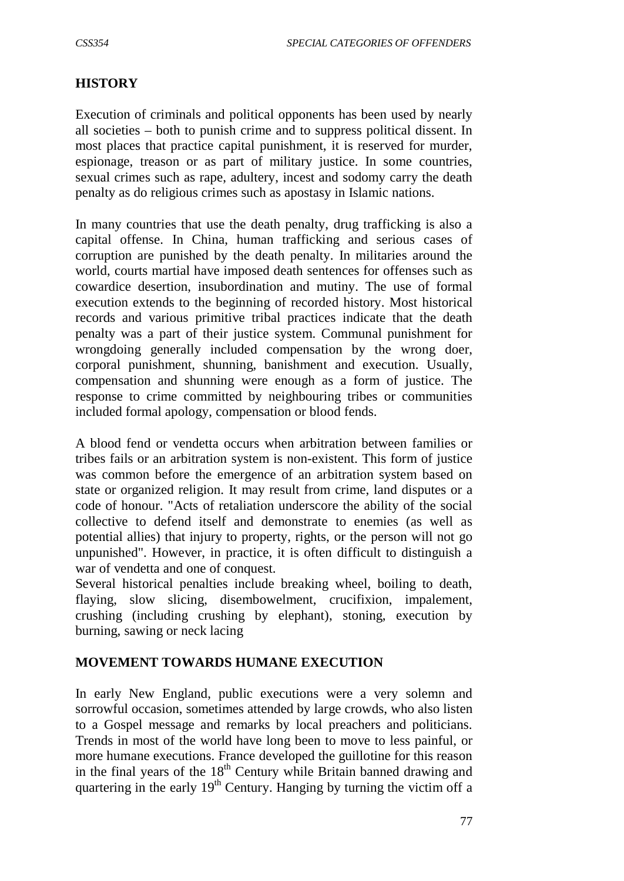## HISTORY

Execution of criminals and political opponents has been used by nearly all societies – both to punish crime and to suppress political dissent. In most places that practice capital punishment, it is reserved for murder, espionage, treason or as part of military justice. In some countries, sexual crimes such as rape, adultery, incest and sodomy carry the death penalty as do religious crimes such as apostasy in Islamic nations.

In many countries that use the death penalty, drug trafficking is also a capital offense. In China, human trafficking and serious cases of corruption are punished by the death penalty. In militaries around the world, courts martial have imposed death sentences for offenses such as cowardice desertion, insubordination and mutiny. The use of formal execution extends to the beginning of recorded history. Most historical records and various primitive tribal practices indicate that the death penalty was a part of their justice system. Communal punishment for wrongdoing generally included compensation by the wrong doer, corporal punishment, shunning, banishment and execution. Usually, compensation and shunning were enough as a form of justice. The response to crime committed by neighbouring tribes or communities included formal apology, compensation or blood fends.

A blood fend or vendetta occurs when arbitration between families or tribes fails or an arbitration system is non-existent. This form of justice was common before the emergence of an arbitration system based on state or organized religion. It may result from crime, land disputes or a code of honour. "Acts of retaliation underscore the ability of the social collective to defend itself and demonstrate to enemies (as well as potential allies) that injury to property, rights, or the person will not go unpunished". However, in practice, it is often difficult to distinguish a war of vendetta and one of conquest.

Several historical penalties include breaking wheel, boiling to death, flaying, slow slicing, disembowelment, crucifixion, impalement, crushing (including crushing by elephant), stoning, execution by burning, sawing or neck lacing

## MOVEMENT TOWARDS HUMANE EXECUTION

In early New England, public executions were a very solemn and sorrowful occasion, sometimes attended by large crowds, who also listen to a Gospel message and remarks by local preachers and politicians. Trends in most of the world have long been to move to less painful, or more humane executions. France developed the guillotine for this reason in the final years of the 18th Century while Britain banned drawing and quartering in the early 19th Century. Hanging by turning the victim off a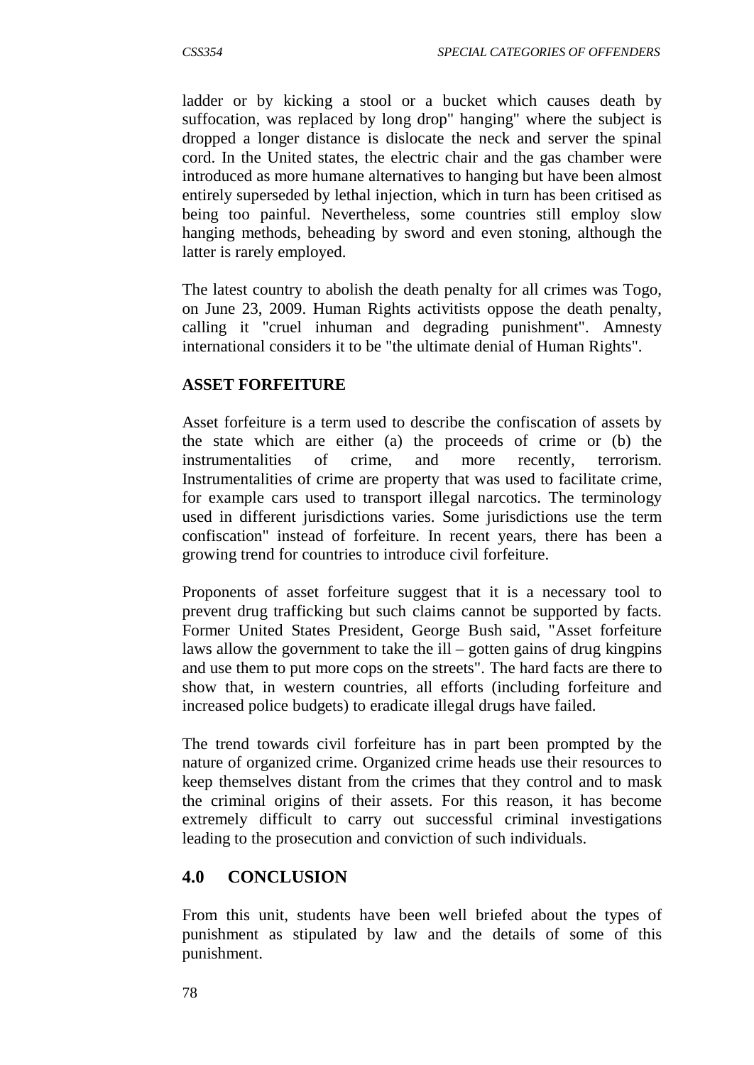ladder or by kicking a stool or a bucket which causes death by suffocation, was replaced by long drop" hanging" where the subject is dropped a longer distance is dislocate the neck and server the spinal cord. In the United states, the electric chair and the gas chamber were introduced as more humane alternatives to hanging but have been almost entirely superseded by lethal injection, which in turn has been critised as being too painful. Nevertheless, some countries still employ slow hanging methods, beheading by sword and even stoning, although the latter is rarely employed.

The latest country to abolish the death penalty for all crimes was Togo, on June 23, 2009. Human Rights activitists oppose the death penalty, calling it "cruel inhuman and degrading punishment". Amnesty international considers it to be "the ultimate denial of Human Rights".

**ASSET FORFEITURE**

Asset forfeiture is a term used to describe the confiscation of assets by the state which are either (a) the proceeds of crime or (b) the instrumentalities of crime, and more recently, terrorism. Instrumentalities of crime are property that was used to facilitate crime, for example cars used to transport illegal narcotics. The terminology used in different jurisdictions varies. Some jurisdictions use the term confiscation" instead of forfeiture. In recent years, there has been a growing trend for countries to introduce civil forfeiture.

Proponents of asset forfeiture suggest that it is a necessary tool to prevent drug trafficking but such claims cannot be supported by facts. Former United States President, George Bush said, "Asset forfeiture laws allow the government to take the ill – gotten gains of drug kingpins and use them to put more cops on the streets". The hard facts are there to show that, in western countries, all efforts (including forfeiture and increased police budgets) to eradicate illegal drugs have failed.

The trend towards civil forfeiture has in part been prompted by the nature of organized crime. Organized crime heads use their resources to keep themselves distant from the crimes that they control and to mask the criminal origins of their assets. For this reason, it has become extremely difficult to carry out successful criminal investigations leading to the prosecution and conviction of such individuals.

## 4.0 CONCLUSION

From this unit, students have been well briefed about the types of punishment as stipulated by law and the details of some of this punishment.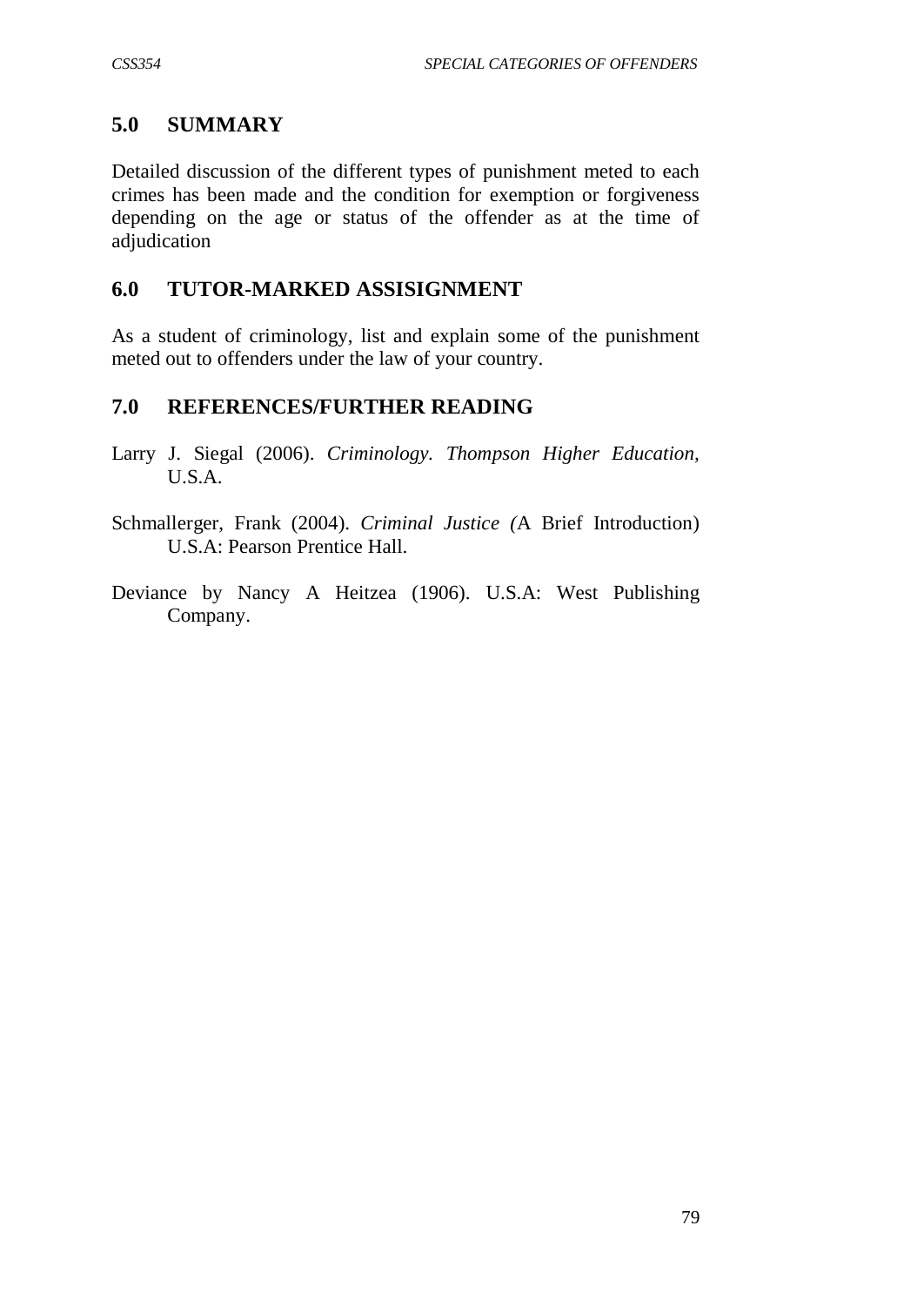## 5.0 SUMMARY

Detailed discussion of the different types of punishment meted to each crimes has been made and the condition for exemption or forgiveness depending on the age or status of the offender as at the time of adjudication

## 6.0 TUTOR-MARKED ASSISIGNMENT

As a student of criminology, list and explain some of the punishment meted out to offenders under the law of your country.

## 7.0 REFERENCES/FURTHER READING

Larry J. Siegal (2006). *Criminology. Thompson Higher Education,* U.S.A.

Schmallerger, Frank (2004). *Criminal Justice (*A Brief Introduction) U.S.A: Pearson Prentice Hall.

Deviance by Nancy A Heitzea (1906). U.S.A: West Publishing Company.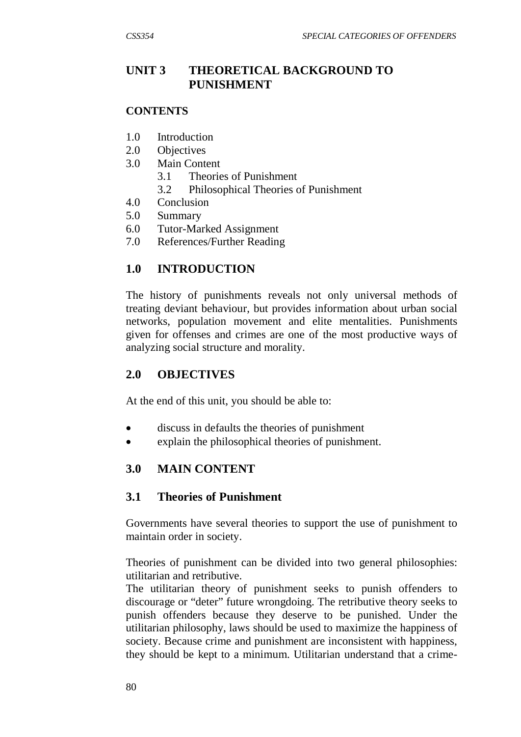## UNIT 3 THEORETICAL BACKGROUND TO PUNISHMENT

**CONTENTS**

1.0 Introduction
2.0 Objectives
3.0 Main Content
  3.1 Theories of Punishment
  3.2 Philosophical Theories of Punishment
4.0 Conclusion
5.0 Summary
6.0 Tutor-Marked Assignment
7.0 References/Further Reading

## 1.0 INTRODUCTION

The history of punishments reveals not only universal methods of treating deviant behaviour, but provides information about urban social networks, population movement and elite mentalities. Punishments given for offenses and crimes are one of the most productive ways of analyzing social structure and morality.

## 2.0 OBJECTIVES

At the end of this unit, you should be able to:

- discuss in defaults the theories of punishment
- explain the philosophical theories of punishment.

## 3.0 MAIN CONTENT

### 3.1 Theories of Punishment

Governments have several theories to support the use of punishment to maintain order in society.

Theories of punishment can be divided into two general philosophies: utilitarian and retributive.
The utilitarian theory of punishment seeks to punish offenders to discourage or "deter" future wrongdoing. The retributive theory seeks to punish offenders because they deserve to be punished. Under the utilitarian philosophy, laws should be used to maximize the happiness of society. Because crime and punishment are inconsistent with happiness, they should be kept to a minimum. Utilitarian understand that a crime-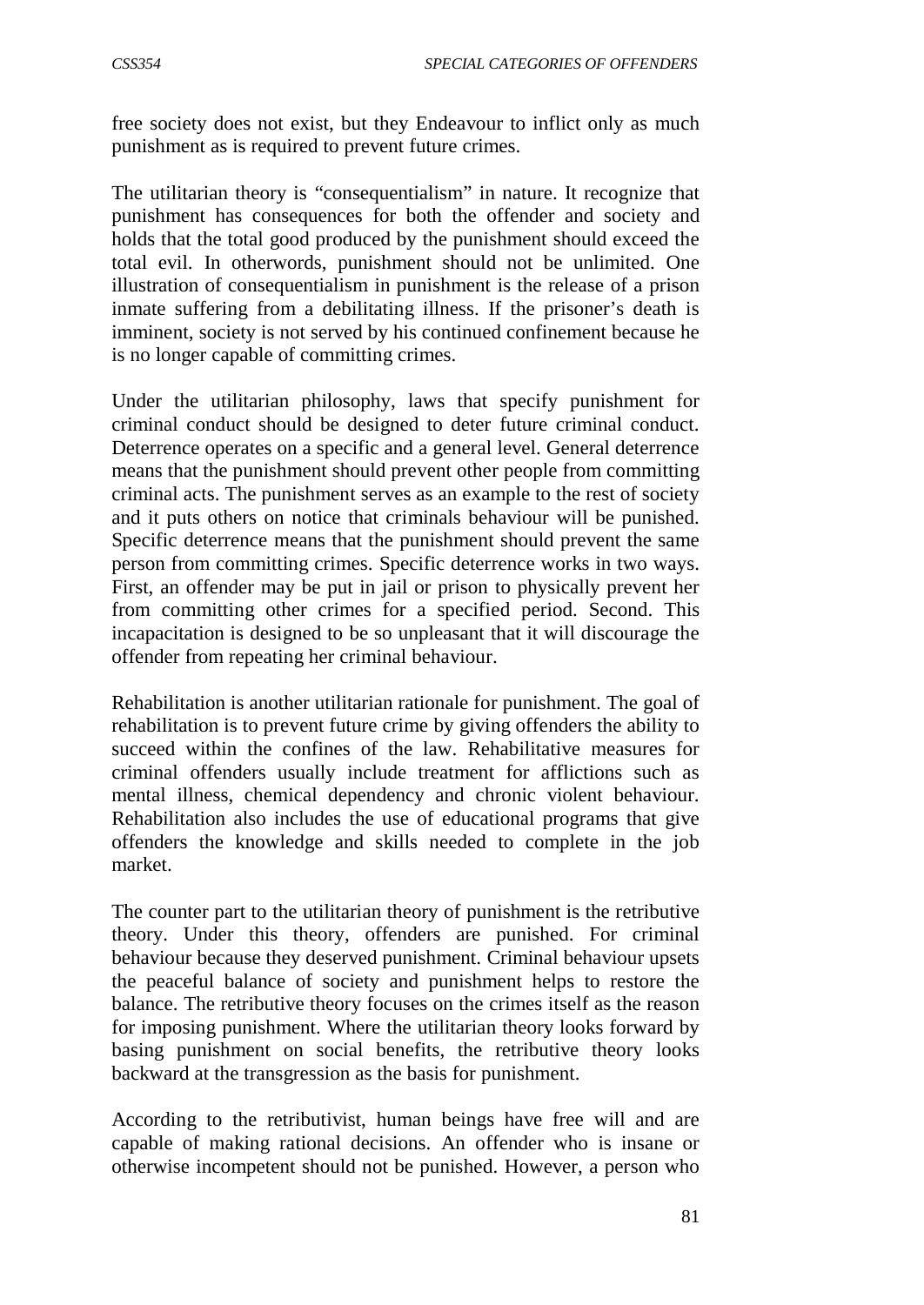free society does not exist, but they Endeavour to inflict only as much punishment as is required to prevent future crimes.

The utilitarian theory is "consequentialism" in nature. It recognize that punishment has consequences for both the offender and society and holds that the total good produced by the punishment should exceed the total evil. In otherwords, punishment should not be unlimited. One illustration of consequentialism in punishment is the release of a prison inmate suffering from a debilitating illness. If the prisoner's death is imminent, society is not served by his continued confinement because he is no longer capable of committing crimes.

Under the utilitarian philosophy, laws that specify punishment for criminal conduct should be designed to deter future criminal conduct. Deterrence operates on a specific and a general level. General deterrence means that the punishment should prevent other people from committing criminal acts. The punishment serves as an example to the rest of society and it puts others on notice that criminals behaviour will be punished. Specific deterrence means that the punishment should prevent the same person from committing crimes. Specific deterrence works in two ways. First, an offender may be put in jail or prison to physically prevent her from committing other crimes for a specified period. Second. This incapacitation is designed to be so unpleasant that it will discourage the offender from repeating her criminal behaviour.

Rehabilitation is another utilitarian rationale for punishment. The goal of rehabilitation is to prevent future crime by giving offenders the ability to succeed within the confines of the law. Rehabilitative measures for criminal offenders usually include treatment for afflictions such as mental illness, chemical dependency and chronic violent behaviour. Rehabilitation also includes the use of educational programs that give offenders the knowledge and skills needed to complete in the job market.

The counter part to the utilitarian theory of punishment is the retributive theory. Under this theory, offenders are punished. For criminal behaviour because they deserved punishment. Criminal behaviour upsets the peaceful balance of society and punishment helps to restore the balance. The retributive theory focuses on the crimes itself as the reason for imposing punishment. Where the utilitarian theory looks forward by basing punishment on social benefits, the retributive theory looks backward at the transgression as the basis for punishment.

According to the retributivist, human beings have free will and are capable of making rational decisions. An offender who is insane or otherwise incompetent should not be punished. However, a person who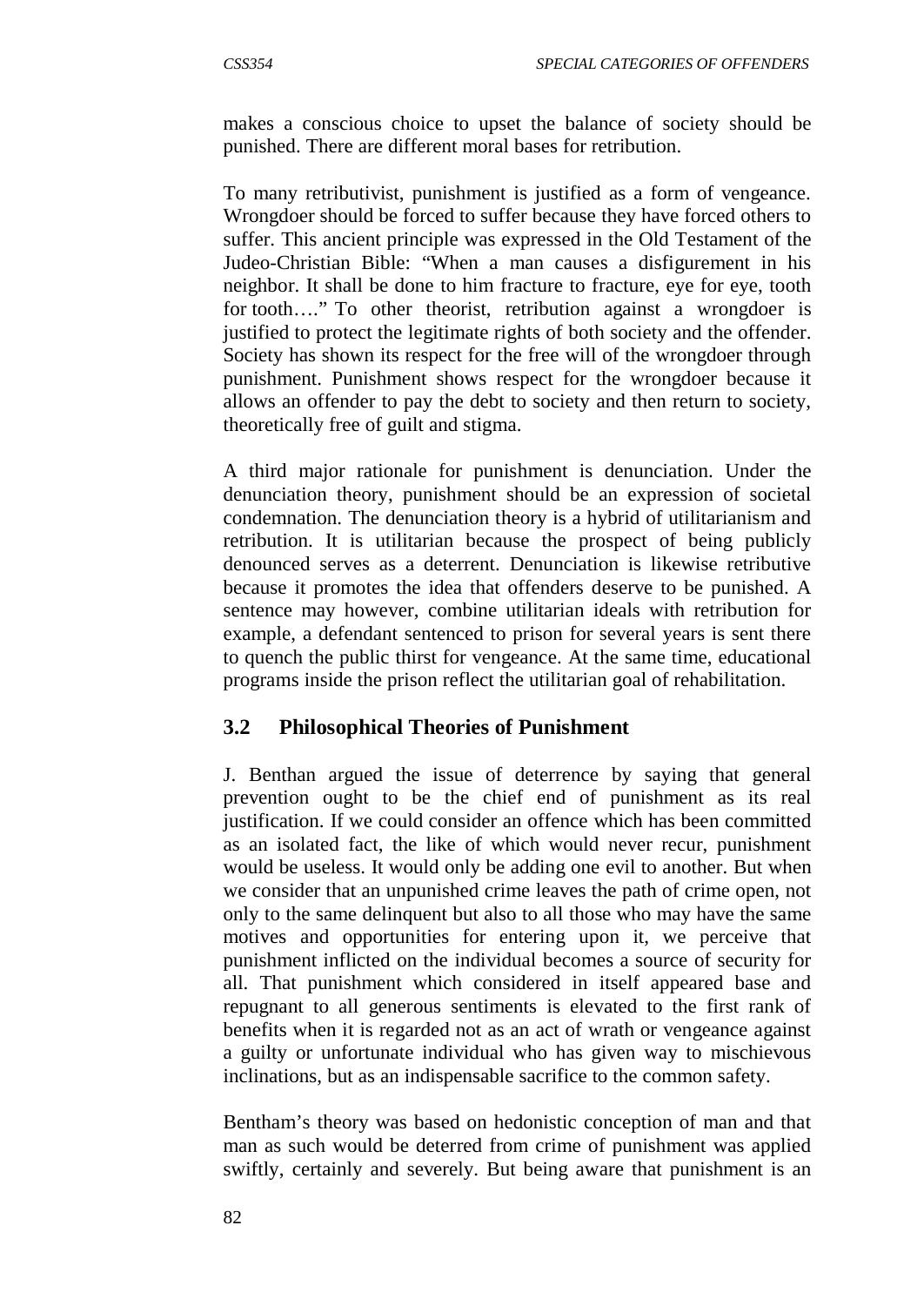makes a conscious choice to upset the balance of society should be punished. There are different moral bases for retribution.

To many retributivist, punishment is justified as a form of vengeance. Wrongdoer should be forced to suffer because they have forced others to suffer. This ancient principle was expressed in the Old Testament of the Judeo-Christian Bible: "When a man causes a disfigurement in his neighbor. It shall be done to him fracture to fracture, eye for eye, tooth for tooth…." To other theorist, retribution against a wrongdoer is justified to protect the legitimate rights of both society and the offender. Society has shown its respect for the free will of the wrongdoer through punishment. Punishment shows respect for the wrongdoer because it allows an offender to pay the debt to society and then return to society, theoretically free of guilt and stigma.

A third major rationale for punishment is denunciation. Under the denunciation theory, punishment should be an expression of societal condemnation. The denunciation theory is a hybrid of utilitarianism and retribution. It is utilitarian because the prospect of being publicly denounced serves as a deterrent. Denunciation is likewise retributive because it promotes the idea that offenders deserve to be punished. A sentence may however, combine utilitarian ideals with retribution for example, a defendant sentenced to prison for several years is sent there to quench the public thirst for vengeance. At the same time, educational programs inside the prison reflect the utilitarian goal of rehabilitation.

## 3.2 Philosophical Theories of Punishment

J. Benthan argued the issue of deterrence by saying that general prevention ought to be the chief end of punishment as its real justification. If we could consider an offence which has been committed as an isolated fact, the like of which would never recur, punishment would be useless. It would only be adding one evil to another. But when we consider that an unpunished crime leaves the path of crime open, not only to the same delinquent but also to all those who may have the same motives and opportunities for entering upon it, we perceive that punishment inflicted on the individual becomes a source of security for all. That punishment which considered in itself appeared base and repugnant to all generous sentiments is elevated to the first rank of benefits when it is regarded not as an act of wrath or vengeance against a guilty or unfortunate individual who has given way to mischievous inclinations, but as an indispensable sacrifice to the common safety.

Bentham's theory was based on hedonistic conception of man and that man as such would be deterred from crime of punishment was applied swiftly, certainly and severely. But being aware that punishment is an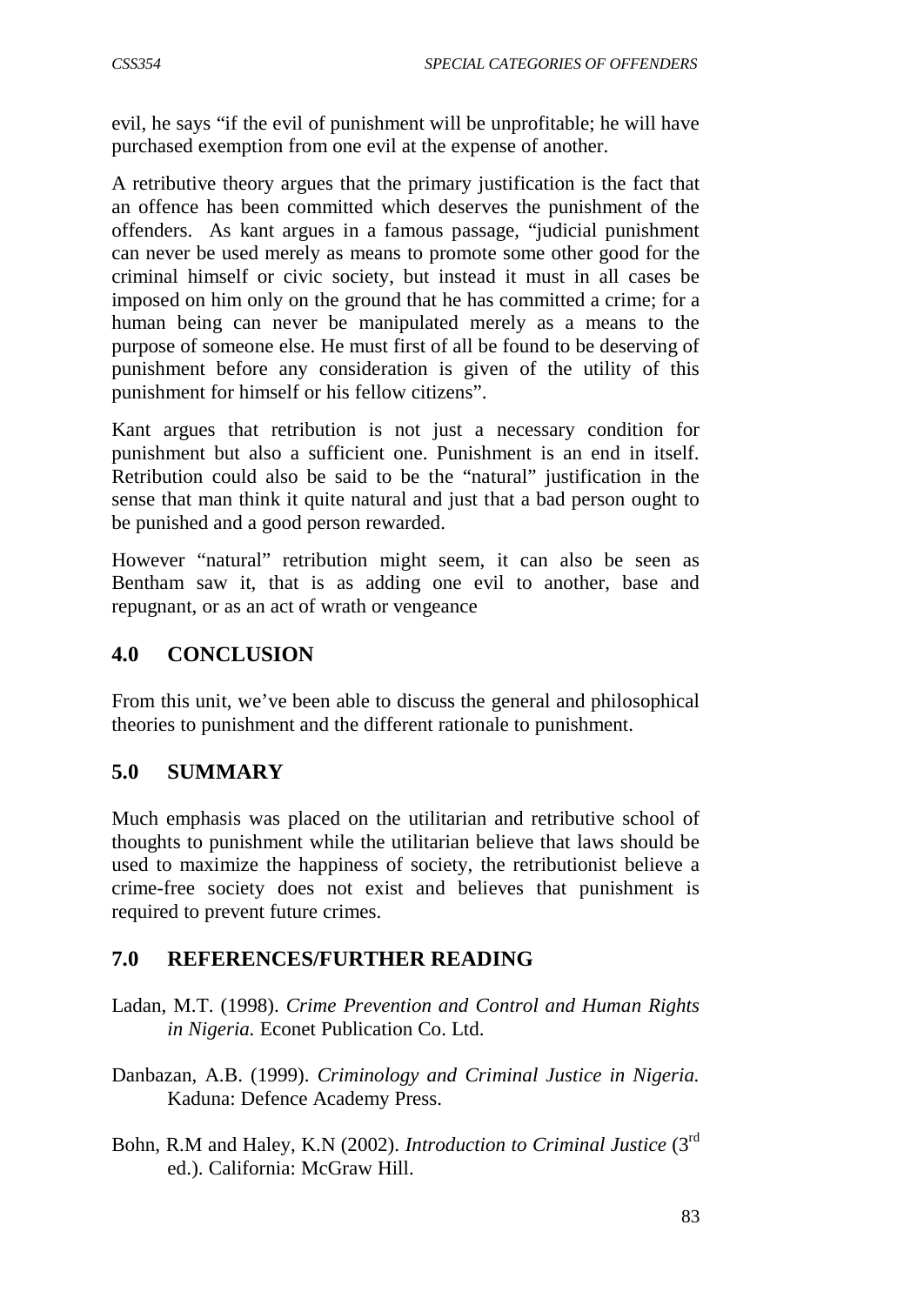evil, he says "if the evil of punishment will be unprofitable; he will have purchased exemption from one evil at the expense of another.

A retributive theory argues that the primary justification is the fact that an offence has been committed which deserves the punishment of the offenders. As kant argues in a famous passage, "judicial punishment can never be used merely as means to promote some other good for the criminal himself or civic society, but instead it must in all cases be imposed on him only on the ground that he has committed a crime; for a human being can never be manipulated merely as a means to the purpose of someone else. He must first of all be found to be deserving of punishment before any consideration is given of the utility of this punishment for himself or his fellow citizens".

Kant argues that retribution is not just a necessary condition for punishment but also a sufficient one. Punishment is an end in itself. Retribution could also be said to be the "natural" justification in the sense that man think it quite natural and just that a bad person ought to be punished and a good person rewarded.

However "natural" retribution might seem, it can also be seen as Bentham saw it, that is as adding one evil to another, base and repugnant, or as an act of wrath or vengeance

## 4.0 CONCLUSION

From this unit, we've been able to discuss the general and philosophical theories to punishment and the different rationale to punishment.

## 5.0 SUMMARY

Much emphasis was placed on the utilitarian and retributive school of thoughts to punishment while the utilitarian believe that laws should be used to maximize the happiness of society, the retributionist believe a crime-free society does not exist and believes that punishment is required to prevent future crimes.

## 7.0 REFERENCES/FURTHER READING

Ladan, M.T. (1998). *Crime Prevention and Control and Human Rights in Nigeria.* Econet Publication Co. Ltd.

Danbazan, A.B. (1999). *Criminology and Criminal Justice in Nigeria.* Kaduna: Defence Academy Press.

Bohn, R.M and Haley, K.N (2002). *Introduction to Criminal Justice* (3rd ed.). California: McGraw Hill.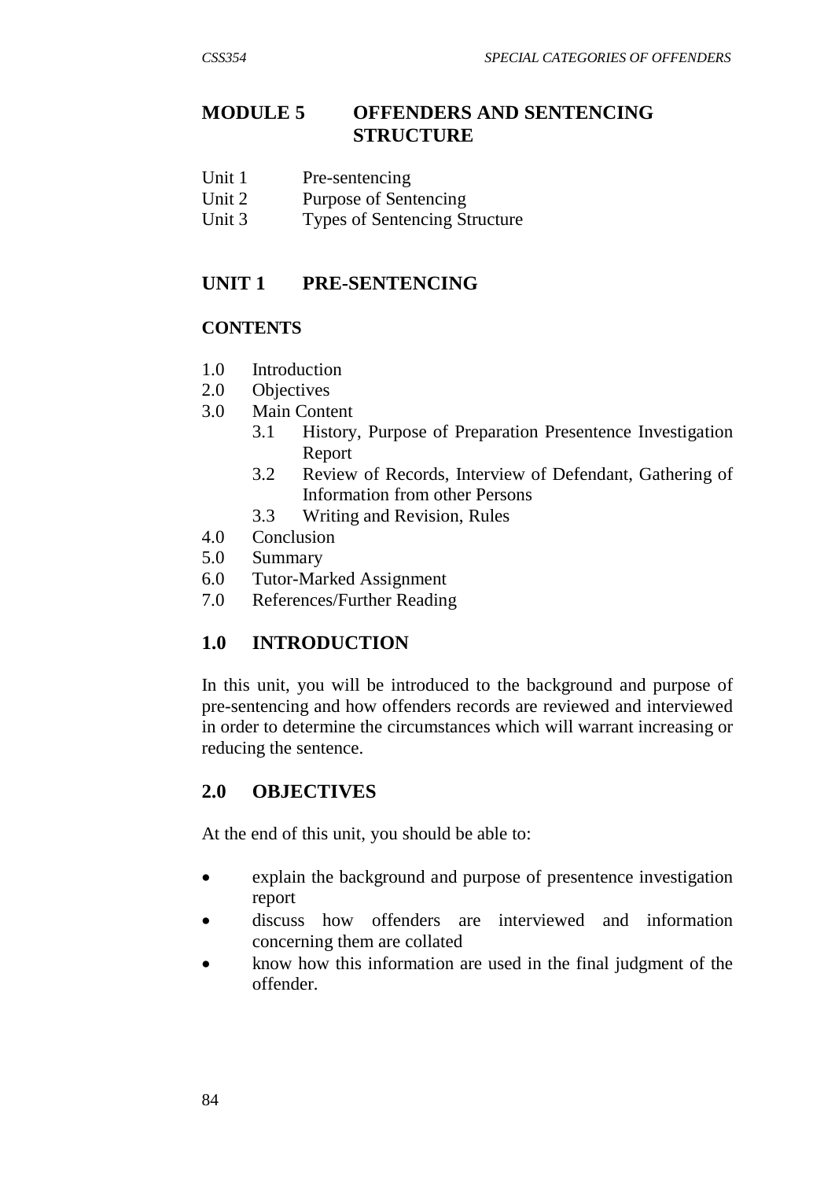# MODULE 5 OFFENDERS AND SENTENCING STRUCTURE

Unit 1 Pre-sentencing
Unit 2 Purpose of Sentencing
Unit 3 Types of Sentencing Structure

## UNIT 1 PRE-SENTENCING

### CONTENTS

1.0 Introduction
2.0 Objectives
3.0 Main Content
  3.1 History, Purpose of Preparation Presentence Investigation Report
  3.2 Review of Records, Interview of Defendant, Gathering of Information from other Persons
  3.3 Writing and Revision, Rules
4.0 Conclusion
5.0 Summary
6.0 Tutor-Marked Assignment
7.0 References/Further Reading

## 1.0 INTRODUCTION

In this unit, you will be introduced to the background and purpose of pre-sentencing and how offenders records are reviewed and interviewed in order to determine the circumstances which will warrant increasing or reducing the sentence.

## 2.0 OBJECTIVES

At the end of this unit, you should be able to:

- explain the background and purpose of presentence investigation report
- discuss how offenders are interviewed and information concerning them are collated
- know how this information are used in the final judgment of the offender.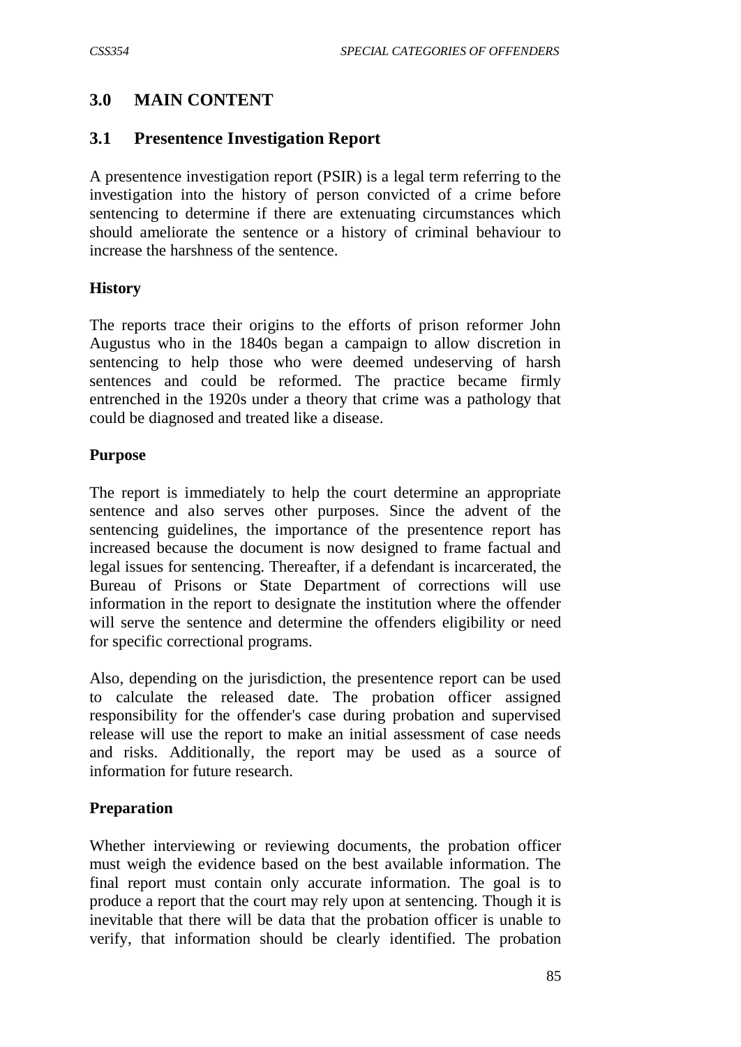## 3.0 MAIN CONTENT

### 3.1 Presentence Investigation Report

A presentence investigation report (PSIR) is a legal term referring to the investigation into the history of person convicted of a crime before sentencing to determine if there are extenuating circumstances which should ameliorate the sentence or a history of criminal behaviour to increase the harshness of the sentence.

**History**

The reports trace their origins to the efforts of prison reformer John Augustus who in the 1840s began a campaign to allow discretion in sentencing to help those who were deemed undeserving of harsh sentences and could be reformed. The practice became firmly entrenched in the 1920s under a theory that crime was a pathology that could be diagnosed and treated like a disease.

**Purpose**

The report is immediately to help the court determine an appropriate sentence and also serves other purposes. Since the advent of the sentencing guidelines, the importance of the presentence report has increased because the document is now designed to frame factual and legal issues for sentencing. Thereafter, if a defendant is incarcerated, the Bureau of Prisons or State Department of corrections will use information in the report to designate the institution where the offender will serve the sentence and determine the offenders eligibility or need for specific correctional programs.

Also, depending on the jurisdiction, the presentence report can be used to calculate the released date. The probation officer assigned responsibility for the offender's case during probation and supervised release will use the report to make an initial assessment of case needs and risks. Additionally, the report may be used as a source of information for future research.

**Preparation**

Whether interviewing or reviewing documents, the probation officer must weigh the evidence based on the best available information. The final report must contain only accurate information. The goal is to produce a report that the court may rely upon at sentencing. Though it is inevitable that there will be data that the probation officer is unable to verify, that information should be clearly identified. The probation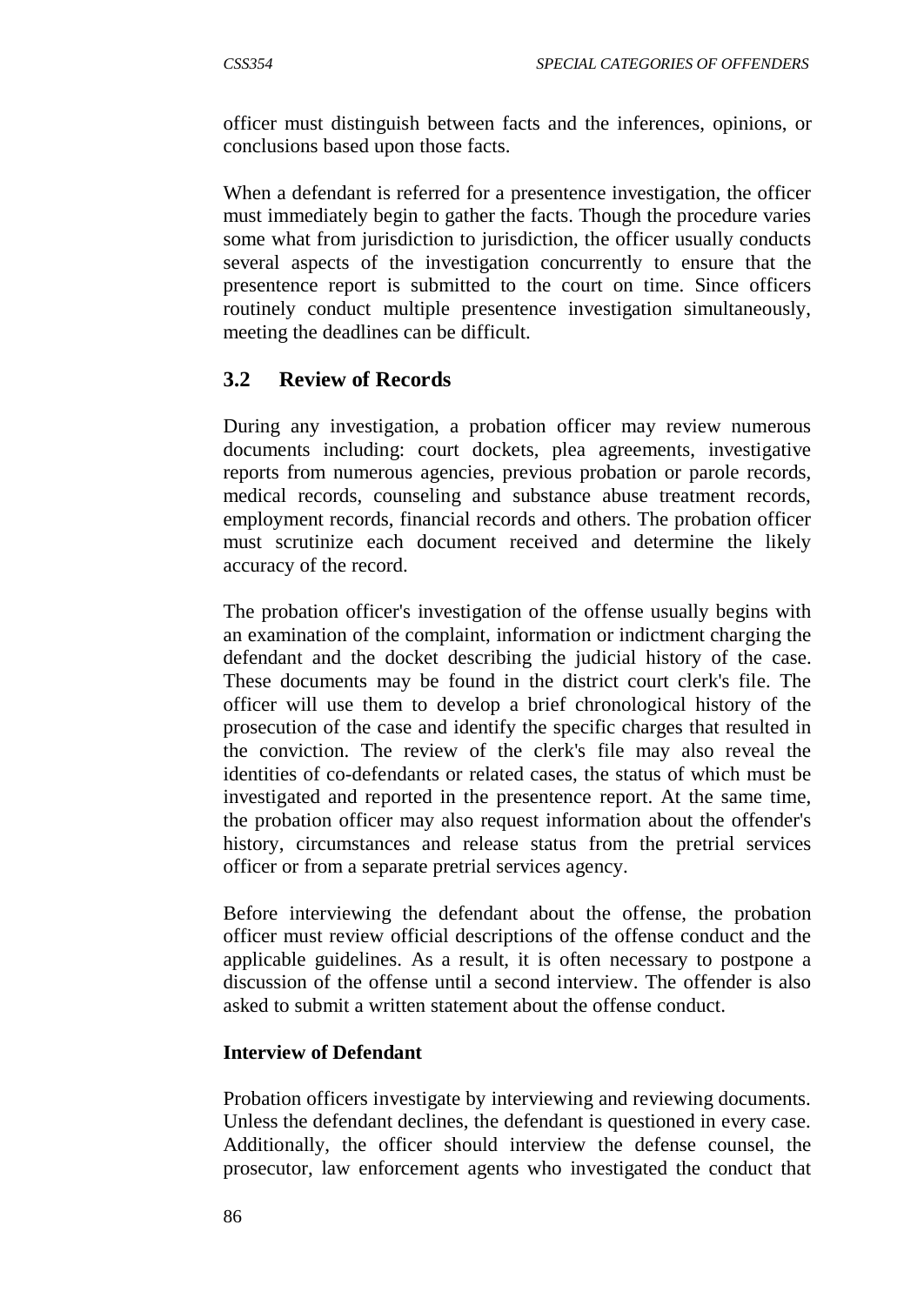officer must distinguish between facts and the inferences, opinions, or conclusions based upon those facts.

When a defendant is referred for a presentence investigation, the officer must immediately begin to gather the facts. Though the procedure varies some what from jurisdiction to jurisdiction, the officer usually conducts several aspects of the investigation concurrently to ensure that the presentence report is submitted to the court on time. Since officers routinely conduct multiple presentence investigation simultaneously, meeting the deadlines can be difficult.

## 3.2 Review of Records

During any investigation, a probation officer may review numerous documents including: court dockets, plea agreements, investigative reports from numerous agencies, previous probation or parole records, medical records, counseling and substance abuse treatment records, employment records, financial records and others. The probation officer must scrutinize each document received and determine the likely accuracy of the record.

The probation officer's investigation of the offense usually begins with an examination of the complaint, information or indictment charging the defendant and the docket describing the judicial history of the case. These documents may be found in the district court clerk's file. The officer will use them to develop a brief chronological history of the prosecution of the case and identify the specific charges that resulted in the conviction. The review of the clerk's file may also reveal the identities of co-defendants or related cases, the status of which must be investigated and reported in the presentence report. At the same time, the probation officer may also request information about the offender's history, circumstances and release status from the pretrial services officer or from a separate pretrial services agency.

Before interviewing the defendant about the offense, the probation officer must review official descriptions of the offense conduct and the applicable guidelines. As a result, it is often necessary to postpone a discussion of the offense until a second interview. The offender is also asked to submit a written statement about the offense conduct.

**Interview of Defendant**

Probation officers investigate by interviewing and reviewing documents. Unless the defendant declines, the defendant is questioned in every case. Additionally, the officer should interview the defense counsel, the prosecutor, law enforcement agents who investigated the conduct that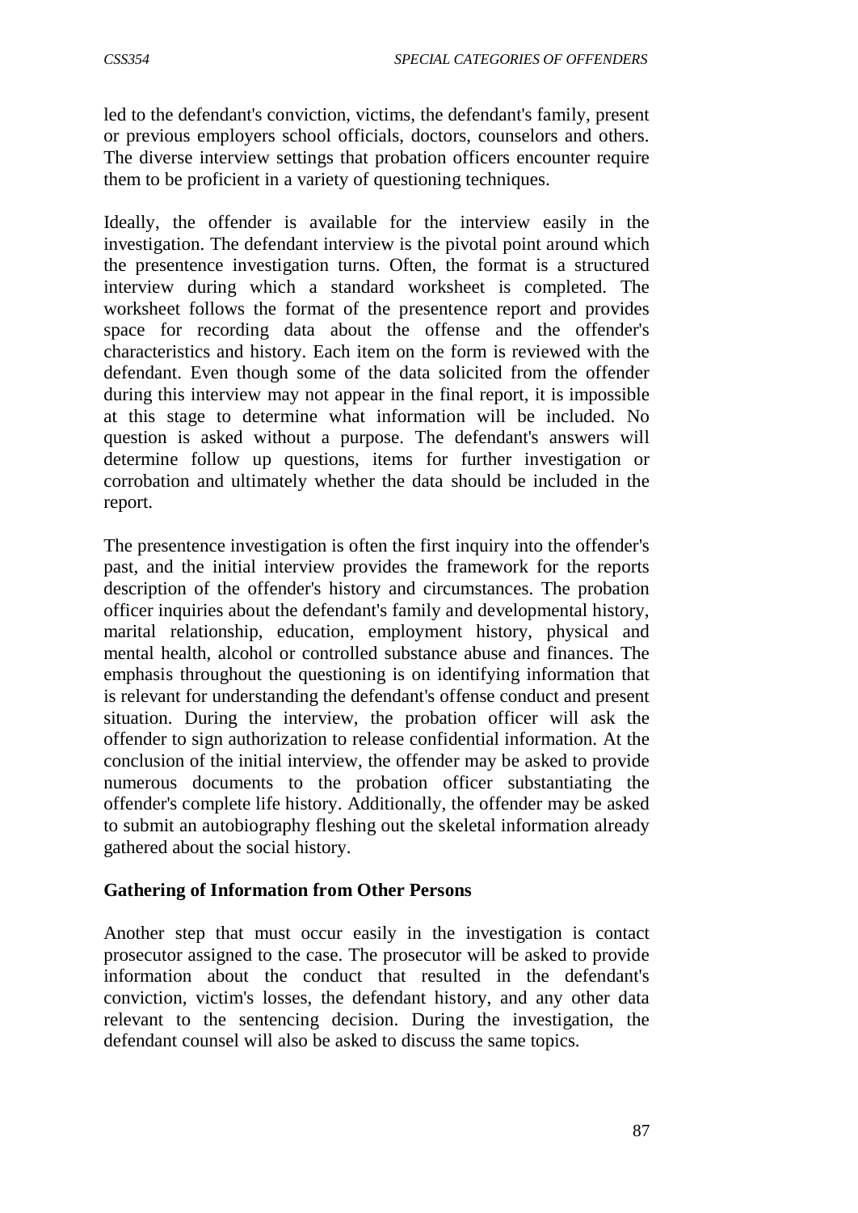led to the defendant's conviction, victims, the defendant's family, present or previous employers school officials, doctors, counselors and others. The diverse interview settings that probation officers encounter require them to be proficient in a variety of questioning techniques.

Ideally, the offender is available for the interview easily in the investigation. The defendant interview is the pivotal point around which the presentence investigation turns. Often, the format is a structured interview during which a standard worksheet is completed. The worksheet follows the format of the presentence report and provides space for recording data about the offense and the offender's characteristics and history. Each item on the form is reviewed with the defendant. Even though some of the data solicited from the offender during this interview may not appear in the final report, it is impossible at this stage to determine what information will be included. No question is asked without a purpose. The defendant's answers will determine follow up questions, items for further investigation or corrobation and ultimately whether the data should be included in the report.

The presentence investigation is often the first inquiry into the offender's past, and the initial interview provides the framework for the reports description of the offender's history and circumstances. The probation officer inquiries about the defendant's family and developmental history, marital relationship, education, employment history, physical and mental health, alcohol or controlled substance abuse and finances. The emphasis throughout the questioning is on identifying information that is relevant for understanding the defendant's offense conduct and present situation. During the interview, the probation officer will ask the offender to sign authorization to release confidential information. At the conclusion of the initial interview, the offender may be asked to provide numerous documents to the probation officer substantiating the offender's complete life history. Additionally, the offender may be asked to submit an autobiography fleshing out the skeletal information already gathered about the social history.

**Gathering of Information from Other Persons**

Another step that must occur easily in the investigation is contact prosecutor assigned to the case. The prosecutor will be asked to provide information about the conduct that resulted in the defendant's conviction, victim's losses, the defendant history, and any other data relevant to the sentencing decision. During the investigation, the defendant counsel will also be asked to discuss the same topics.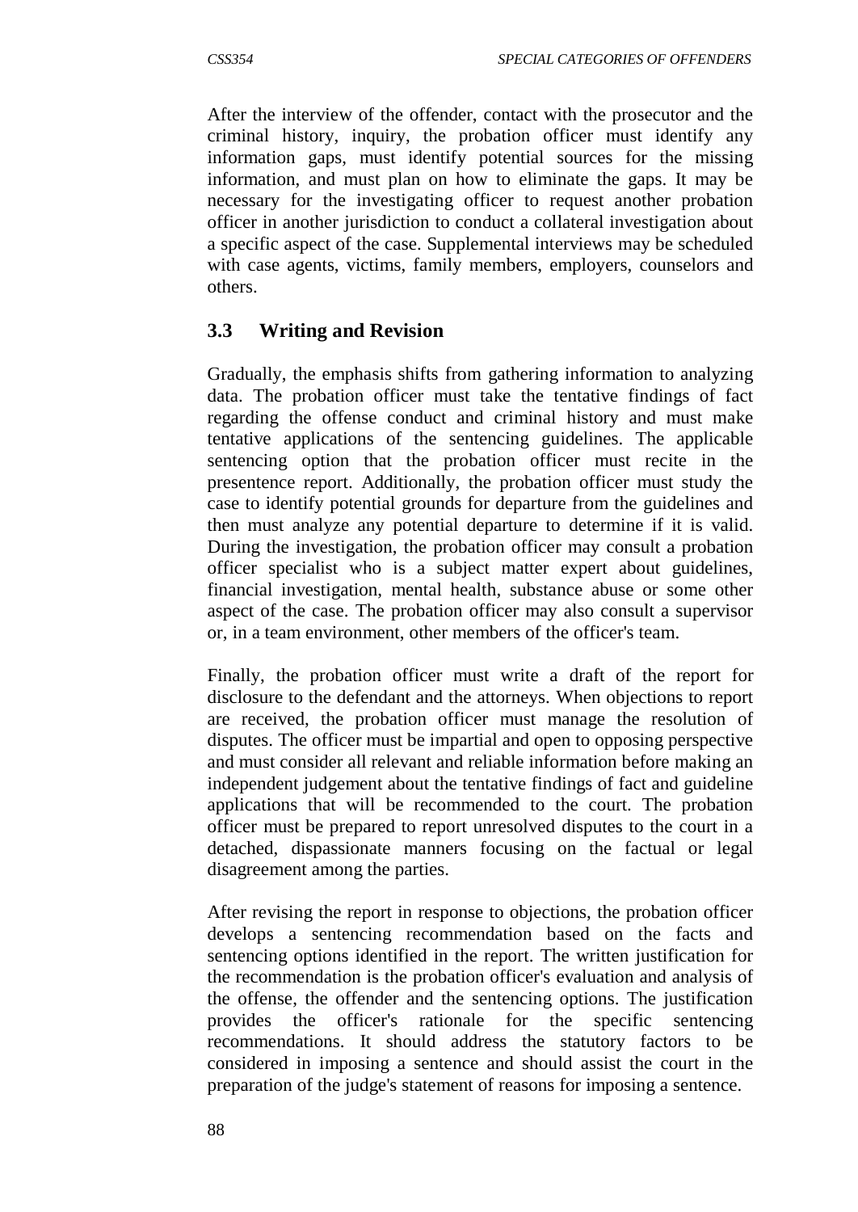After the interview of the offender, contact with the prosecutor and the criminal history, inquiry, the probation officer must identify any information gaps, must identify potential sources for the missing information, and must plan on how to eliminate the gaps. It may be necessary for the investigating officer to request another probation officer in another jurisdiction to conduct a collateral investigation about a specific aspect of the case. Supplemental interviews may be scheduled with case agents, victims, family members, employers, counselors and others.

### 3.3 Writing and Revision

Gradually, the emphasis shifts from gathering information to analyzing data. The probation officer must take the tentative findings of fact regarding the offense conduct and criminal history and must make tentative applications of the sentencing guidelines. The applicable sentencing option that the probation officer must recite in the presentence report. Additionally, the probation officer must study the case to identify potential grounds for departure from the guidelines and then must analyze any potential departure to determine if it is valid. During the investigation, the probation officer may consult a probation officer specialist who is a subject matter expert about guidelines, financial investigation, mental health, substance abuse or some other aspect of the case. The probation officer may also consult a supervisor or, in a team environment, other members of the officer's team.

Finally, the probation officer must write a draft of the report for disclosure to the defendant and the attorneys. When objections to report are received, the probation officer must manage the resolution of disputes. The officer must be impartial and open to opposing perspective and must consider all relevant and reliable information before making an independent judgement about the tentative findings of fact and guideline applications that will be recommended to the court. The probation officer must be prepared to report unresolved disputes to the court in a detached, dispassionate manners focusing on the factual or legal disagreement among the parties.

After revising the report in response to objections, the probation officer develops a sentencing recommendation based on the facts and sentencing options identified in the report. The written justification for the recommendation is the probation officer's evaluation and analysis of the offense, the offender and the sentencing options. The justification provides the officer's rationale for the specific sentencing recommendations. It should address the statutory factors to be considered in imposing a sentence and should assist the court in the preparation of the judge's statement of reasons for imposing a sentence.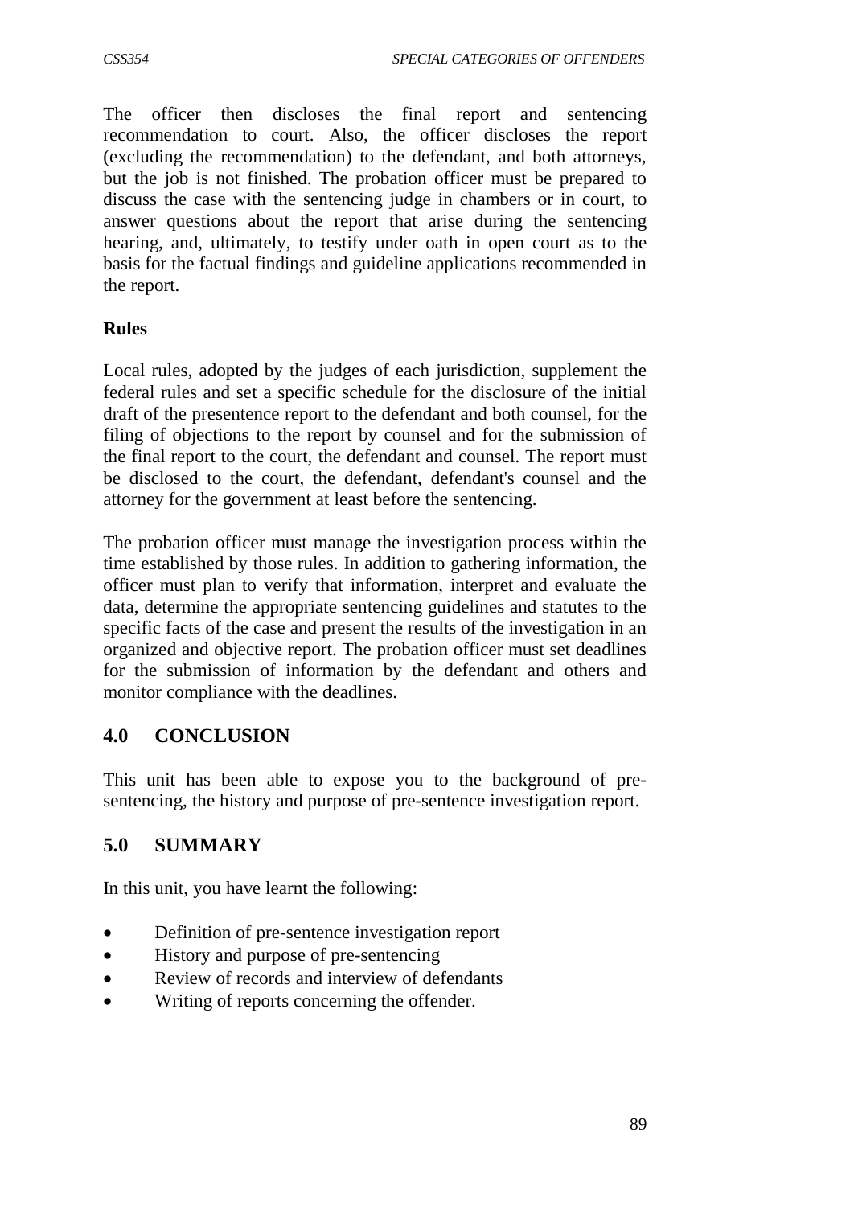The officer then discloses the final report and sentencing recommendation to court. Also, the officer discloses the report (excluding the recommendation) to the defendant, and both attorneys, but the job is not finished. The probation officer must be prepared to discuss the case with the sentencing judge in chambers or in court, to answer questions about the report that arise during the sentencing hearing, and, ultimately, to testify under oath in open court as to the basis for the factual findings and guideline applications recommended in the report.

**Rules**

Local rules, adopted by the judges of each jurisdiction, supplement the federal rules and set a specific schedule for the disclosure of the initial draft of the presentence report to the defendant and both counsel, for the filing of objections to the report by counsel and for the submission of the final report to the court, the defendant and counsel. The report must be disclosed to the court, the defendant, defendant's counsel and the attorney for the government at least before the sentencing.

The probation officer must manage the investigation process within the time established by those rules. In addition to gathering information, the officer must plan to verify that information, interpret and evaluate the data, determine the appropriate sentencing guidelines and statutes to the specific facts of the case and present the results of the investigation in an organized and objective report. The probation officer must set deadlines for the submission of information by the defendant and others and monitor compliance with the deadlines.

## 4.0 CONCLUSION

This unit has been able to expose you to the background of pre-sentencing, the history and purpose of pre-sentence investigation report.

## 5.0 SUMMARY

In this unit, you have learnt the following:

- Definition of pre-sentence investigation report
- History and purpose of pre-sentencing
- Review of records and interview of defendants
- Writing of reports concerning the offender.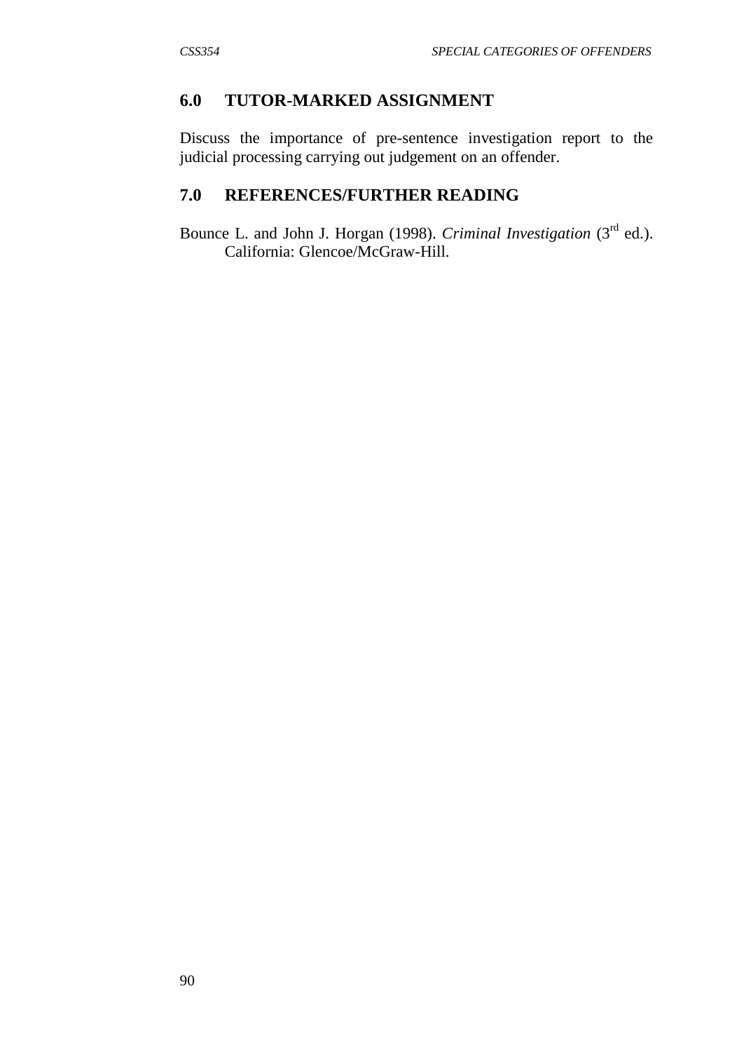## 6.0 TUTOR-MARKED ASSIGNMENT

Discuss the importance of pre-sentence investigation report to the judicial processing carrying out judgement on an offender.

## 7.0 REFERENCES/FURTHER READING

Bounce L. and John J. Horgan (1998). *Criminal Investigation* (3rd ed.). California: Glencoe/McGraw-Hill.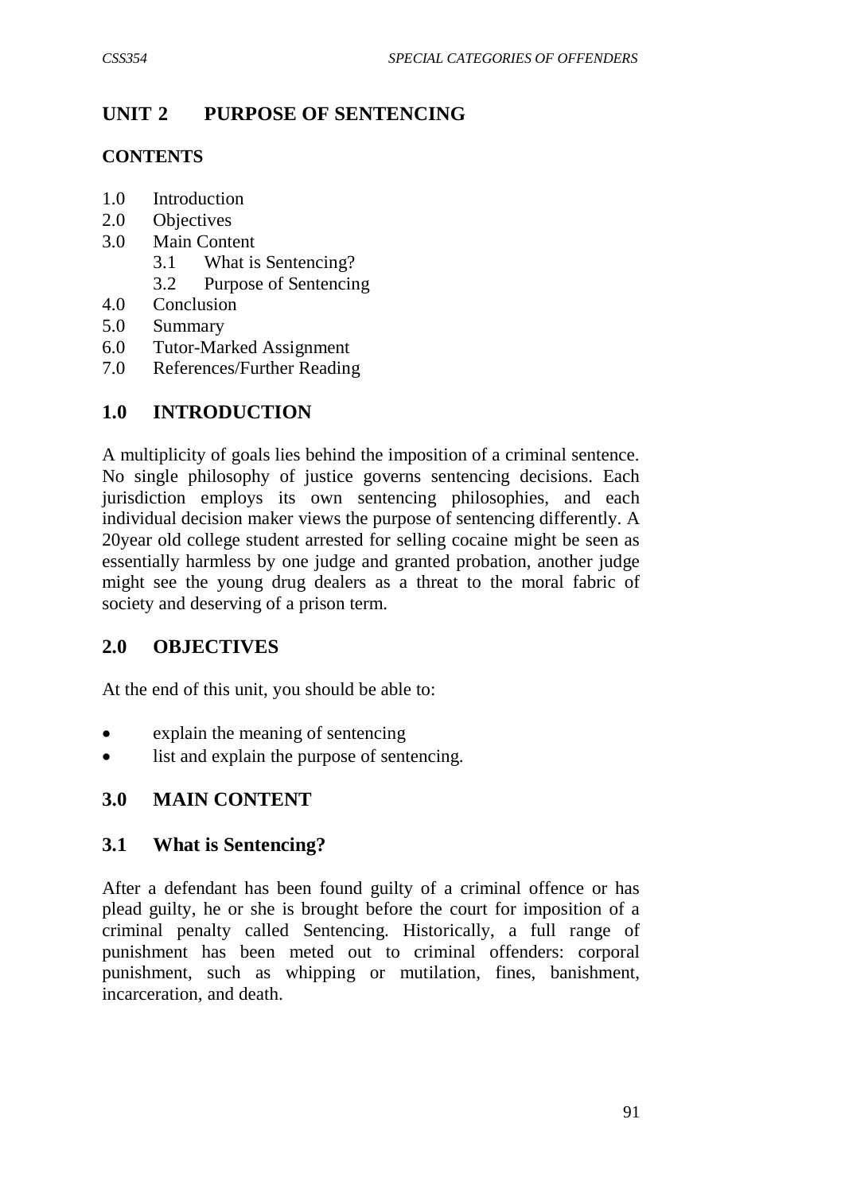# UNIT 2 PURPOSE OF SENTENCING

## CONTENTS

1.0 Introduction
2.0 Objectives
3.0 Main Content
  3.1 What is Sentencing?
  3.2 Purpose of Sentencing
4.0 Conclusion
5.0 Summary
6.0 Tutor-Marked Assignment
7.0 References/Further Reading

## 1.0 INTRODUCTION

A multiplicity of goals lies behind the imposition of a criminal sentence. No single philosophy of justice governs sentencing decisions. Each jurisdiction employs its own sentencing philosophies, and each individual decision maker views the purpose of sentencing differently. A 20year old college student arrested for selling cocaine might be seen as essentially harmless by one judge and granted probation, another judge might see the young drug dealers as a threat to the moral fabric of society and deserving of a prison term.

## 2.0 OBJECTIVES

At the end of this unit, you should be able to:

- explain the meaning of sentencing
- list and explain the purpose of sentencing.

## 3.0 MAIN CONTENT

### 3.1 What is Sentencing?

After a defendant has been found guilty of a criminal offence or has plead guilty, he or she is brought before the court for imposition of a criminal penalty called Sentencing. Historically, a full range of punishment has been meted out to criminal offenders: corporal punishment, such as whipping or mutilation, fines, banishment, incarceration, and death.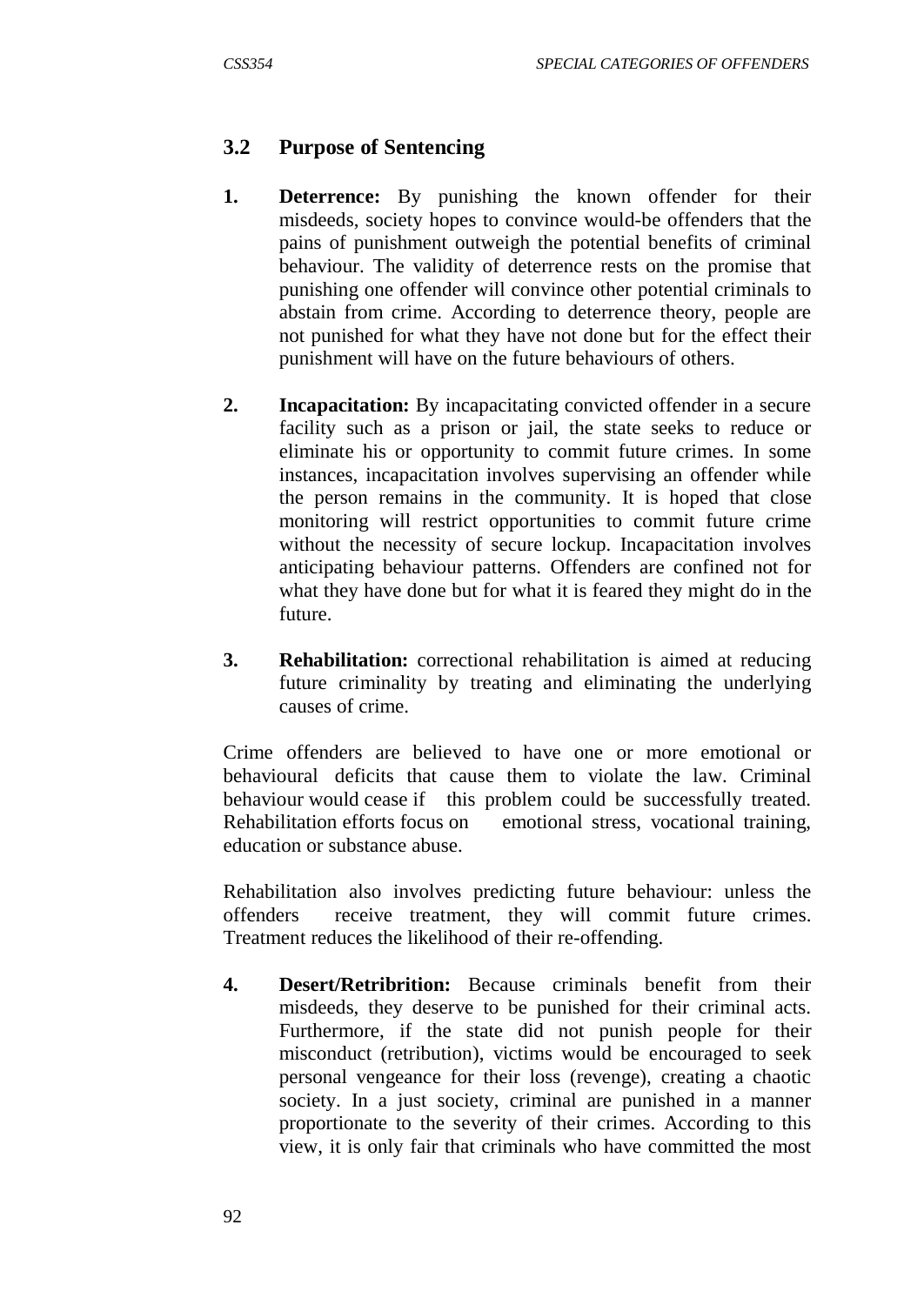## 3.2 Purpose of Sentencing

1. **Deterrence:** By punishing the known offender for their misdeeds, society hopes to convince would-be offenders that the pains of punishment outweigh the potential benefits of criminal behaviour. The validity of deterrence rests on the promise that punishing one offender will convince other potential criminals to abstain from crime. According to deterrence theory, people are not punished for what they have not done but for the effect their punishment will have on the future behaviours of others.

2. **Incapacitation:** By incapacitating convicted offender in a secure facility such as a prison or jail, the state seeks to reduce or eliminate his or opportunity to commit future crimes. In some instances, incapacitation involves supervising an offender while the person remains in the community. It is hoped that close monitoring will restrict opportunities to commit future crime without the necessity of secure lockup. Incapacitation involves anticipating behaviour patterns. Offenders are confined not for what they have done but for what it is feared they might do in the future.

3. **Rehabilitation:** correctional rehabilitation is aimed at reducing future criminality by treating and eliminating the underlying causes of crime.

Crime offenders are believed to have one or more emotional or behavioural deficits that cause them to violate the law. Criminal behaviour would cease if this problem could be successfully treated. Rehabilitation efforts focus on emotional stress, vocational training, education or substance abuse.

Rehabilitation also involves predicting future behaviour: unless the offenders receive treatment, they will commit future crimes. Treatment reduces the likelihood of their re-offending.

4. **Desert/Retribrition:** Because criminals benefit from their misdeeds, they deserve to be punished for their criminal acts. Furthermore, if the state did not punish people for their misconduct (retribution), victims would be encouraged to seek personal vengeance for their loss (revenge), creating a chaotic society. In a just society, criminal are punished in a manner proportionate to the severity of their crimes. According to this view, it is only fair that criminals who have committed the most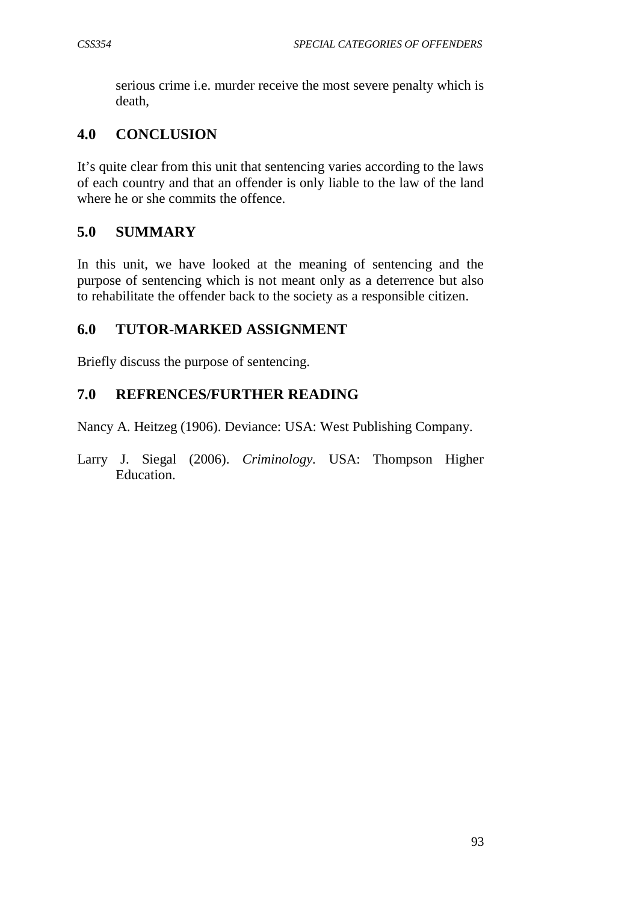serious crime i.e. murder receive the most severe penalty which is death,

## 4.0 CONCLUSION

It's quite clear from this unit that sentencing varies according to the laws of each country and that an offender is only liable to the law of the land where he or she commits the offence.

## 5.0 SUMMARY

In this unit, we have looked at the meaning of sentencing and the purpose of sentencing which is not meant only as a deterrence but also to rehabilitate the offender back to the society as a responsible citizen.

## 6.0 TUTOR-MARKED ASSIGNMENT

Briefly discuss the purpose of sentencing.

## 7.0 REFRENCES/FURTHER READING

Nancy A. Heitzeg (1906). Deviance: USA: West Publishing Company.

Larry J. Siegal (2006). *Criminology.* USA: Thompson Higher Education.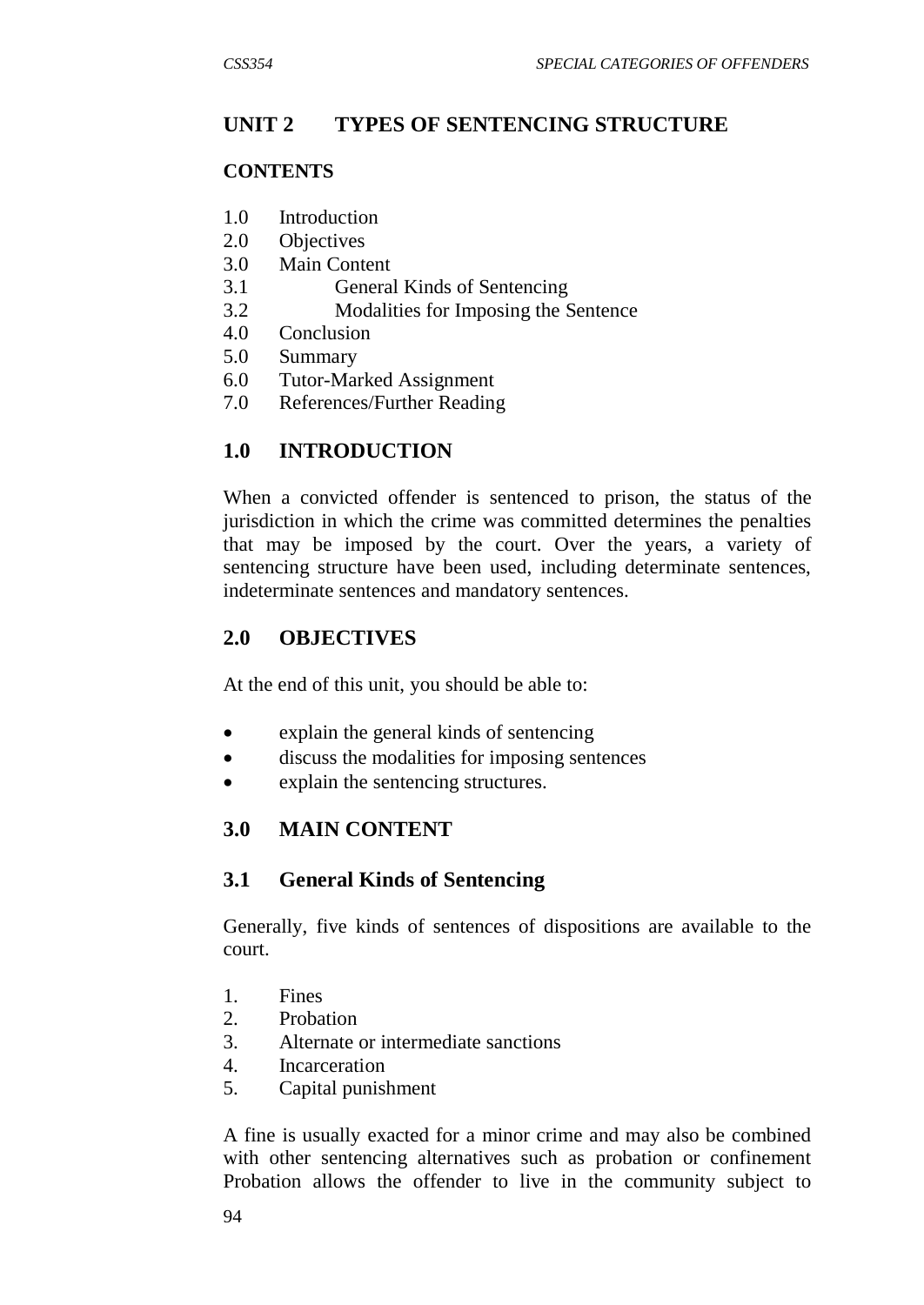## UNIT 2 TYPES OF SENTENCING STRUCTURE

### CONTENTS

1.0 Introduction
2.0 Objectives
3.0 Main Content
3.1 General Kinds of Sentencing
3.2 Modalities for Imposing the Sentence
4.0 Conclusion
5.0 Summary
6.0 Tutor-Marked Assignment
7.0 References/Further Reading

### 1.0 INTRODUCTION

When a convicted offender is sentenced to prison, the status of the jurisdiction in which the crime was committed determines the penalties that may be imposed by the court. Over the years, a variety of sentencing structure have been used, including determinate sentences, indeterminate sentences and mandatory sentences.

### 2.0 OBJECTIVES

At the end of this unit, you should be able to:

- explain the general kinds of sentencing
- discuss the modalities for imposing sentences
- explain the sentencing structures.

### 3.0 MAIN CONTENT

### 3.1 General Kinds of Sentencing

Generally, five kinds of sentences of dispositions are available to the court.

1. Fines
2. Probation
3. Alternate or intermediate sanctions
4. Incarceration
5. Capital punishment

A fine is usually exacted for a minor crime and may also be combined with other sentencing alternatives such as probation or confinement Probation allows the offender to live in the community subject to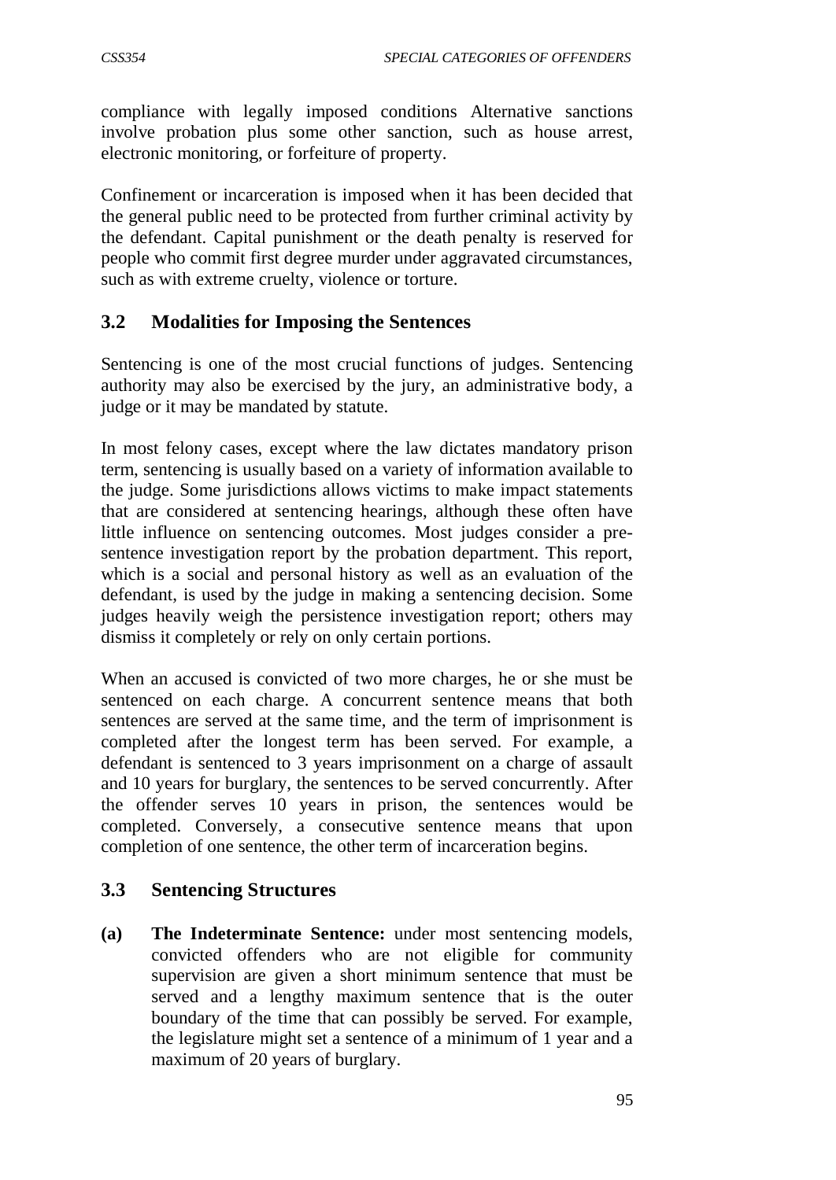compliance with legally imposed conditions Alternative sanctions involve probation plus some other sanction, such as house arrest, electronic monitoring, or forfeiture of property.

Confinement or incarceration is imposed when it has been decided that the general public need to be protected from further criminal activity by the defendant. Capital punishment or the death penalty is reserved for people who commit first degree murder under aggravated circumstances, such as with extreme cruelty, violence or torture.

## 3.2 Modalities for Imposing the Sentences

Sentencing is one of the most crucial functions of judges. Sentencing authority may also be exercised by the jury, an administrative body, a judge or it may be mandated by statute.

In most felony cases, except where the law dictates mandatory prison term, sentencing is usually based on a variety of information available to the judge. Some jurisdictions allows victims to make impact statements that are considered at sentencing hearings, although these often have little influence on sentencing outcomes. Most judges consider a pre-sentence investigation report by the probation department. This report, which is a social and personal history as well as an evaluation of the defendant, is used by the judge in making a sentencing decision. Some judges heavily weigh the persistence investigation report; others may dismiss it completely or rely on only certain portions.

When an accused is convicted of two more charges, he or she must be sentenced on each charge. A concurrent sentence means that both sentences are served at the same time, and the term of imprisonment is completed after the longest term has been served. For example, a defendant is sentenced to 3 years imprisonment on a charge of assault and 10 years for burglary, the sentences to be served concurrently. After the offender serves 10 years in prison, the sentences would be completed. Conversely, a consecutive sentence means that upon completion of one sentence, the other term of incarceration begins.

## 3.3 Sentencing Structures

**(a) The Indeterminate Sentence:** under most sentencing models, convicted offenders who are not eligible for community supervision are given a short minimum sentence that must be served and a lengthy maximum sentence that is the outer boundary of the time that can possibly be served. For example, the legislature might set a sentence of a minimum of 1 year and a maximum of 20 years of burglary.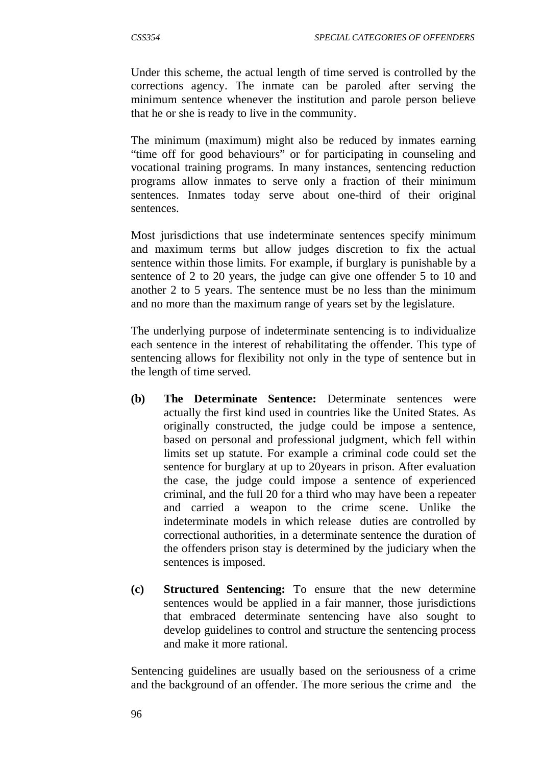Under this scheme, the actual length of time served is controlled by the corrections agency. The inmate can be paroled after serving the minimum sentence whenever the institution and parole person believe that he or she is ready to live in the community.

The minimum (maximum) might also be reduced by inmates earning "time off for good behaviours" or for participating in counseling and vocational training programs. In many instances, sentencing reduction programs allow inmates to serve only a fraction of their minimum sentences. Inmates today serve about one-third of their original sentences.

Most jurisdictions that use indeterminate sentences specify minimum and maximum terms but allow judges discretion to fix the actual sentence within those limits. For example, if burglary is punishable by a sentence of 2 to 20 years, the judge can give one offender 5 to 10 and another 2 to 5 years. The sentence must be no less than the minimum and no more than the maximum range of years set by the legislature.

The underlying purpose of indeterminate sentencing is to individualize each sentence in the interest of rehabilitating the offender. This type of sentencing allows for flexibility not only in the type of sentence but in the length of time served.

**(b) The Determinate Sentence:** Determinate sentences were actually the first kind used in countries like the United States. As originally constructed, the judge could be impose a sentence, based on personal and professional judgment, which fell within limits set up statute. For example a criminal code could set the sentence for burglary at up to 20years in prison. After evaluation the case, the judge could impose a sentence of experienced criminal, and the full 20 for a third who may have been a repeater and carried a weapon to the crime scene. Unlike the indeterminate models in which release duties are controlled by correctional authorities, in a determinate sentence the duration of the offenders prison stay is determined by the judiciary when the sentences is imposed.

**(c) Structured Sentencing:** To ensure that the new determine sentences would be applied in a fair manner, those jurisdictions that embraced determinate sentencing have also sought to develop guidelines to control and structure the sentencing process and make it more rational.

Sentencing guidelines are usually based on the seriousness of a crime and the background of an offender. The more serious the crime and the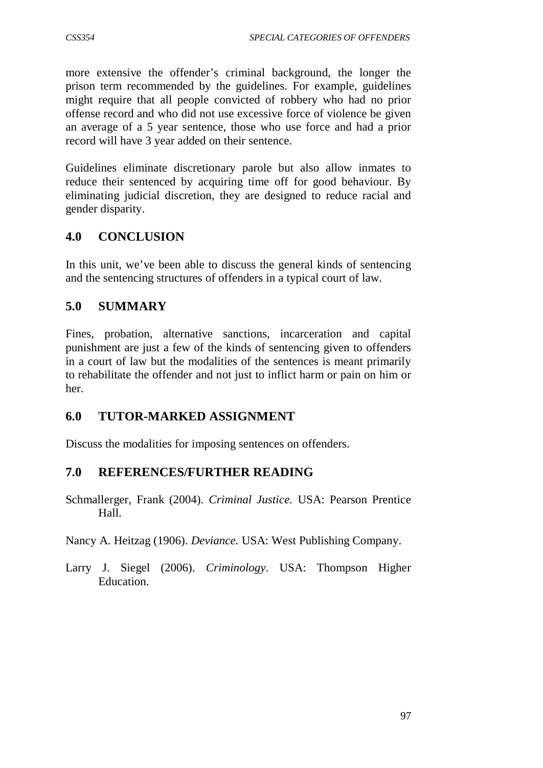more extensive the offender's criminal background, the longer the prison term recommended by the guidelines. For example, guidelines might require that all people convicted of robbery who had no prior offense record and who did not use excessive force of violence be given an average of a 5 year sentence, those who use force and had a prior record will have 3 year added on their sentence.

Guidelines eliminate discretionary parole but also allow inmates to reduce their sentenced by acquiring time off for good behaviour. By eliminating judicial discretion, they are designed to reduce racial and gender disparity.

## 4.0 CONCLUSION

In this unit, we've been able to discuss the general kinds of sentencing and the sentencing structures of offenders in a typical court of law.

## 5.0 SUMMARY

Fines, probation, alternative sanctions, incarceration and capital punishment are just a few of the kinds of sentencing given to offenders in a court of law but the modalities of the sentences is meant primarily to rehabilitate the offender and not just to inflict harm or pain on him or her.

## 6.0 TUTOR-MARKED ASSIGNMENT

Discuss the modalities for imposing sentences on offenders.

## 7.0 REFERENCES/FURTHER READING

Schmallerger, Frank (2004). *Criminal Justice.* USA: Pearson Prentice Hall.

Nancy A. Heitzag (1906). *Deviance.* USA: West Publishing Company.

Larry J. Siegel (2006). *Criminology*. USA: Thompson Higher Education.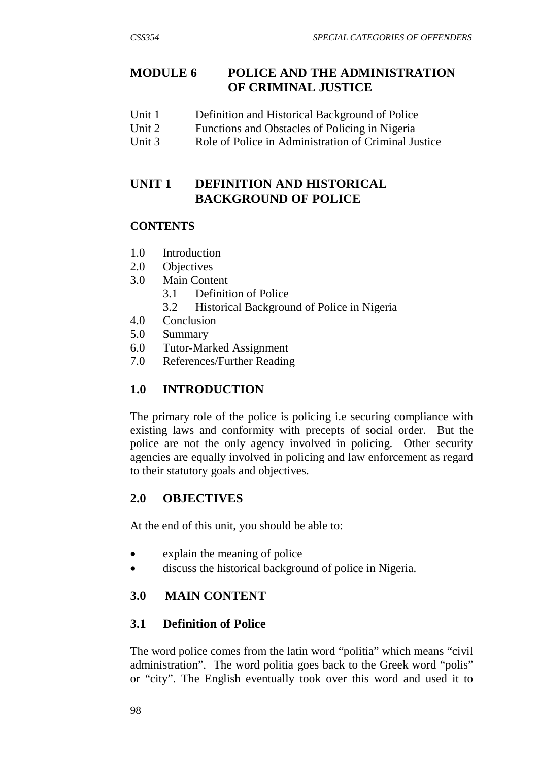# MODULE 6 POLICE AND THE ADMINISTRATION OF CRIMINAL JUSTICE

Unit 1 Definition and Historical Background of Police
Unit 2 Functions and Obstacles of Policing in Nigeria
Unit 3 Role of Police in Administration of Criminal Justice

## UNIT 1 DEFINITION AND HISTORICAL BACKGROUND OF POLICE

**CONTENTS**

1.0 Introduction
2.0 Objectives
3.0 Main Content
    3.1 Definition of Police
    3.2 Historical Background of Police in Nigeria
4.0 Conclusion
5.0 Summary
6.0 Tutor-Marked Assignment
7.0 References/Further Reading

## 1.0 INTRODUCTION

The primary role of the police is policing i.e securing compliance with existing laws and conformity with precepts of social order. But the police are not the only agency involved in policing. Other security agencies are equally involved in policing and law enforcement as regard to their statutory goals and objectives.

## 2.0 OBJECTIVES

At the end of this unit, you should be able to:

- explain the meaning of police
- discuss the historical background of police in Nigeria.

## 3.0 MAIN CONTENT

### 3.1 Definition of Police

The word police comes from the latin word "politia" which means "civil administration". The word politia goes back to the Greek word "polis" or "city". The English eventually took over this word and used it to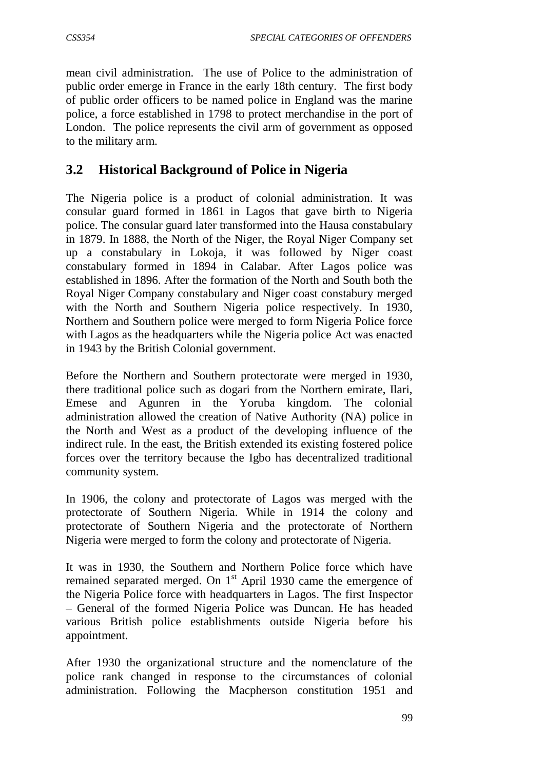mean civil administration. The use of Police to the administration of public order emerge in France in the early 18th century. The first body of public order officers to be named police in England was the marine police, a force established in 1798 to protect merchandise in the port of London. The police represents the civil arm of government as opposed to the military arm.

## 3.2 Historical Background of Police in Nigeria

The Nigeria police is a product of colonial administration. It was consular guard formed in 1861 in Lagos that gave birth to Nigeria police. The consular guard later transformed into the Hausa constabulary in 1879. In 1888, the North of the Niger, the Royal Niger Company set up a constabulary in Lokoja, it was followed by Niger coast constabulary formed in 1894 in Calabar. After Lagos police was established in 1896. After the formation of the North and South both the Royal Niger Company constabulary and Niger coast constabury merged with the North and Southern Nigeria police respectively. In 1930, Northern and Southern police were merged to form Nigeria Police force with Lagos as the headquarters while the Nigeria police Act was enacted in 1943 by the British Colonial government.

Before the Northern and Southern protectorate were merged in 1930, there traditional police such as dogari from the Northern emirate, Ilari, Emese and Agunren in the Yoruba kingdom. The colonial administration allowed the creation of Native Authority (NA) police in the North and West as a product of the developing influence of the indirect rule. In the east, the British extended its existing fostered police forces over the territory because the Igbo has decentralized traditional community system.

In 1906, the colony and protectorate of Lagos was merged with the protectorate of Southern Nigeria. While in 1914 the colony and protectorate of Southern Nigeria and the protectorate of Northern Nigeria were merged to form the colony and protectorate of Nigeria.

It was in 1930, the Southern and Northern Police force which have remained separated merged. On 1st April 1930 came the emergence of the Nigeria Police force with headquarters in Lagos. The first Inspector – General of the formed Nigeria Police was Duncan. He has headed various British police establishments outside Nigeria before his appointment.

After 1930 the organizational structure and the nomenclature of the police rank changed in response to the circumstances of colonial administration. Following the Macpherson constitution 1951 and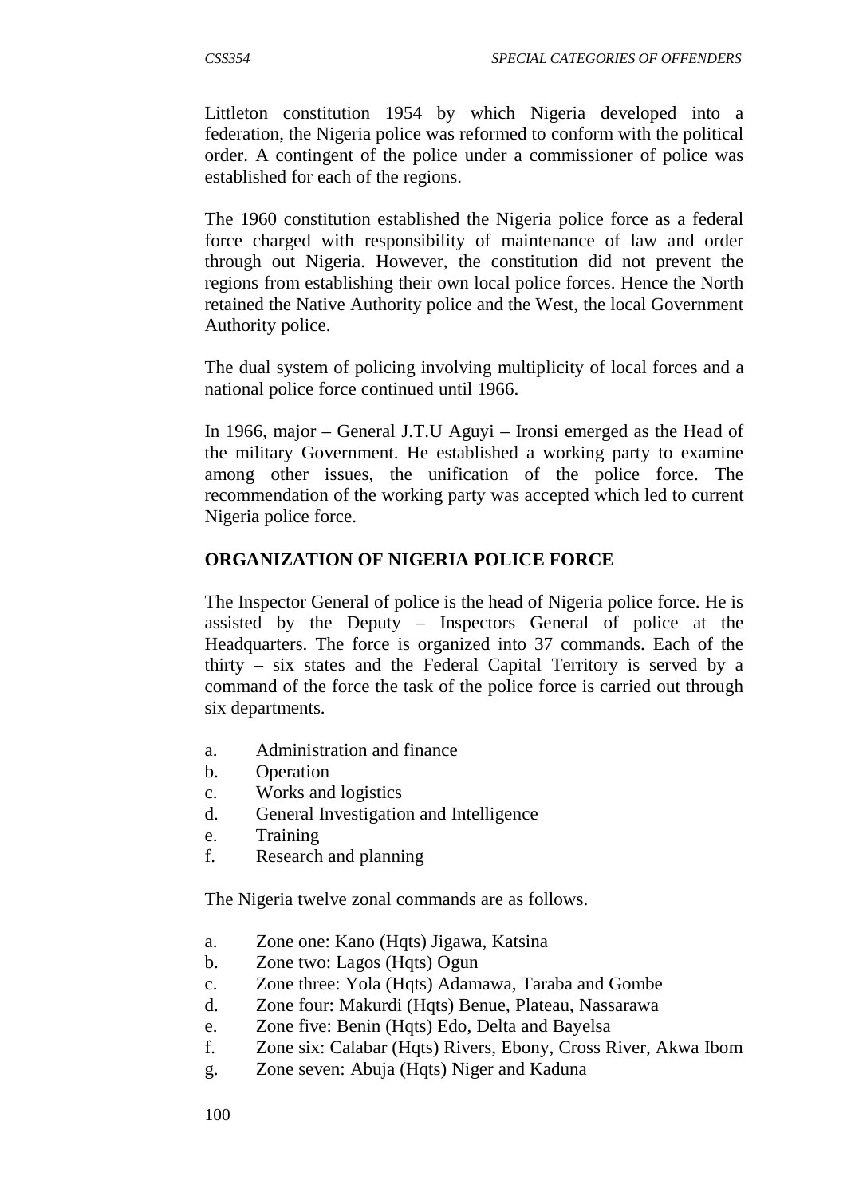Littleton constitution 1954 by which Nigeria developed into a federation, the Nigeria police was reformed to conform with the political order. A contingent of the police under a commissioner of police was established for each of the regions.

The 1960 constitution established the Nigeria police force as a federal force charged with responsibility of maintenance of law and order through out Nigeria. However, the constitution did not prevent the regions from establishing their own local police forces. Hence the North retained the Native Authority police and the West, the local Government Authority police.

The dual system of policing involving multiplicity of local forces and a national police force continued until 1966.

In 1966, major – General J.T.U Aguyi – Ironsi emerged as the Head of the military Government. He established a working party to examine among other issues, the unification of the police force. The recommendation of the working party was accepted which led to current Nigeria police force.

**ORGANIZATION OF NIGERIA POLICE FORCE**

The Inspector General of police is the head of Nigeria police force. He is assisted by the Deputy – Inspectors General of police at the Headquarters. The force is organized into 37 commands. Each of the thirty – six states and the Federal Capital Territory is served by a command of the force the task of the police force is carried out through six departments.

a. Administration and finance
b. Operation
c. Works and logistics
d. General Investigation and Intelligence
e. Training
f. Research and planning

The Nigeria twelve zonal commands are as follows.

a. Zone one: Kano (Hqts) Jigawa, Katsina
b. Zone two: Lagos (Hqts) Ogun
c. Zone three: Yola (Hqts) Adamawa, Taraba and Gombe
d. Zone four: Makurdi (Hqts) Benue, Plateau, Nassarawa
e. Zone five: Benin (Hqts) Edo, Delta and Bayelsa
f. Zone six: Calabar (Hqts) Rivers, Ebony, Cross River, Akwa Ibom
g. Zone seven: Abuja (Hqts) Niger and Kaduna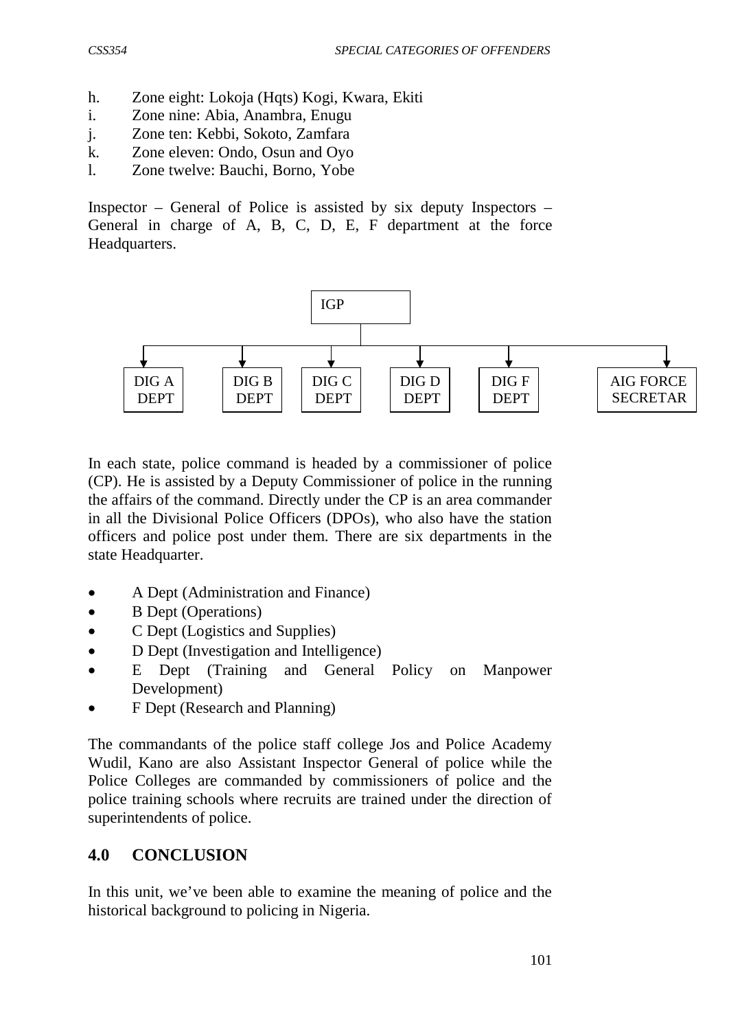h. Zone eight: Lokoja (Hqts) Kogi, Kwara, Ekiti
i. Zone nine: Abia, Anambra, Enugu
j. Zone ten: Kebbi, Sokoto, Zamfara
k. Zone eleven: Ondo, Osun and Oyo
l. Zone twelve: Bauchi, Borno, Yobe

Inspector – General of Police is assisted by six deputy Inspectors – General in charge of A, B, C, D, E, F department at the force Headquarters.

```
                              IGP
                               |
   -------------------------------------------------------------------
   |          |          |          |          |                 |
DIG A      DIG B      DIG C      DIG D      DIG F         AIG FORCE
DEPT       DEPT       DEPT       DEPT       DEPT          SECRETAR
```

In each state, police command is headed by a commissioner of police (CP). He is assisted by a Deputy Commissioner of police in the running the affairs of the command. Directly under the CP is an area commander in all the Divisional Police Officers (DPOs), who also have the station officers and police post under them. There are six departments in the state Headquarter.

- A Dept (Administration and Finance)
- B Dept (Operations)
- C Dept (Logistics and Supplies)
- D Dept (Investigation and Intelligence)
- E Dept (Training and General Policy on Manpower Development)
- F Dept (Research and Planning)

The commandants of the police staff college Jos and Police Academy Wudil, Kano are also Assistant Inspector General of police while the Police Colleges are commanded by commissioners of police and the police training schools where recruits are trained under the direction of superintendents of police.

## 4.0 CONCLUSION

In this unit, we've been able to examine the meaning of police and the historical background to policing in Nigeria.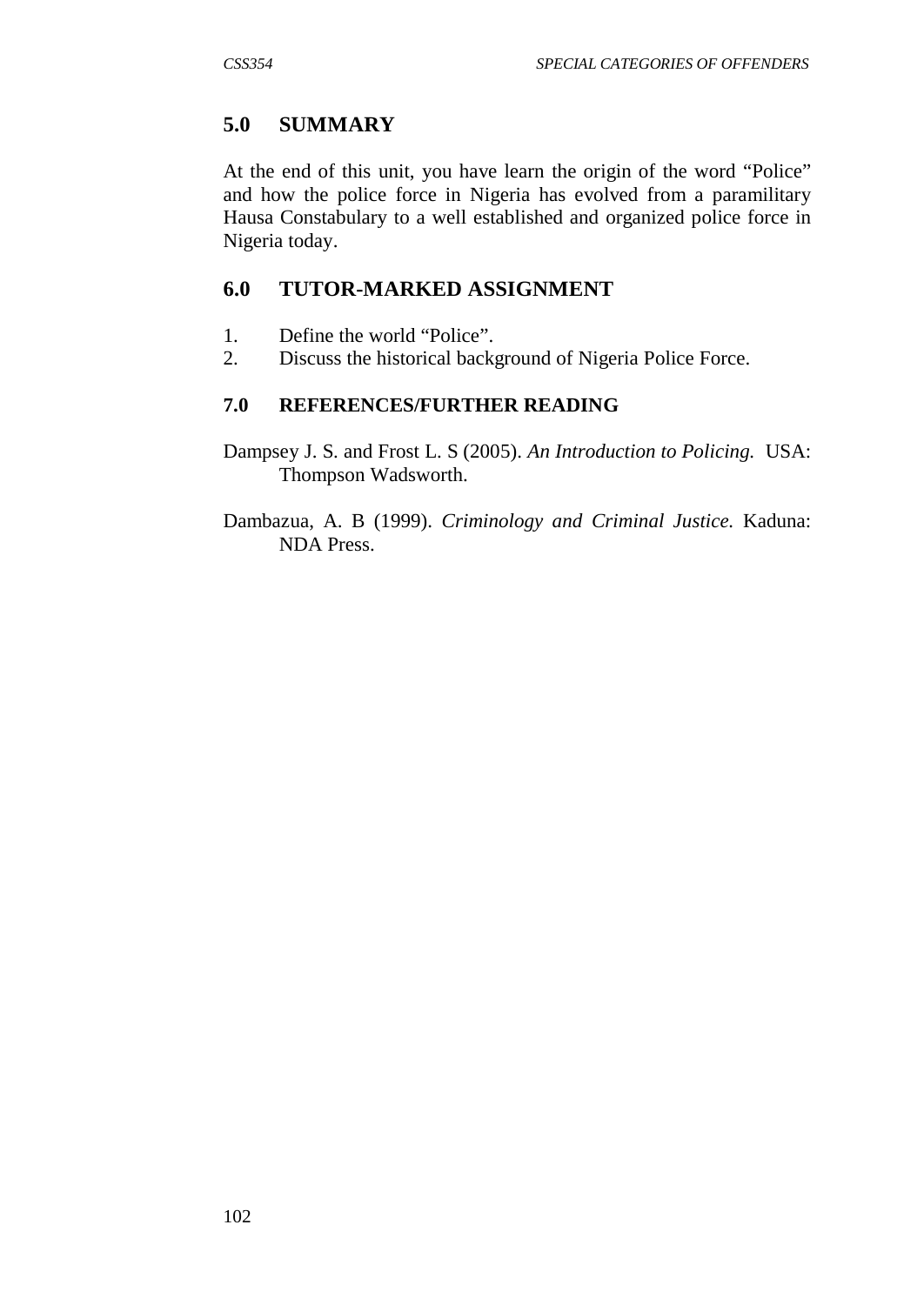## 5.0 SUMMARY

At the end of this unit, you have learn the origin of the word "Police" and how the police force in Nigeria has evolved from a paramilitary Hausa Constabulary to a well established and organized police force in Nigeria today.

## 6.0 TUTOR-MARKED ASSIGNMENT

1. Define the world "Police".
2. Discuss the historical background of Nigeria Police Force.

## 7.0 REFERENCES/FURTHER READING

Dampsey J. S. and Frost L. S (2005). *An Introduction to Policing.* USA: Thompson Wadsworth.

Dambazua, A. B (1999). *Criminology and Criminal Justice.* Kaduna: NDA Press.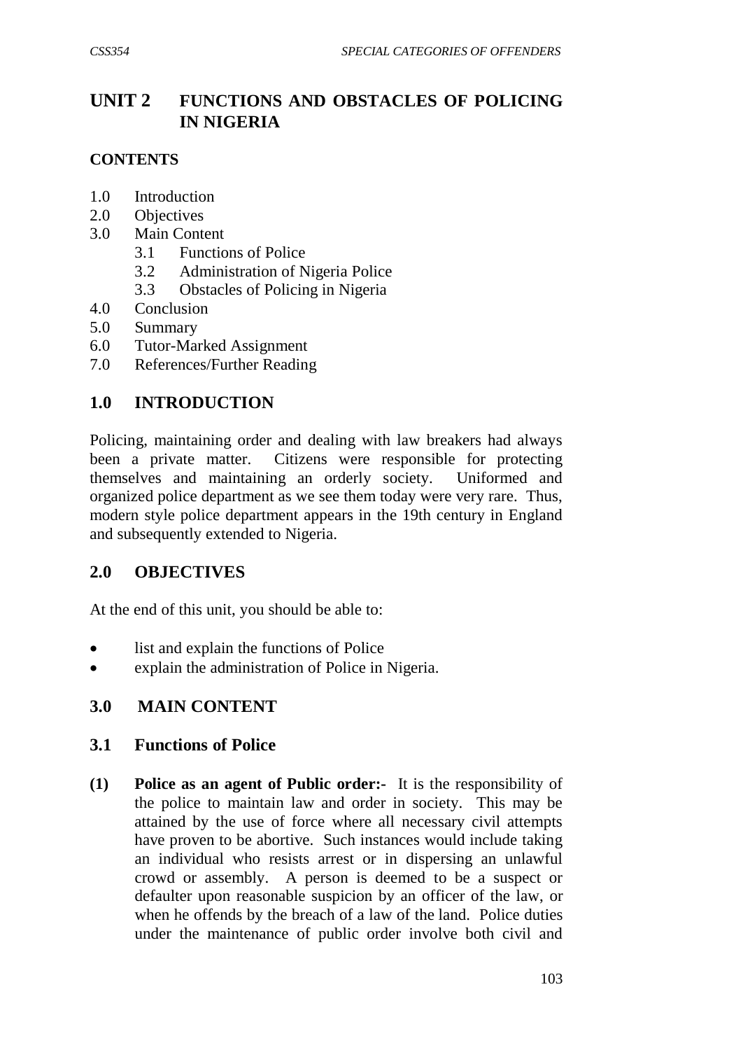# UNIT 2 FUNCTIONS AND OBSTACLES OF POLICING IN NIGERIA

## CONTENTS

1.0 Introduction
2.0 Objectives
3.0 Main Content
    3.1 Functions of Police
    3.2 Administration of Nigeria Police
    3.3 Obstacles of Policing in Nigeria
4.0 Conclusion
5.0 Summary
6.0 Tutor-Marked Assignment
7.0 References/Further Reading

## 1.0 INTRODUCTION

Policing, maintaining order and dealing with law breakers had always been a private matter. Citizens were responsible for protecting themselves and maintaining an orderly society. Uniformed and organized police department as we see them today were very rare. Thus, modern style police department appears in the 19th century in England and subsequently extended to Nigeria.

## 2.0 OBJECTIVES

At the end of this unit, you should be able to:

- list and explain the functions of Police
- explain the administration of Police in Nigeria.

## 3.0 MAIN CONTENT

### 3.1 Functions of Police

**(1) Police as an agent of Public order:-** It is the responsibility of the police to maintain law and order in society. This may be attained by the use of force where all necessary civil attempts have proven to be abortive. Such instances would include taking an individual who resists arrest or in dispersing an unlawful crowd or assembly. A person is deemed to be a suspect or defaulter upon reasonable suspicion by an officer of the law, or when he offends by the breach of a law of the land. Police duties under the maintenance of public order involve both civil and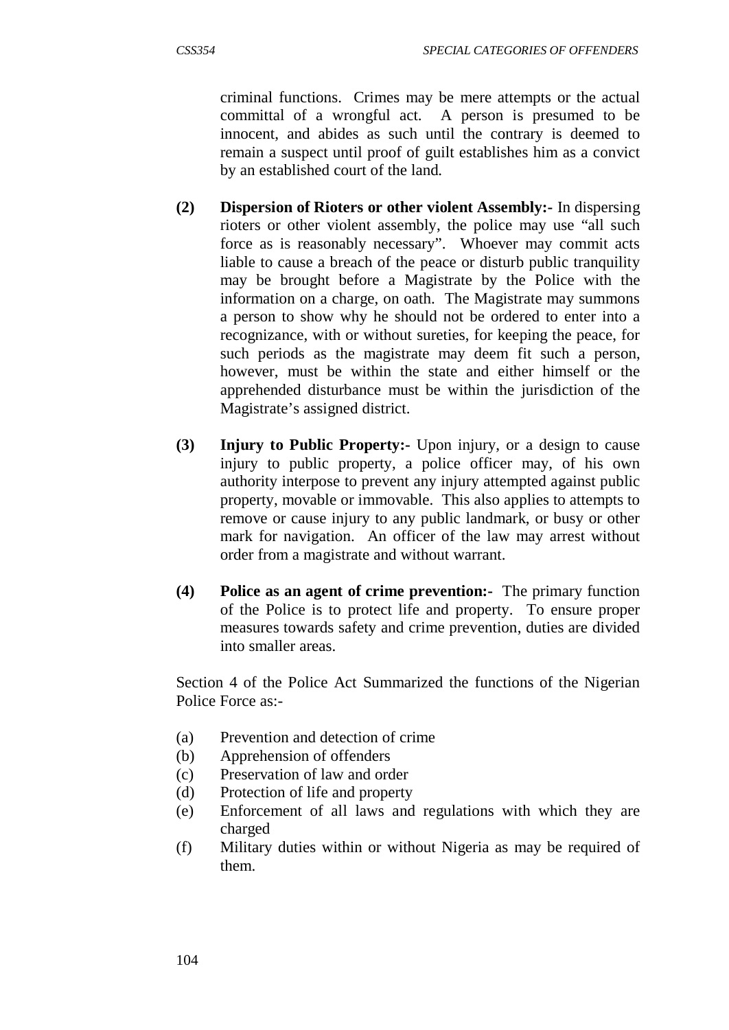criminal functions. Crimes may be mere attempts or the actual committal of a wrongful act. A person is presumed to be innocent, and abides as such until the contrary is deemed to remain a suspect until proof of guilt establishes him as a convict by an established court of the land.

**(2) Dispersion of Rioters or other violent Assembly:-** In dispersing rioters or other violent assembly, the police may use "all such force as is reasonably necessary". Whoever may commit acts liable to cause a breach of the peace or disturb public tranquility may be brought before a Magistrate by the Police with the information on a charge, on oath. The Magistrate may summons a person to show why he should not be ordered to enter into a recognizance, with or without sureties, for keeping the peace, for such periods as the magistrate may deem fit such a person, however, must be within the state and either himself or the apprehended disturbance must be within the jurisdiction of the Magistrate's assigned district.

**(3) Injury to Public Property:-** Upon injury, or a design to cause injury to public property, a police officer may, of his own authority interpose to prevent any injury attempted against public property, movable or immovable. This also applies to attempts to remove or cause injury to any public landmark, or busy or other mark for navigation. An officer of the law may arrest without order from a magistrate and without warrant.

**(4) Police as an agent of crime prevention:-** The primary function of the Police is to protect life and property. To ensure proper measures towards safety and crime prevention, duties are divided into smaller areas.

Section 4 of the Police Act Summarized the functions of the Nigerian Police Force as:-

(a) Prevention and detection of crime
(b) Apprehension of offenders
(c) Preservation of law and order
(d) Protection of life and property
(e) Enforcement of all laws and regulations with which they are charged
(f) Military duties within or without Nigeria as may be required of them.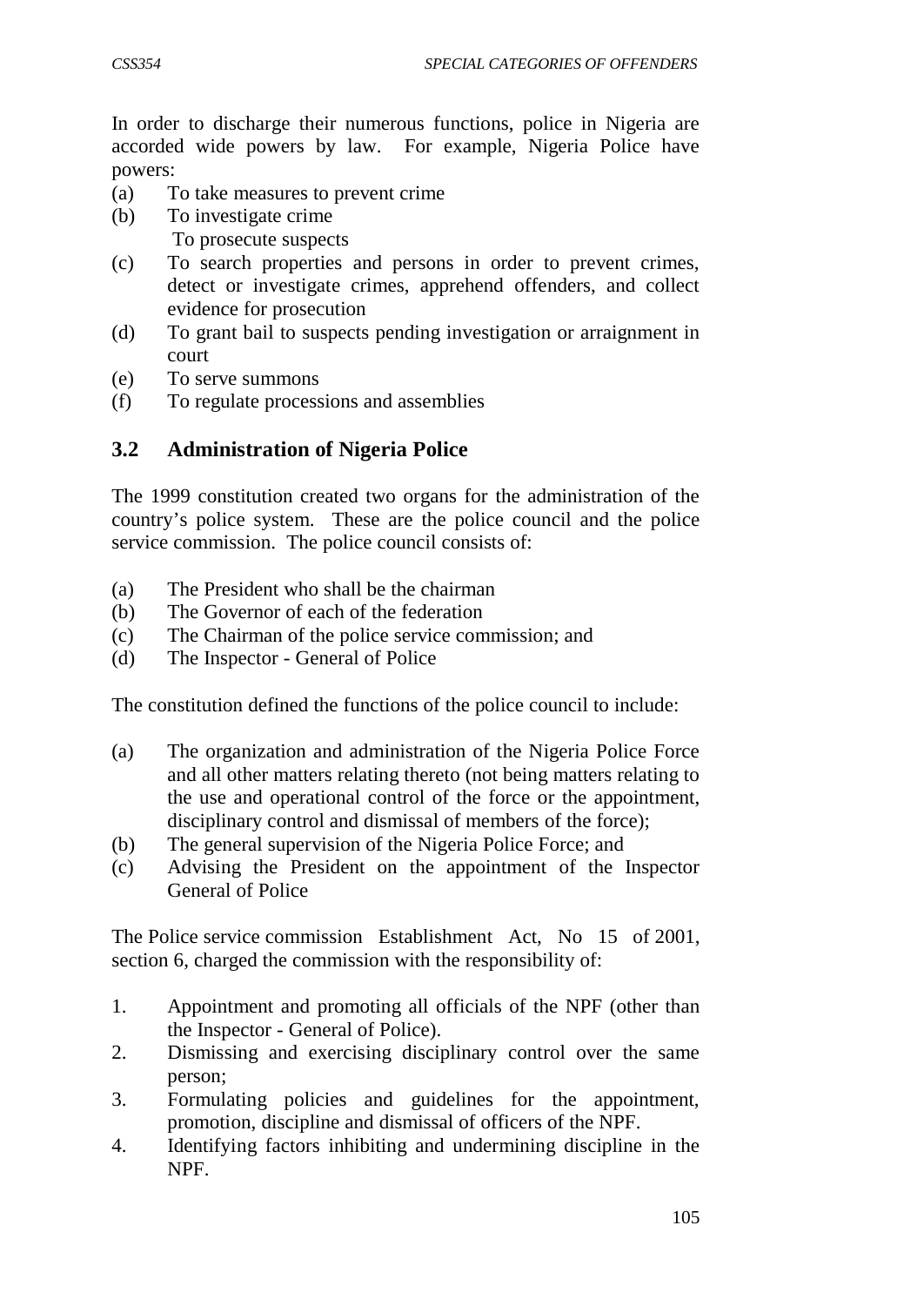In order to discharge their numerous functions, police in Nigeria are accorded wide powers by law. For example, Nigeria Police have powers:

(a) To take measures to prevent crime
(b) To investigate crime
To prosecute suspects
(c) To search properties and persons in order to prevent crimes, detect or investigate crimes, apprehend offenders, and collect evidence for prosecution
(d) To grant bail to suspects pending investigation or arraignment in court
(e) To serve summons
(f) To regulate processions and assemblies

## 3.2 Administration of Nigeria Police

The 1999 constitution created two organs for the administration of the country's police system. These are the police council and the police service commission. The police council consists of:

(a) The President who shall be the chairman
(b) The Governor of each of the federation
(c) The Chairman of the police service commission; and
(d) The Inspector - General of Police

The constitution defined the functions of the police council to include:

(a) The organization and administration of the Nigeria Police Force and all other matters relating thereto (not being matters relating to the use and operational control of the force or the appointment, disciplinary control and dismissal of members of the force);
(b) The general supervision of the Nigeria Police Force; and
(c) Advising the President on the appointment of the Inspector General of Police

The Police service commission Establishment Act, No 15 of 2001, section 6, charged the commission with the responsibility of:

1. Appointment and promoting all officials of the NPF (other than the Inspector - General of Police).
2. Dismissing and exercising disciplinary control over the same person;
3. Formulating policies and guidelines for the appointment, promotion, discipline and dismissal of officers of the NPF.
4. Identifying factors inhibiting and undermining discipline in the NPF.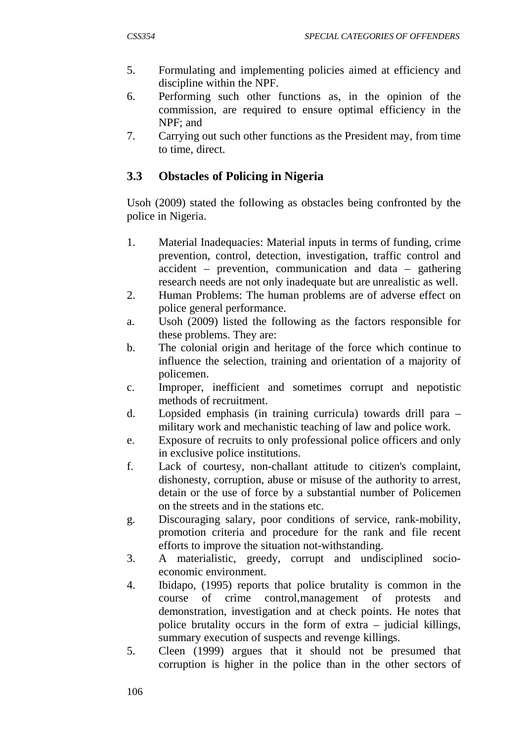5. Formulating and implementing policies aimed at efficiency and discipline within the NPF.
6. Performing such other functions as, in the opinion of the commission, are required to ensure optimal efficiency in the NPF; and
7. Carrying out such other functions as the President may, from time to time, direct.

### 3.3 Obstacles of Policing in Nigeria

Usoh (2009) stated the following as obstacles being confronted by the police in Nigeria.

1. Material Inadequacies: Material inputs in terms of funding, crime prevention, control, detection, investigation, traffic control and accident – prevention, communication and data – gathering research needs are not only inadequate but are unrealistic as well.
2. Human Problems: The human problems are of adverse effect on police general performance.

   a. Usoh (2009) listed the following as the factors responsible for these problems. They are:
   b. The colonial origin and heritage of the force which continue to influence the selection, training and orientation of a majority of policemen.
   c. Improper, inefficient and sometimes corrupt and nepotistic methods of recruitment.
   d. Lopsided emphasis (in training curricula) towards drill para – military work and mechanistic teaching of law and police work.
   e. Exposure of recruits to only professional police officers and only in exclusive police institutions.
   f. Lack of courtesy, non-challant attitude to citizen's complaint, dishonesty, corruption, abuse or misuse of the authority to arrest, detain or the use of force by a substantial number of Policemen on the streets and in the stations etc.
   g. Discouraging salary, poor conditions of service, rank-mobility, promotion criteria and procedure for the rank and file recent efforts to improve the situation not-withstanding.
3. A materialistic, greedy, corrupt and undisciplined socio-economic environment.
4. Ibidapo, (1995) reports that police brutality is common in the course of crime control,management of protests and demonstration, investigation and at check points. He notes that police brutality occurs in the form of extra – judicial killings, summary execution of suspects and revenge killings.
5. Cleen (1999) argues that it should not be presumed that corruption is higher in the police than in the other sectors of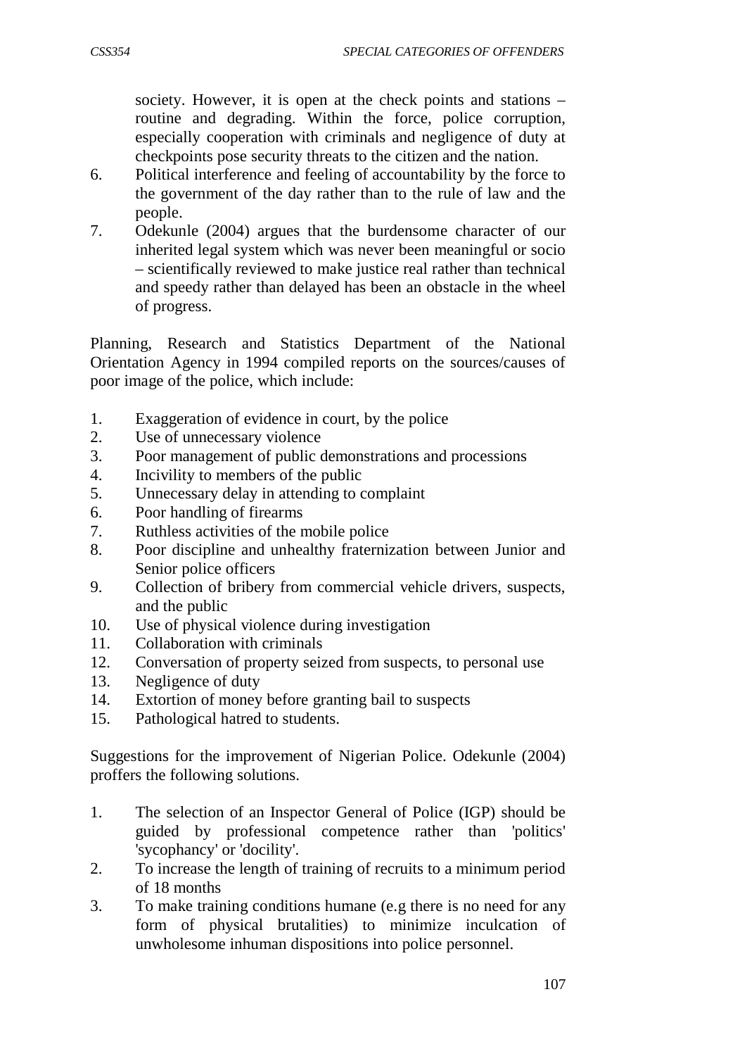society. However, it is open at the check points and stations – routine and degrading. Within the force, police corruption, especially cooperation with criminals and negligence of duty at checkpoints pose security threats to the citizen and the nation.

6. Political interference and feeling of accountability by the force to the government of the day rather than to the rule of law and the people.
7. Odekunle (2004) argues that the burdensome character of our inherited legal system which was never been meaningful or socio – scientifically reviewed to make justice real rather than technical and speedy rather than delayed has been an obstacle in the wheel of progress.

Planning, Research and Statistics Department of the National Orientation Agency in 1994 compiled reports on the sources/causes of poor image of the police, which include:

1. Exaggeration of evidence in court, by the police
2. Use of unnecessary violence
3. Poor management of public demonstrations and processions
4. Incivility to members of the public
5. Unnecessary delay in attending to complaint
6. Poor handling of firearms
7. Ruthless activities of the mobile police
8. Poor discipline and unhealthy fraternization between Junior and Senior police officers
9. Collection of bribery from commercial vehicle drivers, suspects, and the public
10. Use of physical violence during investigation
11. Collaboration with criminals
12. Conversation of property seized from suspects, to personal use
13. Negligence of duty
14. Extortion of money before granting bail to suspects
15. Pathological hatred to students.

Suggestions for the improvement of Nigerian Police. Odekunle (2004) proffers the following solutions.

1. The selection of an Inspector General of Police (IGP) should be guided by professional competence rather than 'politics' 'sycophancy' or 'docility'.
2. To increase the length of training of recruits to a minimum period of 18 months
3. To make training conditions humane (e.g there is no need for any form of physical brutalities) to minimize inculcation of unwholesome inhuman dispositions into police personnel.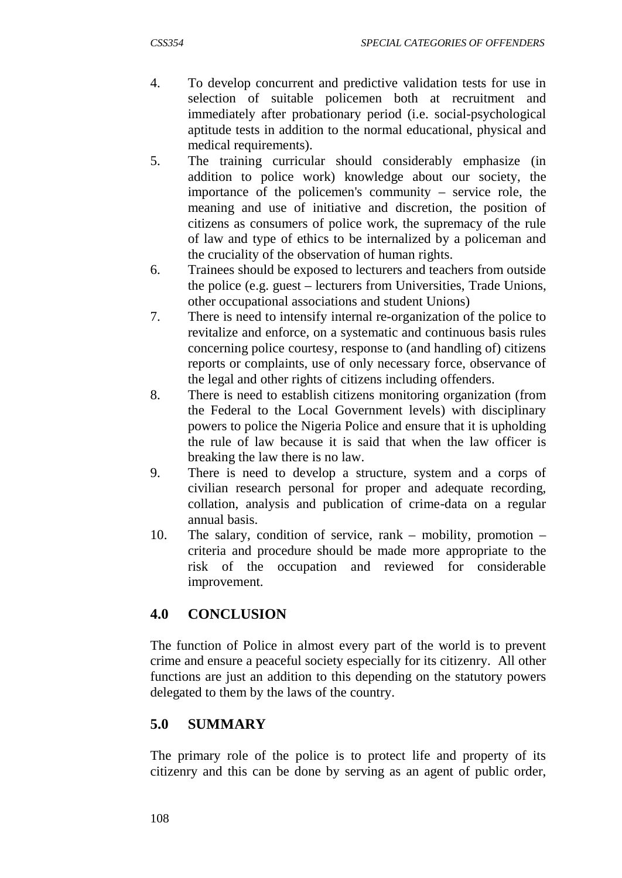4. To develop concurrent and predictive validation tests for use in selection of suitable policemen both at recruitment and immediately after probationary period (i.e. social-psychological aptitude tests in addition to the normal educational, physical and medical requirements).
5. The training curricular should considerably emphasize (in addition to police work) knowledge about our society, the importance of the policemen's community – service role, the meaning and use of initiative and discretion, the position of citizens as consumers of police work, the supremacy of the rule of law and type of ethics to be internalized by a policeman and the cruciality of the observation of human rights.
6. Trainees should be exposed to lecturers and teachers from outside the police (e.g. guest – lecturers from Universities, Trade Unions, other occupational associations and student Unions)
7. There is need to intensify internal re-organization of the police to revitalize and enforce, on a systematic and continuous basis rules concerning police courtesy, response to (and handling of) citizens reports or complaints, use of only necessary force, observance of the legal and other rights of citizens including offenders.
8. There is need to establish citizens monitoring organization (from the Federal to the Local Government levels) with disciplinary powers to police the Nigeria Police and ensure that it is upholding the rule of law because it is said that when the law officer is breaking the law there is no law.
9. There is need to develop a structure, system and a corps of civilian research personal for proper and adequate recording, collation, analysis and publication of crime-data on a regular annual basis.
10. The salary, condition of service, rank – mobility, promotion – criteria and procedure should be made more appropriate to the risk of the occupation and reviewed for considerable improvement.

## 4.0 CONCLUSION

The function of Police in almost every part of the world is to prevent crime and ensure a peaceful society especially for its citizenry. All other functions are just an addition to this depending on the statutory powers delegated to them by the laws of the country.

## 5.0 SUMMARY

The primary role of the police is to protect life and property of its citizenry and this can be done by serving as an agent of public order,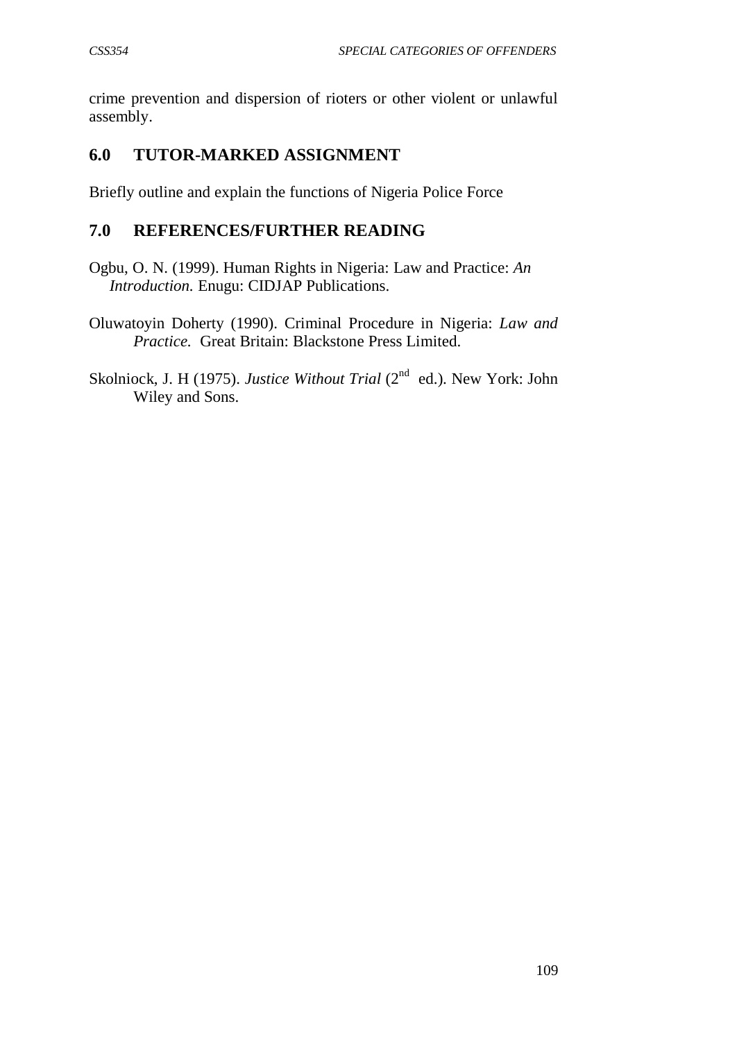crime prevention and dispersion of rioters or other violent or unlawful assembly.

## 6.0 TUTOR-MARKED ASSIGNMENT

Briefly outline and explain the functions of Nigeria Police Force

## 7.0 REFERENCES/FURTHER READING

Ogbu, O. N. (1999). Human Rights in Nigeria: Law and Practice: *An Introduction*. Enugu: CIDJAP Publications.

Oluwatoyin Doherty (1990). Criminal Procedure in Nigeria: *Law and Practice.* Great Britain: Blackstone Press Limited.

Skolniock, J. H (1975). *Justice Without Trial* (2nd ed.). New York: John Wiley and Sons.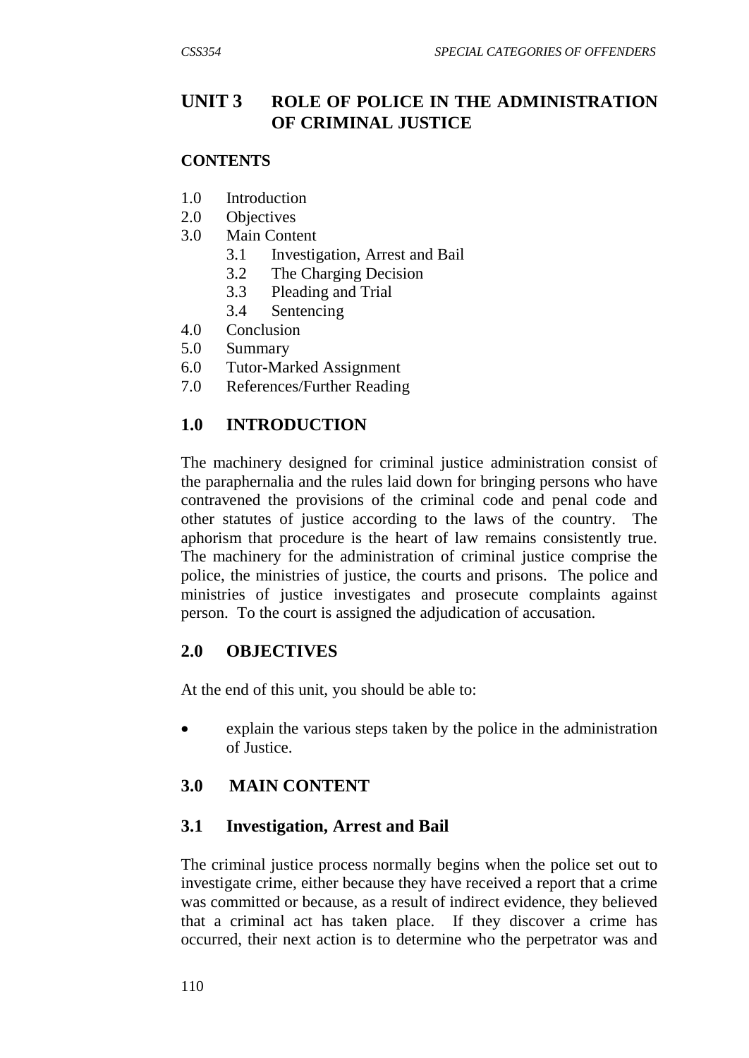# UNIT 3 ROLE OF POLICE IN THE ADMINISTRATION OF CRIMINAL JUSTICE

**CONTENTS**

1.0 Introduction
2.0 Objectives
3.0 Main Content
   3.1 Investigation, Arrest and Bail
   3.2 The Charging Decision
   3.3 Pleading and Trial
   3.4 Sentencing
4.0 Conclusion
5.0 Summary
6.0 Tutor-Marked Assignment
7.0 References/Further Reading

## 1.0 INTRODUCTION

The machinery designed for criminal justice administration consist of the paraphernalia and the rules laid down for bringing persons who have contravened the provisions of the criminal code and penal code and other statutes of justice according to the laws of the country. The aphorism that procedure is the heart of law remains consistently true. The machinery for the administration of criminal justice comprise the police, the ministries of justice, the courts and prisons. The police and ministries of justice investigates and prosecute complaints against person. To the court is assigned the adjudication of accusation.

## 2.0 OBJECTIVES

At the end of this unit, you should be able to:

- explain the various steps taken by the police in the administration of Justice.

## 3.0 MAIN CONTENT

### 3.1 Investigation, Arrest and Bail

The criminal justice process normally begins when the police set out to investigate crime, either because they have received a report that a crime was committed or because, as a result of indirect evidence, they believed that a criminal act has taken place. If they discover a crime has occurred, their next action is to determine who the perpetrator was and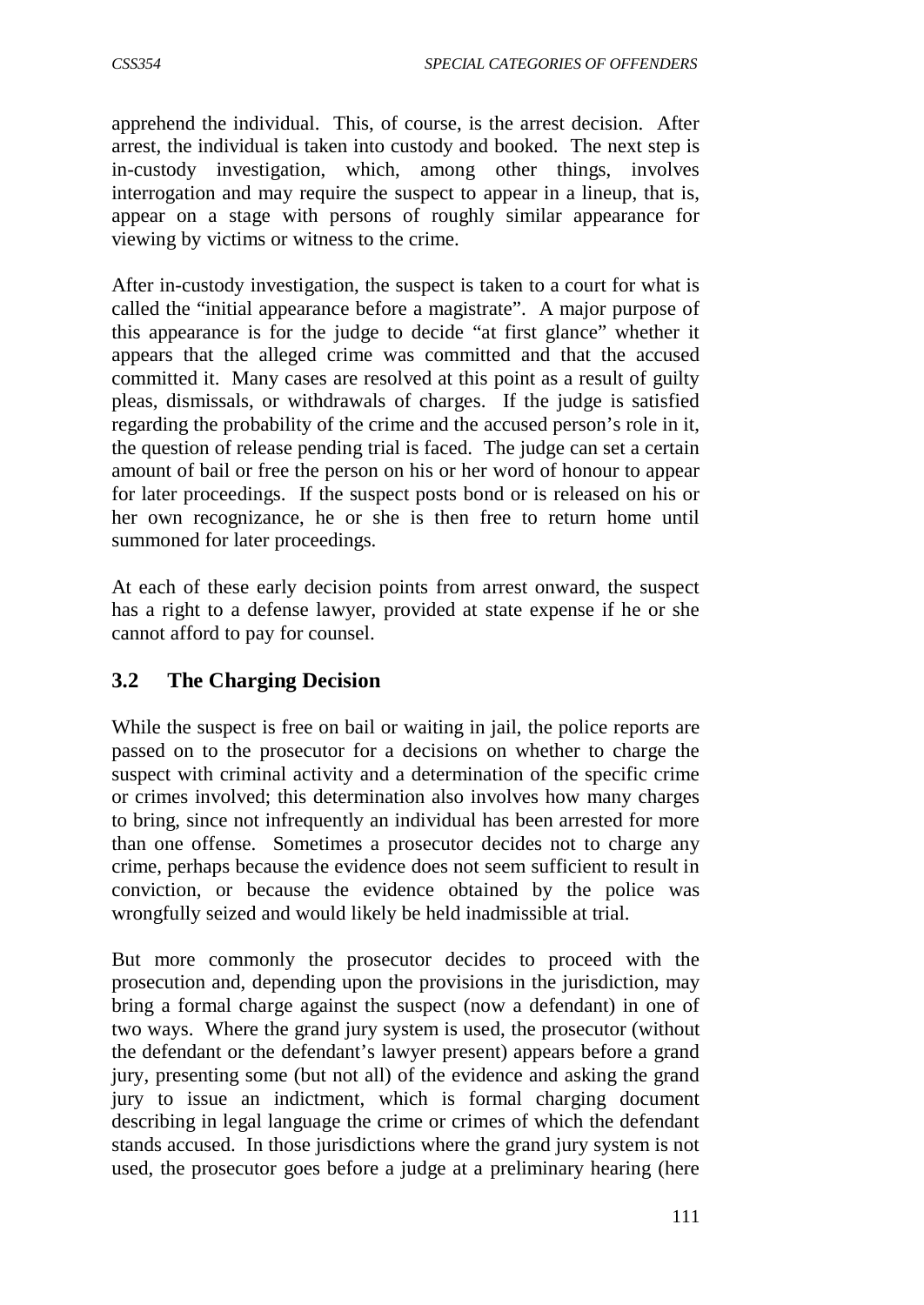apprehend the individual. This, of course, is the arrest decision. After arrest, the individual is taken into custody and booked. The next step is in-custody investigation, which, among other things, involves interrogation and may require the suspect to appear in a lineup, that is, appear on a stage with persons of roughly similar appearance for viewing by victims or witness to the crime.

After in-custody investigation, the suspect is taken to a court for what is called the "initial appearance before a magistrate". A major purpose of this appearance is for the judge to decide "at first glance" whether it appears that the alleged crime was committed and that the accused committed it. Many cases are resolved at this point as a result of guilty pleas, dismissals, or withdrawals of charges. If the judge is satisfied regarding the probability of the crime and the accused person's role in it, the question of release pending trial is faced. The judge can set a certain amount of bail or free the person on his or her word of honour to appear for later proceedings. If the suspect posts bond or is released on his or her own recognizance, he or she is then free to return home until summoned for later proceedings.

At each of these early decision points from arrest onward, the suspect has a right to a defense lawyer, provided at state expense if he or she cannot afford to pay for counsel.

## 3.2 The Charging Decision

While the suspect is free on bail or waiting in jail, the police reports are passed on to the prosecutor for a decisions on whether to charge the suspect with criminal activity and a determination of the specific crime or crimes involved; this determination also involves how many charges to bring, since not infrequently an individual has been arrested for more than one offense. Sometimes a prosecutor decides not to charge any crime, perhaps because the evidence does not seem sufficient to result in conviction, or because the evidence obtained by the police was wrongfully seized and would likely be held inadmissible at trial.

But more commonly the prosecutor decides to proceed with the prosecution and, depending upon the provisions in the jurisdiction, may bring a formal charge against the suspect (now a defendant) in one of two ways. Where the grand jury system is used, the prosecutor (without the defendant or the defendant's lawyer present) appears before a grand jury, presenting some (but not all) of the evidence and asking the grand jury to issue an indictment, which is formal charging document describing in legal language the crime or crimes of which the defendant stands accused. In those jurisdictions where the grand jury system is not used, the prosecutor goes before a judge at a preliminary hearing (here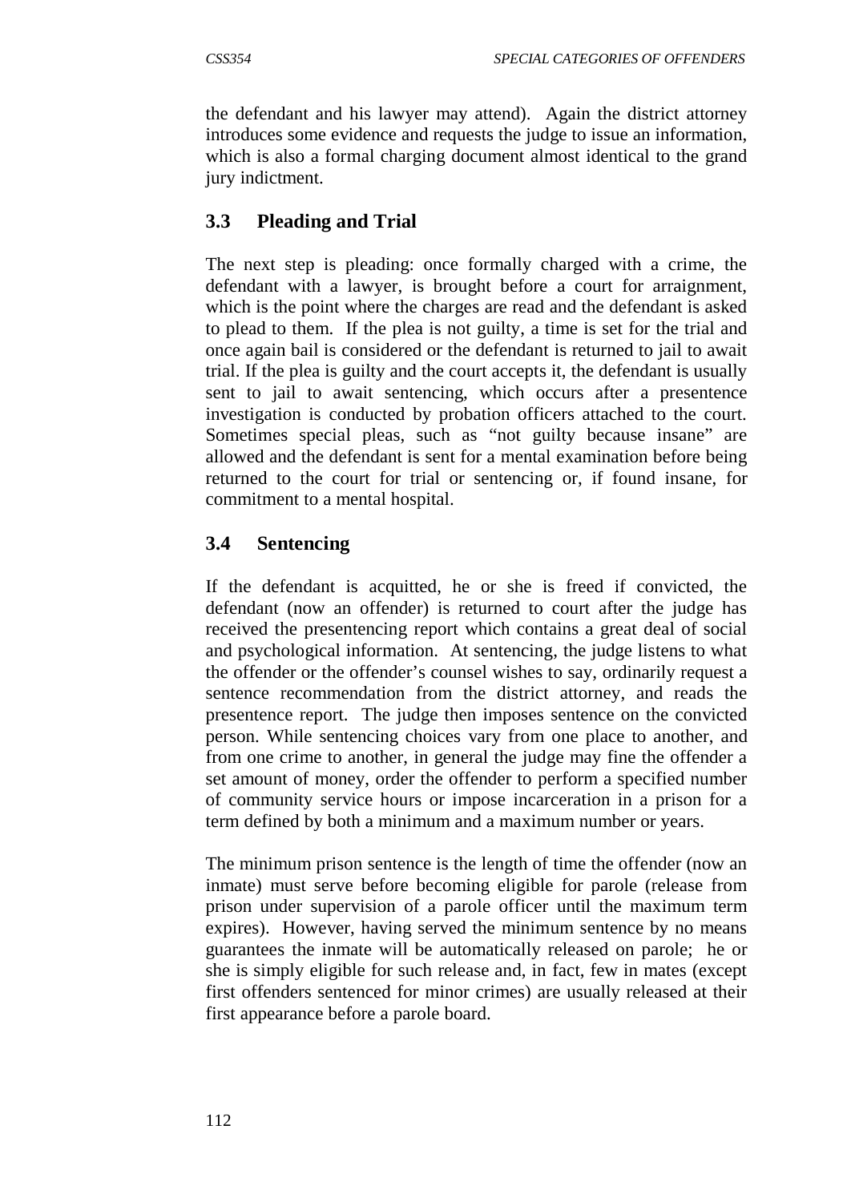the defendant and his lawyer may attend). Again the district attorney introduces some evidence and requests the judge to issue an information, which is also a formal charging document almost identical to the grand jury indictment.

## 3.3 Pleading and Trial

The next step is pleading: once formally charged with a crime, the defendant with a lawyer, is brought before a court for arraignment, which is the point where the charges are read and the defendant is asked to plead to them. If the plea is not guilty, a time is set for the trial and once again bail is considered or the defendant is returned to jail to await trial. If the plea is guilty and the court accepts it, the defendant is usually sent to jail to await sentencing, which occurs after a presentence investigation is conducted by probation officers attached to the court. Sometimes special pleas, such as "not guilty because insane" are allowed and the defendant is sent for a mental examination before being returned to the court for trial or sentencing or, if found insane, for commitment to a mental hospital.

## 3.4 Sentencing

If the defendant is acquitted, he or she is freed if convicted, the defendant (now an offender) is returned to court after the judge has received the presentencing report which contains a great deal of social and psychological information. At sentencing, the judge listens to what the offender or the offender's counsel wishes to say, ordinarily request a sentence recommendation from the district attorney, and reads the presentence report. The judge then imposes sentence on the convicted person. While sentencing choices vary from one place to another, and from one crime to another, in general the judge may fine the offender a set amount of money, order the offender to perform a specified number of community service hours or impose incarceration in a prison for a term defined by both a minimum and a maximum number or years.

The minimum prison sentence is the length of time the offender (now an inmate) must serve before becoming eligible for parole (release from prison under supervision of a parole officer until the maximum term expires). However, having served the minimum sentence by no means guarantees the inmate will be automatically released on parole; he or she is simply eligible for such release and, in fact, few in mates (except first offenders sentenced for minor crimes) are usually released at their first appearance before a parole board.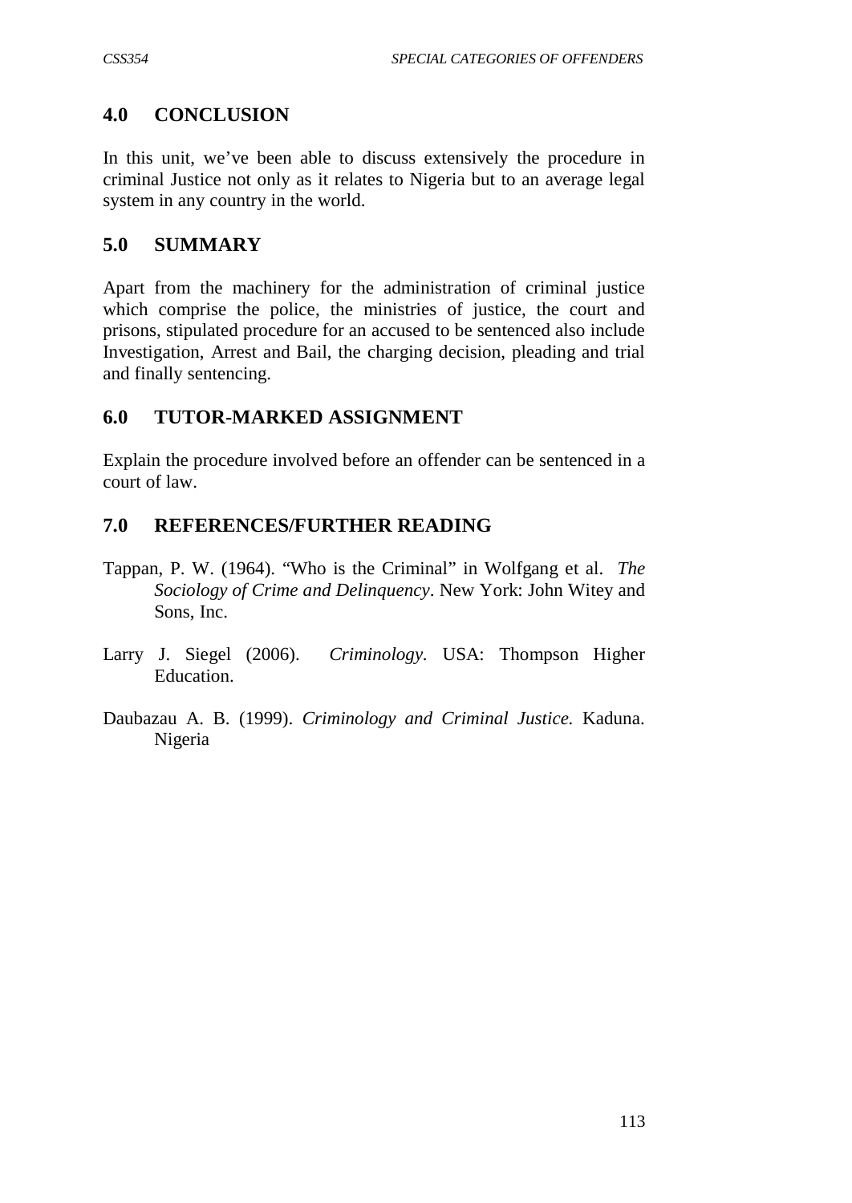## 4.0 CONCLUSION

In this unit, we've been able to discuss extensively the procedure in criminal Justice not only as it relates to Nigeria but to an average legal system in any country in the world.

## 5.0 SUMMARY

Apart from the machinery for the administration of criminal justice which comprise the police, the ministries of justice, the court and prisons, stipulated procedure for an accused to be sentenced also include Investigation, Arrest and Bail, the charging decision, pleading and trial and finally sentencing.

## 6.0 TUTOR-MARKED ASSIGNMENT

Explain the procedure involved before an offender can be sentenced in a court of law.

## 7.0 REFERENCES/FURTHER READING

Tappan, P. W. (1964). "Who is the Criminal" in Wolfgang et al. *The Sociology of Crime and Delinquency*. New York: John Witey and Sons, Inc.

Larry J. Siegel (2006). *Criminology*. USA: Thompson Higher Education.

Daubazau A. B. (1999). *Criminology and Criminal Justice.* Kaduna. Nigeria